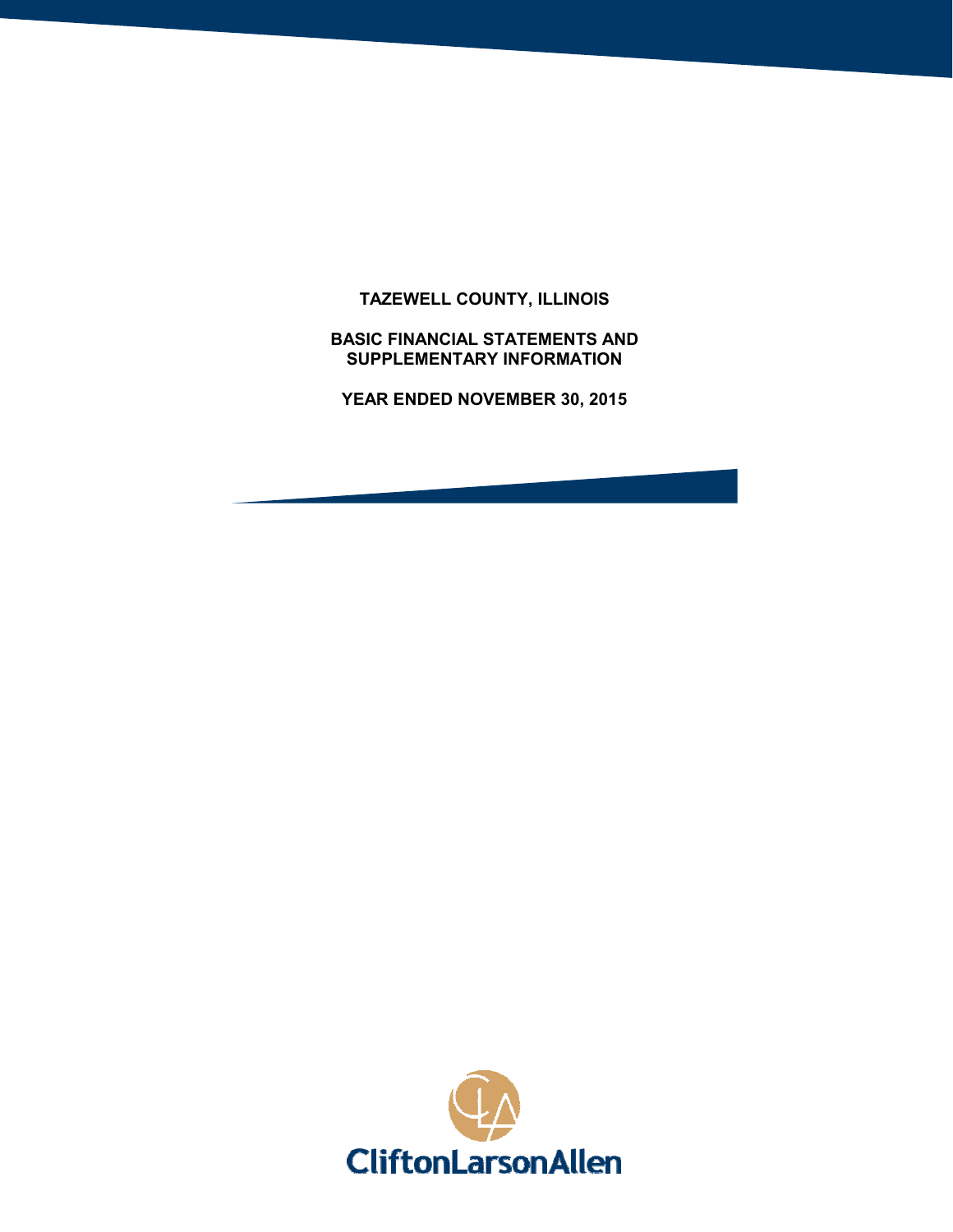# TAZEWELL COUNTY, ILLINOIS

## BASIC FINANCIAL STATEMENTS AND SUPPLEMENTARY INFORMATION

## YEAR ENDED NOVEMBER 30, 2015

CliftonLarsonAllen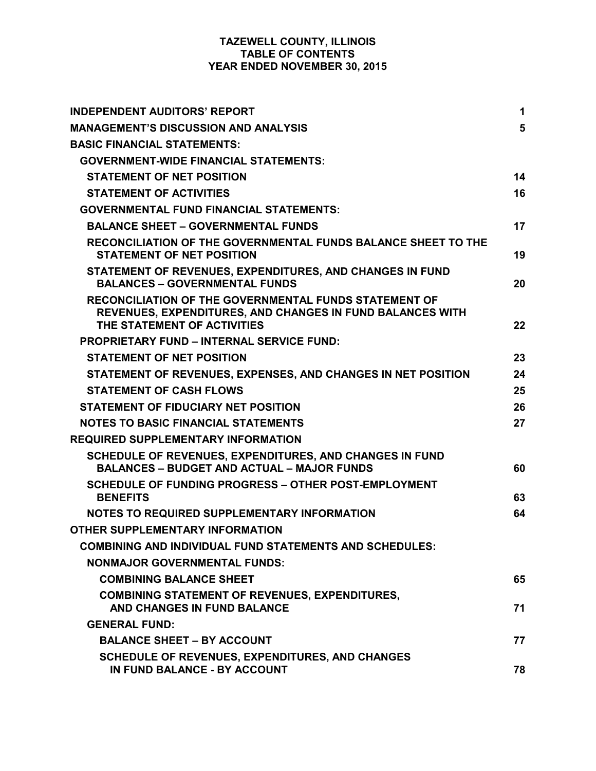**TAZEWELL COUNTY, ILLINOIS**
**TABLE OF CONTENTS**
**YEAR ENDED NOVEMBER 30, 2015**

| | |
|---|---|
| **INDEPENDENT AUDITORS' REPORT** | **1** |
| **MANAGEMENT'S DISCUSSION AND ANALYSIS** | **5** |
| **BASIC FINANCIAL STATEMENTS:** | |
| **GOVERNMENT-WIDE FINANCIAL STATEMENTS:** | |
| **STATEMENT OF NET POSITION** | **14** |
| **STATEMENT OF ACTIVITIES** | **16** |
| **GOVERNMENTAL FUND FINANCIAL STATEMENTS:** | |
| **BALANCE SHEET – GOVERNMENTAL FUNDS** | **17** |
| **RECONCILIATION OF THE GOVERNMENTAL FUNDS BALANCE SHEET TO THE STATEMENT OF NET POSITION** | **19** |
| **STATEMENT OF REVENUES, EXPENDITURES, AND CHANGES IN FUND BALANCES – GOVERNMENTAL FUNDS** | **20** |
| **RECONCILIATION OF THE GOVERNMENTAL FUNDS STATEMENT OF REVENUES, EXPENDITURES, AND CHANGES IN FUND BALANCES WITH THE STATEMENT OF ACTIVITIES** | **22** |
| **PROPRIETARY FUND – INTERNAL SERVICE FUND:** | |
| **STATEMENT OF NET POSITION** | **23** |
| **STATEMENT OF REVENUES, EXPENSES, AND CHANGES IN NET POSITION** | **24** |
| **STATEMENT OF CASH FLOWS** | **25** |
| **STATEMENT OF FIDUCIARY NET POSITION** | **26** |
| **NOTES TO BASIC FINANCIAL STATEMENTS** | **27** |
| **REQUIRED SUPPLEMENTARY INFORMATION** | |
| **SCHEDULE OF REVENUES, EXPENDITURES, AND CHANGES IN FUND BALANCES – BUDGET AND ACTUAL – MAJOR FUNDS** | **60** |
| **SCHEDULE OF FUNDING PROGRESS – OTHER POST-EMPLOYMENT BENEFITS** | **63** |
| **NOTES TO REQUIRED SUPPLEMENTARY INFORMATION** | **64** |
| **OTHER SUPPLEMENTARY INFORMATION** | |
| **COMBINING AND INDIVIDUAL FUND STATEMENTS AND SCHEDULES:** | |
| **NONMAJOR GOVERNMENTAL FUNDS:** | |
| **COMBINING BALANCE SHEET** | **65** |
| **COMBINING STATEMENT OF REVENUES, EXPENDITURES, AND CHANGES IN FUND BALANCE** | **71** |
| **GENERAL FUND:** | |
| **BALANCE SHEET – BY ACCOUNT** | **77** |
| **SCHEDULE OF REVENUES, EXPENDITURES, AND CHANGES IN FUND BALANCE - BY ACCOUNT** | **78** |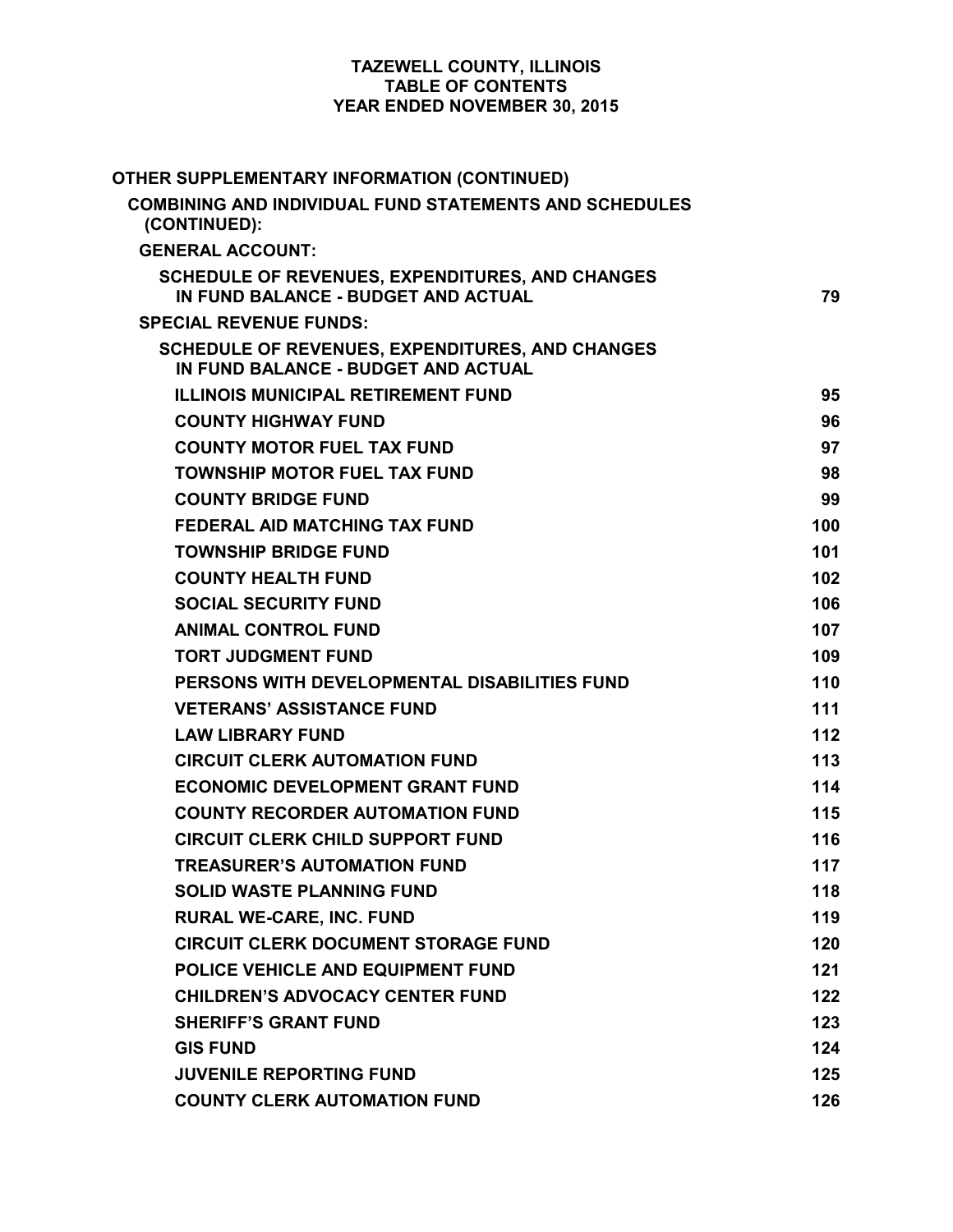# TAZEWELL COUNTY, ILLINOIS
## TABLE OF CONTENTS
## YEAR ENDED NOVEMBER 30, 2015

| | |
|---|---|
| **OTHER SUPPLEMENTARY INFORMATION (CONTINUED)** | |
| **COMBINING AND INDIVIDUAL FUND STATEMENTS AND SCHEDULES (CONTINUED):** | |
| **GENERAL ACCOUNT:** | |
| **SCHEDULE OF REVENUES, EXPENDITURES, AND CHANGES IN FUND BALANCE - BUDGET AND ACTUAL** | **79** |
| **SPECIAL REVENUE FUNDS:** | |
| **SCHEDULE OF REVENUES, EXPENDITURES, AND CHANGES IN FUND BALANCE - BUDGET AND ACTUAL** | |
| **ILLINOIS MUNICIPAL RETIREMENT FUND** | **95** |
| **COUNTY HIGHWAY FUND** | **96** |
| **COUNTY MOTOR FUEL TAX FUND** | **97** |
| **TOWNSHIP MOTOR FUEL TAX FUND** | **98** |
| **COUNTY BRIDGE FUND** | **99** |
| **FEDERAL AID MATCHING TAX FUND** | **100** |
| **TOWNSHIP BRIDGE FUND** | **101** |
| **COUNTY HEALTH FUND** | **102** |
| **SOCIAL SECURITY FUND** | **106** |
| **ANIMAL CONTROL FUND** | **107** |
| **TORT JUDGMENT FUND** | **109** |
| **PERSONS WITH DEVELOPMENTAL DISABILITIES FUND** | **110** |
| **VETERANS' ASSISTANCE FUND** | **111** |
| **LAW LIBRARY FUND** | **112** |
| **CIRCUIT CLERK AUTOMATION FUND** | **113** |
| **ECONOMIC DEVELOPMENT GRANT FUND** | **114** |
| **COUNTY RECORDER AUTOMATION FUND** | **115** |
| **CIRCUIT CLERK CHILD SUPPORT FUND** | **116** |
| **TREASURER'S AUTOMATION FUND** | **117** |
| **SOLID WASTE PLANNING FUND** | **118** |
| **RURAL WE-CARE, INC. FUND** | **119** |
| **CIRCUIT CLERK DOCUMENT STORAGE FUND** | **120** |
| **POLICE VEHICLE AND EQUIPMENT FUND** | **121** |
| **CHILDREN'S ADVOCACY CENTER FUND** | **122** |
| **SHERIFF'S GRANT FUND** | **123** |
| **GIS FUND** | **124** |
| **JUVENILE REPORTING FUND** | **125** |
| **COUNTY CLERK AUTOMATION FUND** | **126** |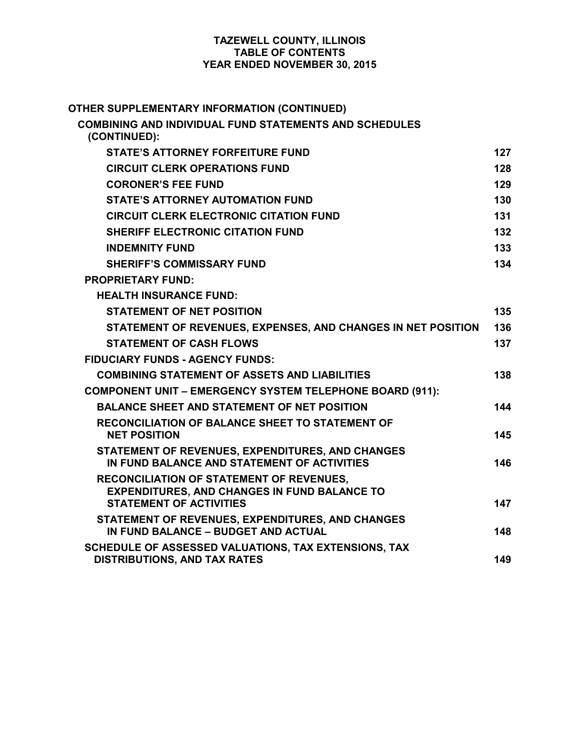# TAZEWELL COUNTY, ILLINOIS
## TABLE OF CONTENTS
## YEAR ENDED NOVEMBER 30, 2015

| | |
|---|---|
| **OTHER SUPPLEMENTARY INFORMATION (CONTINUED)** | |
| **COMBINING AND INDIVIDUAL FUND STATEMENTS AND SCHEDULES (CONTINUED):** | |
| **STATE'S ATTORNEY FORFEITURE FUND** | **127** |
| **CIRCUIT CLERK OPERATIONS FUND** | **128** |
| **CORONER'S FEE FUND** | **129** |
| **STATE'S ATTORNEY AUTOMATION FUND** | **130** |
| **CIRCUIT CLERK ELECTRONIC CITATION FUND** | **131** |
| **SHERIFF ELECTRONIC CITATION FUND** | **132** |
| **INDEMNITY FUND** | **133** |
| **SHERIFF'S COMMISSARY FUND** | **134** |
| **PROPRIETARY FUND:** | |
| **HEALTH INSURANCE FUND:** | |
| **STATEMENT OF NET POSITION** | **135** |
| **STATEMENT OF REVENUES, EXPENSES, AND CHANGES IN NET POSITION** | **136** |
| **STATEMENT OF CASH FLOWS** | **137** |
| **FIDUCIARY FUNDS - AGENCY FUNDS:** | |
| **COMBINING STATEMENT OF ASSETS AND LIABILITIES** | **138** |
| **COMPONENT UNIT – EMERGENCY SYSTEM TELEPHONE BOARD (911):** | |
| **BALANCE SHEET AND STATEMENT OF NET POSITION** | **144** |
| **RECONCILIATION OF BALANCE SHEET TO STATEMENT OF NET POSITION** | **145** |
| **STATEMENT OF REVENUES, EXPENDITURES, AND CHANGES IN FUND BALANCE AND STATEMENT OF ACTIVITIES** | **146** |
| **RECONCILIATION OF STATEMENT OF REVENUES, EXPENDITURES, AND CHANGES IN FUND BALANCE TO STATEMENT OF ACTIVITIES** | **147** |
| **STATEMENT OF REVENUES, EXPENDITURES, AND CHANGES IN FUND BALANCE – BUDGET AND ACTUAL** | **148** |
| **SCHEDULE OF ASSESSED VALUATIONS, TAX EXTENSIONS, TAX DISTRIBUTIONS, AND TAX RATES** | **149** |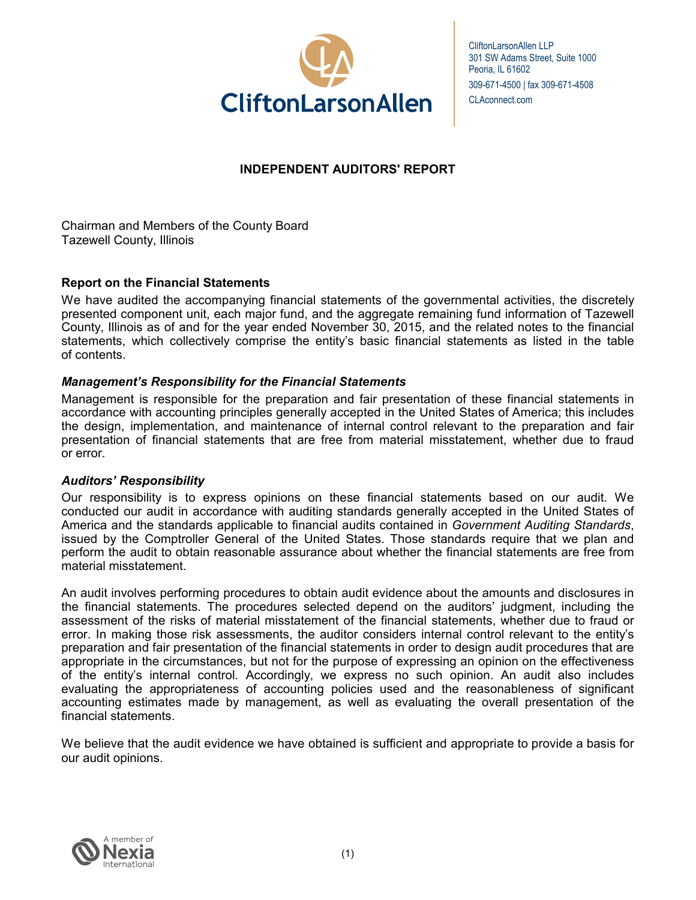CliftonLarsonAllen LLP
301 SW Adams Street, Suite 1000
Peoria, IL 61602
309-671-4500 | fax 309-671-4508
CLAconnect.com

# INDEPENDENT AUDITORS' REPORT

Chairman and Members of the County Board
Tazewell County, Illinois

## Report on the Financial Statements

We have audited the accompanying financial statements of the governmental activities, the discretely presented component unit, each major fund, and the aggregate remaining fund information of Tazewell County, Illinois as of and for the year ended November 30, 2015, and the related notes to the financial statements, which collectively comprise the entity's basic financial statements as listed in the table of contents.

### *Management's Responsibility for the Financial Statements*

Management is responsible for the preparation and fair presentation of these financial statements in accordance with accounting principles generally accepted in the United States of America; this includes the design, implementation, and maintenance of internal control relevant to the preparation and fair presentation of financial statements that are free from material misstatement, whether due to fraud or error.

### *Auditors' Responsibility*

Our responsibility is to express opinions on these financial statements based on our audit. We conducted our audit in accordance with auditing standards generally accepted in the United States of America and the standards applicable to financial audits contained in *Government Auditing Standards*, issued by the Comptroller General of the United States. Those standards require that we plan and perform the audit to obtain reasonable assurance about whether the financial statements are free from material misstatement.

An audit involves performing procedures to obtain audit evidence about the amounts and disclosures in the financial statements. The procedures selected depend on the auditors' judgment, including the assessment of the risks of material misstatement of the financial statements, whether due to fraud or error. In making those risk assessments, the auditor considers internal control relevant to the entity's preparation and fair presentation of the financial statements in order to design audit procedures that are appropriate in the circumstances, but not for the purpose of expressing an opinion on the effectiveness of the entity's internal control. Accordingly, we express no such opinion. An audit also includes evaluating the appropriateness of accounting policies used and the reasonableness of significant accounting estimates made by management, as well as evaluating the overall presentation of the financial statements.

We believe that the audit evidence we have obtained is sufficient and appropriate to provide a basis for our audit opinions.

A member of Nexia International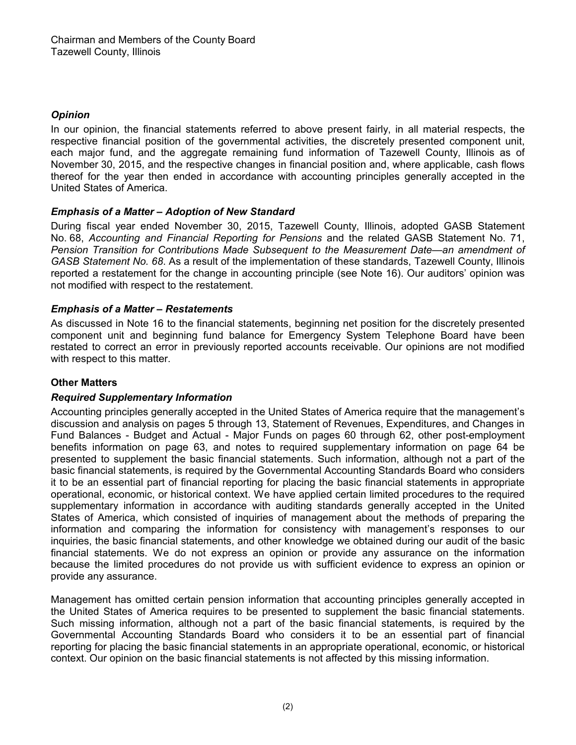Chairman and Members of the County Board
Tazewell County, Illinois

### *Opinion*

In our opinion, the financial statements referred to above present fairly, in all material respects, the respective financial position of the governmental activities, the discretely presented component unit, each major fund, and the aggregate remaining fund information of Tazewell County, Illinois as of November 30, 2015, and the respective changes in financial position and, where applicable, cash flows thereof for the year then ended in accordance with accounting principles generally accepted in the United States of America.

### *Emphasis of a Matter – Adoption of New Standard*

During fiscal year ended November 30, 2015, Tazewell County, Illinois, adopted GASB Statement No. 68, *Accounting and Financial Reporting for Pensions* and the related GASB Statement No. 71, *Pension Transition for Contributions Made Subsequent to the Measurement Date—an amendment of GASB Statement No. 68*. As a result of the implementation of these standards, Tazewell County, Illinois reported a restatement for the change in accounting principle (see Note 16). Our auditors' opinion was not modified with respect to the restatement.

### *Emphasis of a Matter – Restatements*

As discussed in Note 16 to the financial statements, beginning net position for the discretely presented component unit and beginning fund balance for Emergency System Telephone Board have been restated to correct an error in previously reported accounts receivable. Our opinions are not modified with respect to this matter.

## Other Matters

### *Required Supplementary Information*

Accounting principles generally accepted in the United States of America require that the management's discussion and analysis on pages 5 through 13, Statement of Revenues, Expenditures, and Changes in Fund Balances - Budget and Actual - Major Funds on pages 60 through 62, other post-employment benefits information on page 63, and notes to required supplementary information on page 64 be presented to supplement the basic financial statements. Such information, although not a part of the basic financial statements, is required by the Governmental Accounting Standards Board who considers it to be an essential part of financial reporting for placing the basic financial statements in appropriate operational, economic, or historical context. We have applied certain limited procedures to the required supplementary information in accordance with auditing standards generally accepted in the United States of America, which consisted of inquiries of management about the methods of preparing the information and comparing the information for consistency with management's responses to our inquiries, the basic financial statements, and other knowledge we obtained during our audit of the basic financial statements. We do not express an opinion or provide any assurance on the information because the limited procedures do not provide us with sufficient evidence to express an opinion or provide any assurance.

Management has omitted certain pension information that accounting principles generally accepted in the United States of America requires to be presented to supplement the basic financial statements. Such missing information, although not a part of the basic financial statements, is required by the Governmental Accounting Standards Board who considers it to be an essential part of financial reporting for placing the basic financial statements in an appropriate operational, economic, or historical context. Our opinion on the basic financial statements is not affected by this missing information.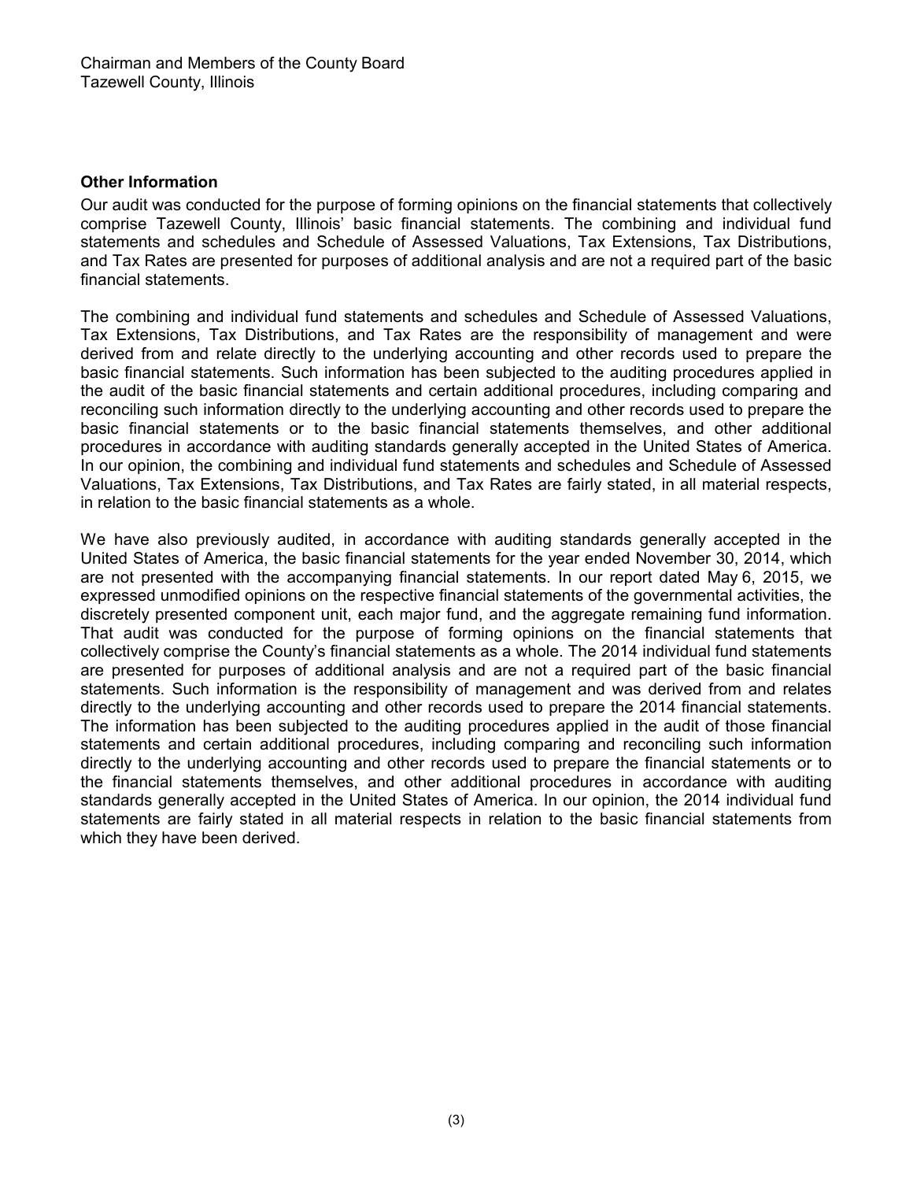Chairman and Members of the County Board
Tazewell County, Illinois

**Other Information**

Our audit was conducted for the purpose of forming opinions on the financial statements that collectively comprise Tazewell County, Illinois' basic financial statements. The combining and individual fund statements and schedules and Schedule of Assessed Valuations, Tax Extensions, Tax Distributions, and Tax Rates are presented for purposes of additional analysis and are not a required part of the basic financial statements.

The combining and individual fund statements and schedules and Schedule of Assessed Valuations, Tax Extensions, Tax Distributions, and Tax Rates are the responsibility of management and were derived from and relate directly to the underlying accounting and other records used to prepare the basic financial statements. Such information has been subjected to the auditing procedures applied in the audit of the basic financial statements and certain additional procedures, including comparing and reconciling such information directly to the underlying accounting and other records used to prepare the basic financial statements or to the basic financial statements themselves, and other additional procedures in accordance with auditing standards generally accepted in the United States of America. In our opinion, the combining and individual fund statements and schedules and Schedule of Assessed Valuations, Tax Extensions, Tax Distributions, and Tax Rates are fairly stated, in all material respects, in relation to the basic financial statements as a whole.

We have also previously audited, in accordance with auditing standards generally accepted in the United States of America, the basic financial statements for the year ended November 30, 2014, which are not presented with the accompanying financial statements. In our report dated May 6, 2015, we expressed unmodified opinions on the respective financial statements of the governmental activities, the discretely presented component unit, each major fund, and the aggregate remaining fund information. That audit was conducted for the purpose of forming opinions on the financial statements that collectively comprise the County's financial statements as a whole. The 2014 individual fund statements are presented for purposes of additional analysis and are not a required part of the basic financial statements. Such information is the responsibility of management and was derived from and relates directly to the underlying accounting and other records used to prepare the 2014 financial statements. The information has been subjected to the auditing procedures applied in the audit of those financial statements and certain additional procedures, including comparing and reconciling such information directly to the underlying accounting and other records used to prepare the financial statements or to the financial statements themselves, and other additional procedures in accordance with auditing standards generally accepted in the United States of America. In our opinion, the 2014 individual fund statements are fairly stated in all material respects in relation to the basic financial statements from which they have been derived.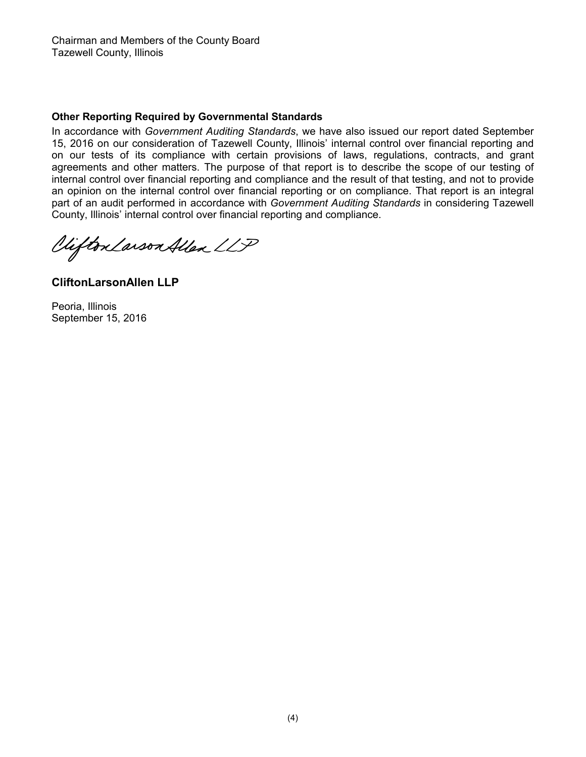Chairman and Members of the County Board
Tazewell County, Illinois

**Other Reporting Required by Governmental Standards**

In accordance with *Government Auditing Standards*, we have also issued our report dated September 15, 2016 on our consideration of Tazewell County, Illinois' internal control over financial reporting and on our tests of its compliance with certain provisions of laws, regulations, contracts, and grant agreements and other matters. The purpose of that report is to describe the scope of our testing of internal control over financial reporting and compliance and the result of that testing, and not to provide an opinion on the internal control over financial reporting or on compliance. That report is an integral part of an audit performed in accordance with *Government Auditing Standards* in considering Tazewell County, Illinois' internal control over financial reporting and compliance.

CliftonLarsonAllen LLP

**CliftonLarsonAllen LLP**

Peoria, Illinois
September 15, 2016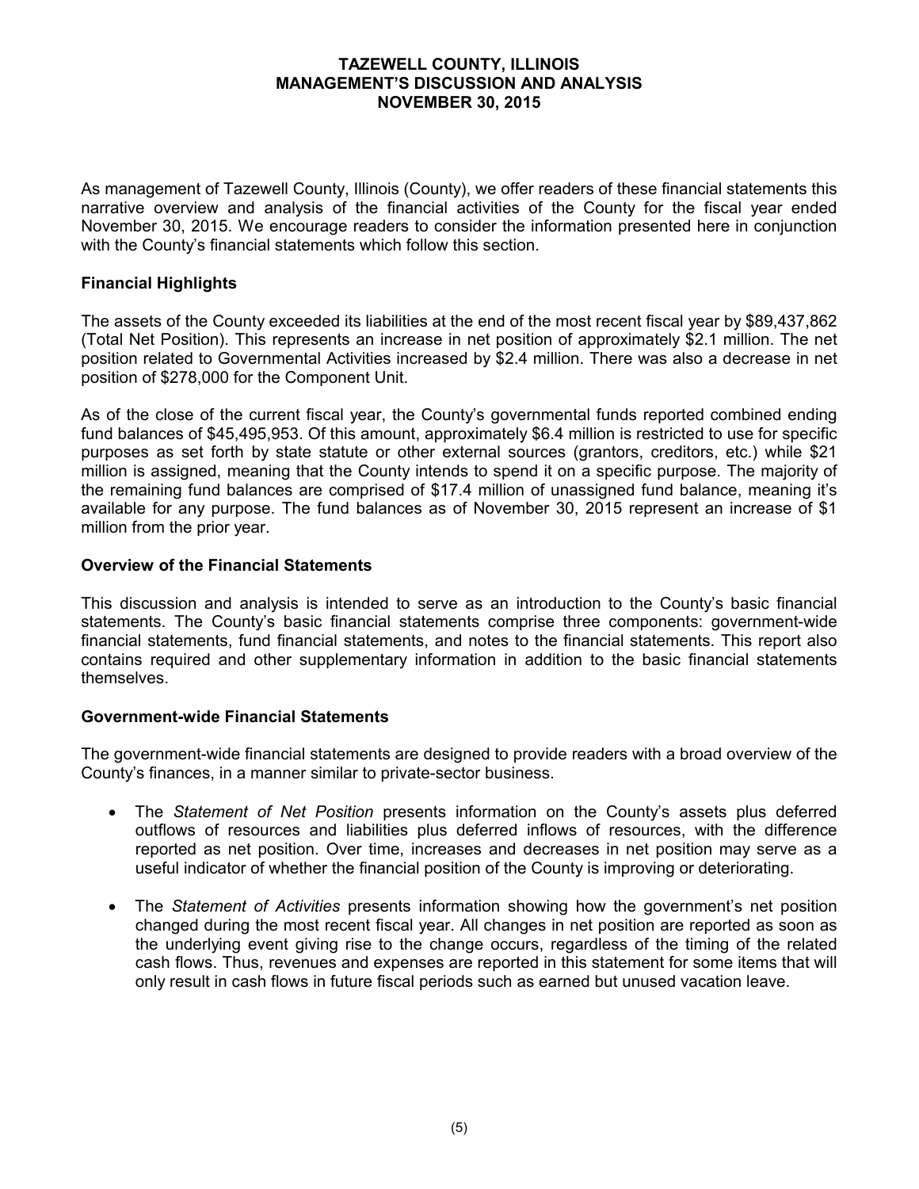# TAZEWELL COUNTY, ILLINOIS
## MANAGEMENT'S DISCUSSION AND ANALYSIS
## NOVEMBER 30, 2015

As management of Tazewell County, Illinois (County), we offer readers of these financial statements this narrative overview and analysis of the financial activities of the County for the fiscal year ended November 30, 2015. We encourage readers to consider the information presented here in conjunction with the County's financial statements which follow this section.

### Financial Highlights

The assets of the County exceeded its liabilities at the end of the most recent fiscal year by $89,437,862 (Total Net Position). This represents an increase in net position of approximately $2.1 million. The net position related to Governmental Activities increased by $2.4 million. There was also a decrease in net position of $278,000 for the Component Unit.

As of the close of the current fiscal year, the County's governmental funds reported combined ending fund balances of $45,495,953. Of this amount, approximately $6.4 million is restricted to use for specific purposes as set forth by state statute or other external sources (grantors, creditors, etc.) while $21 million is assigned, meaning that the County intends to spend it on a specific purpose. The majority of the remaining fund balances are comprised of $17.4 million of unassigned fund balance, meaning it's available for any purpose. The fund balances as of November 30, 2015 represent an increase of $1 million from the prior year.

### Overview of the Financial Statements

This discussion and analysis is intended to serve as an introduction to the County's basic financial statements. The County's basic financial statements comprise three components: government-wide financial statements, fund financial statements, and notes to the financial statements. This report also contains required and other supplementary information in addition to the basic financial statements themselves.

### Government-wide Financial Statements

The government-wide financial statements are designed to provide readers with a broad overview of the County's finances, in a manner similar to private-sector business.

- The *Statement of Net Position* presents information on the County's assets plus deferred outflows of resources and liabilities plus deferred inflows of resources, with the difference reported as net position. Over time, increases and decreases in net position may serve as a useful indicator of whether the financial position of the County is improving or deteriorating.
- The *Statement of Activities* presents information showing how the government's net position changed during the most recent fiscal year. All changes in net position are reported as soon as the underlying event giving rise to the change occurs, regardless of the timing of the related cash flows. Thus, revenues and expenses are reported in this statement for some items that will only result in cash flows in future fiscal periods such as earned but unused vacation leave.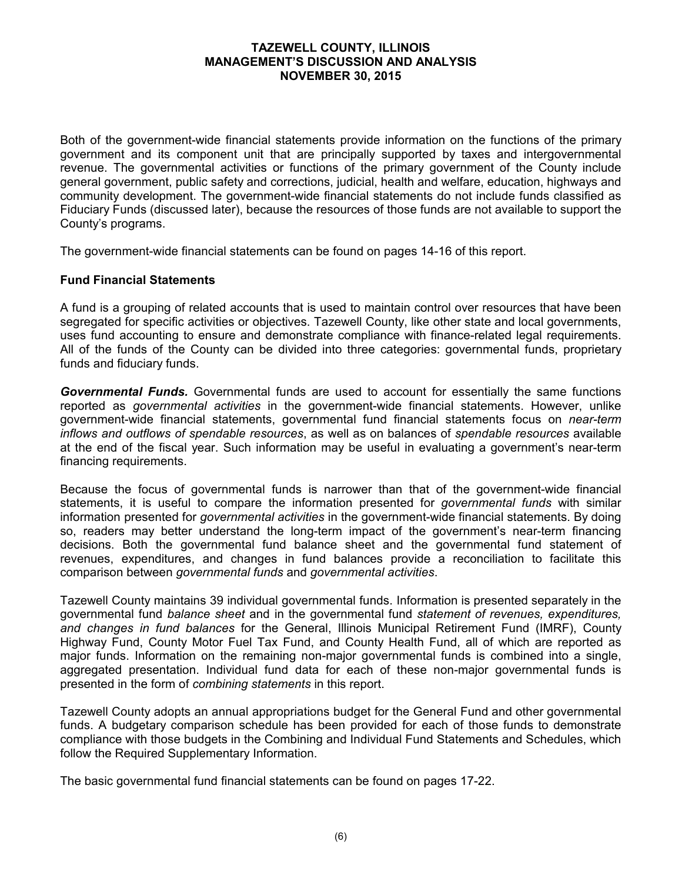Both of the government-wide financial statements provide information on the functions of the primary government and its component unit that are principally supported by taxes and intergovernmental revenue. The governmental activities or functions of the primary government of the County include general government, public safety and corrections, judicial, health and welfare, education, highways and community development. The government-wide financial statements do not include funds classified as Fiduciary Funds (discussed later), because the resources of those funds are not available to support the County's programs.

The government-wide financial statements can be found on pages 14-16 of this report.

### Fund Financial Statements

A fund is a grouping of related accounts that is used to maintain control over resources that have been segregated for specific activities or objectives. Tazewell County, like other state and local governments, uses fund accounting to ensure and demonstrate compliance with finance-related legal requirements. All of the funds of the County can be divided into three categories: governmental funds, proprietary funds and fiduciary funds.

***Governmental Funds.*** Governmental funds are used to account for essentially the same functions reported as *governmental activities* in the government-wide financial statements. However, unlike government-wide financial statements, governmental fund financial statements focus on *near-term inflows and outflows of spendable resources*, as well as on balances of *spendable resources* available at the end of the fiscal year. Such information may be useful in evaluating a government's near-term financing requirements.

Because the focus of governmental funds is narrower than that of the government-wide financial statements, it is useful to compare the information presented for *governmental funds* with similar information presented for *governmental activities* in the government-wide financial statements. By doing so, readers may better understand the long-term impact of the government's near-term financing decisions. Both the governmental fund balance sheet and the governmental fund statement of revenues, expenditures, and changes in fund balances provide a reconciliation to facilitate this comparison between *governmental funds* and *governmental activities*.

Tazewell County maintains 39 individual governmental funds. Information is presented separately in the governmental fund *balance sheet* and in the governmental fund *statement of revenues, expenditures, and changes in fund balances* for the General, Illinois Municipal Retirement Fund (IMRF), County Highway Fund, County Motor Fuel Tax Fund, and County Health Fund, all of which are reported as major funds. Information on the remaining non-major governmental funds is combined into a single, aggregated presentation. Individual fund data for each of these non-major governmental funds is presented in the form of *combining statements* in this report.

Tazewell County adopts an annual appropriations budget for the General Fund and other governmental funds. A budgetary comparison schedule has been provided for each of those funds to demonstrate compliance with those budgets in the Combining and Individual Fund Statements and Schedules, which follow the Required Supplementary Information.

The basic governmental fund financial statements can be found on pages 17-22.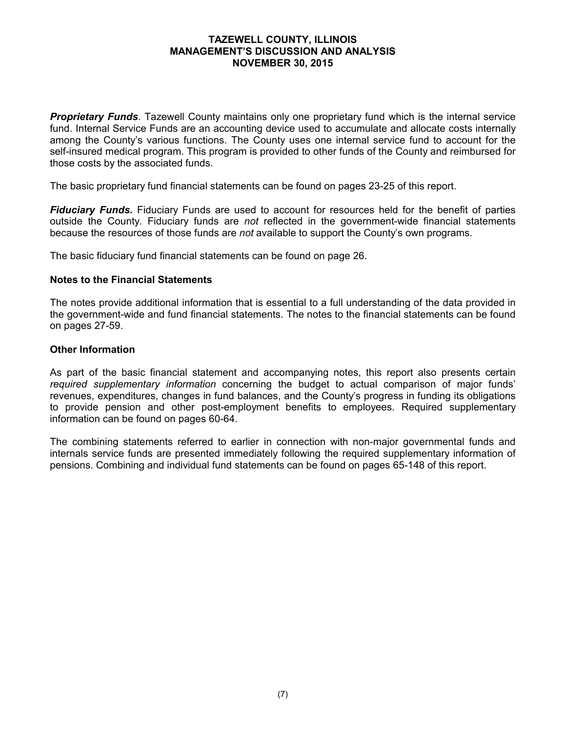***Proprietary Funds***. Tazewell County maintains only one proprietary fund which is the internal service fund. Internal Service Funds are an accounting device used to accumulate and allocate costs internally among the County's various functions. The County uses one internal service fund to account for the self-insured medical program. This program is provided to other funds of the County and reimbursed for those costs by the associated funds.

The basic proprietary fund financial statements can be found on pages 23-25 of this report.

***Fiduciary Funds.*** Fiduciary Funds are used to account for resources held for the benefit of parties outside the County. Fiduciary funds are *not* reflected in the government-wide financial statements because the resources of those funds are *not* available to support the County's own programs.

The basic fiduciary fund financial statements can be found on page 26.

**Notes to the Financial Statements**

The notes provide additional information that is essential to a full understanding of the data provided in the government-wide and fund financial statements. The notes to the financial statements can be found on pages 27-59.

**Other Information**

As part of the basic financial statement and accompanying notes, this report also presents certain *required supplementary information* concerning the budget to actual comparison of major funds' revenues, expenditures, changes in fund balances, and the County's progress in funding its obligations to provide pension and other post-employment benefits to employees. Required supplementary information can be found on pages 60-64.

The combining statements referred to earlier in connection with non-major governmental funds and internals service funds are presented immediately following the required supplementary information of pensions. Combining and individual fund statements can be found on pages 65-148 of this report.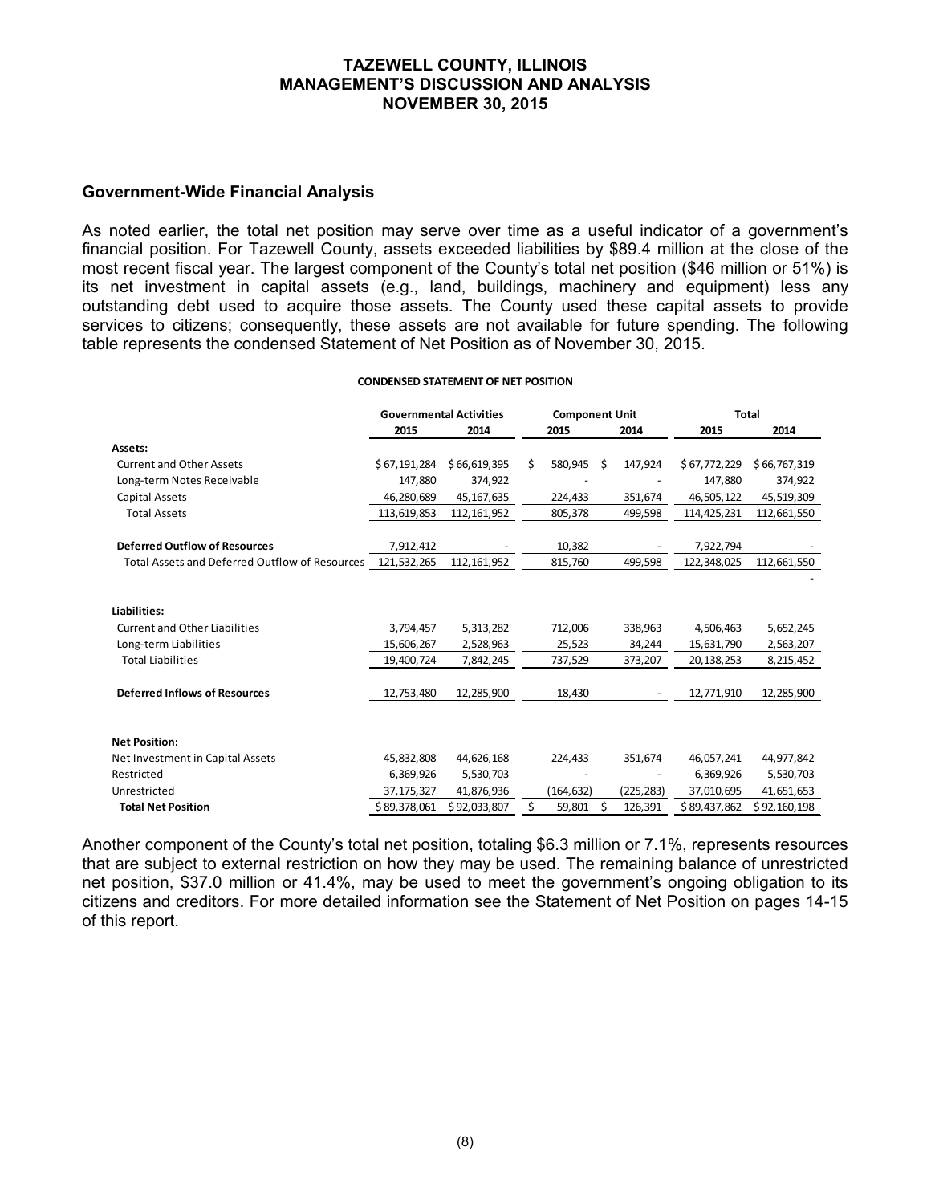# TAZEWELL COUNTY, ILLINOIS
# MANAGEMENT'S DISCUSSION AND ANALYSIS
# NOVEMBER 30, 2015

## Government-Wide Financial Analysis

As noted earlier, the total net position may serve over time as a useful indicator of a government's financial position. For Tazewell County, assets exceeded liabilities by $89.4 million at the close of the most recent fiscal year. The largest component of the County's total net position ($46 million or 51%) is its net investment in capital assets (e.g., land, buildings, machinery and equipment) less any outstanding debt used to acquire those assets. The County used these capital assets to provide services to citizens; consequently, these assets are not available for future spending. The following table represents the condensed Statement of Net Position as of November 30, 2015.

**CONDENSED STATEMENT OF NET POSITION**

| | Governmental Activities | | Component Unit | | Total | |
|---|---|---|---|---|---|---|
| | 2015 | 2014 | 2015 | 2014 | 2015 | 2014 |
| **Assets:** | | | | | | |
| Current and Other Assets | $ 67,191,284 | $ 66,619,395 | $ 580,945 | $ 147,924 | $ 67,772,229 | $ 66,767,319 |
| Long-term Notes Receivable | 147,880 | 374,922 | - | - | 147,880 | 374,922 |
| Capital Assets | 46,280,689 | 45,167,635 | 224,433 | 351,674 | 46,505,122 | 45,519,309 |
| Total Assets | 113,619,853 | 112,161,952 | 805,378 | 499,598 | 114,425,231 | 112,661,550 |
| **Deferred Outflow of Resources** | 7,912,412 | - | 10,382 | - | 7,922,794 | - |
| Total Assets and Deferred Outflow of Resources | 121,532,265 | 112,161,952 | 815,760 | 499,598 | 122,348,025 | 112,661,550 |
| | | | | | | - |
| **Liabilities:** | | | | | | |
| Current and Other Liabilities | 3,794,457 | 5,313,282 | 712,006 | 338,963 | 4,506,463 | 5,652,245 |
| Long-term Liabilities | 15,606,267 | 2,528,963 | 25,523 | 34,244 | 15,631,790 | 2,563,207 |
| Total Liabilities | 19,400,724 | 7,842,245 | 737,529 | 373,207 | 20,138,253 | 8,215,452 |
| **Deferred Inflows of Resources** | 12,753,480 | 12,285,900 | 18,430 | - | 12,771,910 | 12,285,900 |
| **Net Position:** | | | | | | |
| Net Investment in Capital Assets | 45,832,808 | 44,626,168 | 224,433 | 351,674 | 46,057,241 | 44,977,842 |
| Restricted | 6,369,926 | 5,530,703 | - | - | 6,369,926 | 5,530,703 |
| Unrestricted | 37,175,327 | 41,876,936 | (164,632) | (225,283) | 37,010,695 | 41,651,653 |
| **Total Net Position** | $ 89,378,061 | $ 92,033,807 | $ 59,801 | $ 126,391 | $ 89,437,862 | $ 92,160,198 |

Another component of the County's total net position, totaling $6.3 million or 7.1%, represents resources that are subject to external restriction on how they may be used. The remaining balance of unrestricted net position, $37.0 million or 41.4%, may be used to meet the government's ongoing obligation to its citizens and creditors. For more detailed information see the Statement of Net Position on pages 14-15 of this report.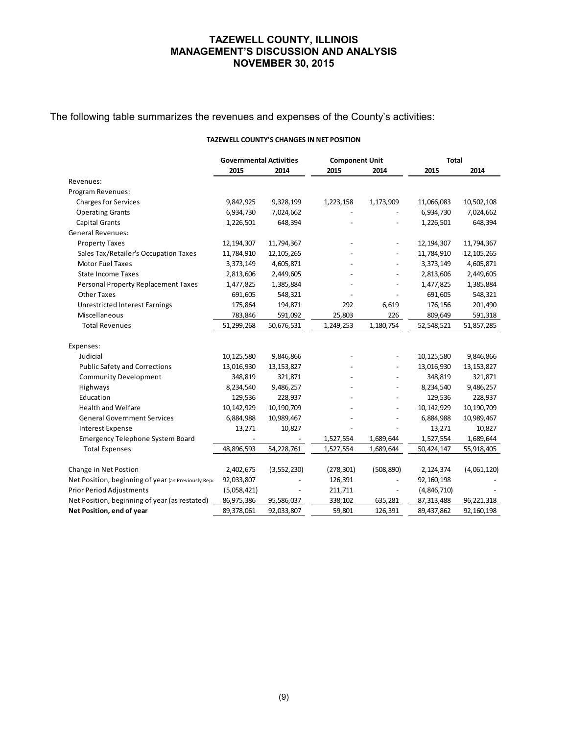# TAZEWELL COUNTY, ILLINOIS
# MANAGEMENT'S DISCUSSION AND ANALYSIS
# NOVEMBER 30, 2015

The following table summarizes the revenues and expenses of the County's activities:

**TAZEWELL COUNTY'S CHANGES IN NET POSITION**

| | Governmental Activities | | Component Unit | | Total | |
|---|---|---|---|---|---|---|
| | 2015 | 2014 | 2015 | 2014 | 2015 | 2014 |
| Revenues: | | | | | | |
| Program Revenues: | | | | | | |
| Charges for Services | 9,842,925 | 9,328,199 | 1,223,158 | 1,173,909 | 11,066,083 | 10,502,108 |
| Operating Grants | 6,934,730 | 7,024,662 | - | - | 6,934,730 | 7,024,662 |
| Capital Grants | 1,226,501 | 648,394 | - | - | 1,226,501 | 648,394 |
| General Revenues: | | | | | | |
| Property Taxes | 12,194,307 | 11,794,367 | - | - | 12,194,307 | 11,794,367 |
| Sales Tax/Retailer's Occupation Taxes | 11,784,910 | 12,105,265 | - | - | 11,784,910 | 12,105,265 |
| Motor Fuel Taxes | 3,373,149 | 4,605,871 | - | - | 3,373,149 | 4,605,871 |
| State Income Taxes | 2,813,606 | 2,449,605 | - | - | 2,813,606 | 2,449,605 |
| Personal Property Replacement Taxes | 1,477,825 | 1,385,884 | - | - | 1,477,825 | 1,385,884 |
| Other Taxes | 691,605 | 548,321 | - | - | 691,605 | 548,321 |
| Unrestricted Interest Earnings | 175,864 | 194,871 | 292 | 6,619 | 176,156 | 201,490 |
| Miscellaneous | 783,846 | 591,092 | 25,803 | 226 | 809,649 | 591,318 |
| Total Revenues | 51,299,268 | 50,676,531 | 1,249,253 | 1,180,754 | 52,548,521 | 51,857,285 |
| Expenses: | | | | | | |
| Judicial | 10,125,580 | 9,846,866 | - | - | 10,125,580 | 9,846,866 |
| Public Safety and Corrections | 13,016,930 | 13,153,827 | - | - | 13,016,930 | 13,153,827 |
| Community Development | 348,819 | 321,871 | - | - | 348,819 | 321,871 |
| Highways | 8,234,540 | 9,486,257 | - | - | 8,234,540 | 9,486,257 |
| Education | 129,536 | 228,937 | - | - | 129,536 | 228,937 |
| Health and Welfare | 10,142,929 | 10,190,709 | - | - | 10,142,929 | 10,190,709 |
| General Government Services | 6,884,988 | 10,989,467 | - | - | 6,884,988 | 10,989,467 |
| Interest Expense | 13,271 | 10,827 | - | - | 13,271 | 10,827 |
| Emergency Telephone System Board | - | - | 1,527,554 | 1,689,644 | 1,527,554 | 1,689,644 |
| Total Expenses | 48,896,593 | 54,228,761 | 1,527,554 | 1,689,644 | 50,424,147 | 55,918,405 |
| Change in Net Postion | 2,402,675 | (3,552,230) | (278,301) | (508,890) | 2,124,374 | (4,061,120) |
| Net Position, beginning of year (as Previously Repo | 92,033,807 | - | 126,391 | - | 92,160,198 | - |
| Prior Period Adjustments | (5,058,421) | - | 211,711 | - | (4,846,710) | - |
| Net Position, beginning of year (as restated) | 86,975,386 | 95,586,037 | 338,102 | 635,281 | 87,313,488 | 96,221,318 |
| **Net Position, end of year** | 89,378,061 | 92,033,807 | 59,801 | 126,391 | 89,437,862 | 92,160,198 |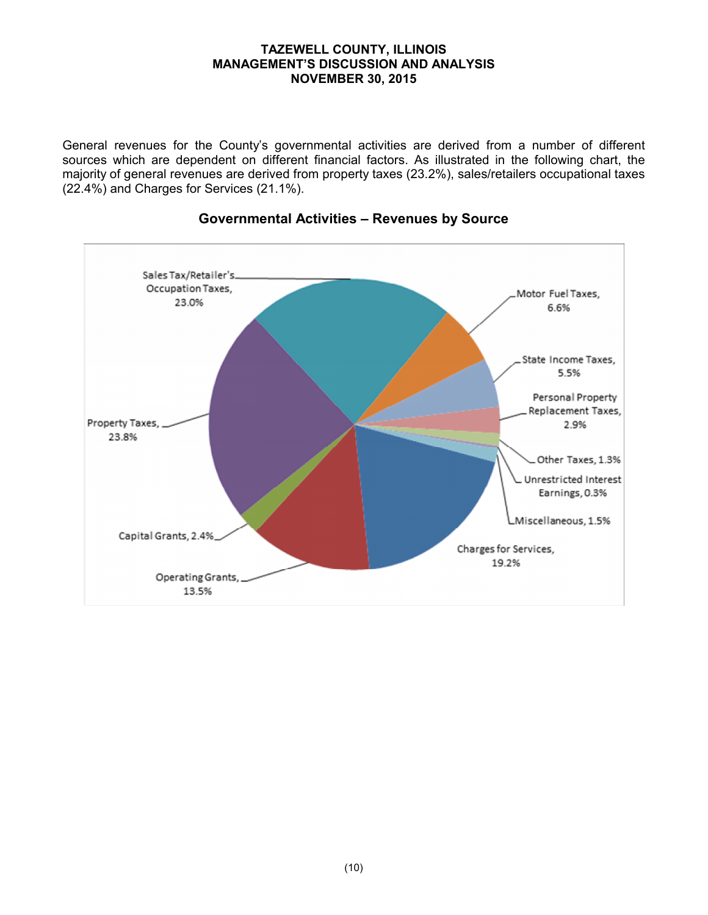General revenues for the County's governmental activities are derived from a number of different sources which are dependent on different financial factors. As illustrated in the following chart, the majority of general revenues are derived from property taxes (23.2%), sales/retailers occupational taxes (22.4%) and Charges for Services (21.1%).

**Governmental Activities – Revenues by Source**

Sales Tax/Retailer's Occupation Taxes, 23.0%

Motor Fuel Taxes, 6.6%

State Income Taxes, 5.5%

Personal Property Replacement Taxes, 2.9%

Other Taxes, 1.3%

Unrestricted Interest Earnings, 0.3%

Miscellaneous, 1.5%

Charges for Services, 19.2%

Operating Grants, 13.5%

Capital Grants, 2.4%

Property Taxes, 23.8%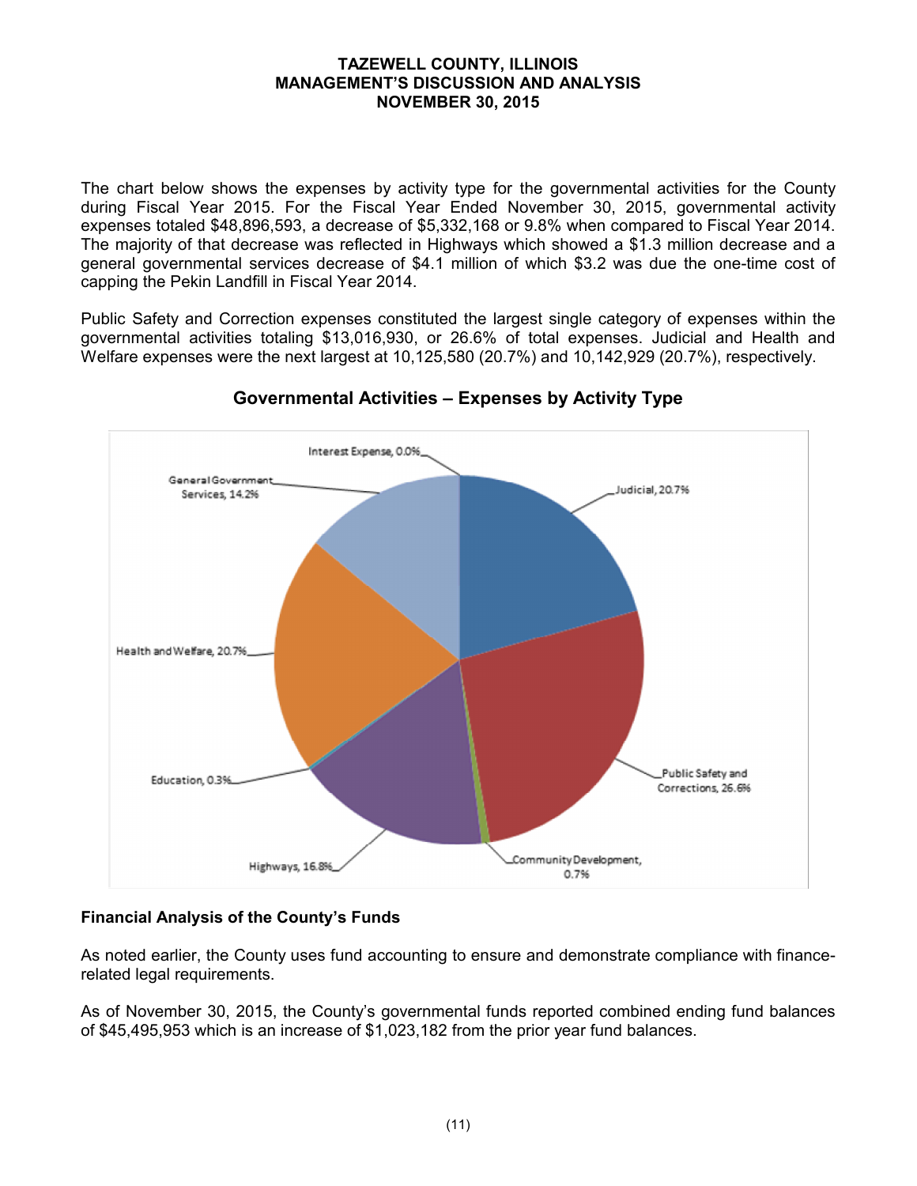The chart below shows the expenses by activity type for the governmental activities for the County during Fiscal Year 2015. For the Fiscal Year Ended November 30, 2015, governmental activity expenses totaled $48,896,593, a decrease of $5,332,168 or 9.8% when compared to Fiscal Year 2014. The majority of that decrease was reflected in Highways which showed a $1.3 million decrease and a general governmental services decrease of $4.1 million of which $3.2 was due the one-time cost of capping the Pekin Landfill in Fiscal Year 2014.

Public Safety and Correction expenses constituted the largest single category of expenses within the governmental activities totaling $13,016,930, or 26.6% of total expenses. Judicial and Health and Welfare expenses were the next largest at 10,125,580 (20.7%) and 10,142,929 (20.7%), respectively.

**Governmental Activities – Expenses by Activity Type**

Interest Expense, 0.0%
General Government Services, 14.2%
Judicial, 20.7%
Health and Welfare, 20.7%
Public Safety and Corrections, 26.6%
Education, 0.3%
Highways, 16.8%
Community Development, 0.7%

## Financial Analysis of the County's Funds

As noted earlier, the County uses fund accounting to ensure and demonstrate compliance with finance-related legal requirements.

As of November 30, 2015, the County's governmental funds reported combined ending fund balances of $45,495,953 which is an increase of $1,023,182 from the prior year fund balances.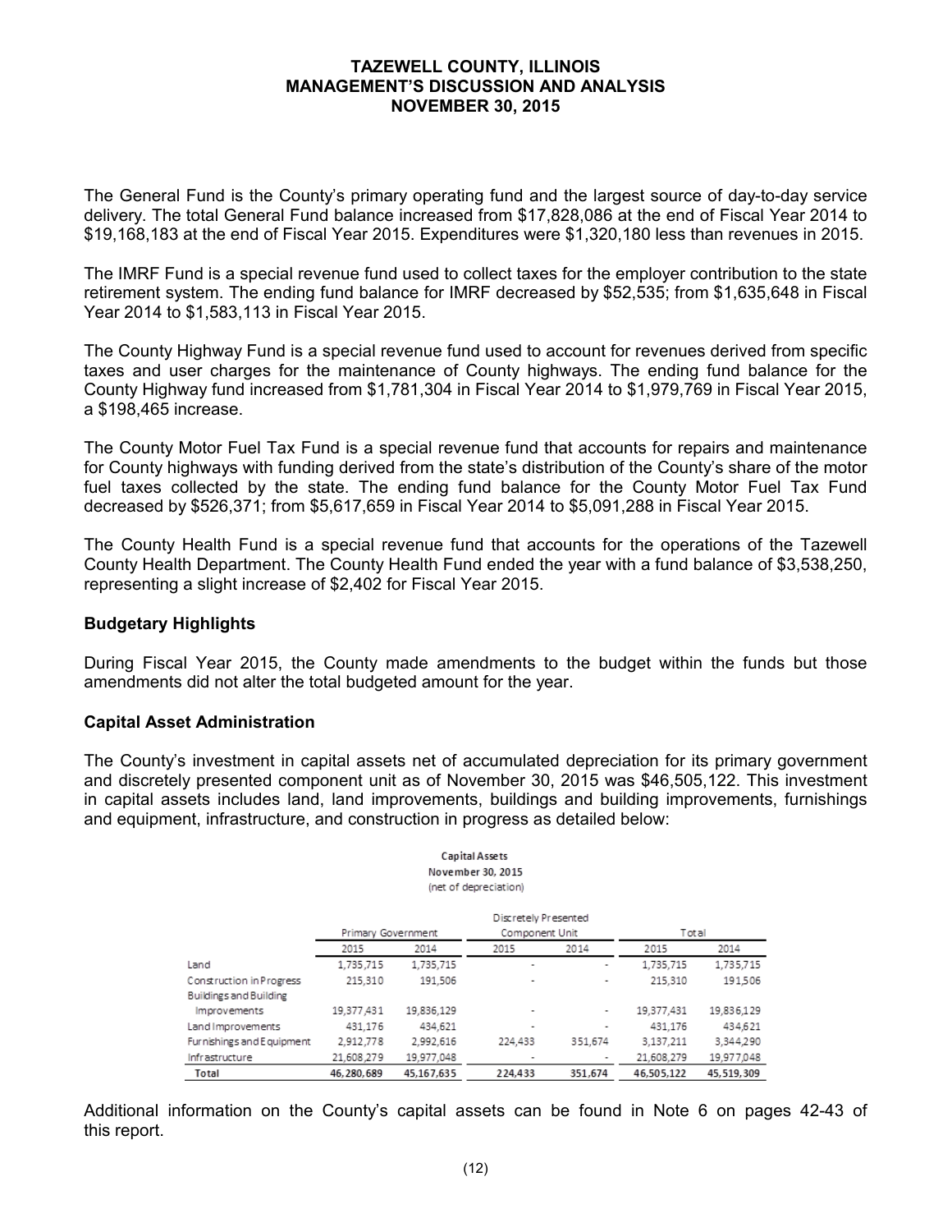The General Fund is the County's primary operating fund and the largest source of day-to-day service delivery. The total General Fund balance increased from $17,828,086 at the end of Fiscal Year 2014 to $19,168,183 at the end of Fiscal Year 2015. Expenditures were $1,320,180 less than revenues in 2015.

The IMRF Fund is a special revenue fund used to collect taxes for the employer contribution to the state retirement system. The ending fund balance for IMRF decreased by $52,535; from $1,635,648 in Fiscal Year 2014 to $1,583,113 in Fiscal Year 2015.

The County Highway Fund is a special revenue fund used to account for revenues derived from specific taxes and user charges for the maintenance of County highways. The ending fund balance for the County Highway fund increased from $1,781,304 in Fiscal Year 2014 to $1,979,769 in Fiscal Year 2015, a $198,465 increase.

The County Motor Fuel Tax Fund is a special revenue fund that accounts for repairs and maintenance for County highways with funding derived from the state's distribution of the County's share of the motor fuel taxes collected by the state. The ending fund balance for the County Motor Fuel Tax Fund decreased by $526,371; from $5,617,659 in Fiscal Year 2014 to $5,091,288 in Fiscal Year 2015.

The County Health Fund is a special revenue fund that accounts for the operations of the Tazewell County Health Department. The County Health Fund ended the year with a fund balance of $3,538,250, representing a slight increase of $2,402 for Fiscal Year 2015.

### Budgetary Highlights

During Fiscal Year 2015, the County made amendments to the budget within the funds but those amendments did not alter the total budgeted amount for the year.

### Capital Asset Administration

The County's investment in capital assets net of accumulated depreciation for its primary government and discretely presented component unit as of November 30, 2015 was $46,505,122. This investment in capital assets includes land, land improvements, buildings and building improvements, furnishings and equipment, infrastructure, and construction in progress as detailed below:

**Capital Assets**
**November 30, 2015**
(net of depreciation)

| | Primary Government | | Discretely Presented Component Unit | | Total | |
|---|---|---|---|---|---|---|
| | 2015 | 2014 | 2015 | 2014 | 2015 | 2014 |
| Land | 1,735,715 | 1,735,715 | - | - | 1,735,715 | 1,735,715 |
| Construction in Progress | 215,310 | 191,506 | - | - | 215,310 | 191,506 |
| Buildings and Building Improvements | 19,377,431 | 19,836,129 | - | - | 19,377,431 | 19,836,129 |
| Land Improvements | 431,176 | 434,621 | - | - | 431,176 | 434,621 |
| Furnishings and Equipment | 2,912,778 | 2,992,616 | 224,433 | 351,674 | 3,137,211 | 3,344,290 |
| Infrastructure | 21,608,279 | 19,977,048 | - | - | 21,608,279 | 19,977,048 |
| **Total** | **46,280,689** | **45,167,635** | **224,433** | **351,674** | **46,505,122** | **45,519,309** |

Additional information on the County's capital assets can be found in Note 6 on pages 42-43 of this report.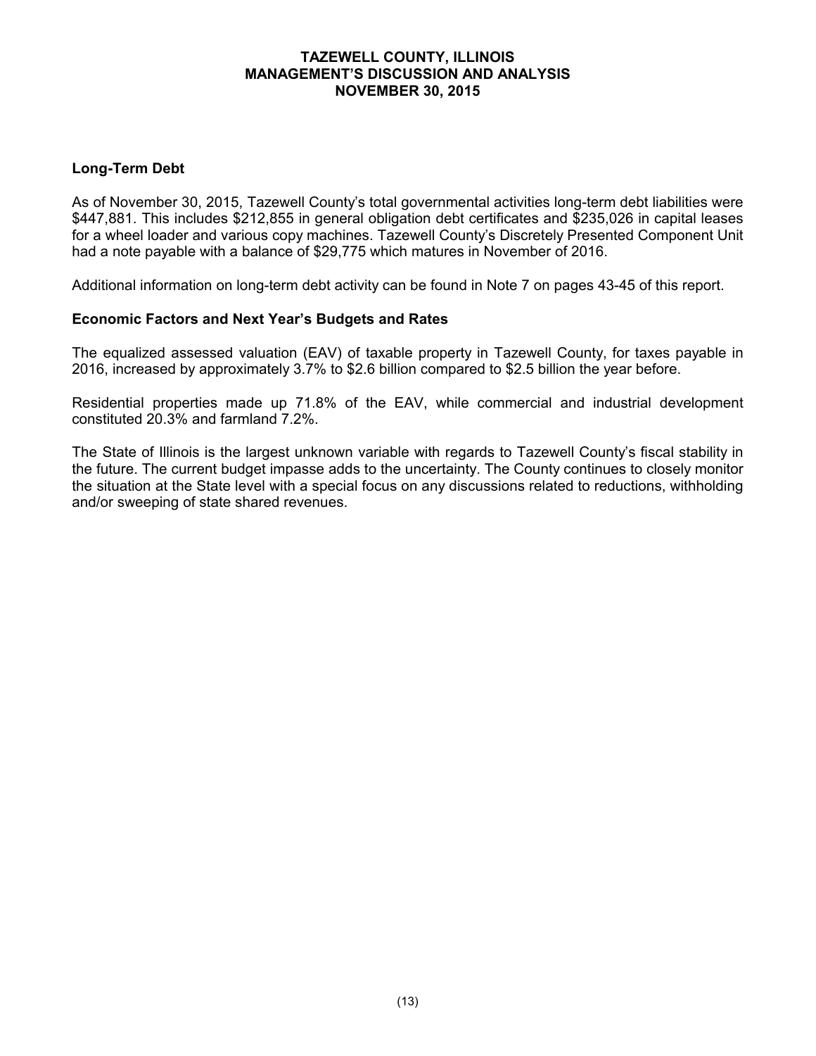## Long-Term Debt

As of November 30, 2015, Tazewell County's total governmental activities long-term debt liabilities were $447,881. This includes $212,855 in general obligation debt certificates and $235,026 in capital leases for a wheel loader and various copy machines. Tazewell County's Discretely Presented Component Unit had a note payable with a balance of $29,775 which matures in November of 2016.

Additional information on long-term debt activity can be found in Note 7 on pages 43-45 of this report.

## Economic Factors and Next Year's Budgets and Rates

The equalized assessed valuation (EAV) of taxable property in Tazewell County, for taxes payable in 2016, increased by approximately 3.7% to $2.6 billion compared to $2.5 billion the year before.

Residential properties made up 71.8% of the EAV, while commercial and industrial development constituted 20.3% and farmland 7.2%.

The State of Illinois is the largest unknown variable with regards to Tazewell County's fiscal stability in the future. The current budget impasse adds to the uncertainty. The County continues to closely monitor the situation at the State level with a special focus on any discussions related to reductions, withholding and/or sweeping of state shared revenues.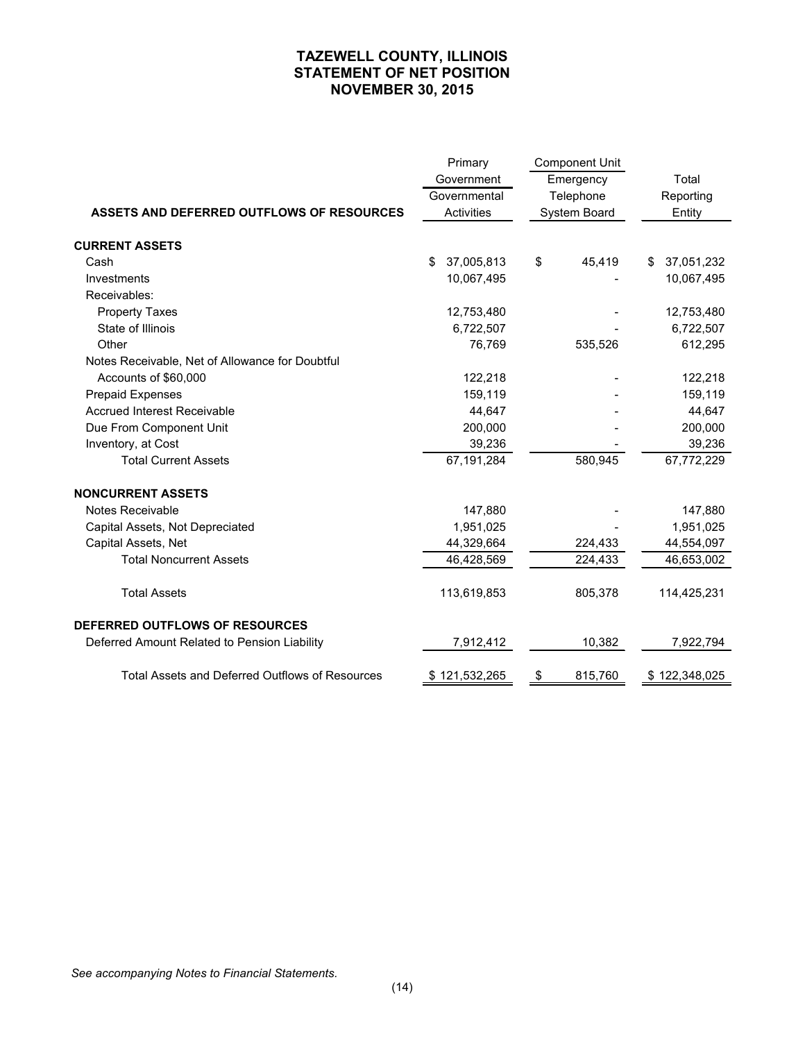# TAZEWELL COUNTY, ILLINOIS
## STATEMENT OF NET POSITION
## NOVEMBER 30, 2015

| ASSETS AND DEFERRED OUTFLOWS OF RESOURCES | Primary Government Governmental Activities | Component Unit Emergency Telephone System Board | Total Reporting Entity |
|---|---|---|---|
| **CURRENT ASSETS** | | | |
| Cash | $ 37,005,813 | $ 45,419 | $ 37,051,232 |
| Investments | 10,067,495 | - | 10,067,495 |
| Receivables: | | | |
| Property Taxes | 12,753,480 | - | 12,753,480 |
| State of Illinois | 6,722,507 | - | 6,722,507 |
| Other | 76,769 | 535,526 | 612,295 |
| Notes Receivable, Net of Allowance for Doubtful Accounts of $60,000 | 122,218 | - | 122,218 |
| Prepaid Expenses | 159,119 | - | 159,119 |
| Accrued Interest Receivable | 44,647 | - | 44,647 |
| Due From Component Unit | 200,000 | - | 200,000 |
| Inventory, at Cost | 39,236 | - | 39,236 |
| Total Current Assets | 67,191,284 | 580,945 | 67,772,229 |
| **NONCURRENT ASSETS** | | | |
| Notes Receivable | 147,880 | - | 147,880 |
| Capital Assets, Not Depreciated | 1,951,025 | - | 1,951,025 |
| Capital Assets, Net | 44,329,664 | 224,433 | 44,554,097 |
| Total Noncurrent Assets | 46,428,569 | 224,433 | 46,653,002 |
| Total Assets | 113,619,853 | 805,378 | 114,425,231 |
| **DEFERRED OUTFLOWS OF RESOURCES** | | | |
| Deferred Amount Related to Pension Liability | 7,912,412 | 10,382 | 7,922,794 |
| Total Assets and Deferred Outflows of Resources | $ 121,532,265 | $ 815,760 | $ 122,348,025 |

*See accompanying Notes to Financial Statements.*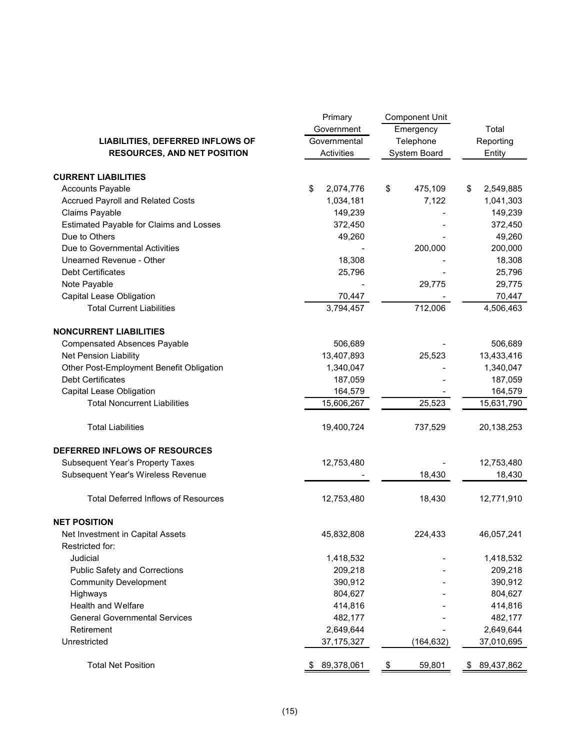| LIABILITIES, DEFERRED INFLOWS OF RESOURCES, AND NET POSITION | Primary Government Governmental Activities | Component Unit Emergency Telephone System Board | Total Reporting Entity |
|---|---|---|---|
| **CURRENT LIABILITIES** | | | |
| Accounts Payable | $ 2,074,776 | $ 475,109 | $ 2,549,885 |
| Accrued Payroll and Related Costs | 1,034,181 | 7,122 | 1,041,303 |
| Claims Payable | 149,239 | - | 149,239 |
| Estimated Payable for Claims and Losses | 372,450 | - | 372,450 |
| Due to Others | 49,260 | - | 49,260 |
| Due to Governmental Activities | - | 200,000 | 200,000 |
| Unearned Revenue - Other | 18,308 | - | 18,308 |
| Debt Certificates | 25,796 | - | 25,796 |
| Note Payable | - | 29,775 | 29,775 |
| Capital Lease Obligation | 70,447 | - | 70,447 |
| Total Current Liabilities | 3,794,457 | 712,006 | 4,506,463 |
| **NONCURRENT LIABILITIES** | | | |
| Compensated Absences Payable | 506,689 | - | 506,689 |
| Net Pension Liability | 13,407,893 | 25,523 | 13,433,416 |
| Other Post-Employment Benefit Obligation | 1,340,047 | - | 1,340,047 |
| Debt Certificates | 187,059 | - | 187,059 |
| Capital Lease Obligation | 164,579 | - | 164,579 |
| Total Noncurrent Liabilities | 15,606,267 | 25,523 | 15,631,790 |
| Total Liabilities | 19,400,724 | 737,529 | 20,138,253 |
| **DEFERRED INFLOWS OF RESOURCES** | | | |
| Subsequent Year's Property Taxes | 12,753,480 | - | 12,753,480 |
| Subsequent Year's Wireless Revenue | - | 18,430 | 18,430 |
| Total Deferred Inflows of Resources | 12,753,480 | 18,430 | 12,771,910 |
| **NET POSITION** | | | |
| Net Investment in Capital Assets | 45,832,808 | 224,433 | 46,057,241 |
| Restricted for: | | | |
| Judicial | 1,418,532 | - | 1,418,532 |
| Public Safety and Corrections | 209,218 | - | 209,218 |
| Community Development | 390,912 | - | 390,912 |
| Highways | 804,627 | - | 804,627 |
| Health and Welfare | 414,816 | - | 414,816 |
| General Governmental Services | 482,177 | - | 482,177 |
| Retirement | 2,649,644 | - | 2,649,644 |
| Unrestricted | 37,175,327 | (164,632) | 37,010,695 |
| Total Net Position | $ 89,378,061 | $ 59,801 | $ 89,437,862 |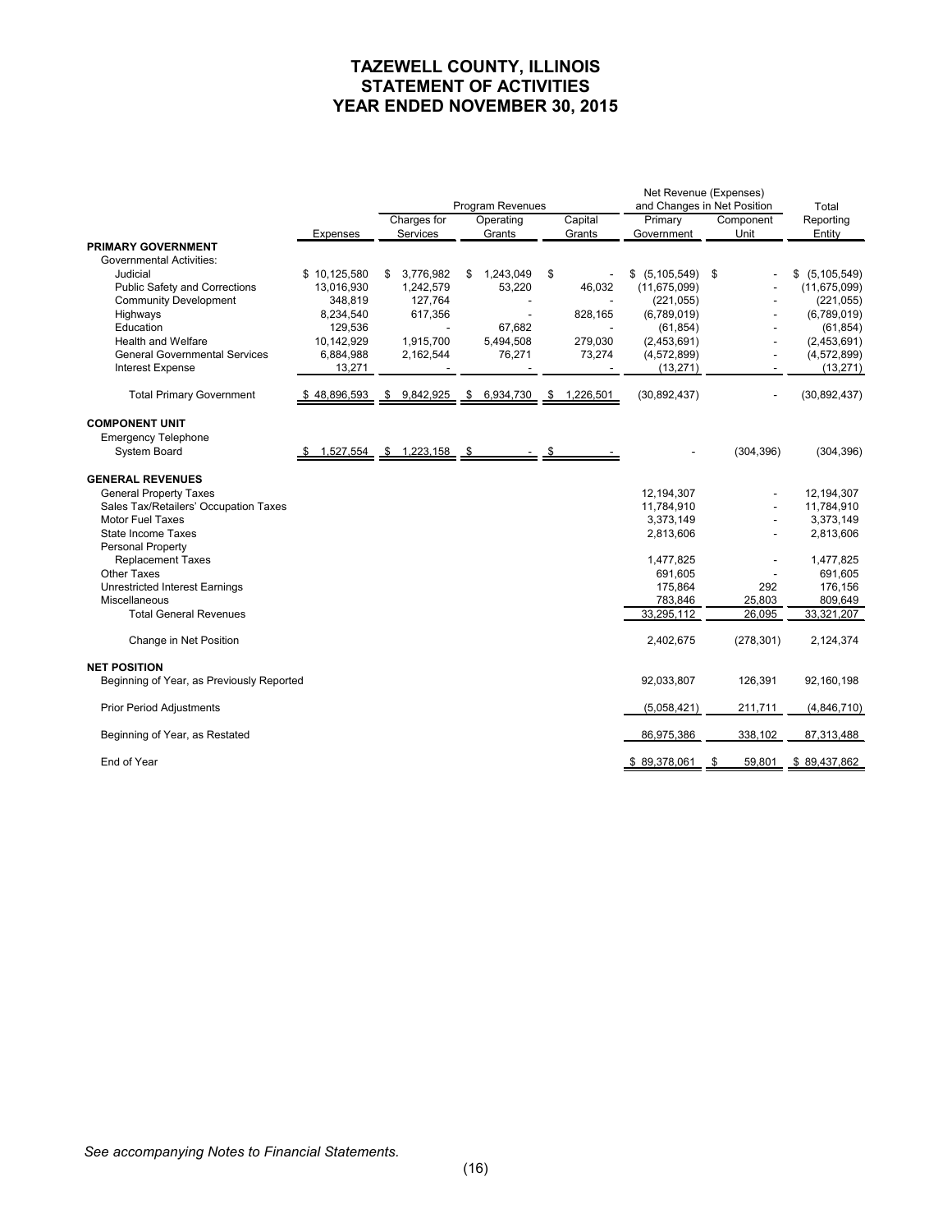# TAZEWELL COUNTY, ILLINOIS
## STATEMENT OF ACTIVITIES
## YEAR ENDED NOVEMBER 30, 2015

| | | Program Revenues | | | Net Revenue (Expenses) and Changes in Net Position | | Total |
|---|---|---|---|---|---|---|---|
| | Expenses | Charges for Services | Operating Grants | Capital Grants | Primary Government | Component Unit | Reporting Entity |
| **PRIMARY GOVERNMENT** | | | | | | | |
| Governmental Activities: | | | | | | | |
| Judicial | $ 10,125,580 | $ 3,776,982 | $ 1,243,049 | $ - | $ (5,105,549) | $ - | $ (5,105,549) |
| Public Safety and Corrections | 13,016,930 | 1,242,579 | 53,220 | 46,032 | (11,675,099) | - | (11,675,099) |
| Community Development | 348,819 | 127,764 | - | - | (221,055) | - | (221,055) |
| Highways | 8,234,540 | 617,356 | - | 828,165 | (6,789,019) | - | (6,789,019) |
| Education | 129,536 | - | 67,682 | - | (61,854) | - | (61,854) |
| Health and Welfare | 10,142,929 | 1,915,700 | 5,494,508 | 279,030 | (2,453,691) | - | (2,453,691) |
| General Governmental Services | 6,884,988 | 2,162,544 | 76,271 | 73,274 | (4,572,899) | - | (4,572,899) |
| Interest Expense | 13,271 | - | - | - | (13,271) | - | (13,271) |
| Total Primary Government | $ 48,896,593 | $ 9,842,925 | $ 6,934,730 | $ 1,226,501 | (30,892,437) | - | (30,892,437) |
| **COMPONENT UNIT** | | | | | | | |
| Emergency Telephone System Board | $ 1,527,554 | $ 1,223,158 | $ - | $ - | - | (304,396) | (304,396) |
| **GENERAL REVENUES** | | | | | | | |
| General Property Taxes | | | | | 12,194,307 | - | 12,194,307 |
| Sales Tax/Retailers' Occupation Taxes | | | | | 11,784,910 | - | 11,784,910 |
| Motor Fuel Taxes | | | | | 3,373,149 | - | 3,373,149 |
| State Income Taxes | | | | | 2,813,606 | - | 2,813,606 |
| Personal Property Replacement Taxes | | | | | 1,477,825 | - | 1,477,825 |
| Other Taxes | | | | | 691,605 | - | 691,605 |
| Unrestricted Interest Earnings | | | | | 175,864 | 292 | 176,156 |
| Miscellaneous | | | | | 783,846 | 25,803 | 809,649 |
| Total General Revenues | | | | | 33,295,112 | 26,095 | 33,321,207 |
| Change in Net Position | | | | | 2,402,675 | (278,301) | 2,124,374 |
| **NET POSITION** | | | | | | | |
| Beginning of Year, as Previously Reported | | | | | 92,033,807 | 126,391 | 92,160,198 |
| Prior Period Adjustments | | | | | (5,058,421) | 211,711 | (4,846,710) |
| Beginning of Year, as Restated | | | | | 86,975,386 | 338,102 | 87,313,488 |
| End of Year | | | | | $ 89,378,061 | $ 59,801 | $ 89,437,862 |

*See accompanying Notes to Financial Statements.*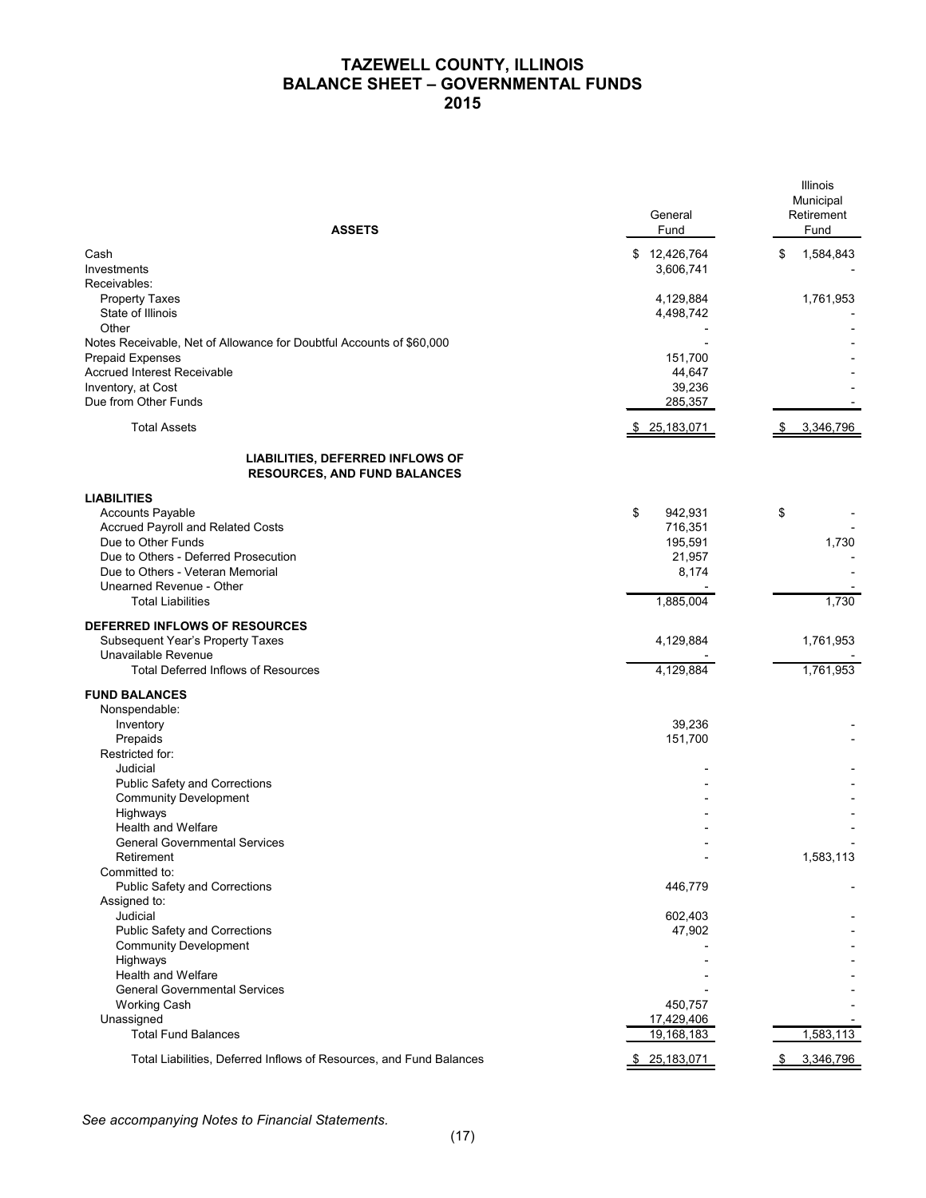# TAZEWELL COUNTY, ILLINOIS
# BALANCE SHEET – GOVERNMENTAL FUNDS
# 2015

| ASSETS | General Fund | Illinois Municipal Retirement Fund |
|---|---|---|
| Cash | $ 12,426,764 | $ 1,584,843 |
| Investments | 3,606,741 | - |
| Receivables: | | |
| Property Taxes | 4,129,884 | 1,761,953 |
| State of Illinois | 4,498,742 | - |
| Other | - | - |
| Notes Receivable, Net of Allowance for Doubtful Accounts of $60,000 | - | - |
| Prepaid Expenses | 151,700 | - |
| Accrued Interest Receivable | 44,647 | - |
| Inventory, at Cost | 39,236 | - |
| Due from Other Funds | 285,357 | - |
| Total Assets | $ 25,183,071 | $ 3,346,796 |
| **LIABILITIES, DEFERRED INFLOWS OF RESOURCES, AND FUND BALANCES** | | |
| **LIABILITIES** | | |
| Accounts Payable | $ 942,931 | $ - |
| Accrued Payroll and Related Costs | 716,351 | - |
| Due to Other Funds | 195,591 | 1,730 |
| Due to Others - Deferred Prosecution | 21,957 | - |
| Due to Others - Veteran Memorial | 8,174 | - |
| Unearned Revenue - Other | - | - |
| Total Liabilities | 1,885,004 | 1,730 |
| **DEFERRED INFLOWS OF RESOURCES** | | |
| Subsequent Year's Property Taxes | 4,129,884 | 1,761,953 |
| Unavailable Revenue | - | - |
| Total Deferred Inflows of Resources | 4,129,884 | 1,761,953 |
| **FUND BALANCES** | | |
| Nonspendable: | | |
| Inventory | 39,236 | - |
| Prepaids | 151,700 | - |
| Restricted for: | | |
| Judicial | - | - |
| Public Safety and Corrections | - | - |
| Community Development | - | - |
| Highways | - | - |
| Health and Welfare | - | - |
| General Governmental Services | - | - |
| Retirement | - | 1,583,113 |
| Committed to: | | |
| Public Safety and Corrections | 446,779 | - |
| Assigned to: | | |
| Judicial | 602,403 | - |
| Public Safety and Corrections | 47,902 | - |
| Community Development | - | - |
| Highways | - | - |
| Health and Welfare | - | - |
| General Governmental Services | - | - |
| Working Cash | 450,757 | - |
| Unassigned | 17,429,406 | - |
| Total Fund Balances | 19,168,183 | 1,583,113 |
| Total Liabilities, Deferred Inflows of Resources, and Fund Balances | $ 25,183,071 | $ 3,346,796 |

*See accompanying Notes to Financial Statements.*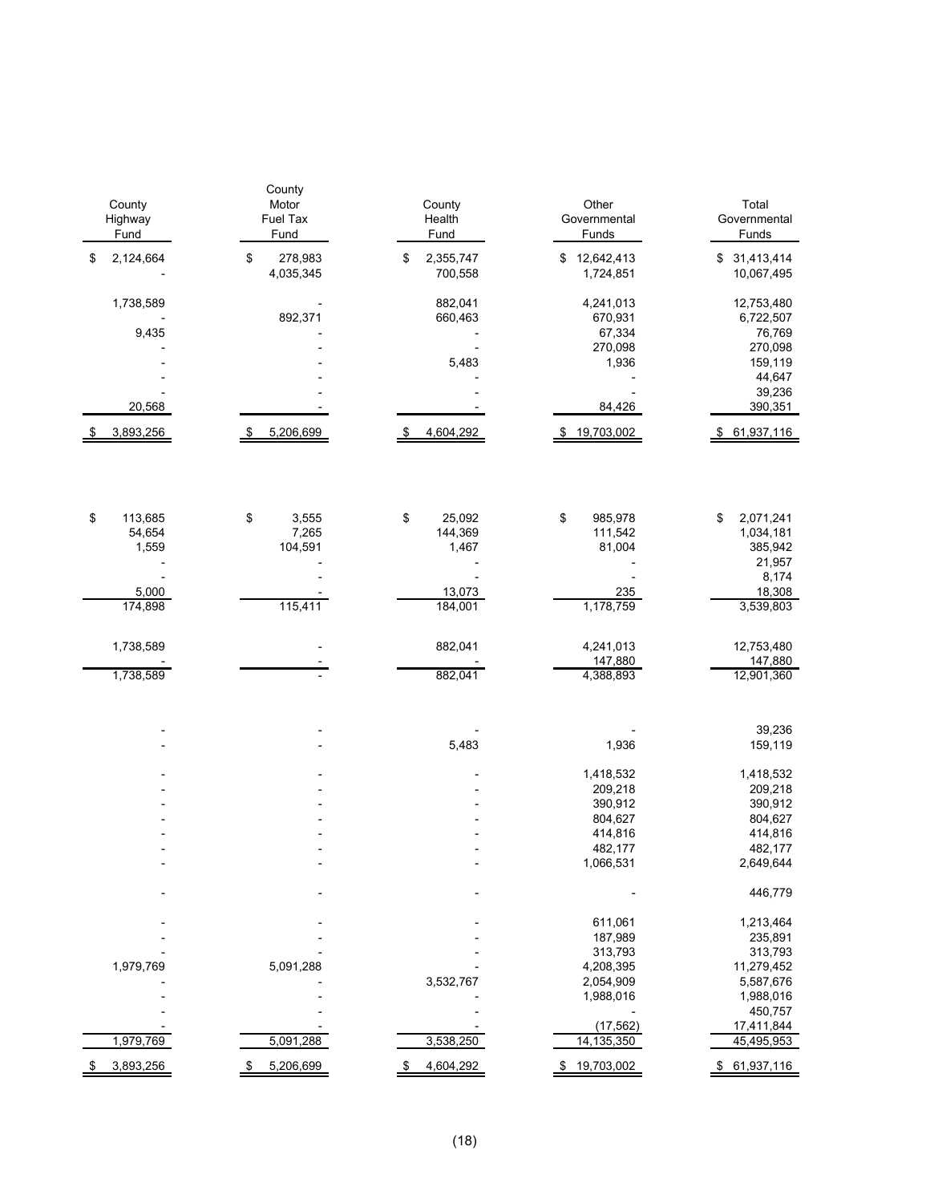| County Highway Fund | County Motor Fuel Tax Fund | County Health Fund | Other Governmental Funds | Total Governmental Funds |
|---|---|---|---|---|
| $ 2,124,664 | $ 278,983 | $ 2,355,747 | $ 12,642,413 | $ 31,413,414 |
| - | 4,035,345 | 700,558 | 1,724,851 | 10,067,495 |
| | | | | |
| 1,738,589 | - | 882,041 | 4,241,013 | 12,753,480 |
| - | 892,371 | 660,463 | 670,931 | 6,722,507 |
| 9,435 | - | - | 67,334 | 76,769 |
| - | - | - | 270,098 | 270,098 |
| - | - | 5,483 | 1,936 | 159,119 |
| - | - | - | - | 44,647 |
| - | - | - | - | 39,236 |
| 20,568 | - | - | 84,426 | 390,351 |
| $ 3,893,256 | $ 5,206,699 | $ 4,604,292 | $ 19,703,002 | $ 61,937,116 |
| | | | | |
| $ 113,685 | $ 3,555 | $ 25,092 | $ 985,978 | $ 2,071,241 |
| 54,654 | 7,265 | 144,369 | 111,542 | 1,034,181 |
| 1,559 | 104,591 | 1,467 | 81,004 | 385,942 |
| - | - | - | - | 21,957 |
| - | - | - | - | 8,174 |
| 5,000 | - | 13,073 | 235 | 18,308 |
| 174,898 | 115,411 | 184,001 | 1,178,759 | 3,539,803 |
| | | | | |
| 1,738,589 | - | 882,041 | 4,241,013 | 12,753,480 |
| - | - | - | 147,880 | 147,880 |
| 1,738,589 | - | 882,041 | 4,388,893 | 12,901,360 |
| | | | | |
| - | - | - | - | 39,236 |
| - | - | 5,483 | 1,936 | 159,119 |
| | | | | |
| - | - | - | 1,418,532 | 1,418,532 |
| - | - | - | 209,218 | 209,218 |
| - | - | - | 390,912 | 390,912 |
| - | - | - | 804,627 | 804,627 |
| - | - | - | 414,816 | 414,816 |
| - | - | - | 482,177 | 482,177 |
| - | - | - | 1,066,531 | 2,649,644 |
| | | | | |
| - | - | - | - | 446,779 |
| | | | | |
| - | - | - | 611,061 | 1,213,464 |
| - | - | - | 187,989 | 235,891 |
| - | - | - | 313,793 | 313,793 |
| 1,979,769 | 5,091,288 | - | 4,208,395 | 11,279,452 |
| - | - | 3,532,767 | 2,054,909 | 5,587,676 |
| - | - | - | 1,988,016 | 1,988,016 |
| - | - | - | - | 450,757 |
| - | - | - | (17,562) | 17,411,844 |
| 1,979,769 | 5,091,288 | 3,538,250 | 14,135,350 | 45,495,953 |
| $ 3,893,256 | $ 5,206,699 | $ 4,604,292 | $ 19,703,002 | $ 61,937,116 |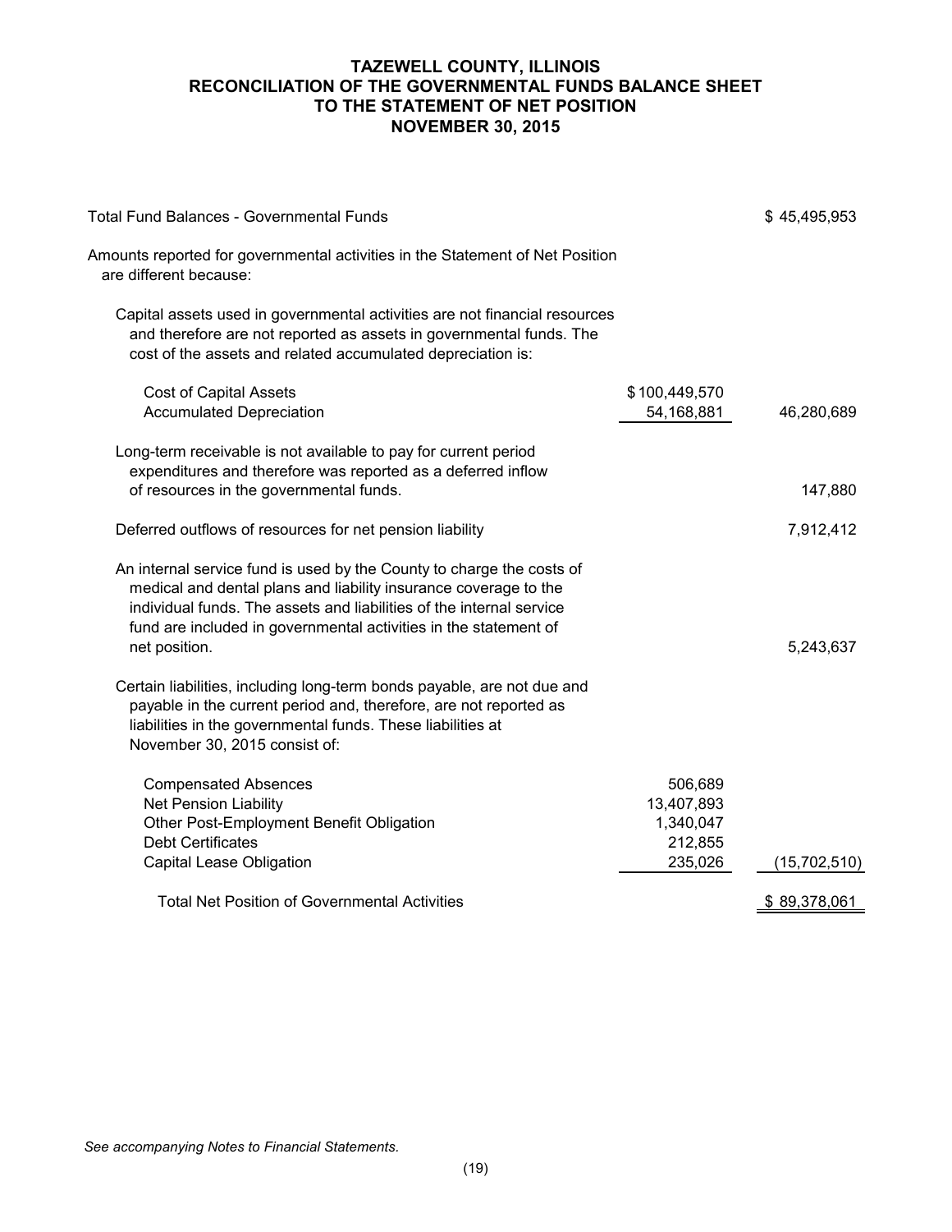# TAZEWELL COUNTY, ILLINOIS
## RECONCILIATION OF THE GOVERNMENTAL FUNDS BALANCE SHEET TO THE STATEMENT OF NET POSITION
## NOVEMBER 30, 2015

| | | |
|---|---|---|
| Total Fund Balances - Governmental Funds | | $ 45,495,953 |
| Amounts reported for governmental activities in the Statement of Net Position are different because: | | |
| Capital assets used in governmental activities are not financial resources and therefore are not reported as assets in governmental funds. The cost of the assets and related accumulated depreciation is: | | |
| Cost of Capital Assets | $ 100,449,570 | |
| Accumulated Depreciation | 54,168,881 | 46,280,689 |
| Long-term receivable is not available to pay for current period expenditures and therefore was reported as a deferred inflow of resources in the governmental funds. | | 147,880 |
| Deferred outflows of resources for net pension liability | | 7,912,412 |
| An internal service fund is used by the County to charge the costs of medical and dental plans and liability insurance coverage to the individual funds. The assets and liabilities of the internal service fund are included in governmental activities in the statement of net position. | | 5,243,637 |
| Certain liabilities, including long-term bonds payable, are not due and payable in the current period and, therefore, are not reported as liabilities in the governmental funds. These liabilities at November 30, 2015 consist of: | | |
| Compensated Absences | 506,689 | |
| Net Pension Liability | 13,407,893 | |
| Other Post-Employment Benefit Obligation | 1,340,047 | |
| Debt Certificates | 212,855 | |
| Capital Lease Obligation | 235,026 | (15,702,510) |
| Total Net Position of Governmental Activities | | $ 89,378,061 |

*See accompanying Notes to Financial Statements.*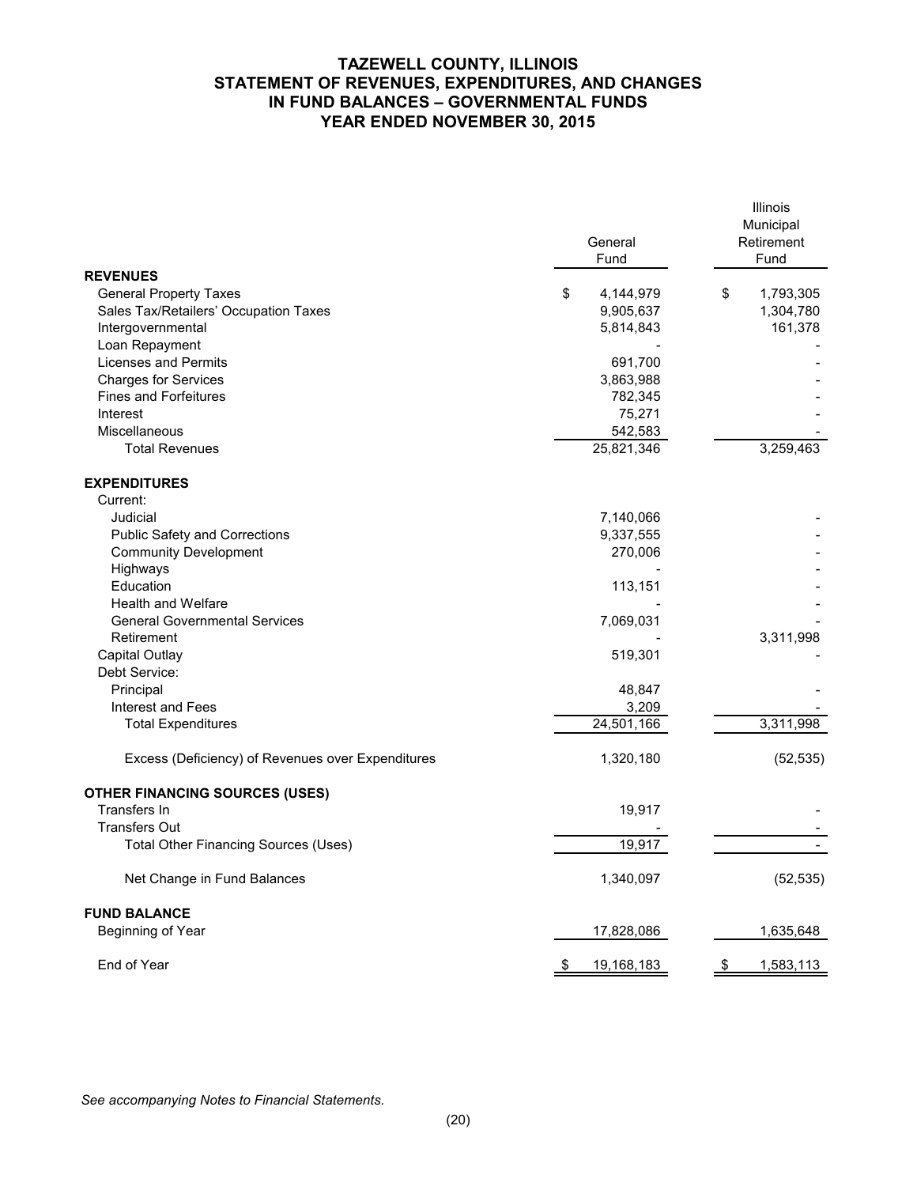# TAZEWELL COUNTY, ILLINOIS
## STATEMENT OF REVENUES, EXPENDITURES, AND CHANGES IN FUND BALANCES – GOVERNMENTAL FUNDS
## YEAR ENDED NOVEMBER 30, 2015

| | General Fund | Illinois Municipal Retirement Fund |
|---|---|---|
| **REVENUES** | | |
| General Property Taxes | $ 4,144,979 | $ 1,793,305 |
| Sales Tax/Retailers' Occupation Taxes | 9,905,637 | 1,304,780 |
| Intergovernmental | 5,814,843 | 161,378 |
| Loan Repayment | - | - |
| Licenses and Permits | 691,700 | - |
| Charges for Services | 3,863,988 | - |
| Fines and Forfeitures | 782,345 | - |
| Interest | 75,271 | - |
| Miscellaneous | 542,583 | - |
| Total Revenues | 25,821,346 | 3,259,463 |
| **EXPENDITURES** | | |
| Current: | | |
| Judicial | 7,140,066 | - |
| Public Safety and Corrections | 9,337,555 | - |
| Community Development | 270,006 | - |
| Highways | - | - |
| Education | 113,151 | - |
| Health and Welfare | - | - |
| General Governmental Services | 7,069,031 | - |
| Retirement | - | 3,311,998 |
| Capital Outlay | 519,301 | - |
| Debt Service: | | |
| Principal | 48,847 | - |
| Interest and Fees | 3,209 | - |
| Total Expenditures | 24,501,166 | 3,311,998 |
| Excess (Deficiency) of Revenues over Expenditures | 1,320,180 | (52,535) |
| **OTHER FINANCING SOURCES (USES)** | | |
| Transfers In | 19,917 | - |
| Transfers Out | - | - |
| Total Other Financing Sources (Uses) | 19,917 | - |
| Net Change in Fund Balances | 1,340,097 | (52,535) |
| **FUND BALANCE** | | |
| Beginning of Year | 17,828,086 | 1,635,648 |
| End of Year | $ 19,168,183 | $ 1,583,113 |

*See accompanying Notes to Financial Statements.*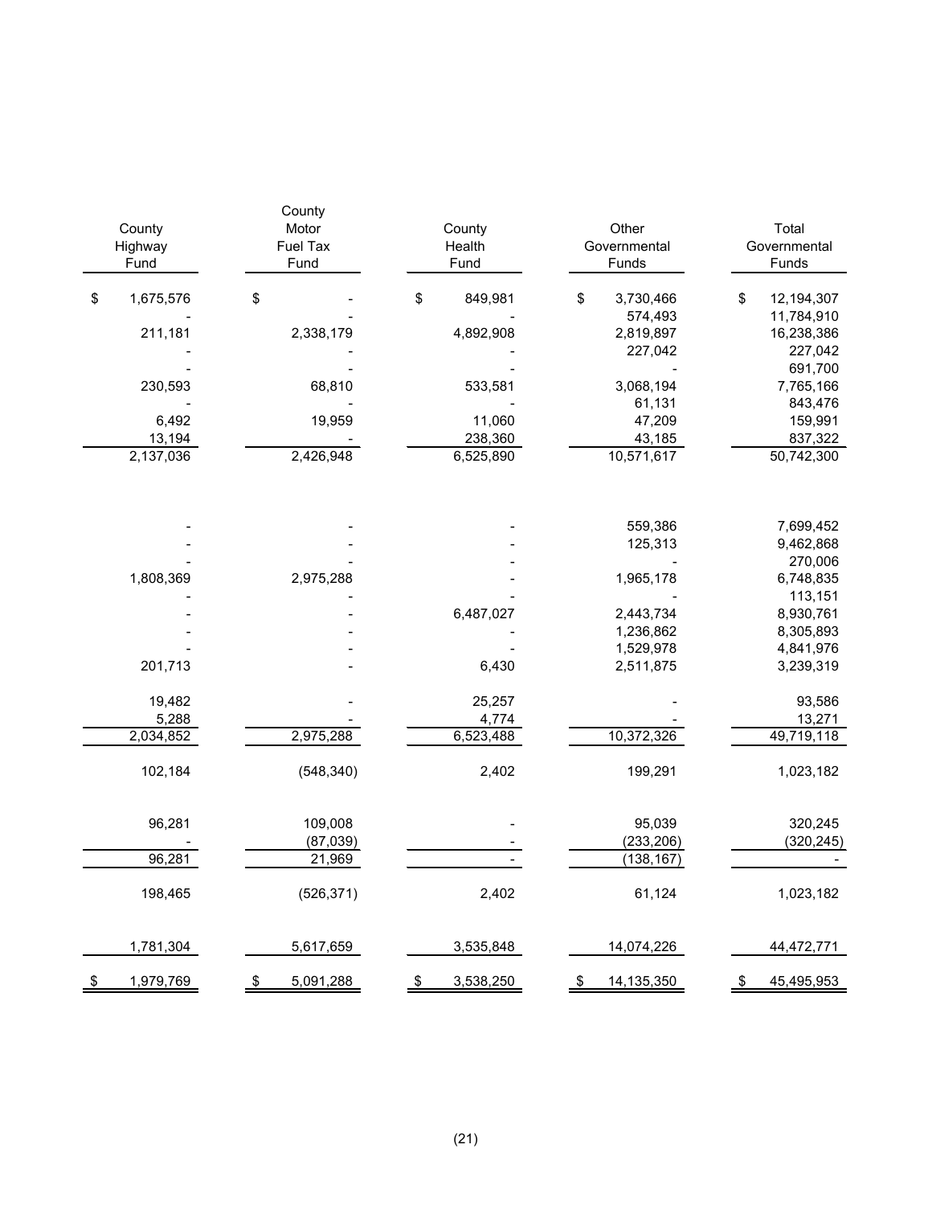| County Highway Fund | County Motor Fuel Tax Fund | County Health Fund | Other Governmental Funds | Total Governmental Funds |
|---|---|---|---|---|
| $ 1,675,576 | $ - | $ 849,981 | $ 3,730,466 | $ 12,194,307 |
| - | - | - | 574,493 | 11,784,910 |
| 211,181 | 2,338,179 | 4,892,908 | 2,819,897 | 16,238,386 |
| - | - | - | 227,042 | 227,042 |
| - | - | - | - | 691,700 |
| 230,593 | 68,810 | 533,581 | 3,068,194 | 7,765,166 |
| - | - | - | 61,131 | 843,476 |
| 6,492 | 19,959 | 11,060 | 47,209 | 159,991 |
| 13,194 | - | 238,360 | 43,185 | 837,322 |
| 2,137,036 | 2,426,948 | 6,525,890 | 10,571,617 | 50,742,300 |
| | | | | |
| - | - | - | 559,386 | 7,699,452 |
| - | - | - | 125,313 | 9,462,868 |
| - | - | - | - | 270,006 |
| 1,808,369 | 2,975,288 | - | 1,965,178 | 6,748,835 |
| - | - | - | - | 113,151 |
| - | - | 6,487,027 | 2,443,734 | 8,930,761 |
| - | - | - | 1,236,862 | 8,305,893 |
| - | - | - | 1,529,978 | 4,841,976 |
| 201,713 | - | 6,430 | 2,511,875 | 3,239,319 |
| | | | | |
| 19,482 | - | 25,257 | - | 93,586 |
| 5,288 | - | 4,774 | - | 13,271 |
| 2,034,852 | 2,975,288 | 6,523,488 | 10,372,326 | 49,719,118 |
| | | | | |
| 102,184 | (548,340) | 2,402 | 199,291 | 1,023,182 |
| | | | | |
| 96,281 | 109,008 | - | 95,039 | 320,245 |
| - | (87,039) | - | (233,206) | (320,245) |
| 96,281 | 21,969 | - | (138,167) | - |
| | | | | |
| 198,465 | (526,371) | 2,402 | 61,124 | 1,023,182 |
| | | | | |
| 1,781,304 | 5,617,659 | 3,535,848 | 14,074,226 | 44,472,771 |
| | | | | |
| $ 1,979,769 | $ 5,091,288 | $ 3,538,250 | $ 14,135,350 | $ 45,495,953 |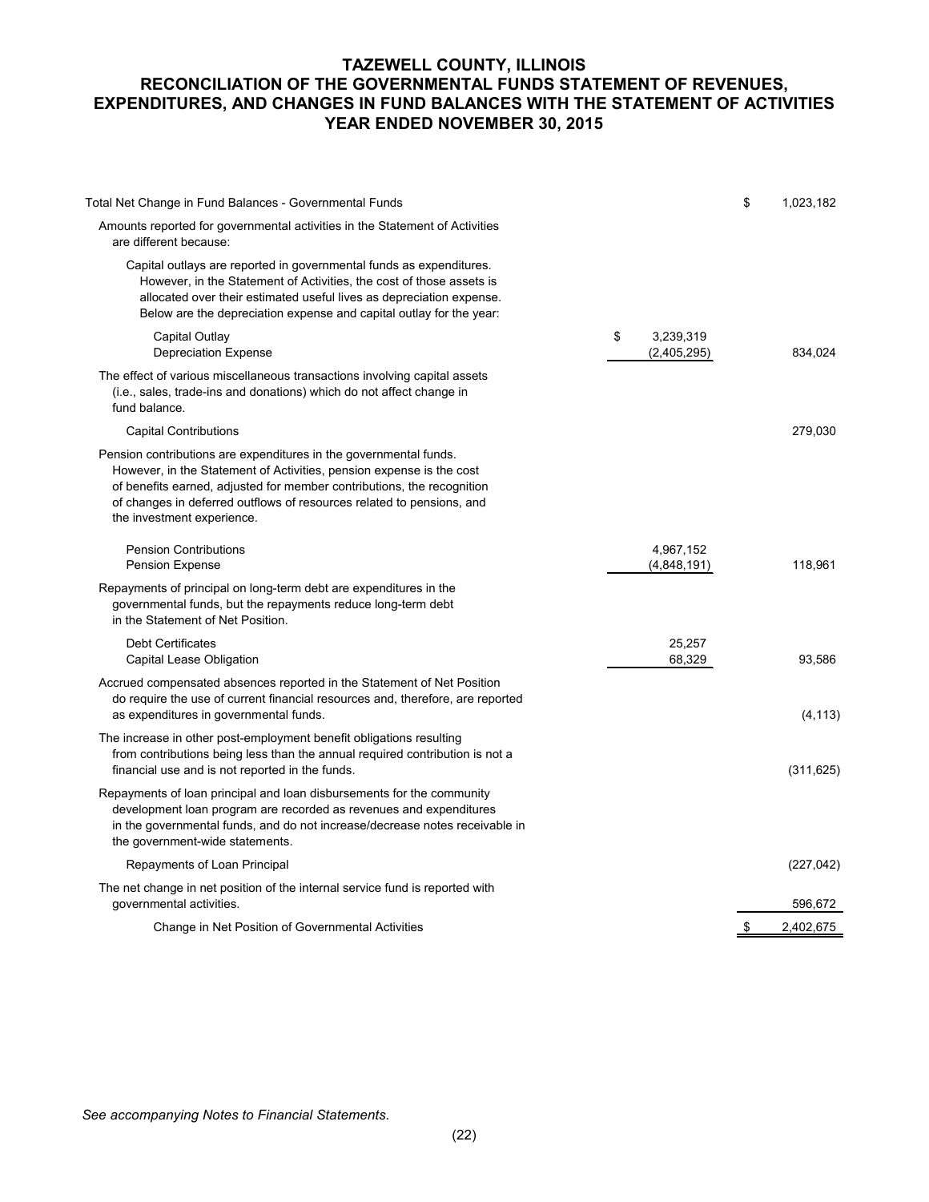# TAZEWELL COUNTY, ILLINOIS
## RECONCILIATION OF THE GOVERNMENTAL FUNDS STATEMENT OF REVENUES, EXPENDITURES, AND CHANGES IN FUND BALANCES WITH THE STATEMENT OF ACTIVITIES
### YEAR ENDED NOVEMBER 30, 2015

| | | |
|---|---|---|
| Total Net Change in Fund Balances - Governmental Funds | | $ 1,023,182 |
| Amounts reported for governmental activities in the Statement of Activities are different because: | | |
| Capital outlays are reported in governmental funds as expenditures. However, in the Statement of Activities, the cost of those assets is allocated over their estimated useful lives as depreciation expense. Below are the depreciation expense and capital outlay for the year: | | |
| Capital Outlay | $ 3,239,319 | |
| Depreciation Expense | (2,405,295) | 834,024 |
| The effect of various miscellaneous transactions involving capital assets (i.e., sales, trade-ins and donations) which do not affect change in fund balance. | | |
| Capital Contributions | | 279,030 |
| Pension contributions are expenditures in the governmental funds. However, in the Statement of Activities, pension expense is the cost of benefits earned, adjusted for member contributions, the recognition of changes in deferred outflows of resources related to pensions, and the investment experience. | | |
| Pension Contributions | 4,967,152 | |
| Pension Expense | (4,848,191) | 118,961 |
| Repayments of principal on long-term debt are expenditures in the governmental funds, but the repayments reduce long-term debt in the Statement of Net Position. | | |
| Debt Certificates | 25,257 | |
| Capital Lease Obligation | 68,329 | 93,586 |
| Accrued compensated absences reported in the Statement of Net Position do require the use of current financial resources and, therefore, are reported as expenditures in governmental funds. | | (4,113) |
| The increase in other post-employment benefit obligations resulting from contributions being less than the annual required contribution is not a financial use and is not reported in the funds. | | (311,625) |
| Repayments of loan principal and loan disbursements for the community development loan program are recorded as revenues and expenditures in the governmental funds, and do not increase/decrease notes receivable in the government-wide statements. | | |
| Repayments of Loan Principal | | (227,042) |
| The net change in net position of the internal service fund is reported with governmental activities. | | 596,672 |
| Change in Net Position of Governmental Activities | | $ 2,402,675 |

*See accompanying Notes to Financial Statements.*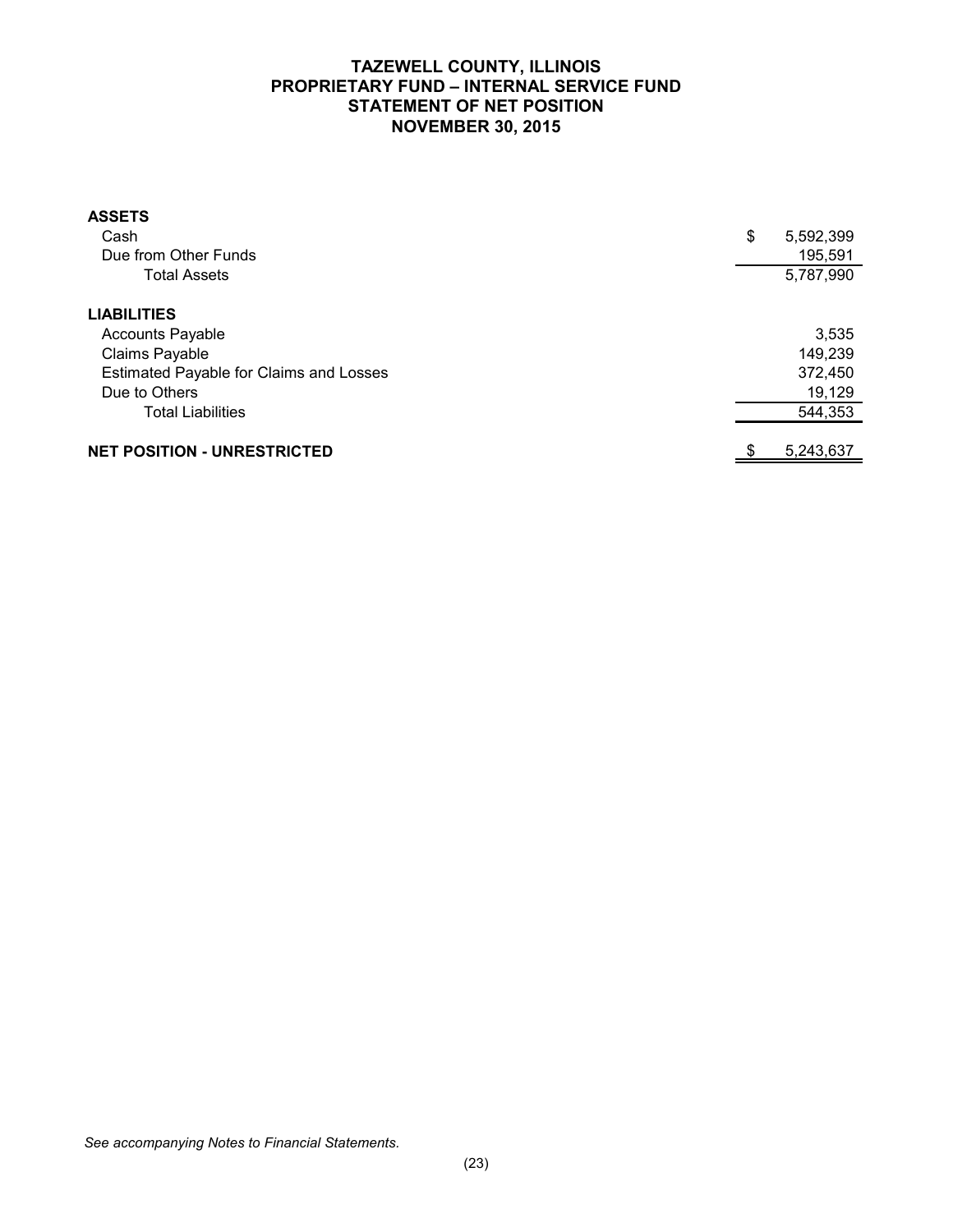# TAZEWELL COUNTY, ILLINOIS
## PROPRIETARY FUND – INTERNAL SERVICE FUND
## STATEMENT OF NET POSITION
## NOVEMBER 30, 2015

| | |
|---|---|
| **ASSETS** | |
| Cash | $ 5,592,399 |
| Due from Other Funds | 195,591 |
| Total Assets | 5,787,990 |
| **LIABILITIES** | |
| Accounts Payable | 3,535 |
| Claims Payable | 149,239 |
| Estimated Payable for Claims and Losses | 372,450 |
| Due to Others | 19,129 |
| Total Liabilities | 544,353 |
| **NET POSITION - UNRESTRICTED** | $ 5,243,637 |

*See accompanying Notes to Financial Statements.*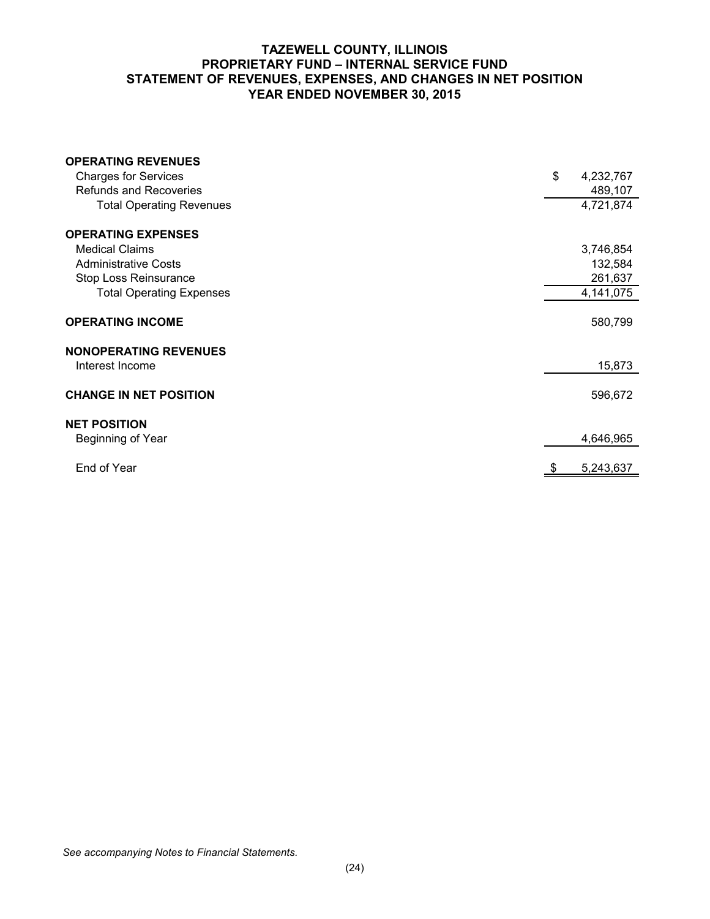# TAZEWELL COUNTY, ILLINOIS
## PROPRIETARY FUND – INTERNAL SERVICE FUND
## STATEMENT OF REVENUES, EXPENSES, AND CHANGES IN NET POSITION
## YEAR ENDED NOVEMBER 30, 2015

| | |
|---|---|
| **OPERATING REVENUES** | |
| Charges for Services | $ 4,232,767 |
| Refunds and Recoveries | 489,107 |
| Total Operating Revenues | 4,721,874 |
| **OPERATING EXPENSES** | |
| Medical Claims | 3,746,854 |
| Administrative Costs | 132,584 |
| Stop Loss Reinsurance | 261,637 |
| Total Operating Expenses | 4,141,075 |
| **OPERATING INCOME** | 580,799 |
| **NONOPERATING REVENUES** | |
| Interest Income | 15,873 |
| **CHANGE IN NET POSITION** | 596,672 |
| **NET POSITION** | |
| Beginning of Year | 4,646,965 |
| End of Year | $ 5,243,637 |

*See accompanying Notes to Financial Statements.*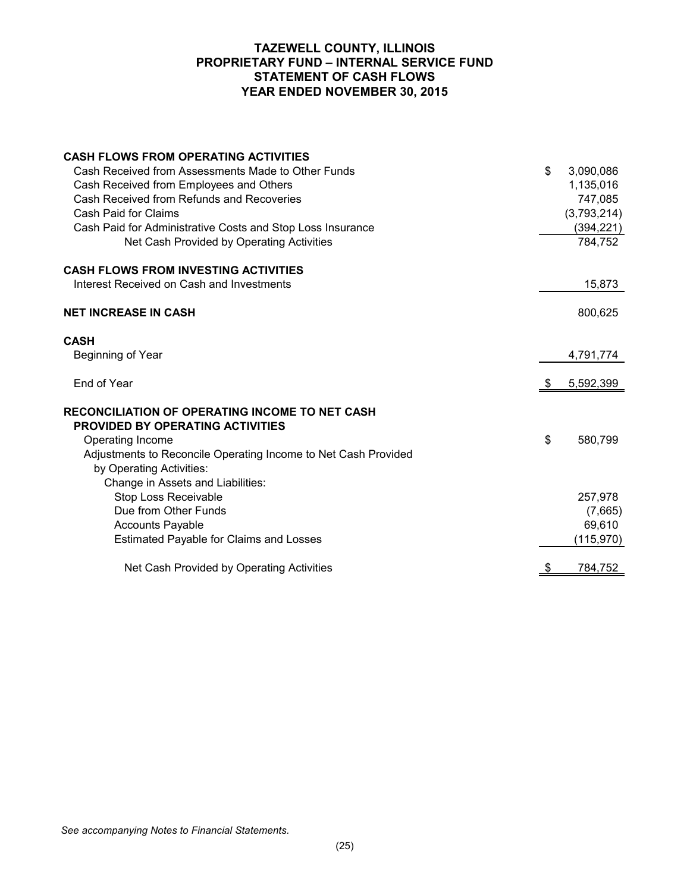# TAZEWELL COUNTY, ILLINOIS
## PROPRIETARY FUND – INTERNAL SERVICE FUND
## STATEMENT OF CASH FLOWS
## YEAR ENDED NOVEMBER 30, 2015

| | |
|---|---|
| **CASH FLOWS FROM OPERATING ACTIVITIES** | |
| Cash Received from Assessments Made to Other Funds | $ 3,090,086 |
| Cash Received from Employees and Others | 1,135,016 |
| Cash Received from Refunds and Recoveries | 747,085 |
| Cash Paid for Claims | (3,793,214) |
| Cash Paid for Administrative Costs and Stop Loss Insurance | (394,221) |
| Net Cash Provided by Operating Activities | 784,752 |
| **CASH FLOWS FROM INVESTING ACTIVITIES** | |
| Interest Received on Cash and Investments | 15,873 |
| **NET INCREASE IN CASH** | 800,625 |
| **CASH** | |
| Beginning of Year | 4,791,774 |
| End of Year | $ 5,592,399 |
| **RECONCILIATION OF OPERATING INCOME TO NET CASH PROVIDED BY OPERATING ACTIVITIES** | |
| Operating Income | $ 580,799 |
| Adjustments to Reconcile Operating Income to Net Cash Provided by Operating Activities: | |
| Change in Assets and Liabilities: | |
| Stop Loss Receivable | 257,978 |
| Due from Other Funds | (7,665) |
| Accounts Payable | 69,610 |
| Estimated Payable for Claims and Losses | (115,970) |
| Net Cash Provided by Operating Activities | $ 784,752 |

*See accompanying Notes to Financial Statements.*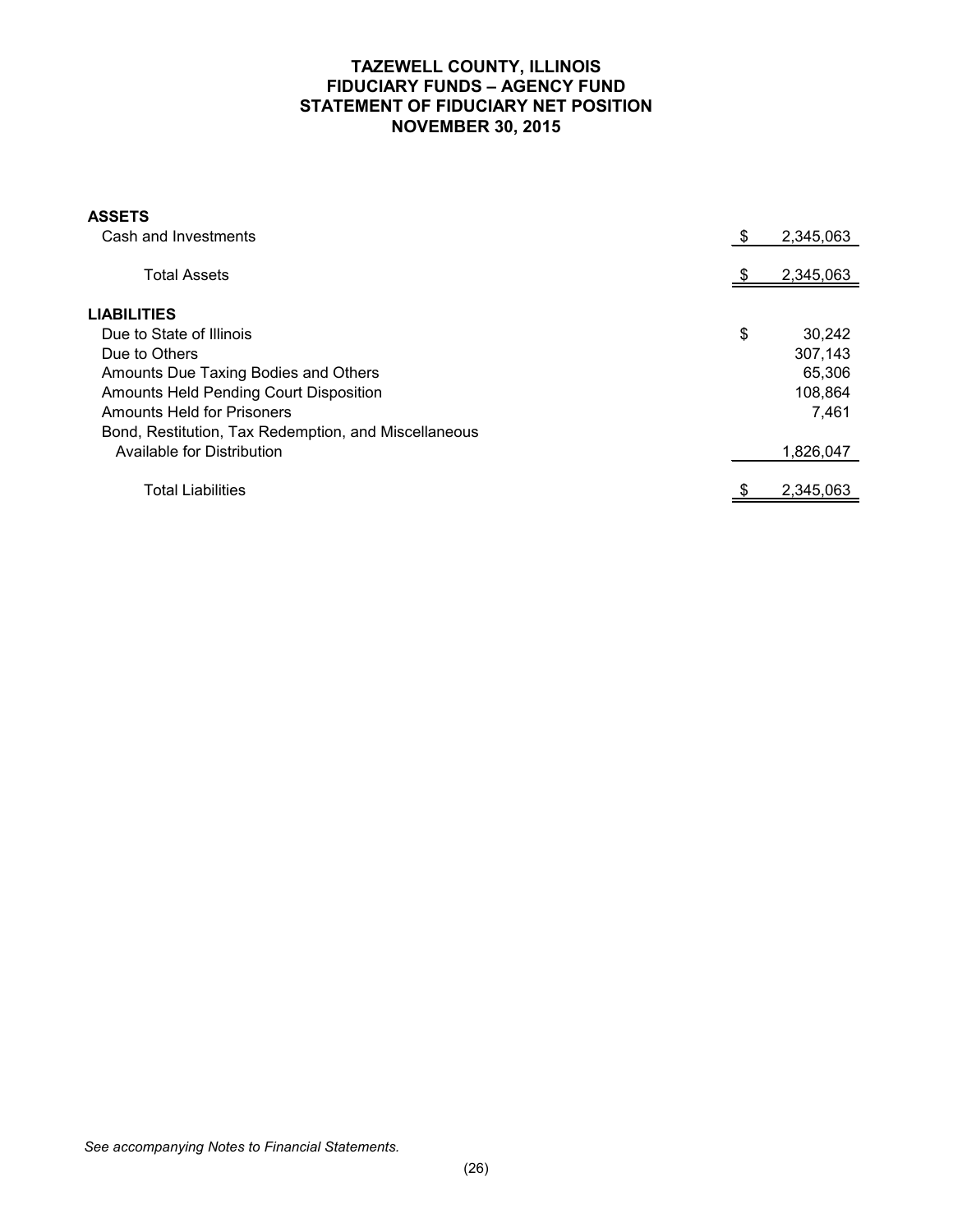# TAZEWELL COUNTY, ILLINOIS
## FIDUCIARY FUNDS – AGENCY FUND
## STATEMENT OF FIDUCIARY NET POSITION
## NOVEMBER 30, 2015

| | |
|---|---|
| **ASSETS** | |
| Cash and Investments | $ 2,345,063 |
| Total Assets | $ 2,345,063 |
| **LIABILITIES** | |
| Due to State of Illinois | $ 30,242 |
| Due to Others | 307,143 |
| Amounts Due Taxing Bodies and Others | 65,306 |
| Amounts Held Pending Court Disposition | 108,864 |
| Amounts Held for Prisoners | 7,461 |
| Bond, Restitution, Tax Redemption, and Miscellaneous Available for Distribution | 1,826,047 |
| Total Liabilities | $ 2,345,063 |

*See accompanying Notes to Financial Statements.*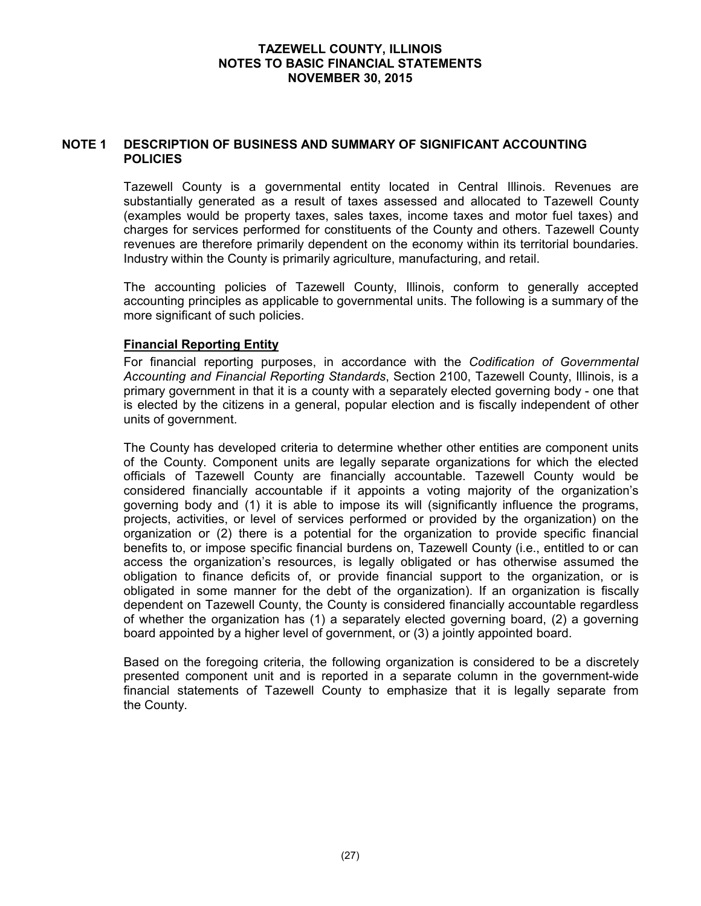## NOTE 1 DESCRIPTION OF BUSINESS AND SUMMARY OF SIGNIFICANT ACCOUNTING POLICIES

Tazewell County is a governmental entity located in Central Illinois. Revenues are substantially generated as a result of taxes assessed and allocated to Tazewell County (examples would be property taxes, sales taxes, income taxes and motor fuel taxes) and charges for services performed for constituents of the County and others. Tazewell County revenues are therefore primarily dependent on the economy within its territorial boundaries. Industry within the County is primarily agriculture, manufacturing, and retail.

The accounting policies of Tazewell County, Illinois, conform to generally accepted accounting principles as applicable to governmental units. The following is a summary of the more significant of such policies.

### Financial Reporting Entity

For financial reporting purposes, in accordance with the *Codification of Governmental Accounting and Financial Reporting Standards*, Section 2100, Tazewell County, Illinois, is a primary government in that it is a county with a separately elected governing body - one that is elected by the citizens in a general, popular election and is fiscally independent of other units of government.

The County has developed criteria to determine whether other entities are component units of the County. Component units are legally separate organizations for which the elected officials of Tazewell County are financially accountable. Tazewell County would be considered financially accountable if it appoints a voting majority of the organization's governing body and (1) it is able to impose its will (significantly influence the programs, projects, activities, or level of services performed or provided by the organization) on the organization or (2) there is a potential for the organization to provide specific financial benefits to, or impose specific financial burdens on, Tazewell County (i.e., entitled to or can access the organization's resources, is legally obligated or has otherwise assumed the obligation to finance deficits of, or provide financial support to the organization, or is obligated in some manner for the debt of the organization). If an organization is fiscally dependent on Tazewell County, the County is considered financially accountable regardless of whether the organization has (1) a separately elected governing board, (2) a governing board appointed by a higher level of government, or (3) a jointly appointed board.

Based on the foregoing criteria, the following organization is considered to be a discretely presented component unit and is reported in a separate column in the government-wide financial statements of Tazewell County to emphasize that it is legally separate from the County.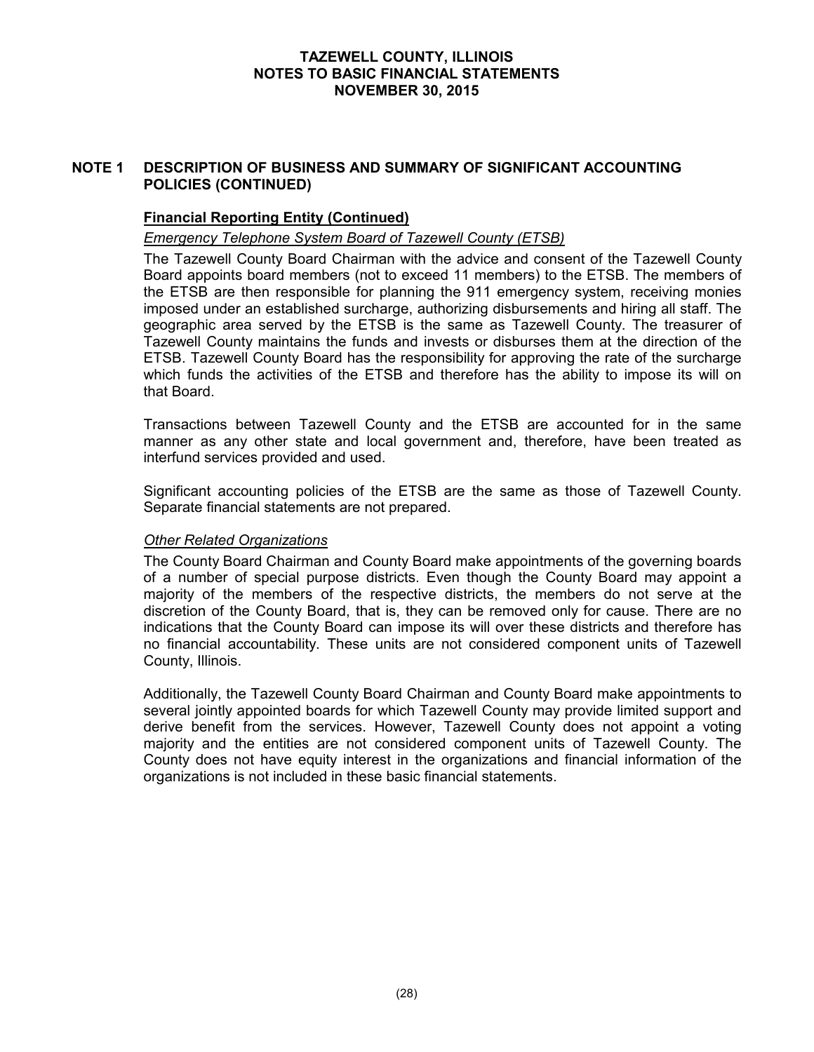## NOTE 1 DESCRIPTION OF BUSINESS AND SUMMARY OF SIGNIFICANT ACCOUNTING POLICIES (CONTINUED)

### Financial Reporting Entity (Continued)

*Emergency Telephone System Board of Tazewell County (ETSB)*

The Tazewell County Board Chairman with the advice and consent of the Tazewell County Board appoints board members (not to exceed 11 members) to the ETSB. The members of the ETSB are then responsible for planning the 911 emergency system, receiving monies imposed under an established surcharge, authorizing disbursements and hiring all staff. The geographic area served by the ETSB is the same as Tazewell County. The treasurer of Tazewell County maintains the funds and invests or disburses them at the direction of the ETSB. Tazewell County Board has the responsibility for approving the rate of the surcharge which funds the activities of the ETSB and therefore has the ability to impose its will on that Board.

Transactions between Tazewell County and the ETSB are accounted for in the same manner as any other state and local government and, therefore, have been treated as interfund services provided and used.

Significant accounting policies of the ETSB are the same as those of Tazewell County. Separate financial statements are not prepared.

*Other Related Organizations*

The County Board Chairman and County Board make appointments of the governing boards of a number of special purpose districts. Even though the County Board may appoint a majority of the members of the respective districts, the members do not serve at the discretion of the County Board, that is, they can be removed only for cause. There are no indications that the County Board can impose its will over these districts and therefore has no financial accountability. These units are not considered component units of Tazewell County, Illinois.

Additionally, the Tazewell County Board Chairman and County Board make appointments to several jointly appointed boards for which Tazewell County may provide limited support and derive benefit from the services. However, Tazewell County does not appoint a voting majority and the entities are not considered component units of Tazewell County. The County does not have equity interest in the organizations and financial information of the organizations is not included in these basic financial statements.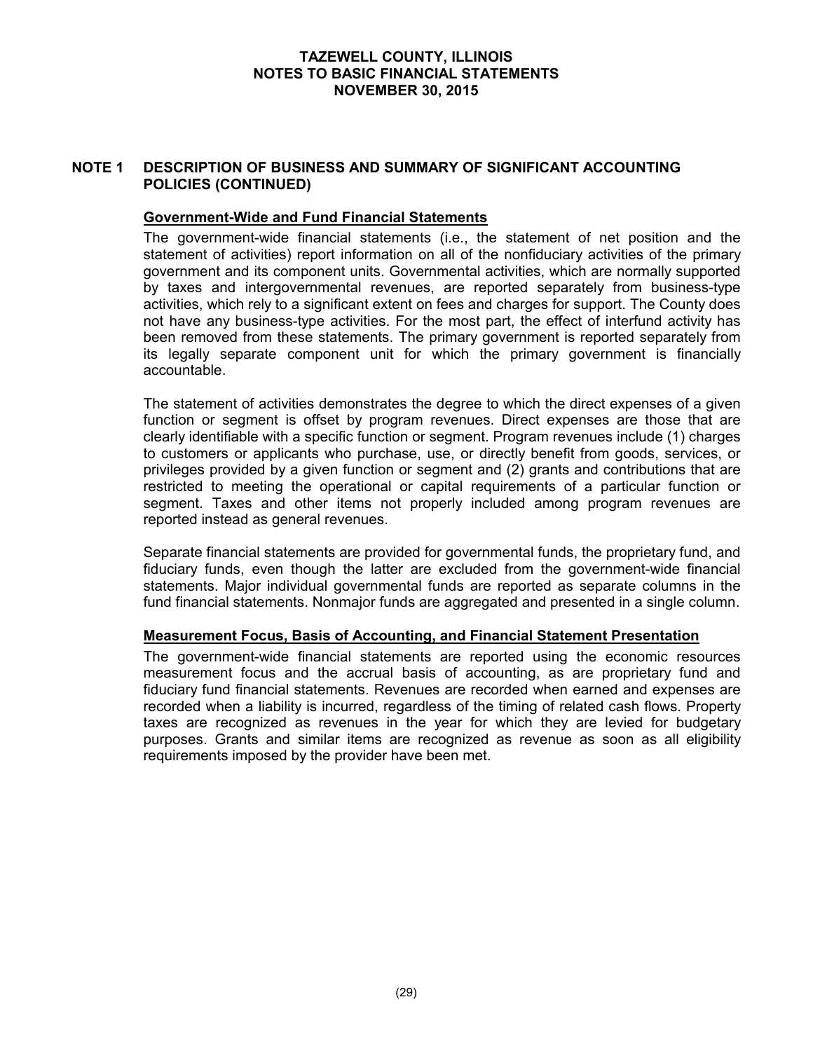## NOTE 1 DESCRIPTION OF BUSINESS AND SUMMARY OF SIGNIFICANT ACCOUNTING POLICIES (CONTINUED)

### Government-Wide and Fund Financial Statements

The government-wide financial statements (i.e., the statement of net position and the statement of activities) report information on all of the nonfiduciary activities of the primary government and its component units. Governmental activities, which are normally supported by taxes and intergovernmental revenues, are reported separately from business-type activities, which rely to a significant extent on fees and charges for support. The County does not have any business-type activities. For the most part, the effect of interfund activity has been removed from these statements. The primary government is reported separately from its legally separate component unit for which the primary government is financially accountable.

The statement of activities demonstrates the degree to which the direct expenses of a given function or segment is offset by program revenues. Direct expenses are those that are clearly identifiable with a specific function or segment. Program revenues include (1) charges to customers or applicants who purchase, use, or directly benefit from goods, services, or privileges provided by a given function or segment and (2) grants and contributions that are restricted to meeting the operational or capital requirements of a particular function or segment. Taxes and other items not properly included among program revenues are reported instead as general revenues.

Separate financial statements are provided for governmental funds, the proprietary fund, and fiduciary funds, even though the latter are excluded from the government-wide financial statements. Major individual governmental funds are reported as separate columns in the fund financial statements. Nonmajor funds are aggregated and presented in a single column.

### Measurement Focus, Basis of Accounting, and Financial Statement Presentation

The government-wide financial statements are reported using the economic resources measurement focus and the accrual basis of accounting, as are proprietary fund and fiduciary fund financial statements. Revenues are recorded when earned and expenses are recorded when a liability is incurred, regardless of the timing of related cash flows. Property taxes are recognized as revenues in the year for which they are levied for budgetary purposes. Grants and similar items are recognized as revenue as soon as all eligibility requirements imposed by the provider have been met.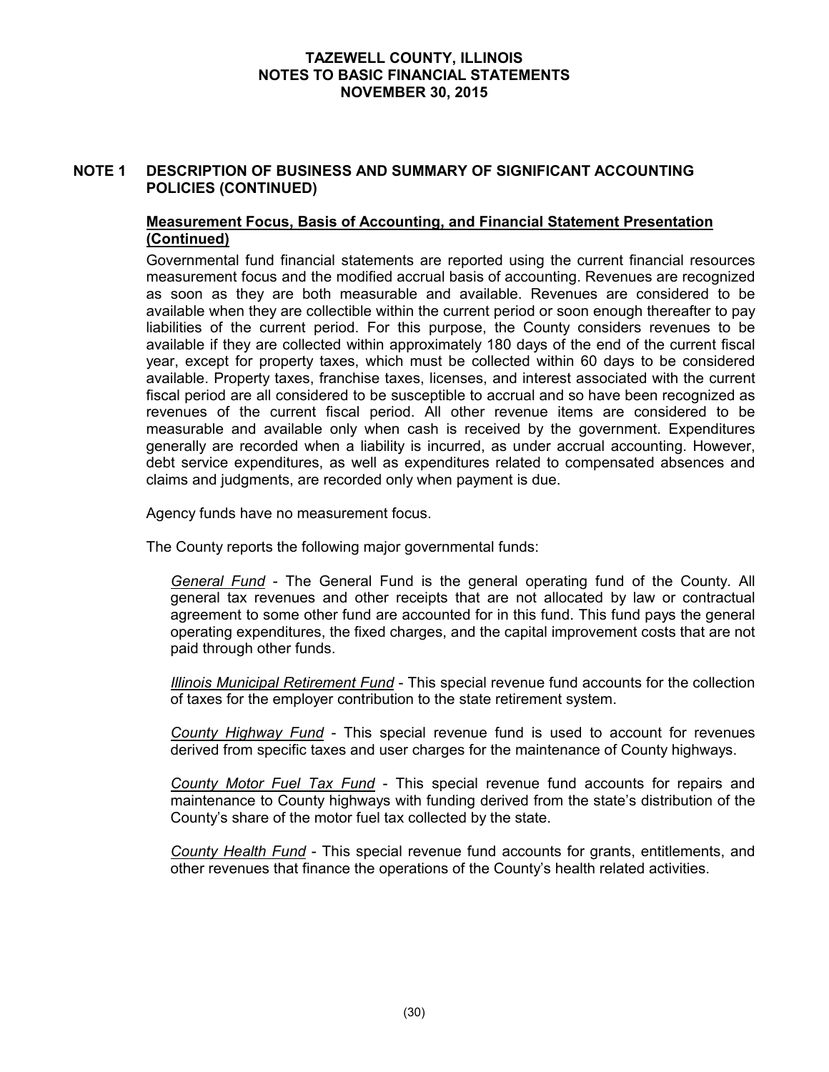## NOTE 1 DESCRIPTION OF BUSINESS AND SUMMARY OF SIGNIFICANT ACCOUNTING POLICIES (CONTINUED)

### Measurement Focus, Basis of Accounting, and Financial Statement Presentation (Continued)

Governmental fund financial statements are reported using the current financial resources measurement focus and the modified accrual basis of accounting. Revenues are recognized as soon as they are both measurable and available. Revenues are considered to be available when they are collectible within the current period or soon enough thereafter to pay liabilities of the current period. For this purpose, the County considers revenues to be available if they are collected within approximately 180 days of the end of the current fiscal year, except for property taxes, which must be collected within 60 days to be considered available. Property taxes, franchise taxes, licenses, and interest associated with the current fiscal period are all considered to be susceptible to accrual and so have been recognized as revenues of the current fiscal period. All other revenue items are considered to be measurable and available only when cash is received by the government. Expenditures generally are recorded when a liability is incurred, as under accrual accounting. However, debt service expenditures, as well as expenditures related to compensated absences and claims and judgments, are recorded only when payment is due.

Agency funds have no measurement focus.

The County reports the following major governmental funds:

*General Fund* - The General Fund is the general operating fund of the County. All general tax revenues and other receipts that are not allocated by law or contractual agreement to some other fund are accounted for in this fund. This fund pays the general operating expenditures, the fixed charges, and the capital improvement costs that are not paid through other funds.

*Illinois Municipal Retirement Fund* - This special revenue fund accounts for the collection of taxes for the employer contribution to the state retirement system.

*County Highway Fund* - This special revenue fund is used to account for revenues derived from specific taxes and user charges for the maintenance of County highways.

*County Motor Fuel Tax Fund* - This special revenue fund accounts for repairs and maintenance to County highways with funding derived from the state's distribution of the County's share of the motor fuel tax collected by the state.

*County Health Fund* - This special revenue fund accounts for grants, entitlements, and other revenues that finance the operations of the County's health related activities.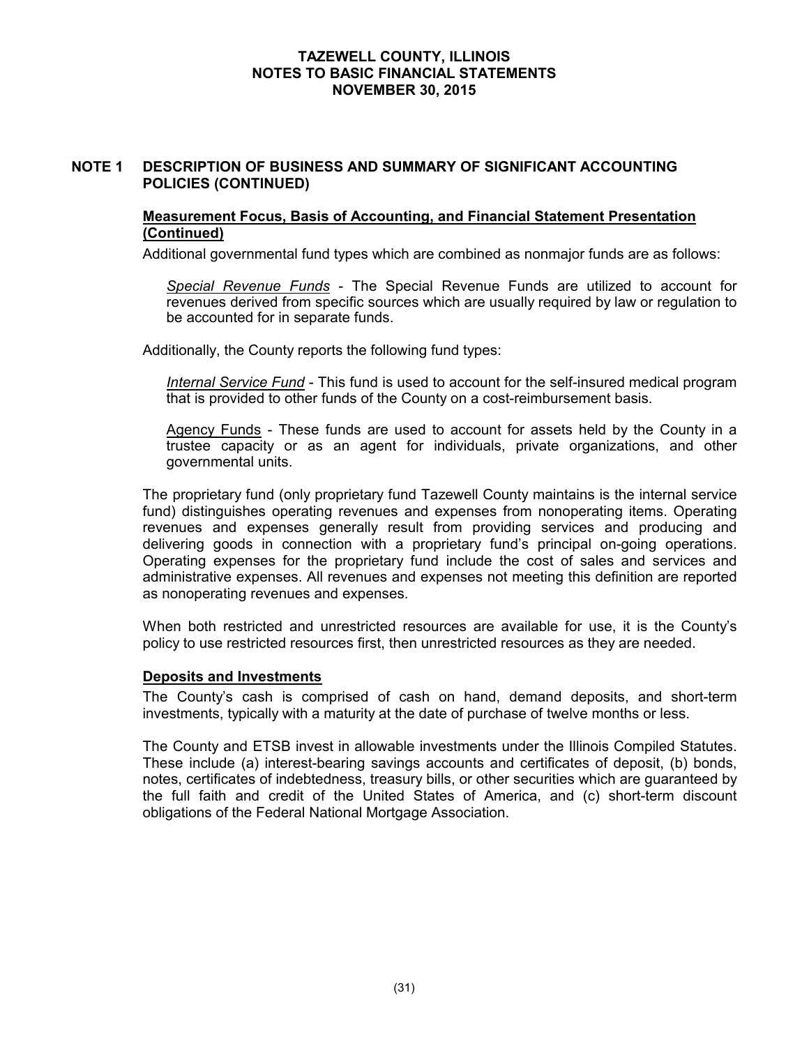## NOTE 1 DESCRIPTION OF BUSINESS AND SUMMARY OF SIGNIFICANT ACCOUNTING POLICIES (CONTINUED)

### Measurement Focus, Basis of Accounting, and Financial Statement Presentation (Continued)

Additional governmental fund types which are combined as nonmajor funds are as follows:

*Special Revenue Funds* - The Special Revenue Funds are utilized to account for revenues derived from specific sources which are usually required by law or regulation to be accounted for in separate funds.

Additionally, the County reports the following fund types:

*Internal Service Fund* - This fund is used to account for the self-insured medical program that is provided to other funds of the County on a cost-reimbursement basis.

Agency Funds - These funds are used to account for assets held by the County in a trustee capacity or as an agent for individuals, private organizations, and other governmental units.

The proprietary fund (only proprietary fund Tazewell County maintains is the internal service fund) distinguishes operating revenues and expenses from nonoperating items. Operating revenues and expenses generally result from providing services and producing and delivering goods in connection with a proprietary fund's principal on-going operations. Operating expenses for the proprietary fund include the cost of sales and services and administrative expenses. All revenues and expenses not meeting this definition are reported as nonoperating revenues and expenses.

When both restricted and unrestricted resources are available for use, it is the County's policy to use restricted resources first, then unrestricted resources as they are needed.

### Deposits and Investments

The County's cash is comprised of cash on hand, demand deposits, and short-term investments, typically with a maturity at the date of purchase of twelve months or less.

The County and ETSB invest in allowable investments under the Illinois Compiled Statutes. These include (a) interest-bearing savings accounts and certificates of deposit, (b) bonds, notes, certificates of indebtedness, treasury bills, or other securities which are guaranteed by the full faith and credit of the United States of America, and (c) short-term discount obligations of the Federal National Mortgage Association.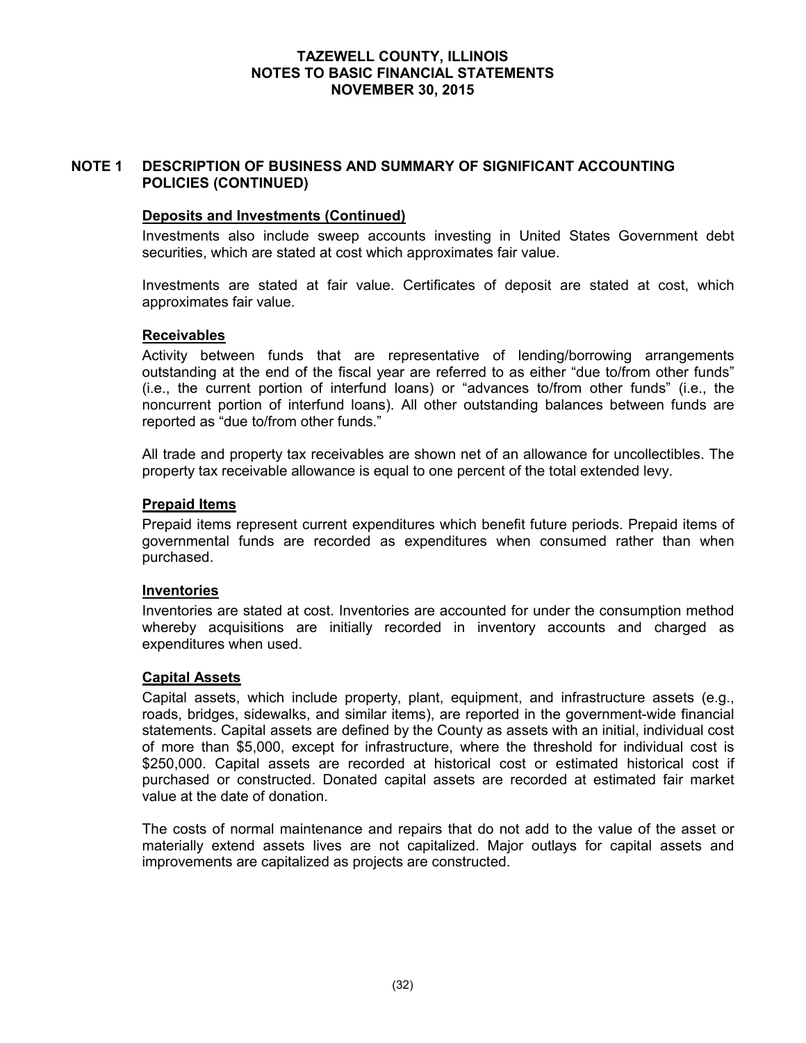## NOTE 1 DESCRIPTION OF BUSINESS AND SUMMARY OF SIGNIFICANT ACCOUNTING POLICIES (CONTINUED)

### Deposits and Investments (Continued)

Investments also include sweep accounts investing in United States Government debt securities, which are stated at cost which approximates fair value.

Investments are stated at fair value. Certificates of deposit are stated at cost, which approximates fair value.

### Receivables

Activity between funds that are representative of lending/borrowing arrangements outstanding at the end of the fiscal year are referred to as either "due to/from other funds" (i.e., the current portion of interfund loans) or "advances to/from other funds" (i.e., the noncurrent portion of interfund loans). All other outstanding balances between funds are reported as "due to/from other funds."

All trade and property tax receivables are shown net of an allowance for uncollectibles. The property tax receivable allowance is equal to one percent of the total extended levy.

### Prepaid Items

Prepaid items represent current expenditures which benefit future periods. Prepaid items of governmental funds are recorded as expenditures when consumed rather than when purchased.

### Inventories

Inventories are stated at cost. Inventories are accounted for under the consumption method whereby acquisitions are initially recorded in inventory accounts and charged as expenditures when used.

### Capital Assets

Capital assets, which include property, plant, equipment, and infrastructure assets (e.g., roads, bridges, sidewalks, and similar items), are reported in the government-wide financial statements. Capital assets are defined by the County as assets with an initial, individual cost of more than $5,000, except for infrastructure, where the threshold for individual cost is $250,000. Capital assets are recorded at historical cost or estimated historical cost if purchased or constructed. Donated capital assets are recorded at estimated fair market value at the date of donation.

The costs of normal maintenance and repairs that do not add to the value of the asset or materially extend assets lives are not capitalized. Major outlays for capital assets and improvements are capitalized as projects are constructed.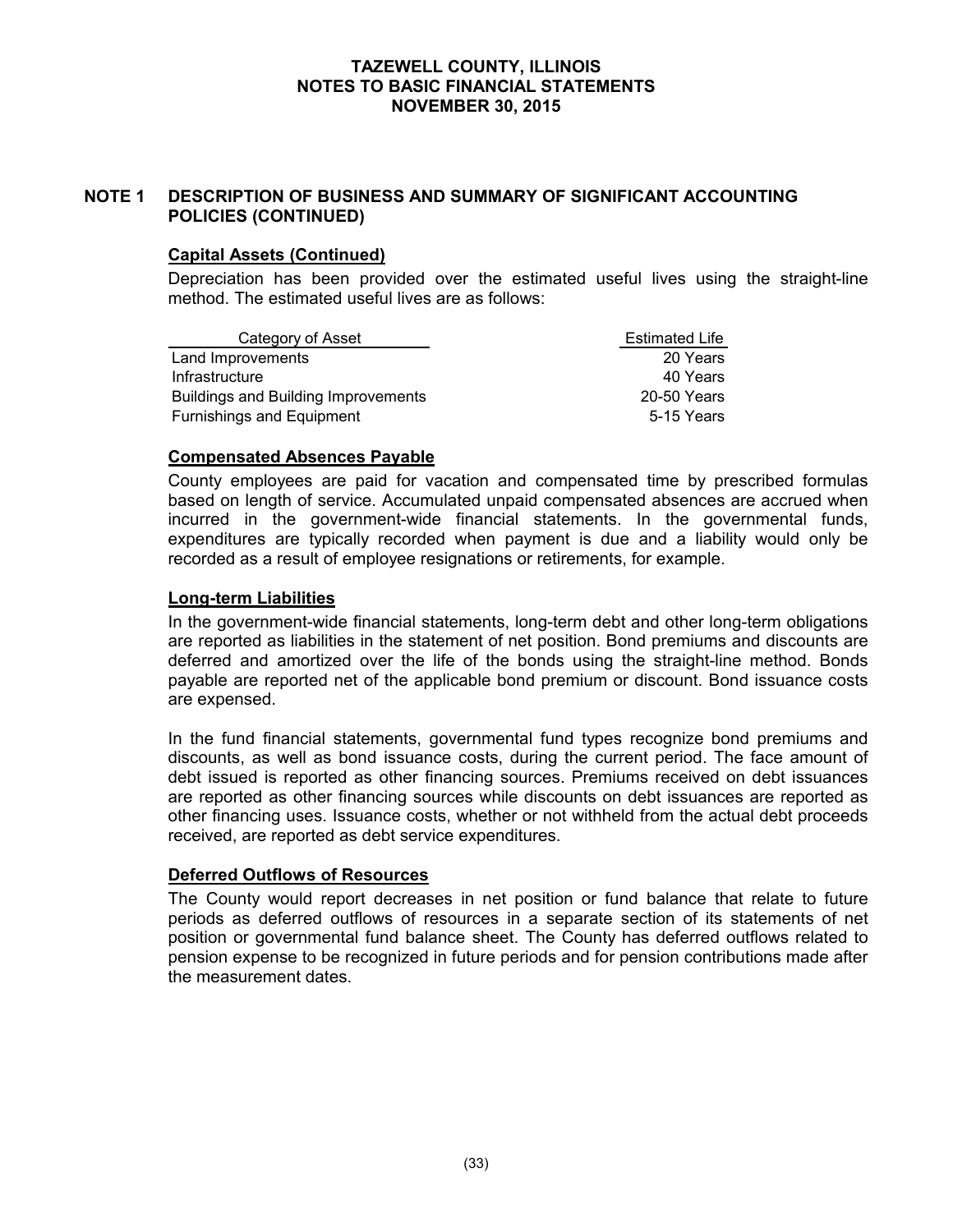## NOTE 1 DESCRIPTION OF BUSINESS AND SUMMARY OF SIGNIFICANT ACCOUNTING POLICIES (CONTINUED)

### Capital Assets (Continued)

Depreciation has been provided over the estimated useful lives using the straight-line method. The estimated useful lives are as follows:

| Category of Asset | Estimated Life |
|---|---|
| Land Improvements | 20 Years |
| Infrastructure | 40 Years |
| Buildings and Building Improvements | 20-50 Years |
| Furnishings and Equipment | 5-15 Years |

### Compensated Absences Payable

County employees are paid for vacation and compensated time by prescribed formulas based on length of service. Accumulated unpaid compensated absences are accrued when incurred in the government-wide financial statements. In the governmental funds, expenditures are typically recorded when payment is due and a liability would only be recorded as a result of employee resignations or retirements, for example.

### Long-term Liabilities

In the government-wide financial statements, long-term debt and other long-term obligations are reported as liabilities in the statement of net position. Bond premiums and discounts are deferred and amortized over the life of the bonds using the straight-line method. Bonds payable are reported net of the applicable bond premium or discount. Bond issuance costs are expensed.

In the fund financial statements, governmental fund types recognize bond premiums and discounts, as well as bond issuance costs, during the current period. The face amount of debt issued is reported as other financing sources. Premiums received on debt issuances are reported as other financing sources while discounts on debt issuances are reported as other financing uses. Issuance costs, whether or not withheld from the actual debt proceeds received, are reported as debt service expenditures.

### Deferred Outflows of Resources

The County would report decreases in net position or fund balance that relate to future periods as deferred outflows of resources in a separate section of its statements of net position or governmental fund balance sheet. The County has deferred outflows related to pension expense to be recognized in future periods and for pension contributions made after the measurement dates.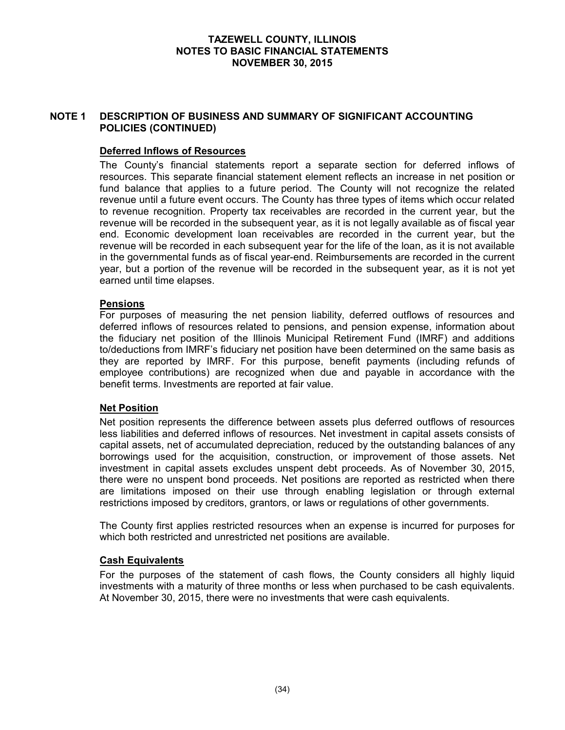## NOTE 1 DESCRIPTION OF BUSINESS AND SUMMARY OF SIGNIFICANT ACCOUNTING POLICIES (CONTINUED)

### Deferred Inflows of Resources

The County's financial statements report a separate section for deferred inflows of resources. This separate financial statement element reflects an increase in net position or fund balance that applies to a future period. The County will not recognize the related revenue until a future event occurs. The County has three types of items which occur related to revenue recognition. Property tax receivables are recorded in the current year, but the revenue will be recorded in the subsequent year, as it is not legally available as of fiscal year end. Economic development loan receivables are recorded in the current year, but the revenue will be recorded in each subsequent year for the life of the loan, as it is not available in the governmental funds as of fiscal year-end. Reimbursements are recorded in the current year, but a portion of the revenue will be recorded in the subsequent year, as it is not yet earned until time elapses.

### Pensions

For purposes of measuring the net pension liability, deferred outflows of resources and deferred inflows of resources related to pensions, and pension expense, information about the fiduciary net position of the Illinois Municipal Retirement Fund (IMRF) and additions to/deductions from IMRF's fiduciary net position have been determined on the same basis as they are reported by IMRF. For this purpose, benefit payments (including refunds of employee contributions) are recognized when due and payable in accordance with the benefit terms. Investments are reported at fair value.

### Net Position

Net position represents the difference between assets plus deferred outflows of resources less liabilities and deferred inflows of resources. Net investment in capital assets consists of capital assets, net of accumulated depreciation, reduced by the outstanding balances of any borrowings used for the acquisition, construction, or improvement of those assets. Net investment in capital assets excludes unspent debt proceeds. As of November 30, 2015, there were no unspent bond proceeds. Net positions are reported as restricted when there are limitations imposed on their use through enabling legislation or through external restrictions imposed by creditors, grantors, or laws or regulations of other governments.

The County first applies restricted resources when an expense is incurred for purposes for which both restricted and unrestricted net positions are available.

### Cash Equivalents

For the purposes of the statement of cash flows, the County considers all highly liquid investments with a maturity of three months or less when purchased to be cash equivalents. At November 30, 2015, there were no investments that were cash equivalents.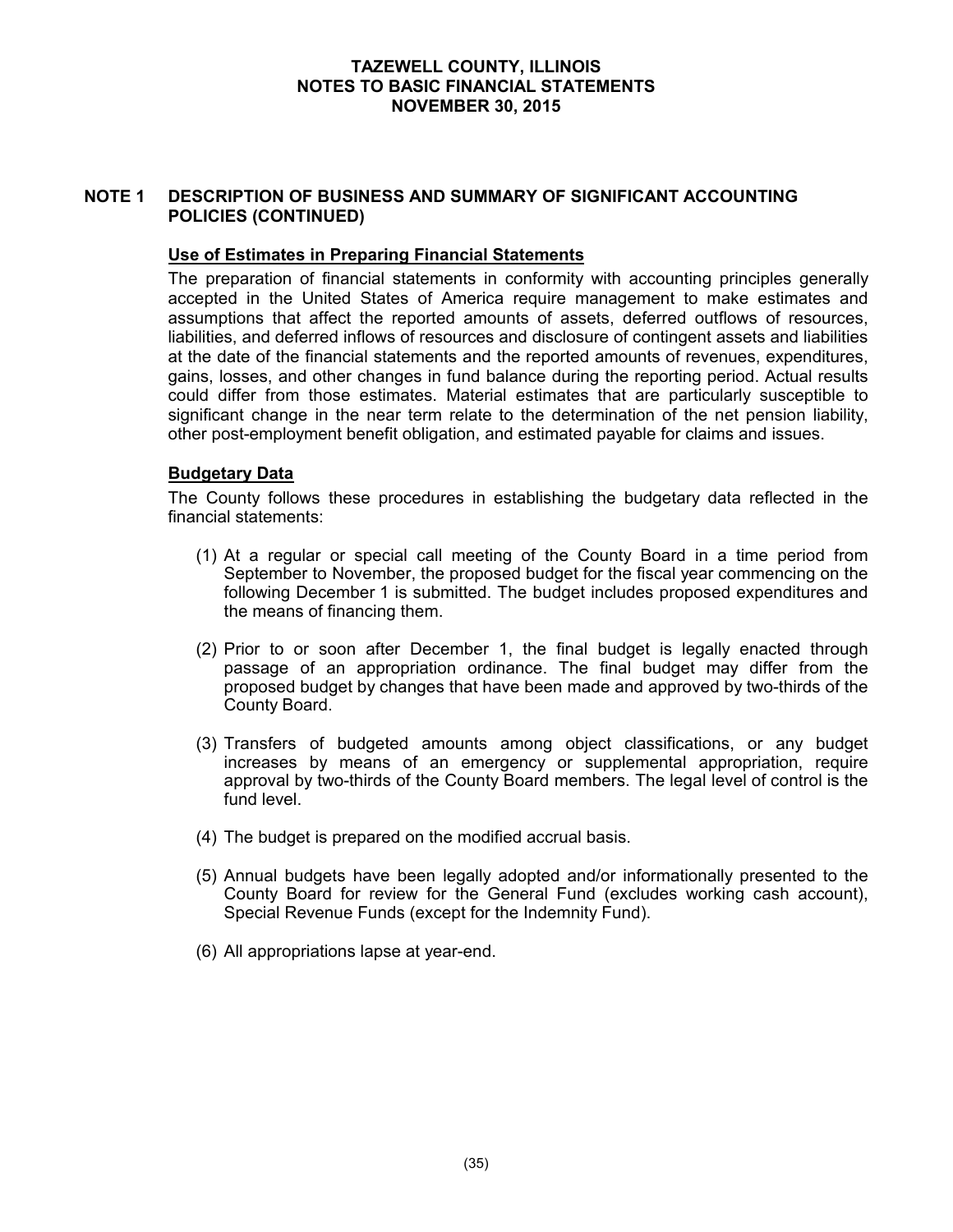## NOTE 1 DESCRIPTION OF BUSINESS AND SUMMARY OF SIGNIFICANT ACCOUNTING POLICIES (CONTINUED)

### Use of Estimates in Preparing Financial Statements

The preparation of financial statements in conformity with accounting principles generally accepted in the United States of America require management to make estimates and assumptions that affect the reported amounts of assets, deferred outflows of resources, liabilities, and deferred inflows of resources and disclosure of contingent assets and liabilities at the date of the financial statements and the reported amounts of revenues, expenditures, gains, losses, and other changes in fund balance during the reporting period. Actual results could differ from those estimates. Material estimates that are particularly susceptible to significant change in the near term relate to the determination of the net pension liability, other post-employment benefit obligation, and estimated payable for claims and issues.

### Budgetary Data

The County follows these procedures in establishing the budgetary data reflected in the financial statements:

(1) At a regular or special call meeting of the County Board in a time period from September to November, the proposed budget for the fiscal year commencing on the following December 1 is submitted. The budget includes proposed expenditures and the means of financing them.

(2) Prior to or soon after December 1, the final budget is legally enacted through passage of an appropriation ordinance. The final budget may differ from the proposed budget by changes that have been made and approved by two-thirds of the County Board.

(3) Transfers of budgeted amounts among object classifications, or any budget increases by means of an emergency or supplemental appropriation, require approval by two-thirds of the County Board members. The legal level of control is the fund level.

(4) The budget is prepared on the modified accrual basis.

(5) Annual budgets have been legally adopted and/or informationally presented to the County Board for review for the General Fund (excludes working cash account), Special Revenue Funds (except for the Indemnity Fund).

(6) All appropriations lapse at year-end.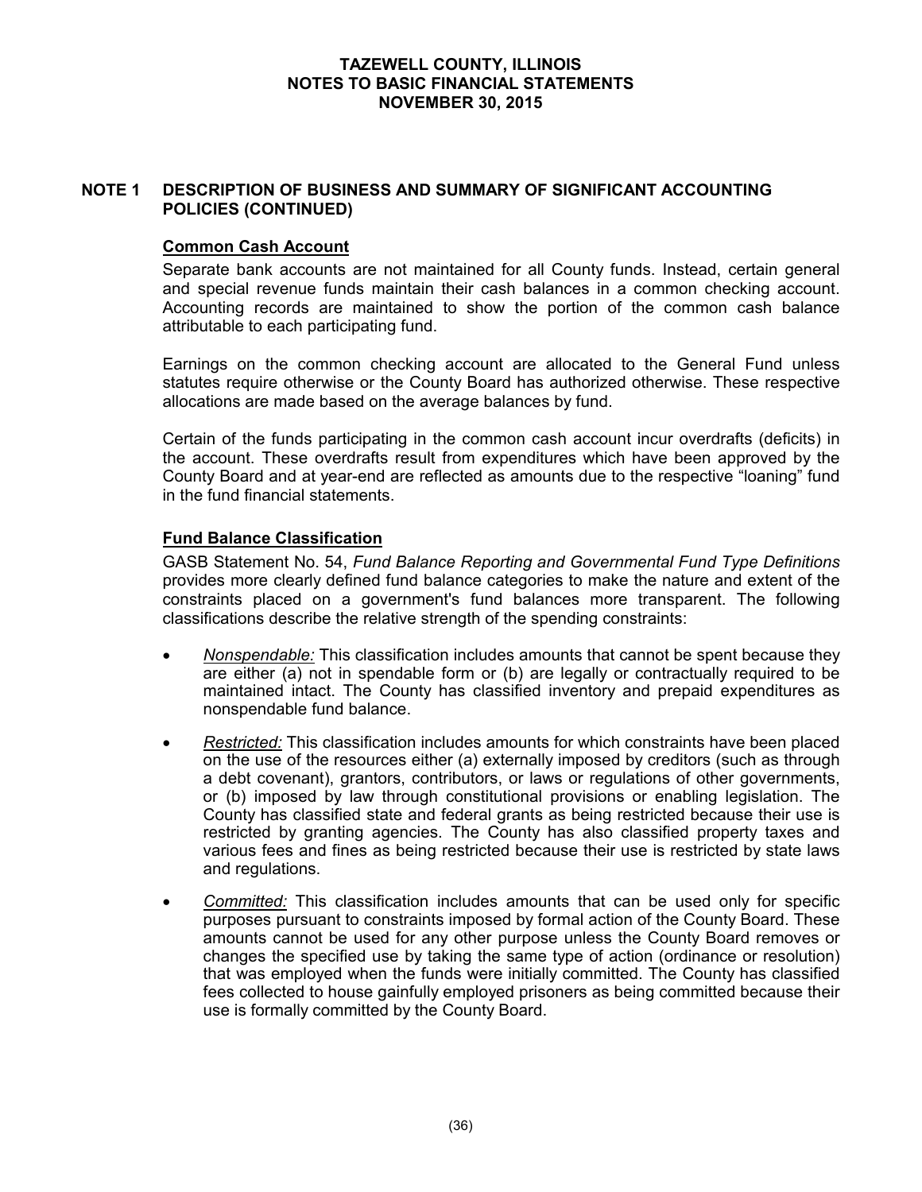## NOTE 1 DESCRIPTION OF BUSINESS AND SUMMARY OF SIGNIFICANT ACCOUNTING POLICIES (CONTINUED)

### Common Cash Account

Separate bank accounts are not maintained for all County funds. Instead, certain general and special revenue funds maintain their cash balances in a common checking account. Accounting records are maintained to show the portion of the common cash balance attributable to each participating fund.

Earnings on the common checking account are allocated to the General Fund unless statutes require otherwise or the County Board has authorized otherwise. These respective allocations are made based on the average balances by fund.

Certain of the funds participating in the common cash account incur overdrafts (deficits) in the account. These overdrafts result from expenditures which have been approved by the County Board and at year-end are reflected as amounts due to the respective "loaning" fund in the fund financial statements.

### Fund Balance Classification

GASB Statement No. 54, *Fund Balance Reporting and Governmental Fund Type Definitions* provides more clearly defined fund balance categories to make the nature and extent of the constraints placed on a government's fund balances more transparent. The following classifications describe the relative strength of the spending constraints:

- *Nonspendable:* This classification includes amounts that cannot be spent because they are either (a) not in spendable form or (b) are legally or contractually required to be maintained intact. The County has classified inventory and prepaid expenditures as nonspendable fund balance.

- *Restricted:* This classification includes amounts for which constraints have been placed on the use of the resources either (a) externally imposed by creditors (such as through a debt covenant), grantors, contributors, or laws or regulations of other governments, or (b) imposed by law through constitutional provisions or enabling legislation. The County has classified state and federal grants as being restricted because their use is restricted by granting agencies. The County has also classified property taxes and various fees and fines as being restricted because their use is restricted by state laws and regulations.

- *Committed:* This classification includes amounts that can be used only for specific purposes pursuant to constraints imposed by formal action of the County Board. These amounts cannot be used for any other purpose unless the County Board removes or changes the specified use by taking the same type of action (ordinance or resolution) that was employed when the funds were initially committed. The County has classified fees collected to house gainfully employed prisoners as being committed because their use is formally committed by the County Board.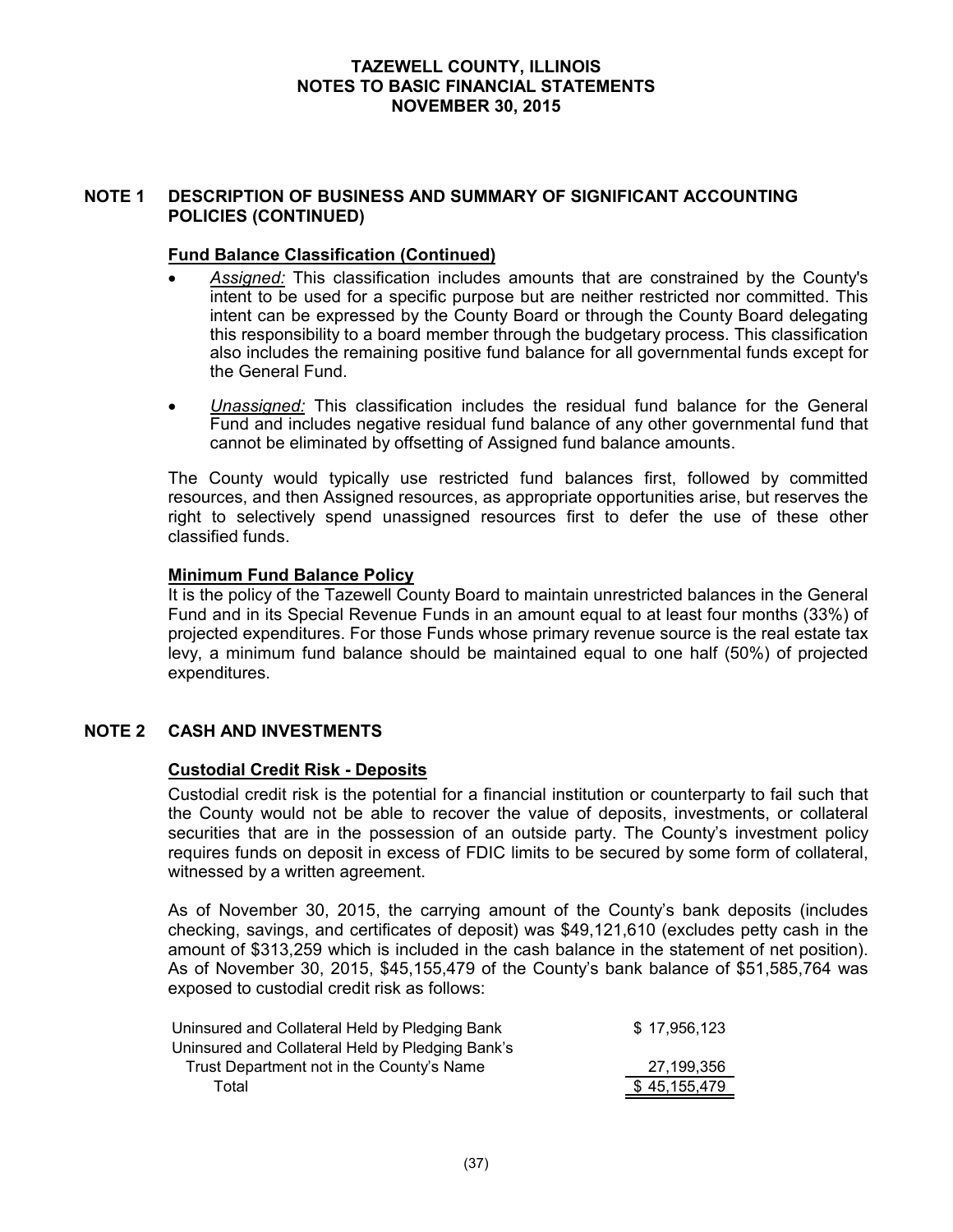## NOTE 1 DESCRIPTION OF BUSINESS AND SUMMARY OF SIGNIFICANT ACCOUNTING POLICIES (CONTINUED)

### Fund Balance Classification (Continued)

- *Assigned:* This classification includes amounts that are constrained by the County's intent to be used for a specific purpose but are neither restricted nor committed. This intent can be expressed by the County Board or through the County Board delegating this responsibility to a board member through the budgetary process. This classification also includes the remaining positive fund balance for all governmental funds except for the General Fund.

- *Unassigned:* This classification includes the residual fund balance for the General Fund and includes negative residual fund balance of any other governmental fund that cannot be eliminated by offsetting of Assigned fund balance amounts.

The County would typically use restricted fund balances first, followed by committed resources, and then Assigned resources, as appropriate opportunities arise, but reserves the right to selectively spend unassigned resources first to defer the use of these other classified funds.

### Minimum Fund Balance Policy

It is the policy of the Tazewell County Board to maintain unrestricted balances in the General Fund and in its Special Revenue Funds in an amount equal to at least four months (33%) of projected expenditures. For those Funds whose primary revenue source is the real estate tax levy, a minimum fund balance should be maintained equal to one half (50%) of projected expenditures.

## NOTE 2 CASH AND INVESTMENTS

### Custodial Credit Risk - Deposits

Custodial credit risk is the potential for a financial institution or counterparty to fail such that the County would not be able to recover the value of deposits, investments, or collateral securities that are in the possession of an outside party. The County's investment policy requires funds on deposit in excess of FDIC limits to be secured by some form of collateral, witnessed by a written agreement.

As of November 30, 2015, the carrying amount of the County's bank deposits (includes checking, savings, and certificates of deposit) was $49,121,610 (excludes petty cash in the amount of $313,259 which is included in the cash balance in the statement of net position). As of November 30, 2015, $45,155,479 of the County's bank balance of $51,585,764 was exposed to custodial credit risk as follows:

| | |
|---|---|
| Uninsured and Collateral Held by Pledging Bank | $ 17,956,123 |
| Uninsured and Collateral Held by Pledging Bank's Trust Department not in the County's Name | 27,199,356 |
| Total | $ 45,155,479 |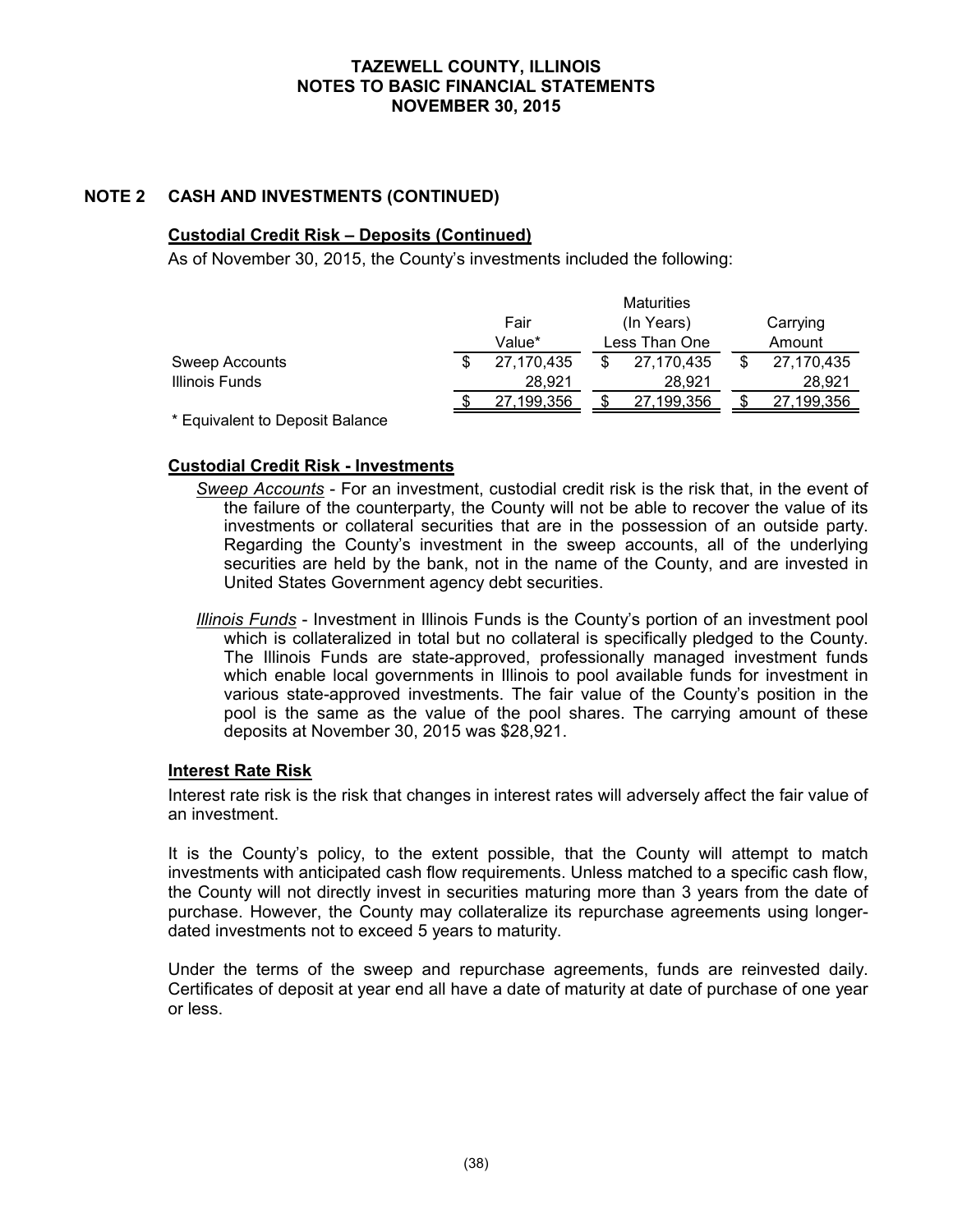## NOTE 2 CASH AND INVESTMENTS (CONTINUED)

**Custodial Credit Risk – Deposits (Continued)**

As of November 30, 2015, the County's investments included the following:

| | Fair Value* | Maturities (In Years) Less Than One | Carrying Amount |
|---|---|---|---|
| Sweep Accounts | $ 27,170,435 | $ 27,170,435 | $ 27,170,435 |
| Illinois Funds | 28,921 | 28,921 | 28,921 |
| | $ 27,199,356 | $ 27,199,356 | $ 27,199,356 |

* Equivalent to Deposit Balance

**Custodial Credit Risk - Investments**

*Sweep Accounts* - For an investment, custodial credit risk is the risk that, in the event of the failure of the counterparty, the County will not be able to recover the value of its investments or collateral securities that are in the possession of an outside party. Regarding the County's investment in the sweep accounts, all of the underlying securities are held by the bank, not in the name of the County, and are invested in United States Government agency debt securities.

*Illinois Funds* - Investment in Illinois Funds is the County's portion of an investment pool which is collateralized in total but no collateral is specifically pledged to the County. The Illinois Funds are state-approved, professionally managed investment funds which enable local governments in Illinois to pool available funds for investment in various state-approved investments. The fair value of the County's position in the pool is the same as the value of the pool shares. The carrying amount of these deposits at November 30, 2015 was $28,921.

**Interest Rate Risk**

Interest rate risk is the risk that changes in interest rates will adversely affect the fair value of an investment.

It is the County's policy, to the extent possible, that the County will attempt to match investments with anticipated cash flow requirements. Unless matched to a specific cash flow, the County will not directly invest in securities maturing more than 3 years from the date of purchase. However, the County may collateralize its repurchase agreements using longer-dated investments not to exceed 5 years to maturity.

Under the terms of the sweep and repurchase agreements, funds are reinvested daily. Certificates of deposit at year end all have a date of maturity at date of purchase of one year or less.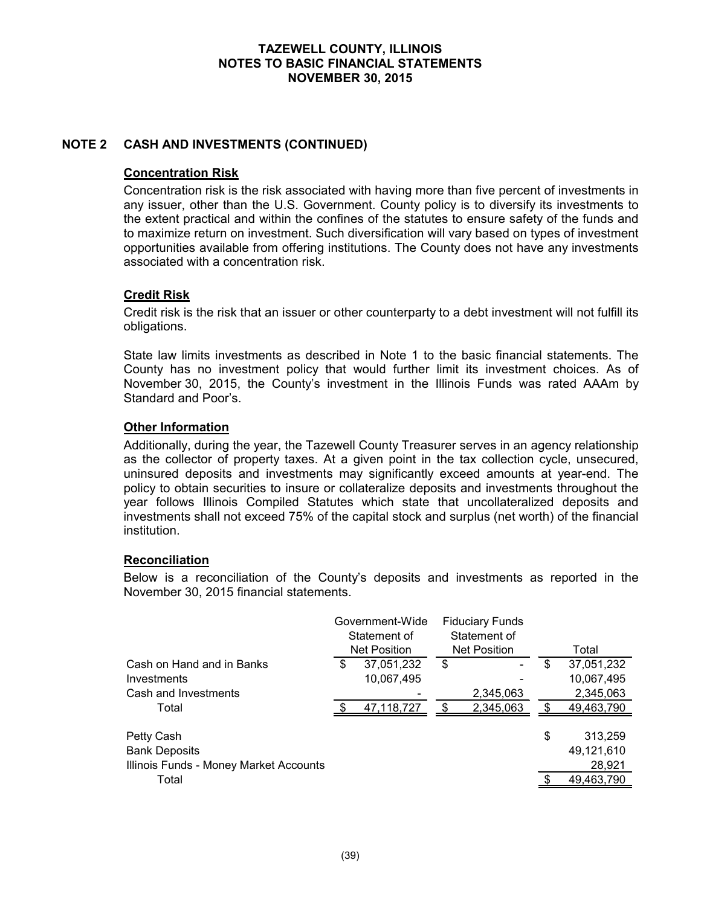# TAZEWELL COUNTY, ILLINOIS
# NOTES TO BASIC FINANCIAL STATEMENTS
# NOVEMBER 30, 2015

## NOTE 2 CASH AND INVESTMENTS (CONTINUED)

### Concentration Risk

Concentration risk is the risk associated with having more than five percent of investments in any issuer, other than the U.S. Government. County policy is to diversify its investments to the extent practical and within the confines of the statutes to ensure safety of the funds and to maximize return on investment. Such diversification will vary based on types of investment opportunities available from offering institutions. The County does not have any investments associated with a concentration risk.

### Credit Risk

Credit risk is the risk that an issuer or other counterparty to a debt investment will not fulfill its obligations.

State law limits investments as described in Note 1 to the basic financial statements. The County has no investment policy that would further limit its investment choices. As of November 30, 2015, the County's investment in the Illinois Funds was rated AAAm by Standard and Poor's.

### Other Information

Additionally, during the year, the Tazewell County Treasurer serves in an agency relationship as the collector of property taxes. At a given point in the tax collection cycle, unsecured, uninsured deposits and investments may significantly exceed amounts at year-end. The policy to obtain securities to insure or collateralize deposits and investments throughout the year follows Illinois Compiled Statutes which state that uncollateralized deposits and investments shall not exceed 75% of the capital stock and surplus (net worth) of the financial institution.

### Reconciliation

Below is a reconciliation of the County's deposits and investments as reported in the November 30, 2015 financial statements.

| | Government-Wide Statement of Net Position | Fiduciary Funds Statement of Net Position | Total |
|---|---|---|---|
| Cash on Hand and in Banks | $ 37,051,232 | $ - | $ 37,051,232 |
| Investments | 10,067,495 | - | 10,067,495 |
| Cash and Investments | - | 2,345,063 | 2,345,063 |
| Total | $ 47,118,727 | $ 2,345,063 | $ 49,463,790 |
| | | | |
| Petty Cash | | | $ 313,259 |
| Bank Deposits | | | 49,121,610 |
| Illinois Funds - Money Market Accounts | | | 28,921 |
| Total | | | $ 49,463,790 |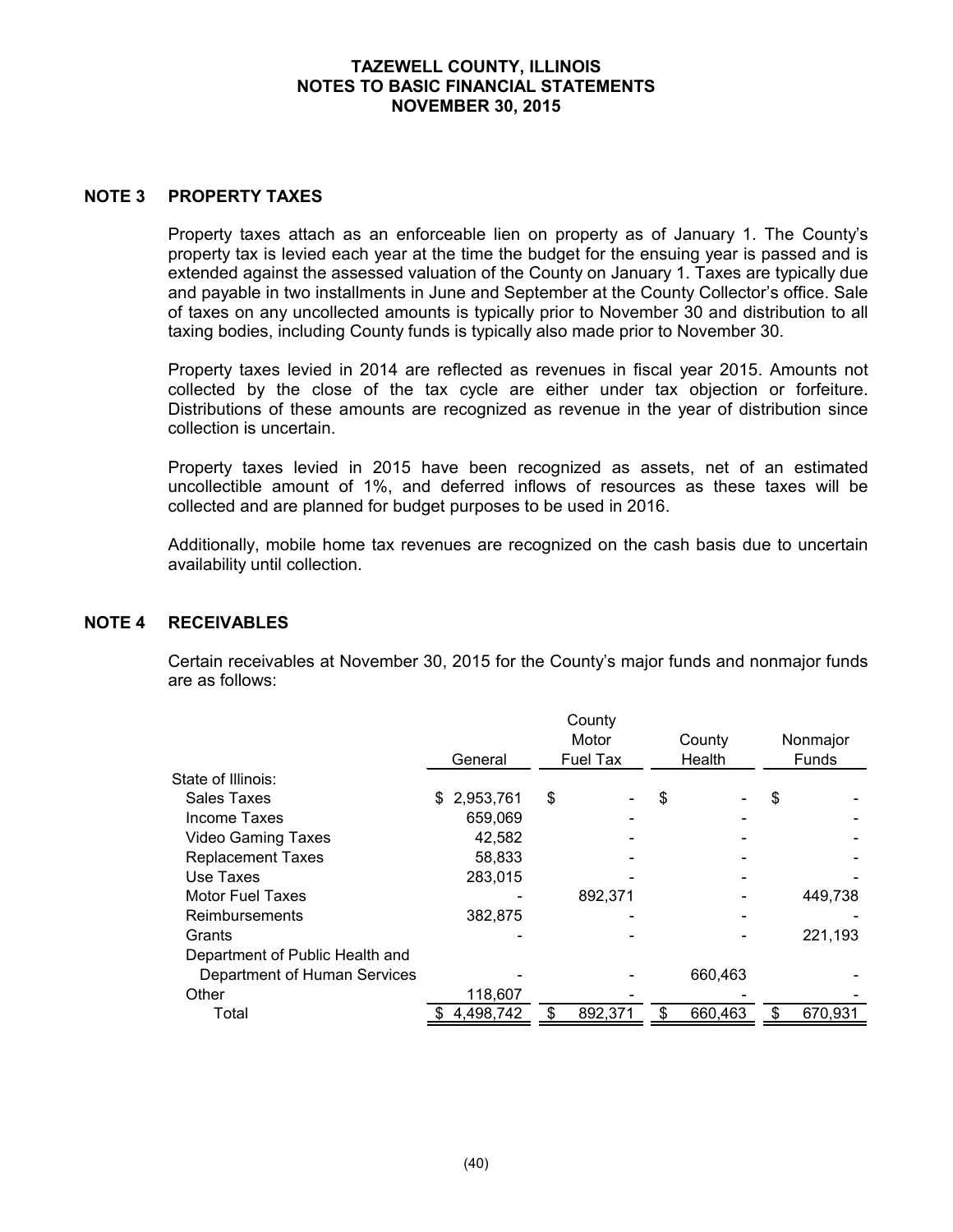## NOTE 3 PROPERTY TAXES

Property taxes attach as an enforceable lien on property as of January 1. The County's property tax is levied each year at the time the budget for the ensuing year is passed and is extended against the assessed valuation of the County on January 1. Taxes are typically due and payable in two installments in June and September at the County Collector's office. Sale of taxes on any uncollected amounts is typically prior to November 30 and distribution to all taxing bodies, including County funds is typically also made prior to November 30.

Property taxes levied in 2014 are reflected as revenues in fiscal year 2015. Amounts not collected by the close of the tax cycle are either under tax objection or forfeiture. Distributions of these amounts are recognized as revenue in the year of distribution since collection is uncertain.

Property taxes levied in 2015 have been recognized as assets, net of an estimated uncollectible amount of 1%, and deferred inflows of resources as these taxes will be collected and are planned for budget purposes to be used in 2016.

Additionally, mobile home tax revenues are recognized on the cash basis due to uncertain availability until collection.

## NOTE 4 RECEIVABLES

Certain receivables at November 30, 2015 for the County's major funds and nonmajor funds are as follows:

| | General | County Motor Fuel Tax | County Health | Nonmajor Funds |
|---|---|---|---|---|
| State of Illinois: | | | | |
| Sales Taxes | $ 2,953,761 | $ - | $ - | $ - |
| Income Taxes | 659,069 | - | - | - |
| Video Gaming Taxes | 42,582 | - | - | - |
| Replacement Taxes | 58,833 | - | - | - |
| Use Taxes | 283,015 | - | - | - |
| Motor Fuel Taxes | - | 892,371 | - | 449,738 |
| Reimbursements | 382,875 | - | - | - |
| Grants | - | - | - | 221,193 |
| Department of Public Health and Department of Human Services | - | - | 660,463 | - |
| Other | 118,607 | - | - | - |
| Total | $ 4,498,742 | $ 892,371 | $ 660,463 | $ 670,931 |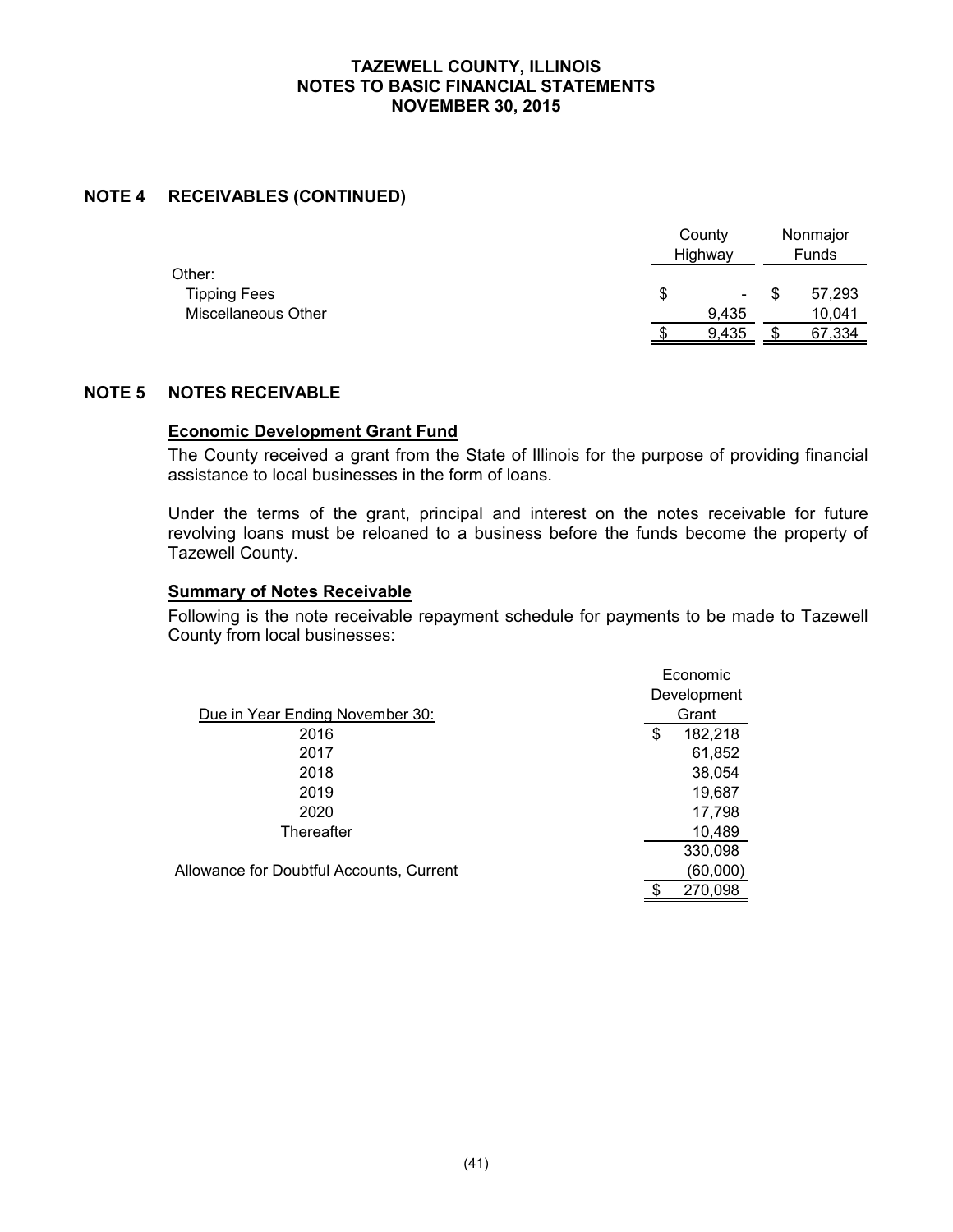## NOTE 4 RECEIVABLES (CONTINUED)

| | County Highway | Nonmajor Funds |
|---|---|---|
| Other: | | |
| Tipping Fees | $ - | $ 57,293 |
| Miscellaneous Other | 9,435 | 10,041 |
| | $ 9,435 | $ 67,334 |

## NOTE 5 NOTES RECEIVABLE

### Economic Development Grant Fund

The County received a grant from the State of Illinois for the purpose of providing financial assistance to local businesses in the form of loans.

Under the terms of the grant, principal and interest on the notes receivable for future revolving loans must be reloaned to a business before the funds become the property of Tazewell County.

### Summary of Notes Receivable

Following is the note receivable repayment schedule for payments to be made to Tazewell County from local businesses:

| Due in Year Ending November 30: | Economic Development Grant |
|---|---|
| 2016 | $ 182,218 |
| 2017 | 61,852 |
| 2018 | 38,054 |
| 2019 | 19,687 |
| 2020 | 17,798 |
| Thereafter | 10,489 |
| | 330,098 |
| Allowance for Doubtful Accounts, Current | (60,000) |
| | $ 270,098 |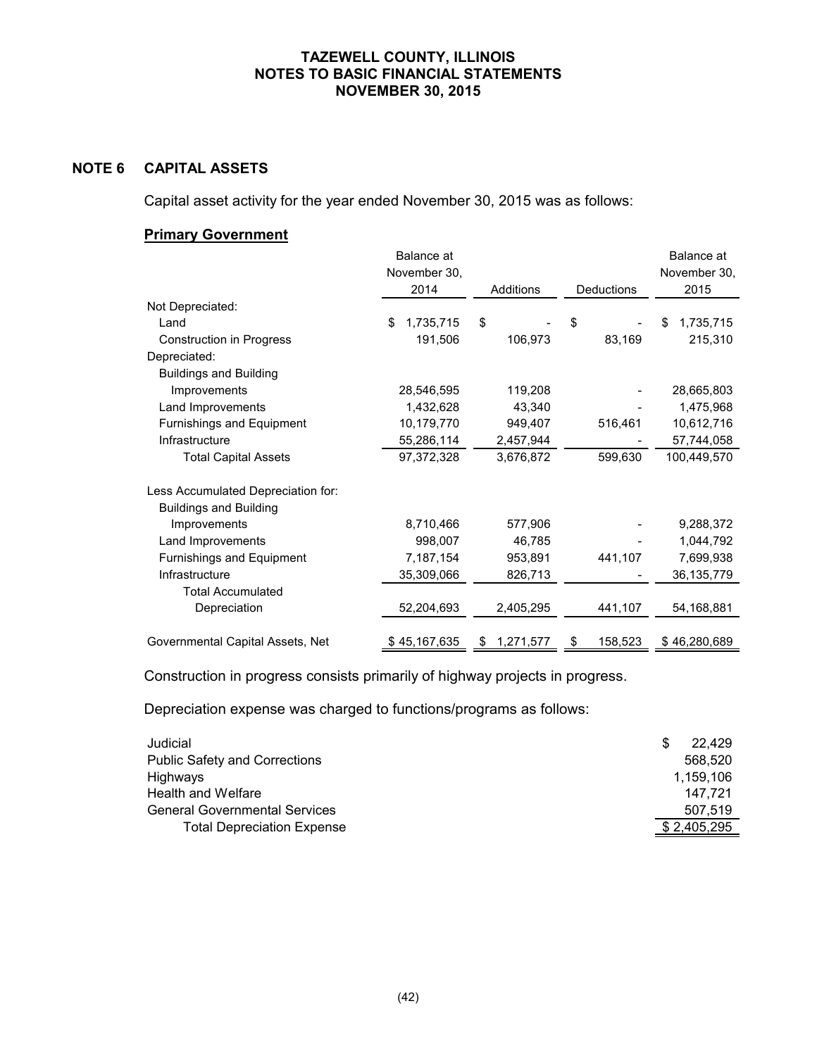**TAZEWELL COUNTY, ILLINOIS**
**NOTES TO BASIC FINANCIAL STATEMENTS**
**NOVEMBER 30, 2015**

## NOTE 6 CAPITAL ASSETS

Capital asset activity for the year ended November 30, 2015 was as follows:

### Primary Government

| | Balance at November 30, 2014 | Additions | Deductions | Balance at November 30, 2015 |
|---|---|---|---|---|
| Not Depreciated: | | | | |
| Land | $ 1,735,715 | $ - | $ - | $ 1,735,715 |
| Construction in Progress | 191,506 | 106,973 | 83,169 | 215,310 |
| Depreciated: | | | | |
| Buildings and Building Improvements | 28,546,595 | 119,208 | - | 28,665,803 |
| Land Improvements | 1,432,628 | 43,340 | - | 1,475,968 |
| Furnishings and Equipment | 10,179,770 | 949,407 | 516,461 | 10,612,716 |
| Infrastructure | 55,286,114 | 2,457,944 | - | 57,744,058 |
| Total Capital Assets | 97,372,328 | 3,676,872 | 599,630 | 100,449,570 |
| Less Accumulated Depreciation for: | | | | |
| Buildings and Building Improvements | 8,710,466 | 577,906 | - | 9,288,372 |
| Land Improvements | 998,007 | 46,785 | - | 1,044,792 |
| Furnishings and Equipment | 7,187,154 | 953,891 | 441,107 | 7,699,938 |
| Infrastructure | 35,309,066 | 826,713 | - | 36,135,779 |
| Total Accumulated Depreciation | 52,204,693 | 2,405,295 | 441,107 | 54,168,881 |
| Governmental Capital Assets, Net | $ 45,167,635 | $ 1,271,577 | $ 158,523 | $ 46,280,689 |

Construction in progress consists primarily of highway projects in progress.

Depreciation expense was charged to functions/programs as follows:

| | |
|---|---|
| Judicial | $ 22,429 |
| Public Safety and Corrections | 568,520 |
| Highways | 1,159,106 |
| Health and Welfare | 147,721 |
| General Governmental Services | 507,519 |
| Total Depreciation Expense | $ 2,405,295 |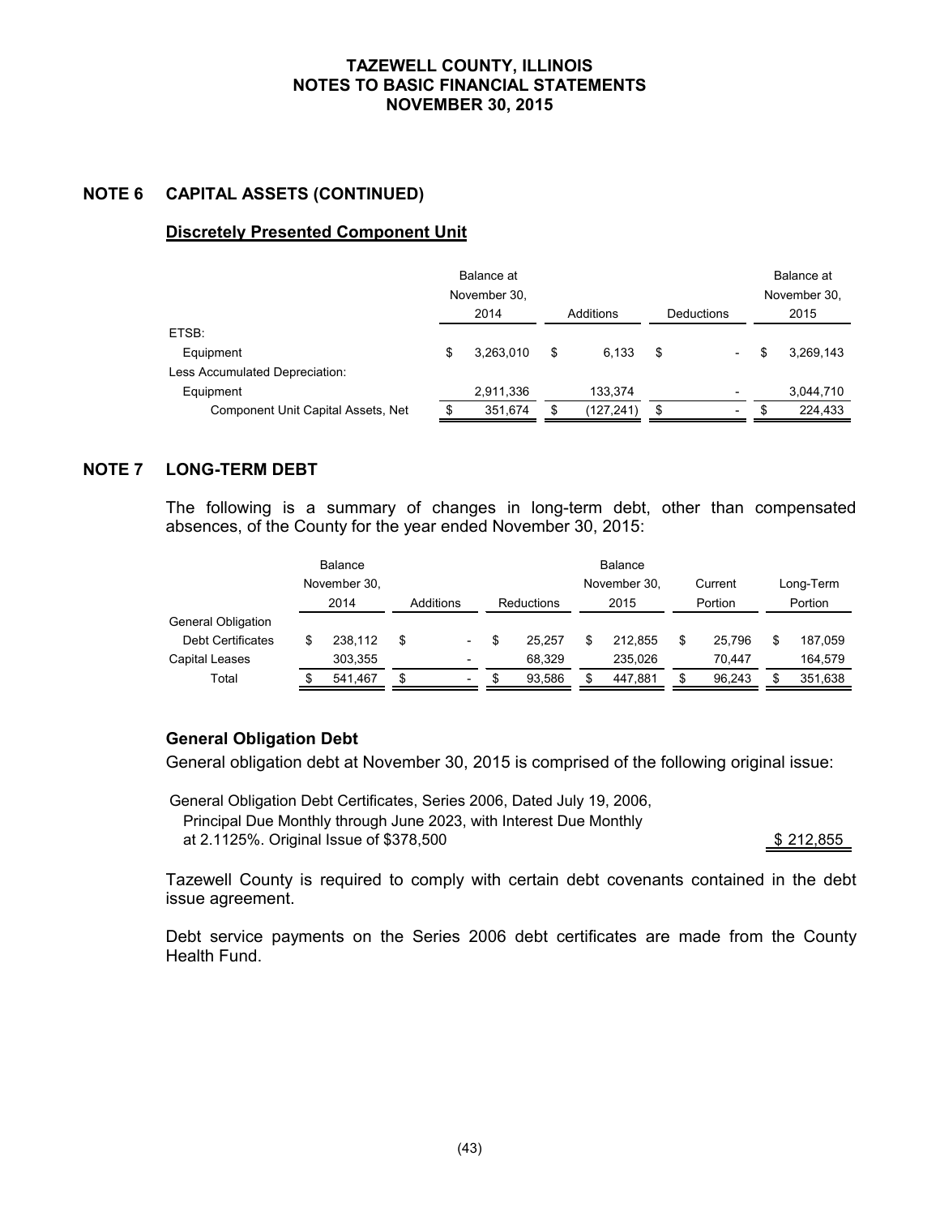## NOTE 6 CAPITAL ASSETS (CONTINUED)

### Discretely Presented Component Unit

| | Balance at November 30, 2014 | Additions | Deductions | Balance at November 30, 2015 |
|---|---|---|---|---|
| ETSB: | | | | |
| Equipment | $ 3,263,010 | $ 6,133 | $ - | $ 3,269,143 |
| Less Accumulated Depreciation: | | | | |
| Equipment | 2,911,336 | 133,374 | - | 3,044,710 |
| Component Unit Capital Assets, Net | $ 351,674 | $ (127,241) | $ - | $ 224,433 |

## NOTE 7 LONG-TERM DEBT

The following is a summary of changes in long-term debt, other than compensated absences, of the County for the year ended November 30, 2015:

| | Balance November 30, 2014 | Additions | Reductions | Balance November 30, 2015 | Current Portion | Long-Term Portion |
|---|---|---|---|---|---|---|
| General Obligation Debt Certificates | $ 238,112 | $ - | $ 25,257 | $ 212,855 | $ 25,796 | $ 187,059 |
| Capital Leases | 303,355 | - | 68,329 | 235,026 | 70,447 | 164,579 |
| Total | $ 541,467 | $ - | $ 93,586 | $ 447,881 | $ 96,243 | $ 351,638 |

### General Obligation Debt

General obligation debt at November 30, 2015 is comprised of the following original issue:

| | |
|---|---|
| General Obligation Debt Certificates, Series 2006, Dated July 19, 2006, Principal Due Monthly through June 2023, with Interest Due Monthly at 2.1125%. Original Issue of $378,500 | $ 212,855 |

Tazewell County is required to comply with certain debt covenants contained in the debt issue agreement.

Debt service payments on the Series 2006 debt certificates are made from the County Health Fund.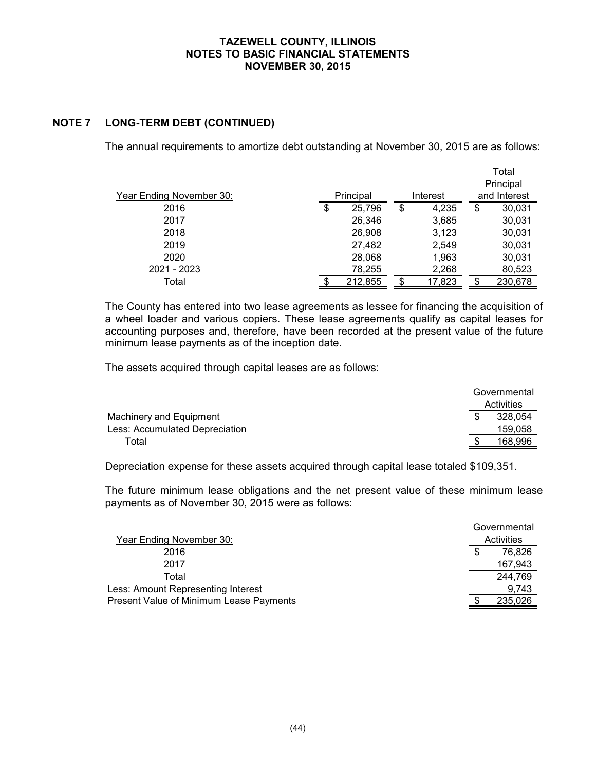## NOTE 7 LONG-TERM DEBT (CONTINUED)

The annual requirements to amortize debt outstanding at November 30, 2015 are as follows:

| Year Ending November 30: | Principal | Interest | Total Principal and Interest |
|---|---|---|---|
| 2016 | $ 25,796 | $ 4,235 | $ 30,031 |
| 2017 | 26,346 | 3,685 | 30,031 |
| 2018 | 26,908 | 3,123 | 30,031 |
| 2019 | 27,482 | 2,549 | 30,031 |
| 2020 | 28,068 | 1,963 | 30,031 |
| 2021 - 2023 | 78,255 | 2,268 | 80,523 |
| Total | $ 212,855 | $ 17,823 | $ 230,678 |

The County has entered into two lease agreements as lessee for financing the acquisition of a wheel loader and various copiers. These lease agreements qualify as capital leases for accounting purposes and, therefore, have been recorded at the present value of the future minimum lease payments as of the inception date.

The assets acquired through capital leases are as follows:

| | Governmental Activities |
|---|---|
| Machinery and Equipment | $ 328,054 |
| Less: Accumulated Depreciation | 159,058 |
| Total | $ 168,996 |

Depreciation expense for these assets acquired through capital lease totaled $109,351.

The future minimum lease obligations and the net present value of these minimum lease payments as of November 30, 2015 were as follows:

| Year Ending November 30: | Governmental Activities |
|---|---|
| 2016 | $ 76,826 |
| 2017 | 167,943 |
| Total | 244,769 |
| Less: Amount Representing Interest | 9,743 |
| Present Value of Minimum Lease Payments | $ 235,026 |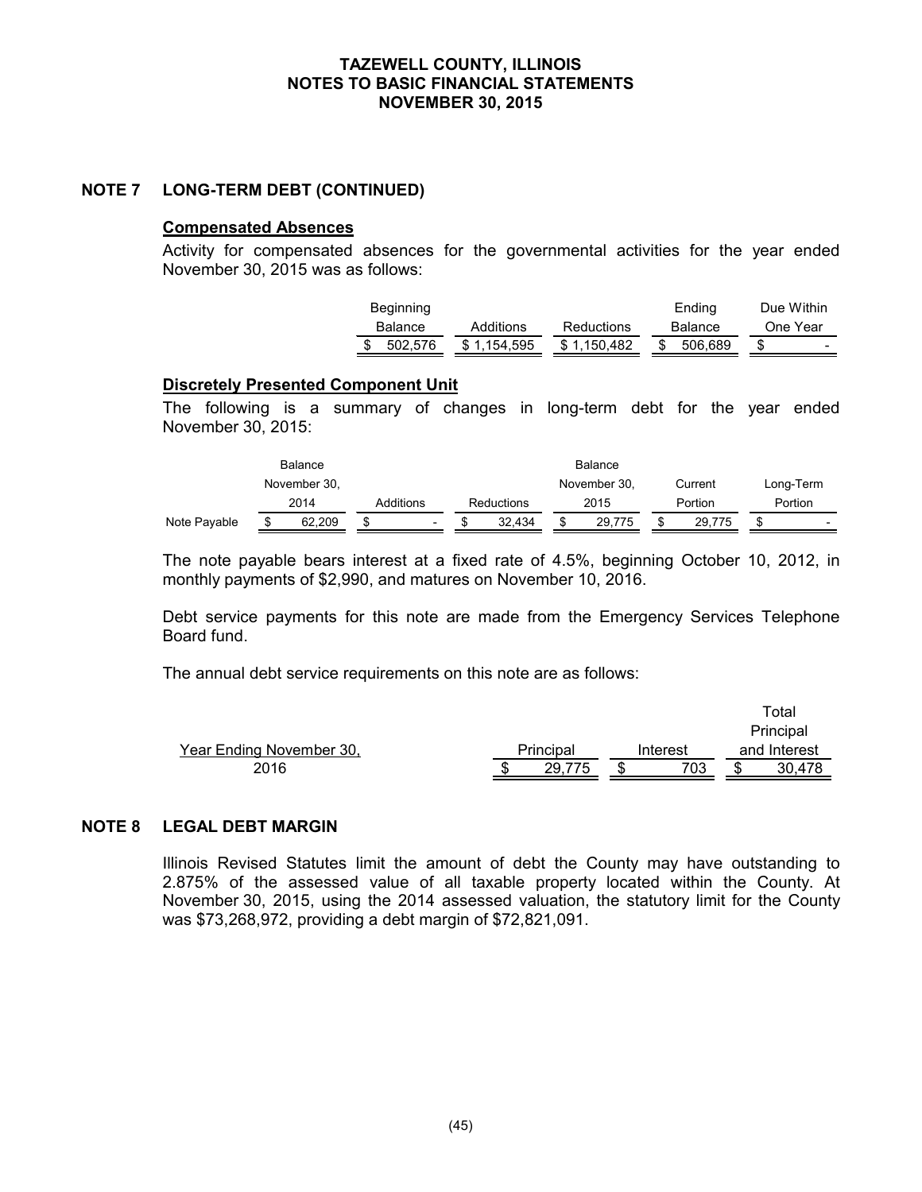### NOTE 7 LONG-TERM DEBT (CONTINUED)

**Compensated Absences**

Activity for compensated absences for the governmental activities for the year ended November 30, 2015 was as follows:

| Beginning Balance | Additions | Reductions | Ending Balance | Due Within One Year |
|---|---|---|---|---|
| $ 502,576 | $ 1,154,595 | $ 1,150,482 | $ 506,689 | $ - |

**Discretely Presented Component Unit**

The following is a summary of changes in long-term debt for the year ended November 30, 2015:

| | Balance November 30, 2014 | Additions | Reductions | Balance November 30, 2015 | Current Portion | Long-Term Portion |
|---|---|---|---|---|---|---|
| Note Payable | $ 62,209 | $ - | $ 32,434 | $ 29,775 | $ 29,775 | $ - |

The note payable bears interest at a fixed rate of 4.5%, beginning October 10, 2012, in monthly payments of $2,990, and matures on November 10, 2016.

Debt service payments for this note are made from the Emergency Services Telephone Board fund.

The annual debt service requirements on this note are as follows:

| Year Ending November 30, | Principal | Interest | Total Principal and Interest |
|---|---|---|---|
| 2016 | $ 29,775 | $ 703 | $ 30,478 |

### NOTE 8 LEGAL DEBT MARGIN

Illinois Revised Statutes limit the amount of debt the County may have outstanding to 2.875% of the assessed value of all taxable property located within the County. At November 30, 2015, using the 2014 assessed valuation, the statutory limit for the County was $73,268,972, providing a debt margin of $72,821,091.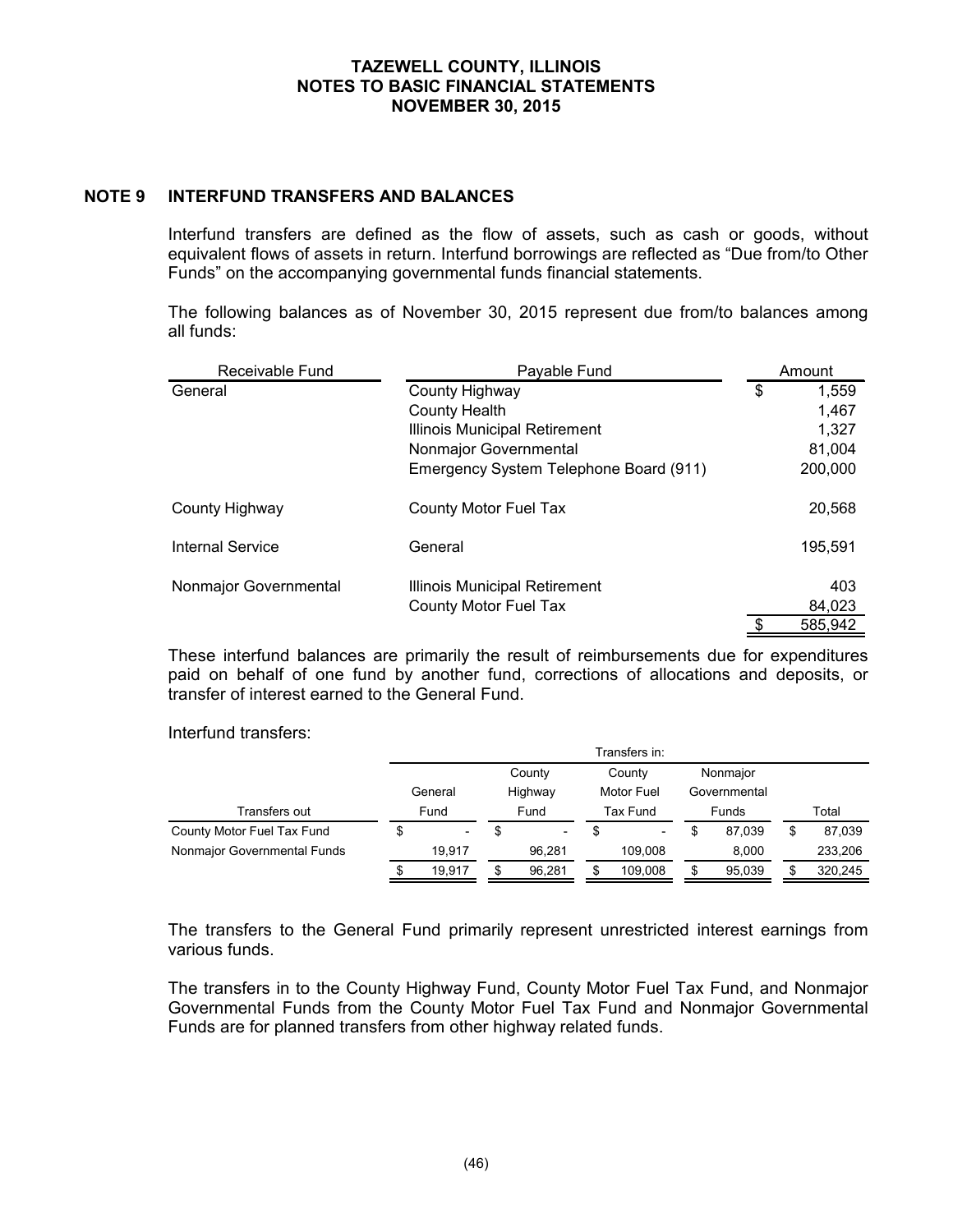## NOTE 9 INTERFUND TRANSFERS AND BALANCES

Interfund transfers are defined as the flow of assets, such as cash or goods, without equivalent flows of assets in return. Interfund borrowings are reflected as "Due from/to Other Funds" on the accompanying governmental funds financial statements.

The following balances as of November 30, 2015 represent due from/to balances among all funds:

| Receivable Fund | Payable Fund | Amount |
|---|---|---|
| General | County Highway | $ 1,559 |
| | County Health | 1,467 |
| | Illinois Municipal Retirement | 1,327 |
| | Nonmajor Governmental | 81,004 |
| | Emergency System Telephone Board (911) | 200,000 |
| County Highway | County Motor Fuel Tax | 20,568 |
| Internal Service | General | 195,591 |
| Nonmajor Governmental | Illinois Municipal Retirement | 403 |
| | County Motor Fuel Tax | 84,023 |
| | | $ 585,942 |

These interfund balances are primarily the result of reimbursements due for expenditures paid on behalf of one fund by another fund, corrections of allocations and deposits, or transfer of interest earned to the General Fund.

Interfund transfers:

| | Transfers in: | | | | |
|---|---|---|---|---|---|
| Transfers out | General Fund | County Highway Fund | County Motor Fuel Tax Fund | Nonmajor Governmental Funds | Total |
| County Motor Fuel Tax Fund | $ - | $ - | $ - | $ 87,039 | $ 87,039 |
| Nonmajor Governmental Funds | 19,917 | 96,281 | 109,008 | 8,000 | 233,206 |
| | $ 19,917 | $ 96,281 | $ 109,008 | $ 95,039 | $ 320,245 |

The transfers to the General Fund primarily represent unrestricted interest earnings from various funds.

The transfers in to the County Highway Fund, County Motor Fuel Tax Fund, and Nonmajor Governmental Funds from the County Motor Fuel Tax Fund and Nonmajor Governmental Funds are for planned transfers from other highway related funds.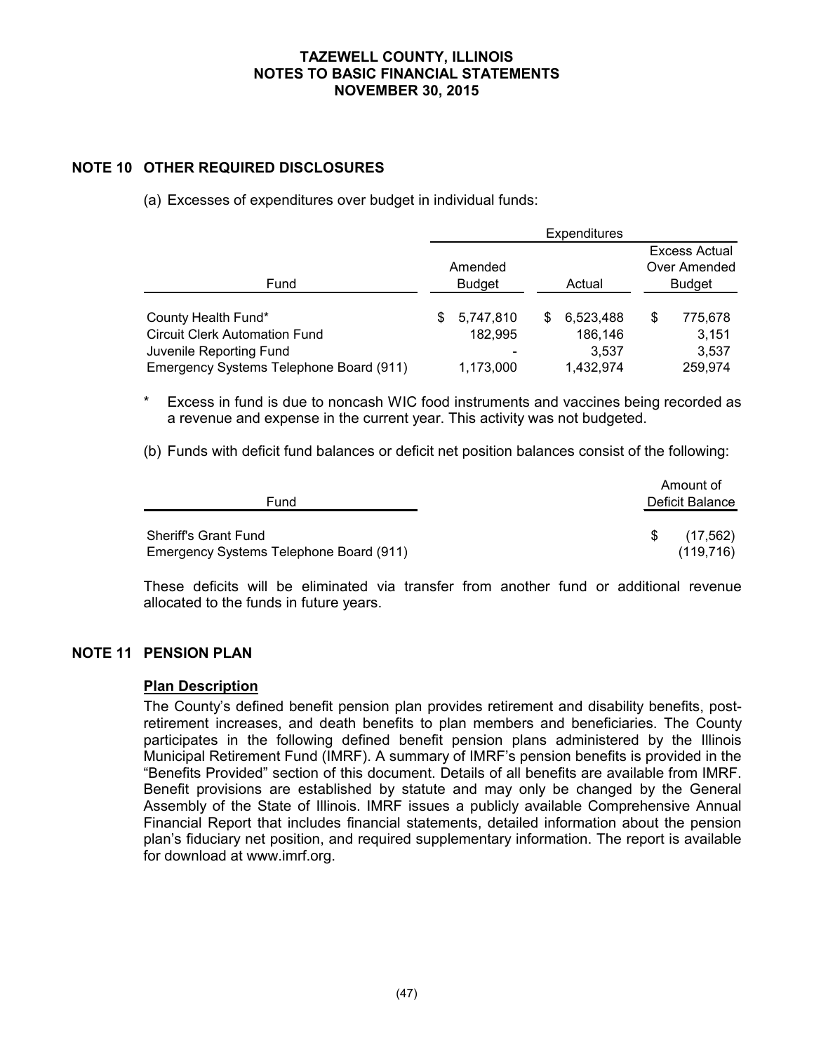## NOTE 10 OTHER REQUIRED DISCLOSURES

(a) Excesses of expenditures over budget in individual funds:

| | Expenditures | | |
|---|---|---|---|
| Fund | Amended Budget | Actual | Excess Actual Over Amended Budget |
| County Health Fund* | $ 5,747,810 | $ 6,523,488 | $ 775,678 |
| Circuit Clerk Automation Fund | 182,995 | 186,146 | 3,151 |
| Juvenile Reporting Fund | - | 3,537 | 3,537 |
| Emergency Systems Telephone Board (911) | 1,173,000 | 1,432,974 | 259,974 |

\* Excess in fund is due to noncash WIC food instruments and vaccines being recorded as a revenue and expense in the current year. This activity was not budgeted.

(b) Funds with deficit fund balances or deficit net position balances consist of the following:

| Fund | Amount of Deficit Balance |
|---|---|
| Sheriff's Grant Fund | $ (17,562) |
| Emergency Systems Telephone Board (911) | (119,716) |

These deficits will be eliminated via transfer from another fund or additional revenue allocated to the funds in future years.

## NOTE 11 PENSION PLAN

**Plan Description**

The County's defined benefit pension plan provides retirement and disability benefits, post-retirement increases, and death benefits to plan members and beneficiaries. The County participates in the following defined benefit pension plans administered by the Illinois Municipal Retirement Fund (IMRF). A summary of IMRF's pension benefits is provided in the "Benefits Provided" section of this document. Details of all benefits are available from IMRF. Benefit provisions are established by statute and may only be changed by the General Assembly of the State of Illinois. IMRF issues a publicly available Comprehensive Annual Financial Report that includes financial statements, detailed information about the pension plan's fiduciary net position, and required supplementary information. The report is available for download at www.imrf.org.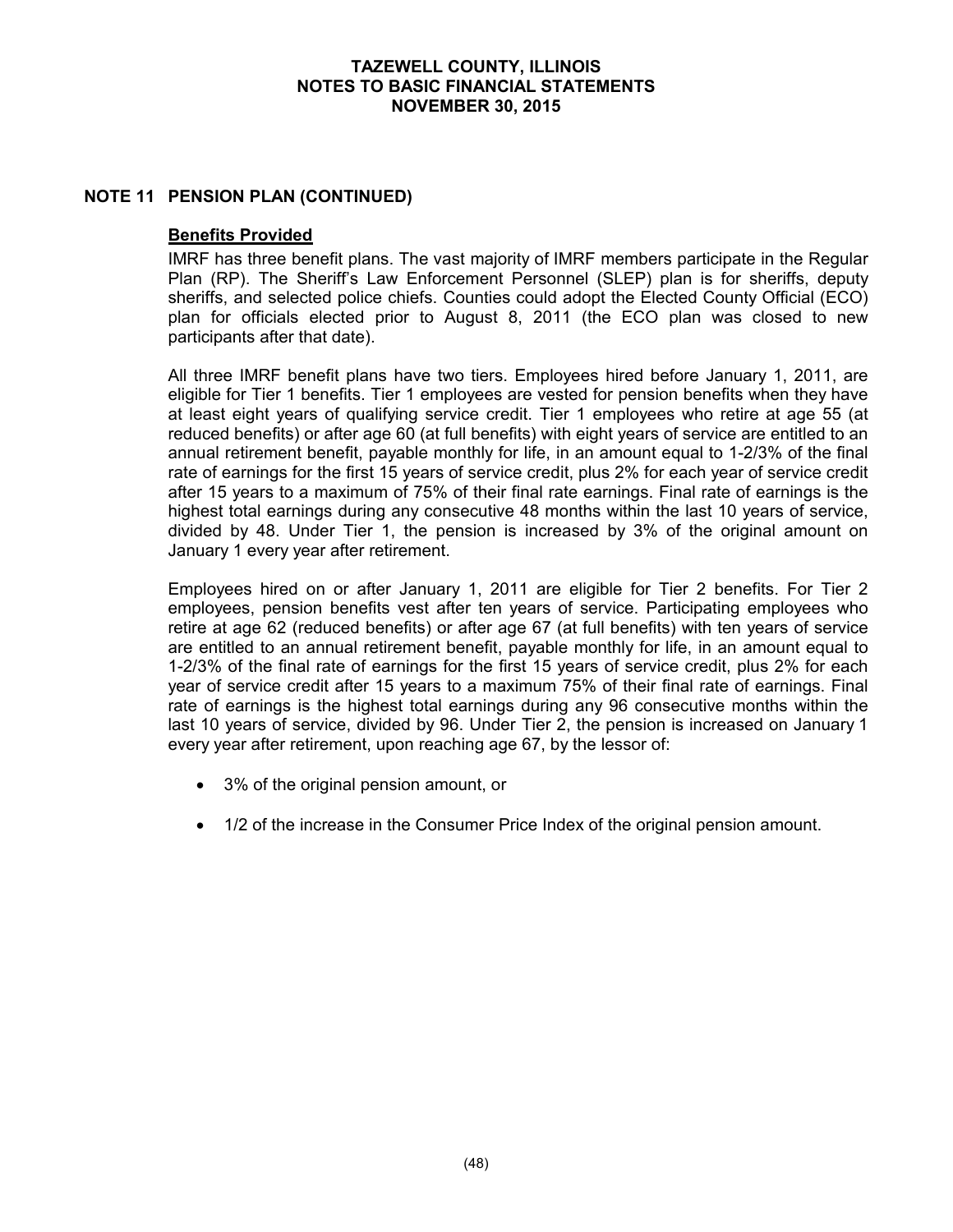## NOTE 11 PENSION PLAN (CONTINUED)

### Benefits Provided

IMRF has three benefit plans. The vast majority of IMRF members participate in the Regular Plan (RP). The Sheriff's Law Enforcement Personnel (SLEP) plan is for sheriffs, deputy sheriffs, and selected police chiefs. Counties could adopt the Elected County Official (ECO) plan for officials elected prior to August 8, 2011 (the ECO plan was closed to new participants after that date).

All three IMRF benefit plans have two tiers. Employees hired before January 1, 2011, are eligible for Tier 1 benefits. Tier 1 employees are vested for pension benefits when they have at least eight years of qualifying service credit. Tier 1 employees who retire at age 55 (at reduced benefits) or after age 60 (at full benefits) with eight years of service are entitled to an annual retirement benefit, payable monthly for life, in an amount equal to 1-2/3% of the final rate of earnings for the first 15 years of service credit, plus 2% for each year of service credit after 15 years to a maximum of 75% of their final rate earnings. Final rate of earnings is the highest total earnings during any consecutive 48 months within the last 10 years of service, divided by 48. Under Tier 1, the pension is increased by 3% of the original amount on January 1 every year after retirement.

Employees hired on or after January 1, 2011 are eligible for Tier 2 benefits. For Tier 2 employees, pension benefits vest after ten years of service. Participating employees who retire at age 62 (reduced benefits) or after age 67 (at full benefits) with ten years of service are entitled to an annual retirement benefit, payable monthly for life, in an amount equal to 1-2/3% of the final rate of earnings for the first 15 years of service credit, plus 2% for each year of service credit after 15 years to a maximum 75% of their final rate of earnings. Final rate of earnings is the highest total earnings during any 96 consecutive months within the last 10 years of service, divided by 96. Under Tier 2, the pension is increased on January 1 every year after retirement, upon reaching age 67, by the lessor of:

- 3% of the original pension amount, or
- 1/2 of the increase in the Consumer Price Index of the original pension amount.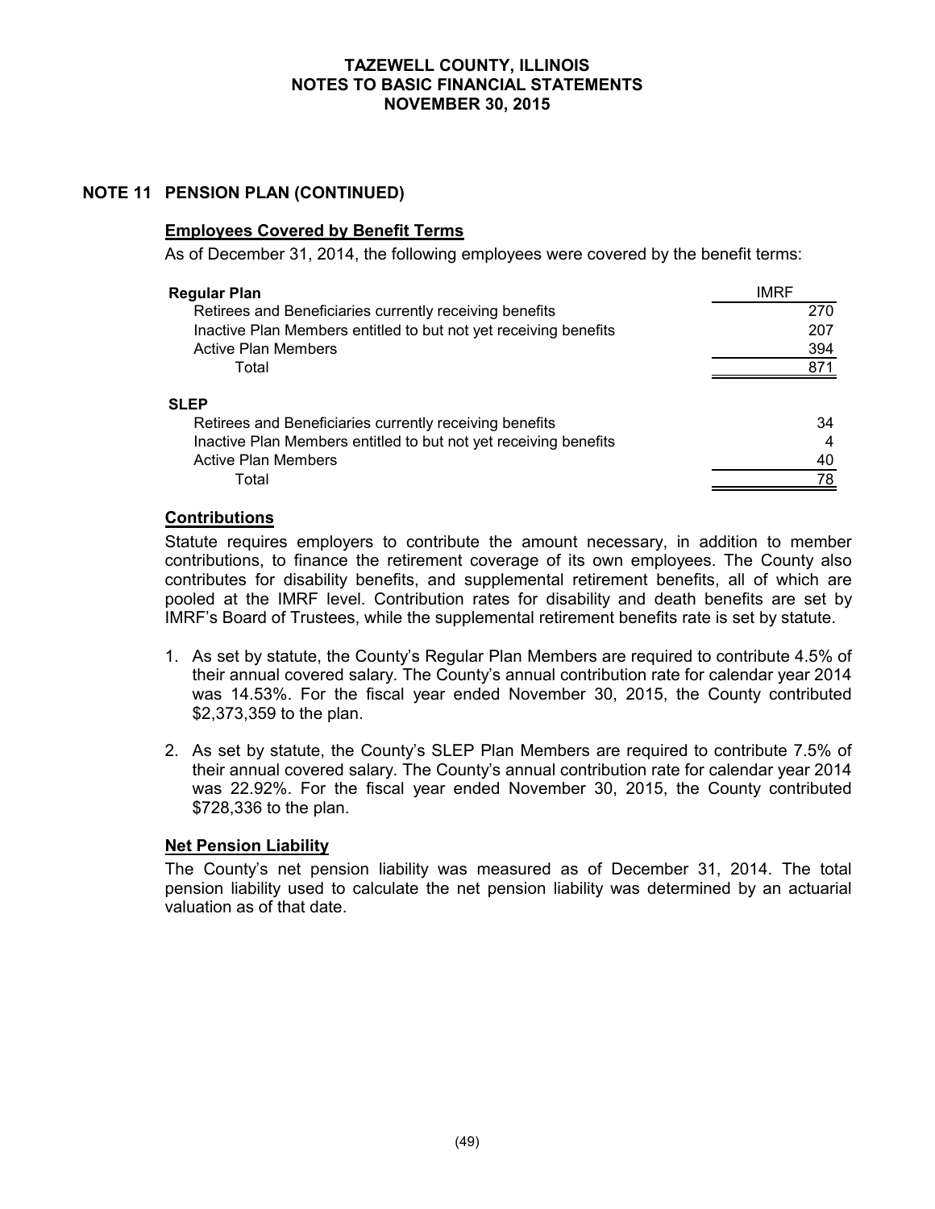**TAZEWELL COUNTY, ILLINOIS**
**NOTES TO BASIC FINANCIAL STATEMENTS**
**NOVEMBER 30, 2015**

## NOTE 11 PENSION PLAN (CONTINUED)

### Employees Covered by Benefit Terms

As of December 31, 2014, the following employees were covered by the benefit terms:

| | |
|---|---|
| **Regular Plan** | IMRF |
| Retirees and Beneficiaries currently receiving benefits | 270 |
| Inactive Plan Members entitled to but not yet receiving benefits | 207 |
| Active Plan Members | 394 |
| Total | 871 |
| | |
| **SLEP** | |
| Retirees and Beneficiaries currently receiving benefits | 34 |
| Inactive Plan Members entitled to but not yet receiving benefits | 4 |
| Active Plan Members | 40 |
| Total | 78 |

### Contributions

Statute requires employers to contribute the amount necessary, in addition to member contributions, to finance the retirement coverage of its own employees. The County also contributes for disability benefits, and supplemental retirement benefits, all of which are pooled at the IMRF level. Contribution rates for disability and death benefits are set by IMRF's Board of Trustees, while the supplemental retirement benefits rate is set by statute.

1. As set by statute, the County's Regular Plan Members are required to contribute 4.5% of their annual covered salary. The County's annual contribution rate for calendar year 2014 was 14.53%. For the fiscal year ended November 30, 2015, the County contributed $2,373,359 to the plan.

2. As set by statute, the County's SLEP Plan Members are required to contribute 7.5% of their annual covered salary. The County's annual contribution rate for calendar year 2014 was 22.92%. For the fiscal year ended November 30, 2015, the County contributed $728,336 to the plan.

### Net Pension Liability

The County's net pension liability was measured as of December 31, 2014. The total pension liability used to calculate the net pension liability was determined by an actuarial valuation as of that date.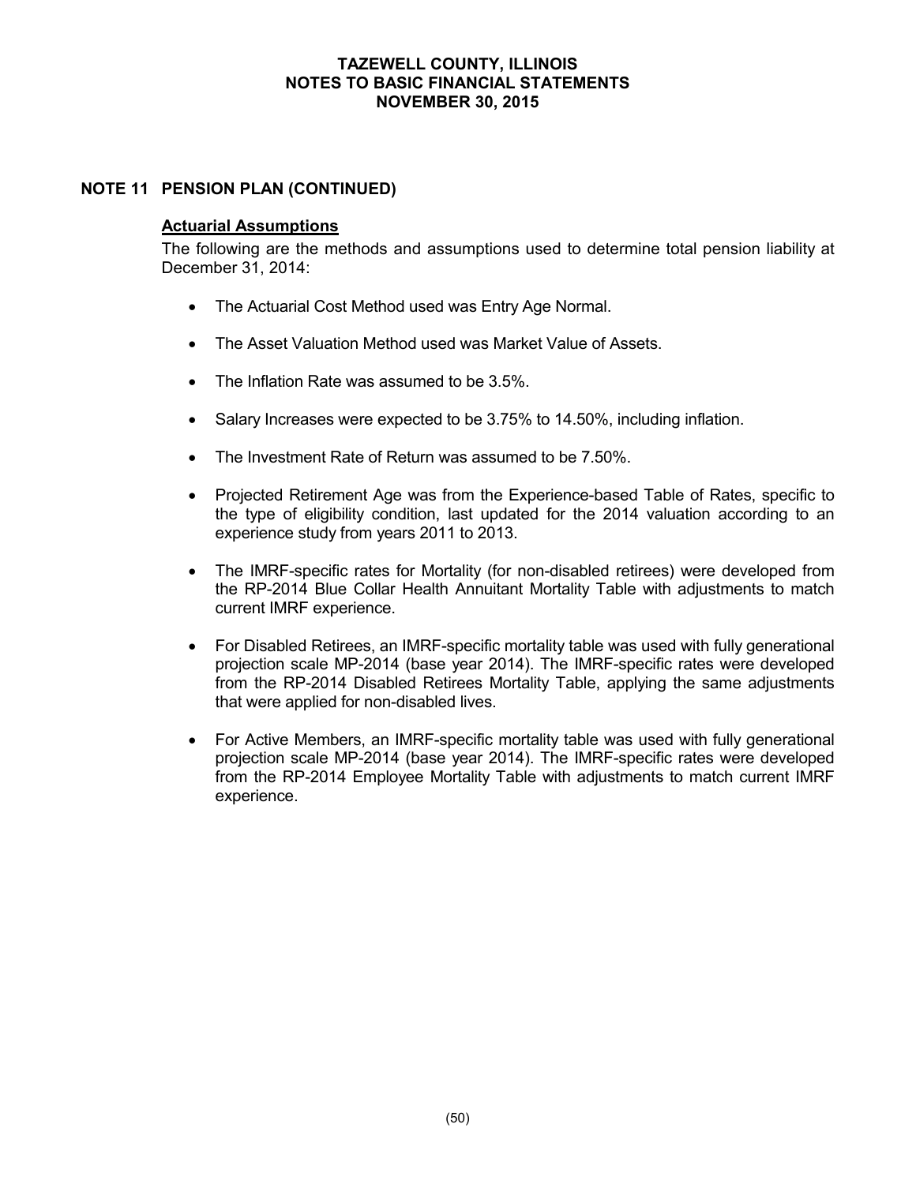## NOTE 11 PENSION PLAN (CONTINUED)

### Actuarial Assumptions

The following are the methods and assumptions used to determine total pension liability at December 31, 2014:

- The Actuarial Cost Method used was Entry Age Normal.
- The Asset Valuation Method used was Market Value of Assets.
- The Inflation Rate was assumed to be 3.5%.
- Salary Increases were expected to be 3.75% to 14.50%, including inflation.
- The Investment Rate of Return was assumed to be 7.50%.
- Projected Retirement Age was from the Experience-based Table of Rates, specific to the type of eligibility condition, last updated for the 2014 valuation according to an experience study from years 2011 to 2013.
- The IMRF-specific rates for Mortality (for non-disabled retirees) were developed from the RP-2014 Blue Collar Health Annuitant Mortality Table with adjustments to match current IMRF experience.
- For Disabled Retirees, an IMRF-specific mortality table was used with fully generational projection scale MP-2014 (base year 2014). The IMRF-specific rates were developed from the RP-2014 Disabled Retirees Mortality Table, applying the same adjustments that were applied for non-disabled lives.
- For Active Members, an IMRF-specific mortality table was used with fully generational projection scale MP-2014 (base year 2014). The IMRF-specific rates were developed from the RP-2014 Employee Mortality Table with adjustments to match current IMRF experience.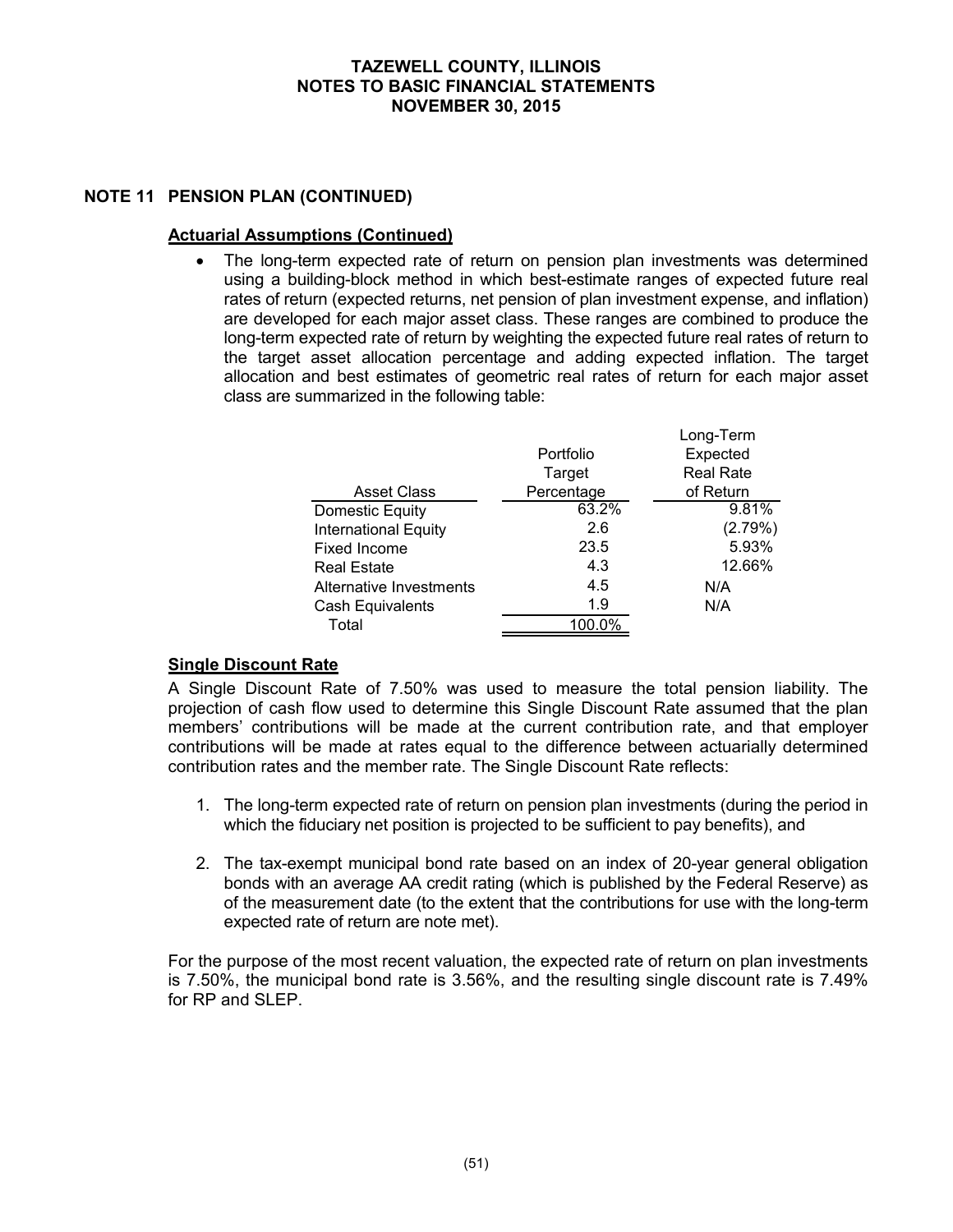## NOTE 11 PENSION PLAN (CONTINUED)

### Actuarial Assumptions (Continued)

- The long-term expected rate of return on pension plan investments was determined using a building-block method in which best-estimate ranges of expected future real rates of return (expected returns, net pension of plan investment expense, and inflation) are developed for each major asset class. These ranges are combined to produce the long-term expected rate of return by weighting the expected future real rates of return to the target asset allocation percentage and adding expected inflation. The target allocation and best estimates of geometric real rates of return for each major asset class are summarized in the following table:

| Asset Class | Portfolio Target Percentage | Long-Term Expected Real Rate of Return |
|---|---|---|
| Domestic Equity | 63.2% | 9.81% |
| International Equity | 2.6 | (2.79%) |
| Fixed Income | 23.5 | 5.93% |
| Real Estate | 4.3 | 12.66% |
| Alternative Investments | 4.5 | N/A |
| Cash Equivalents | 1.9 | N/A |
| Total | 100.0% | |

### Single Discount Rate

A Single Discount Rate of 7.50% was used to measure the total pension liability. The projection of cash flow used to determine this Single Discount Rate assumed that the plan members' contributions will be made at the current contribution rate, and that employer contributions will be made at rates equal to the difference between actuarially determined contribution rates and the member rate. The Single Discount Rate reflects:

1. The long-term expected rate of return on pension plan investments (during the period in which the fiduciary net position is projected to be sufficient to pay benefits), and

2. The tax-exempt municipal bond rate based on an index of 20-year general obligation bonds with an average AA credit rating (which is published by the Federal Reserve) as of the measurement date (to the extent that the contributions for use with the long-term expected rate of return are note met).

For the purpose of the most recent valuation, the expected rate of return on plan investments is 7.50%, the municipal bond rate is 3.56%, and the resulting single discount rate is 7.49% for RP and SLEP.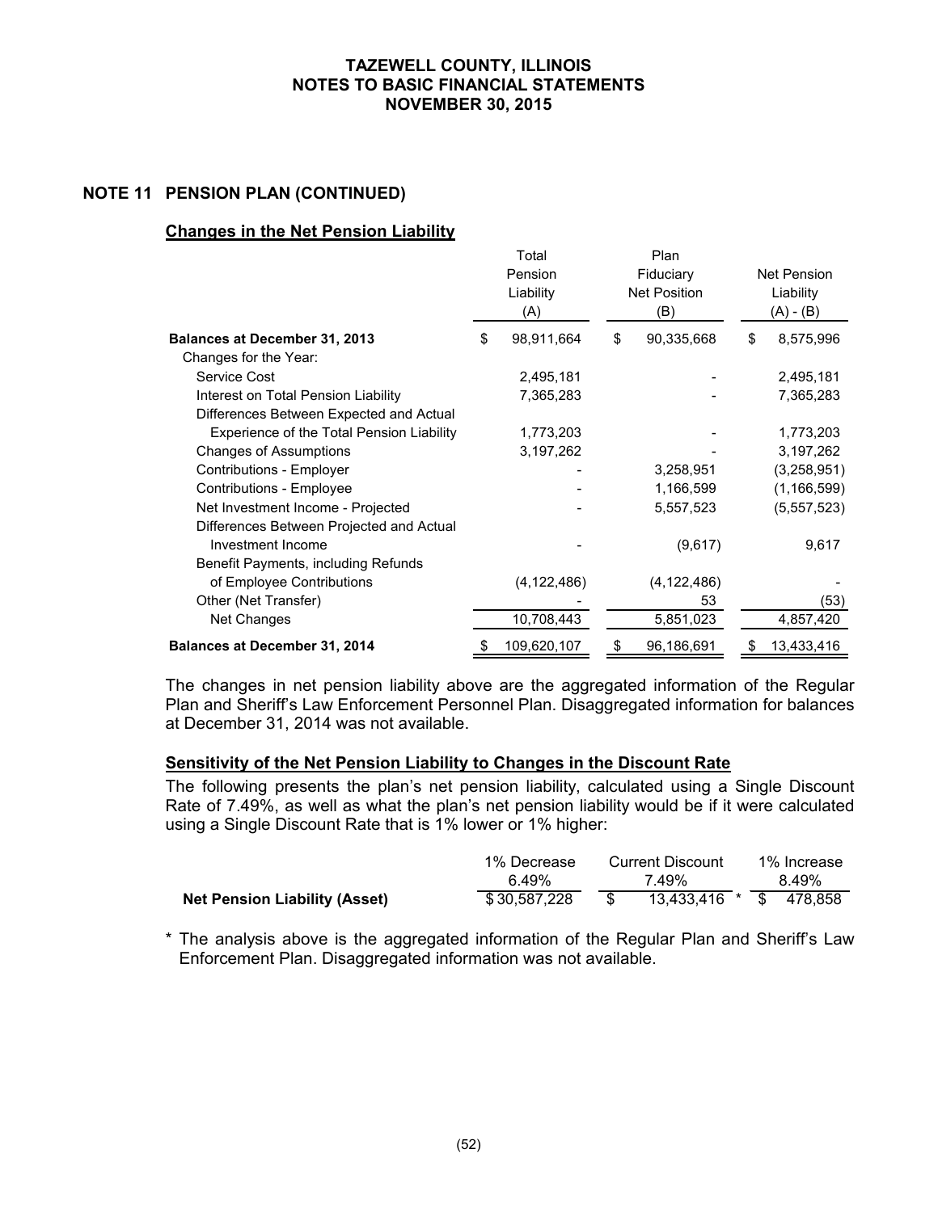# TAZEWELL COUNTY, ILLINOIS
# NOTES TO BASIC FINANCIAL STATEMENTS
# NOVEMBER 30, 2015

## NOTE 11 PENSION PLAN (CONTINUED)

### Changes in the Net Pension Liability

| | Total Pension Liability (A) | Plan Fiduciary Net Position (B) | Net Pension Liability (A) - (B) |
|---|---|---|---|
| **Balances at December 31, 2013** | $ 98,911,664 | $ 90,335,668 | $ 8,575,996 |
| Changes for the Year: | | | |
| Service Cost | 2,495,181 | - | 2,495,181 |
| Interest on Total Pension Liability | 7,365,283 | - | 7,365,283 |
| Differences Between Expected and Actual Experience of the Total Pension Liability | 1,773,203 | - | 1,773,203 |
| Changes of Assumptions | 3,197,262 | - | 3,197,262 |
| Contributions - Employer | - | 3,258,951 | (3,258,951) |
| Contributions - Employee | - | 1,166,599 | (1,166,599) |
| Net Investment Income - Projected | - | 5,557,523 | (5,557,523) |
| Differences Between Projected and Actual Investment Income | - | (9,617) | 9,617 |
| Benefit Payments, including Refunds of Employee Contributions | (4,122,486) | (4,122,486) | - |
| Other (Net Transfer) | - | 53 | (53) |
| Net Changes | 10,708,443 | 5,851,023 | 4,857,420 |
| **Balances at December 31, 2014** | $ 109,620,107 | $ 96,186,691 | $ 13,433,416 |

The changes in net pension liability above are the aggregated information of the Regular Plan and Sheriff's Law Enforcement Personnel Plan. Disaggregated information for balances at December 31, 2014 was not available.

### Sensitivity of the Net Pension Liability to Changes in the Discount Rate

The following presents the plan's net pension liability, calculated using a Single Discount Rate of 7.49%, as well as what the plan's net pension liability would be if it were calculated using a Single Discount Rate that is 1% lower or 1% higher:

| | 1% Decrease 6.49% | Current Discount 7.49% | 1% Increase 8.49% |
|---|---|---|---|
| **Net Pension Liability (Asset)** | $ 30,587,228 | $ 13,433,416 * | $ 478,858 |

\* The analysis above is the aggregated information of the Regular Plan and Sheriff's Law Enforcement Plan. Disaggregated information was not available.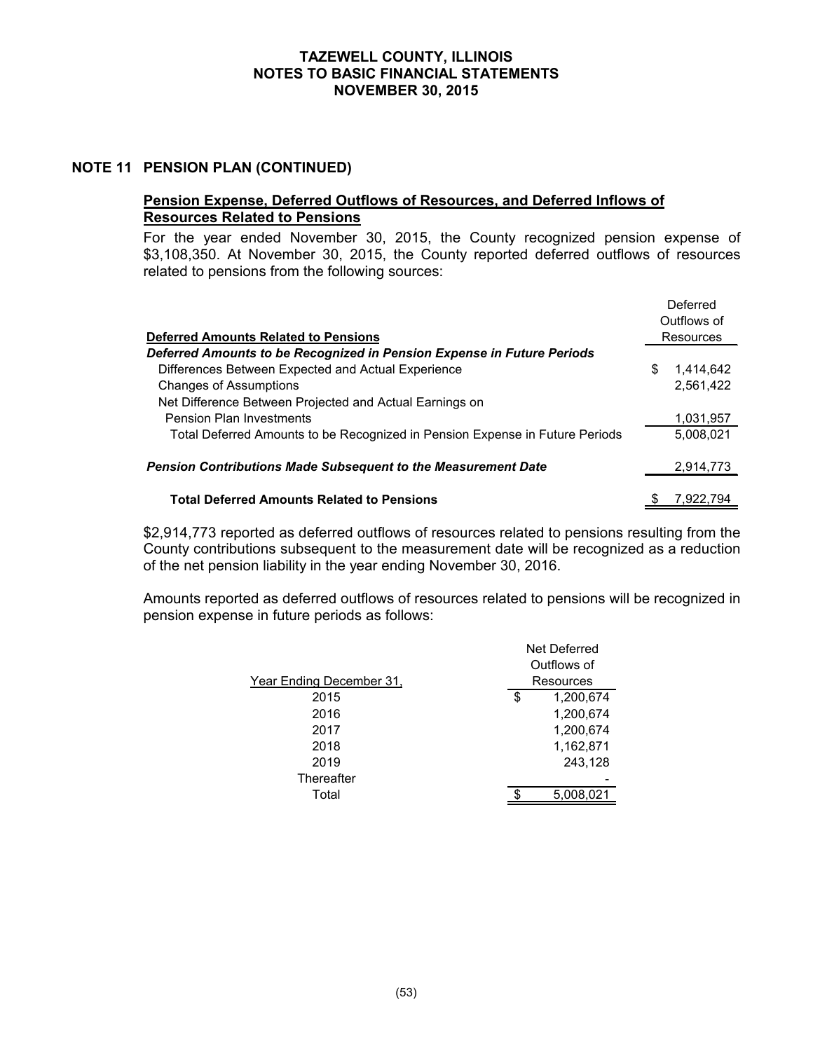## NOTE 11 PENSION PLAN (CONTINUED)

**Pension Expense, Deferred Outflows of Resources, and Deferred Inflows of Resources Related to Pensions**

For the year ended November 30, 2015, the County recognized pension expense of \$3,108,350. At November 30, 2015, the County reported deferred outflows of resources related to pensions from the following sources:

| **Deferred Amounts Related to Pensions** | Deferred Outflows of Resources |
|---|---|
| ***Deferred Amounts to be Recognized in Pension Expense in Future Periods*** | |
| Differences Between Expected and Actual Experience | $ 1,414,642 |
| Changes of Assumptions | 2,561,422 |
| Net Difference Between Projected and Actual Earnings on Pension Plan Investments | 1,031,957 |
| Total Deferred Amounts to be Recognized in Pension Expense in Future Periods | 5,008,021 |
| ***Pension Contributions Made Subsequent to the Measurement Date*** | 2,914,773 |
| **Total Deferred Amounts Related to Pensions** | $ 7,922,794 |

\$2,914,773 reported as deferred outflows of resources related to pensions resulting from the County contributions subsequent to the measurement date will be recognized as a reduction of the net pension liability in the year ending November 30, 2016.

Amounts reported as deferred outflows of resources related to pensions will be recognized in pension expense in future periods as follows:

| Year Ending December 31, | Net Deferred Outflows of Resources |
|---|---|
| 2015 | $ 1,200,674 |
| 2016 | 1,200,674 |
| 2017 | 1,200,674 |
| 2018 | 1,162,871 |
| 2019 | 243,128 |
| Thereafter | - |
| Total | $ 5,008,021 |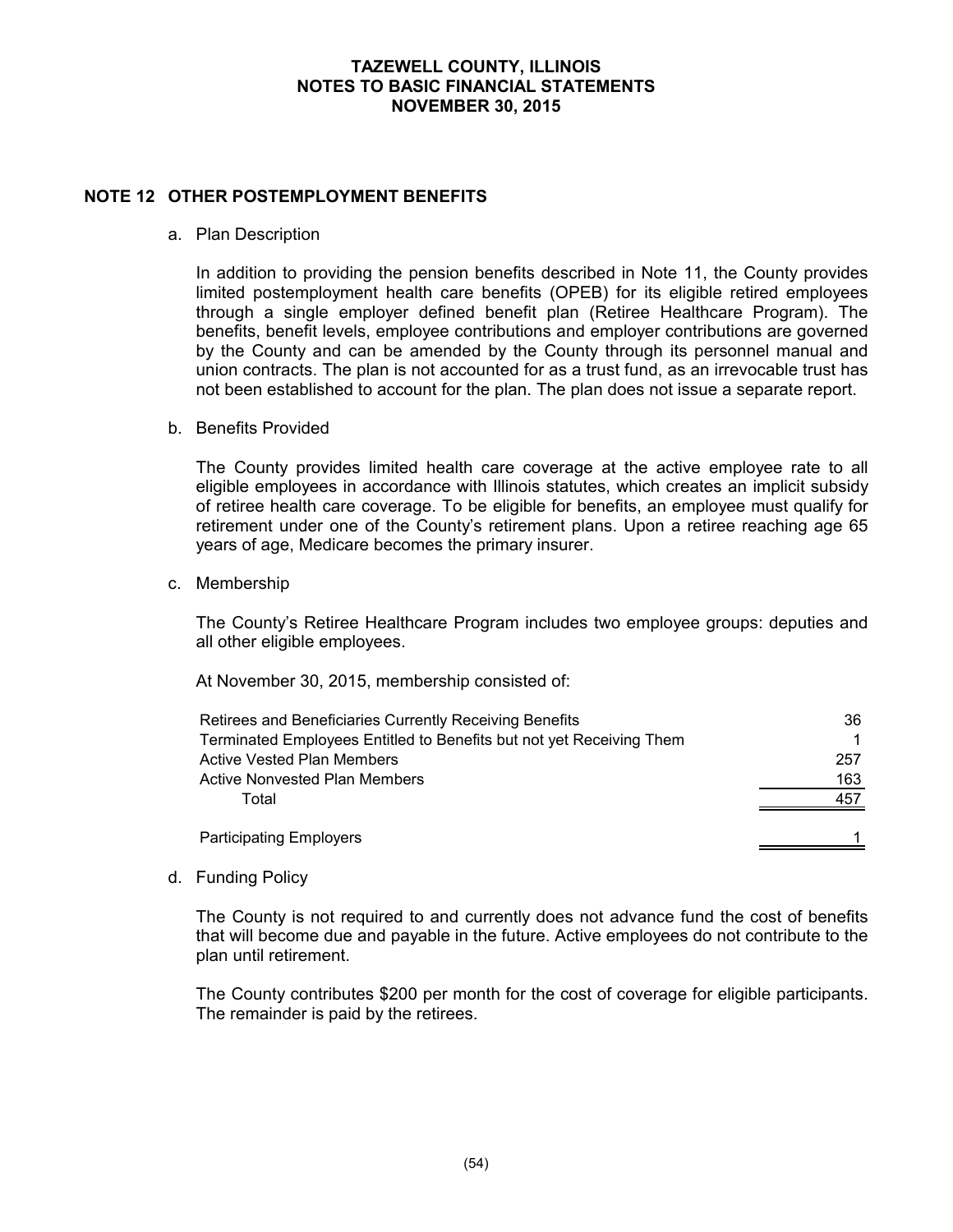## NOTE 12 OTHER POSTEMPLOYMENT BENEFITS

a. Plan Description

In addition to providing the pension benefits described in Note 11, the County provides limited postemployment health care benefits (OPEB) for its eligible retired employees through a single employer defined benefit plan (Retiree Healthcare Program). The benefits, benefit levels, employee contributions and employer contributions are governed by the County and can be amended by the County through its personnel manual and union contracts. The plan is not accounted for as a trust fund, as an irrevocable trust has not been established to account for the plan. The plan does not issue a separate report.

b. Benefits Provided

The County provides limited health care coverage at the active employee rate to all eligible employees in accordance with Illinois statutes, which creates an implicit subsidy of retiree health care coverage. To be eligible for benefits, an employee must qualify for retirement under one of the County's retirement plans. Upon a retiree reaching age 65 years of age, Medicare becomes the primary insurer.

c. Membership

The County's Retiree Healthcare Program includes two employee groups: deputies and all other eligible employees.

At November 30, 2015, membership consisted of:

| | |
|---|---|
| Retirees and Beneficiaries Currently Receiving Benefits | 36 |
| Terminated Employees Entitled to Benefits but not yet Receiving Them | 1 |
| Active Vested Plan Members | 257 |
| Active Nonvested Plan Members | 163 |
| Total | 457 |
| | |
| Participating Employers | 1 |

d. Funding Policy

The County is not required to and currently does not advance fund the cost of benefits that will become due and payable in the future. Active employees do not contribute to the plan until retirement.

The County contributes $200 per month for the cost of coverage for eligible participants. The remainder is paid by the retirees.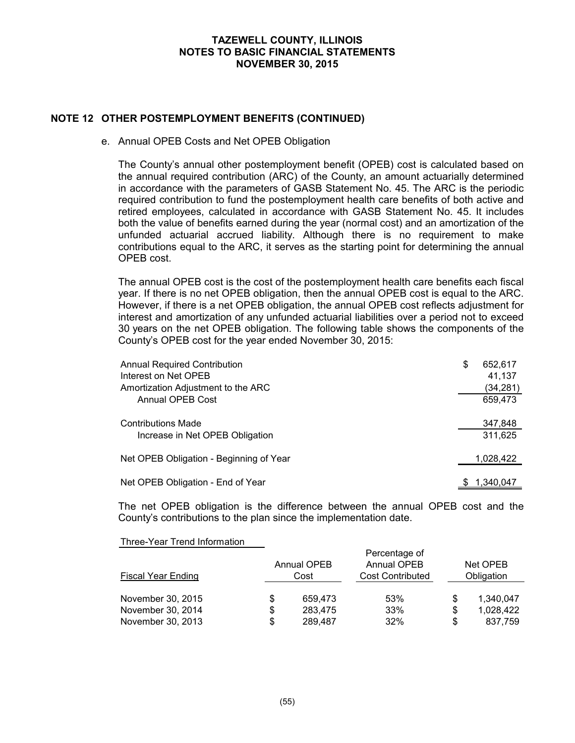# TAZEWELL COUNTY, ILLINOIS
## NOTES TO BASIC FINANCIAL STATEMENTS
## NOVEMBER 30, 2015

### NOTE 12 OTHER POSTEMPLOYMENT BENEFITS (CONTINUED)

e. Annual OPEB Costs and Net OPEB Obligation

The County's annual other postemployment benefit (OPEB) cost is calculated based on the annual required contribution (ARC) of the County, an amount actuarially determined in accordance with the parameters of GASB Statement No. 45. The ARC is the periodic required contribution to fund the postemployment health care benefits of both active and retired employees, calculated in accordance with GASB Statement No. 45. It includes both the value of benefits earned during the year (normal cost) and an amortization of the unfunded actuarial accrued liability. Although there is no requirement to make contributions equal to the ARC, it serves as the starting point for determining the annual OPEB cost.

The annual OPEB cost is the cost of the postemployment health care benefits each fiscal year. If there is no net OPEB obligation, then the annual OPEB cost is equal to the ARC. However, if there is a net OPEB obligation, the annual OPEB cost reflects adjustment for interest and amortization of any unfunded actuarial liabilities over a period not to exceed 30 years on the net OPEB obligation. The following table shows the components of the County's OPEB cost for the year ended November 30, 2015:

| | |
|---|---|
| Annual Required Contribution | $ 652,617 |
| Interest on Net OPEB | 41,137 |
| Amortization Adjustment to the ARC | (34,281) |
| Annual OPEB Cost | 659,473 |
| Contributions Made | 347,848 |
| Increase in Net OPEB Obligation | 311,625 |
| Net OPEB Obligation - Beginning of Year | 1,028,422 |
| Net OPEB Obligation - End of Year | $ 1,340,047 |

The net OPEB obligation is the difference between the annual OPEB cost and the County's contributions to the plan since the implementation date.

Three-Year Trend Information

| Fiscal Year Ending | Annual OPEB Cost | Percentage of Annual OPEB Cost Contributed | Net OPEB Obligation |
|---|---|---|---|
| November 30, 2015 | $ 659,473 | 53% | $ 1,340,047 |
| November 30, 2014 | $ 283,475 | 33% | $ 1,028,422 |
| November 30, 2013 | $ 289,487 | 32% | $ 837,759 |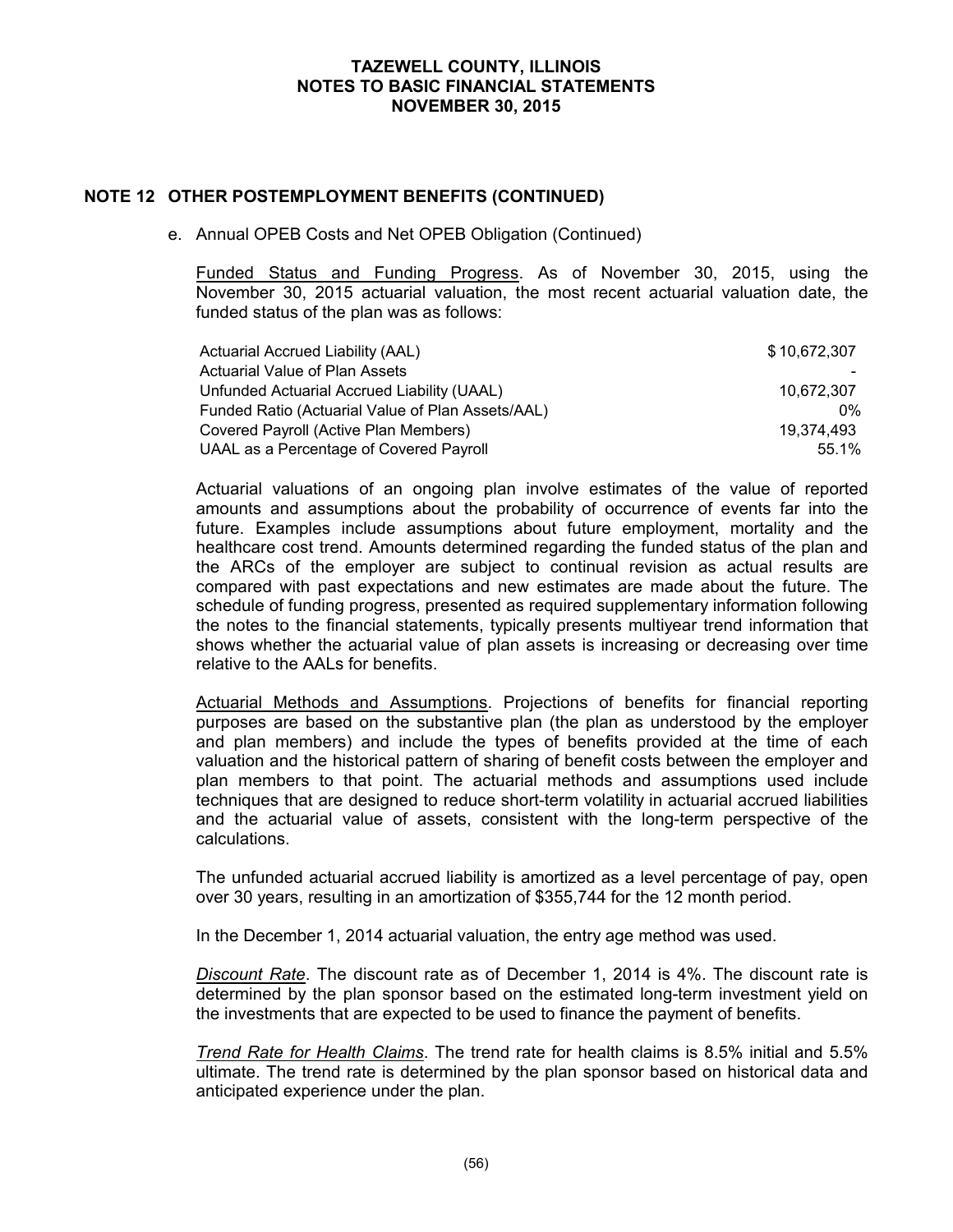## NOTE 12 OTHER POSTEMPLOYMENT BENEFITS (CONTINUED)

e. Annual OPEB Costs and Net OPEB Obligation (Continued)

Funded Status and Funding Progress. As of November 30, 2015, using the November 30, 2015 actuarial valuation, the most recent actuarial valuation date, the funded status of the plan was as follows:

| | |
|---|---|
| Actuarial Accrued Liability (AAL) | $ 10,672,307 |
| Actuarial Value of Plan Assets | - |
| Unfunded Actuarial Accrued Liability (UAAL) | 10,672,307 |
| Funded Ratio (Actuarial Value of Plan Assets/AAL) | 0% |
| Covered Payroll (Active Plan Members) | 19,374,493 |
| UAAL as a Percentage of Covered Payroll | 55.1% |

Actuarial valuations of an ongoing plan involve estimates of the value of reported amounts and assumptions about the probability of occurrence of events far into the future. Examples include assumptions about future employment, mortality and the healthcare cost trend. Amounts determined regarding the funded status of the plan and the ARCs of the employer are subject to continual revision as actual results are compared with past expectations and new estimates are made about the future. The schedule of funding progress, presented as required supplementary information following the notes to the financial statements, typically presents multiyear trend information that shows whether the actuarial value of plan assets is increasing or decreasing over time relative to the AALs for benefits.

Actuarial Methods and Assumptions. Projections of benefits for financial reporting purposes are based on the substantive plan (the plan as understood by the employer and plan members) and include the types of benefits provided at the time of each valuation and the historical pattern of sharing of benefit costs between the employer and plan members to that point. The actuarial methods and assumptions used include techniques that are designed to reduce short-term volatility in actuarial accrued liabilities and the actuarial value of assets, consistent with the long-term perspective of the calculations.

The unfunded actuarial accrued liability is amortized as a level percentage of pay, open over 30 years, resulting in an amortization of $355,744 for the 12 month period.

In the December 1, 2014 actuarial valuation, the entry age method was used.

*Discount Rate*. The discount rate as of December 1, 2014 is 4%. The discount rate is determined by the plan sponsor based on the estimated long-term investment yield on the investments that are expected to be used to finance the payment of benefits.

*Trend Rate for Health Claims*. The trend rate for health claims is 8.5% initial and 5.5% ultimate. The trend rate is determined by the plan sponsor based on historical data and anticipated experience under the plan.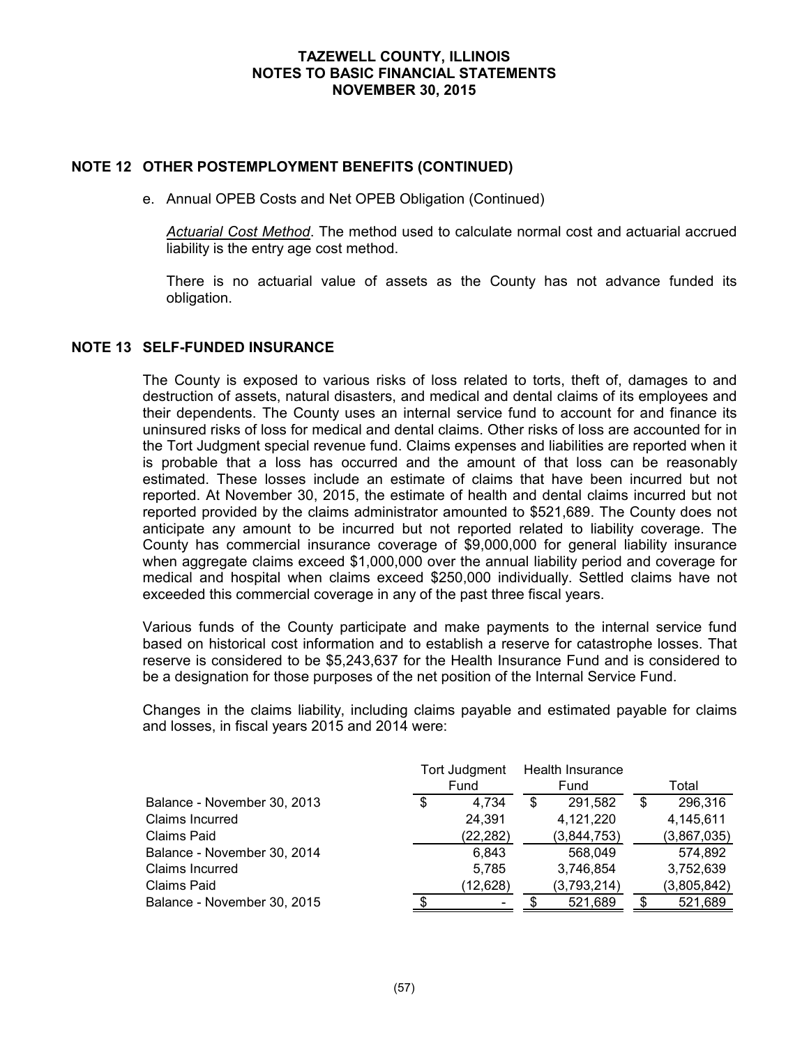## NOTE 12 OTHER POSTEMPLOYMENT BENEFITS (CONTINUED)

e. Annual OPEB Costs and Net OPEB Obligation (Continued)

*Actuarial Cost Method*. The method used to calculate normal cost and actuarial accrued liability is the entry age cost method.

There is no actuarial value of assets as the County has not advance funded its obligation.

## NOTE 13 SELF-FUNDED INSURANCE

The County is exposed to various risks of loss related to torts, theft of, damages to and destruction of assets, natural disasters, and medical and dental claims of its employees and their dependents. The County uses an internal service fund to account for and finance its uninsured risks of loss for medical and dental claims. Other risks of loss are accounted for in the Tort Judgment special revenue fund. Claims expenses and liabilities are reported when it is probable that a loss has occurred and the amount of that loss can be reasonably estimated. These losses include an estimate of claims that have been incurred but not reported. At November 30, 2015, the estimate of health and dental claims incurred but not reported provided by the claims administrator amounted to $521,689. The County does not anticipate any amount to be incurred but not reported related to liability coverage. The County has commercial insurance coverage of $9,000,000 for general liability insurance when aggregate claims exceed $1,000,000 over the annual liability period and coverage for medical and hospital when claims exceed $250,000 individually. Settled claims have not exceeded this commercial coverage in any of the past three fiscal years.

Various funds of the County participate and make payments to the internal service fund based on historical cost information and to establish a reserve for catastrophe losses. That reserve is considered to be $5,243,637 for the Health Insurance Fund and is considered to be a designation for those purposes of the net position of the Internal Service Fund.

Changes in the claims liability, including claims payable and estimated payable for claims and losses, in fiscal years 2015 and 2014 were:

| | Tort Judgment Fund | Health Insurance Fund | Total |
|---|---|---|---|
| Balance - November 30, 2013 | $ 4,734 | $ 291,582 | $ 296,316 |
| Claims Incurred | 24,391 | 4,121,220 | 4,145,611 |
| Claims Paid | (22,282) | (3,844,753) | (3,867,035) |
| Balance - November 30, 2014 | 6,843 | 568,049 | 574,892 |
| Claims Incurred | 5,785 | 3,746,854 | 3,752,639 |
| Claims Paid | (12,628) | (3,793,214) | (3,805,842) |
| Balance - November 30, 2015 | $ - | $ 521,689 | $ 521,689 |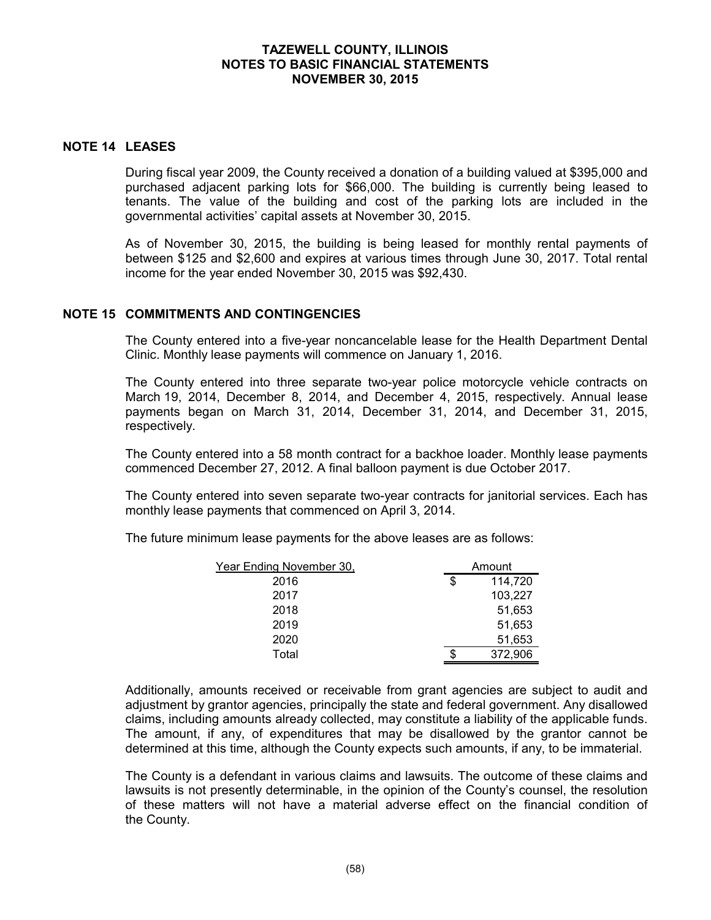## NOTE 14 LEASES

During fiscal year 2009, the County received a donation of a building valued at $395,000 and purchased adjacent parking lots for $66,000. The building is currently being leased to tenants. The value of the building and cost of the parking lots are included in the governmental activities' capital assets at November 30, 2015.

As of November 30, 2015, the building is being leased for monthly rental payments of between $125 and $2,600 and expires at various times through June 30, 2017. Total rental income for the year ended November 30, 2015 was $92,430.

## NOTE 15 COMMITMENTS AND CONTINGENCIES

The County entered into a five-year noncancelable lease for the Health Department Dental Clinic. Monthly lease payments will commence on January 1, 2016.

The County entered into three separate two-year police motorcycle vehicle contracts on March 19, 2014, December 8, 2014, and December 4, 2015, respectively. Annual lease payments began on March 31, 2014, December 31, 2014, and December 31, 2015, respectively.

The County entered into a 58 month contract for a backhoe loader. Monthly lease payments commenced December 27, 2012. A final balloon payment is due October 2017.

The County entered into seven separate two-year contracts for janitorial services. Each has monthly lease payments that commenced on April 3, 2014.

The future minimum lease payments for the above leases are as follows:

| Year Ending November 30, | Amount |
|---|---|
| 2016 | $ 114,720 |
| 2017 | 103,227 |
| 2018 | 51,653 |
| 2019 | 51,653 |
| 2020 | 51,653 |
| Total | $ 372,906 |

Additionally, amounts received or receivable from grant agencies are subject to audit and adjustment by grantor agencies, principally the state and federal government. Any disallowed claims, including amounts already collected, may constitute a liability of the applicable funds. The amount, if any, of expenditures that may be disallowed by the grantor cannot be determined at this time, although the County expects such amounts, if any, to be immaterial.

The County is a defendant in various claims and lawsuits. The outcome of these claims and lawsuits is not presently determinable, in the opinion of the County's counsel, the resolution of these matters will not have a material adverse effect on the financial condition of the County.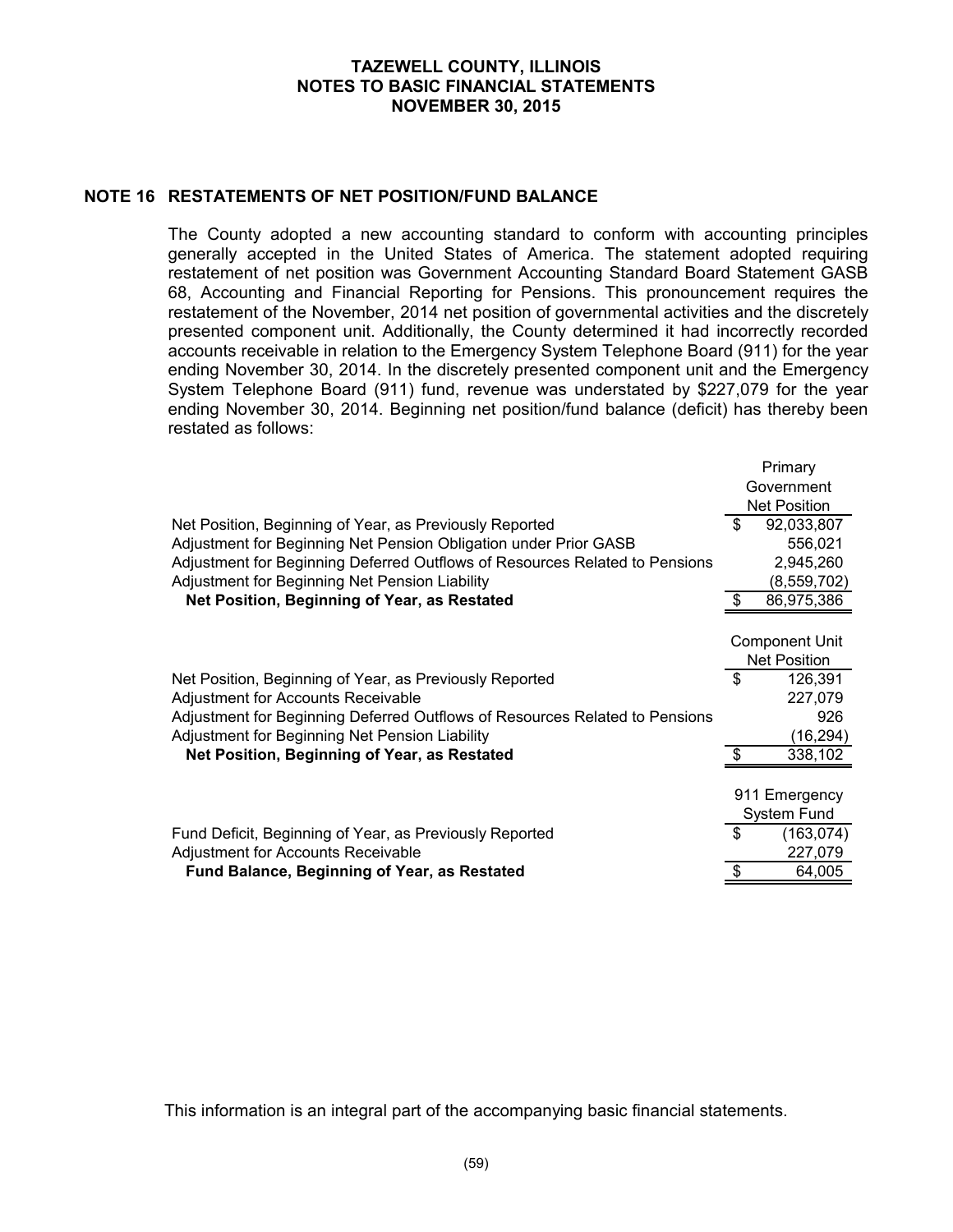# TAZEWELL COUNTY, ILLINOIS
## NOTES TO BASIC FINANCIAL STATEMENTS
## NOVEMBER 30, 2015

### NOTE 16 RESTATEMENTS OF NET POSITION/FUND BALANCE

The County adopted a new accounting standard to conform with accounting principles generally accepted in the United States of America. The statement adopted requiring restatement of net position was Government Accounting Standard Board Statement GASB 68, Accounting and Financial Reporting for Pensions. This pronouncement requires the restatement of the November, 2014 net position of governmental activities and the discretely presented component unit. Additionally, the County determined it had incorrectly recorded accounts receivable in relation to the Emergency System Telephone Board (911) for the year ending November 30, 2014. In the discretely presented component unit and the Emergency System Telephone Board (911) fund, revenue was understated by $227,079 for the year ending November 30, 2014. Beginning net position/fund balance (deficit) has thereby been restated as follows:

| | Primary Government Net Position |
|---|---|
| Net Position, Beginning of Year, as Previously Reported | $ 92,033,807 |
| Adjustment for Beginning Net Pension Obligation under Prior GASB | 556,021 |
| Adjustment for Beginning Deferred Outflows of Resources Related to Pensions | 2,945,260 |
| Adjustment for Beginning Net Pension Liability | (8,559,702) |
| **Net Position, Beginning of Year, as Restated** | $ 86,975,386 |

| | Component Unit Net Position |
|---|---|
| Net Position, Beginning of Year, as Previously Reported | $ 126,391 |
| Adjustment for Accounts Receivable | 227,079 |
| Adjustment for Beginning Deferred Outflows of Resources Related to Pensions | 926 |
| Adjustment for Beginning Net Pension Liability | (16,294) |
| **Net Position, Beginning of Year, as Restated** | $ 338,102 |

| | 911 Emergency System Fund |
|---|---|
| Fund Deficit, Beginning of Year, as Previously Reported | $ (163,074) |
| Adjustment for Accounts Receivable | 227,079 |
| **Fund Balance, Beginning of Year, as Restated** | $ 64,005 |

This information is an integral part of the accompanying basic financial statements.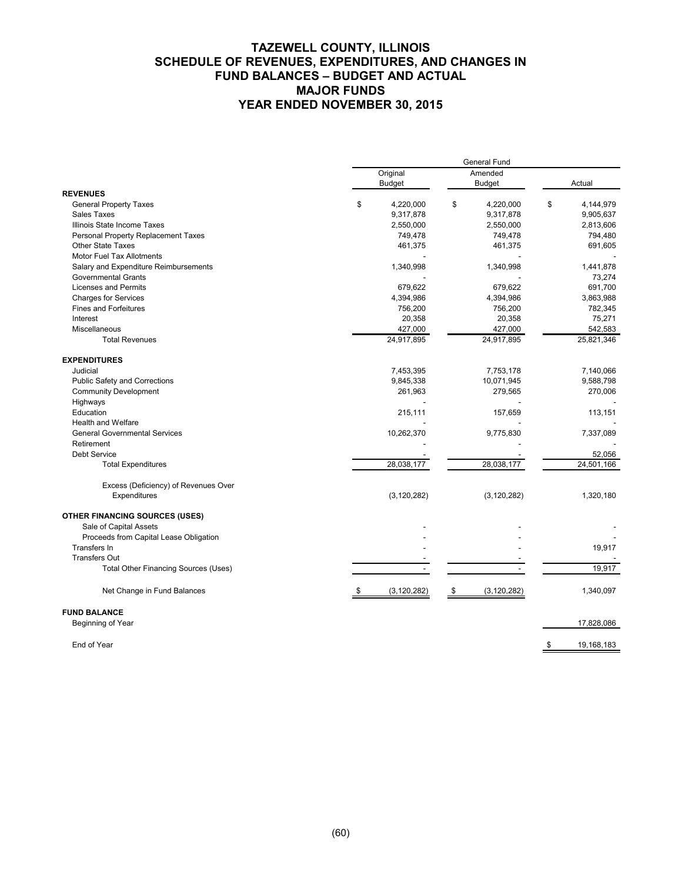# TAZEWELL COUNTY, ILLINOIS
# SCHEDULE OF REVENUES, EXPENDITURES, AND CHANGES IN FUND BALANCES – BUDGET AND ACTUAL
# MAJOR FUNDS
# YEAR ENDED NOVEMBER 30, 2015

| | General Fund | | |
|---|---|---|---|
| | Original Budget | Amended Budget | Actual |
| **REVENUES** | | | |
| General Property Taxes | $ 4,220,000 | $ 4,220,000 | $ 4,144,979 |
| Sales Taxes | 9,317,878 | 9,317,878 | 9,905,637 |
| Illinois State Income Taxes | 2,550,000 | 2,550,000 | 2,813,606 |
| Personal Property Replacement Taxes | 749,478 | 749,478 | 794,480 |
| Other State Taxes | 461,375 | 461,375 | 691,605 |
| Motor Fuel Tax Allotments | - | - | - |
| Salary and Expenditure Reimbursements | 1,340,998 | 1,340,998 | 1,441,878 |
| Governmental Grants | - | - | 73,274 |
| Licenses and Permits | 679,622 | 679,622 | 691,700 |
| Charges for Services | 4,394,986 | 4,394,986 | 3,863,988 |
| Fines and Forfeitures | 756,200 | 756,200 | 782,345 |
| Interest | 20,358 | 20,358 | 75,271 |
| Miscellaneous | 427,000 | 427,000 | 542,583 |
| Total Revenues | 24,917,895 | 24,917,895 | 25,821,346 |
| **EXPENDITURES** | | | |
| Judicial | 7,453,395 | 7,753,178 | 7,140,066 |
| Public Safety and Corrections | 9,845,338 | 10,071,945 | 9,588,798 |
| Community Development | 261,963 | 279,565 | 270,006 |
| Highways | - | - | - |
| Education | 215,111 | 157,659 | 113,151 |
| Health and Welfare | - | - | - |
| General Governmental Services | 10,262,370 | 9,775,830 | 7,337,089 |
| Retirement | - | - | - |
| Debt Service | - | - | 52,056 |
| Total Expenditures | 28,038,177 | 28,038,177 | 24,501,166 |
| Excess (Deficiency) of Revenues Over Expenditures | (3,120,282) | (3,120,282) | 1,320,180 |
| **OTHER FINANCING SOURCES (USES)** | | | |
| Sale of Capital Assets | - | - | - |
| Proceeds from Capital Lease Obligation | - | - | - |
| Transfers In | - | - | 19,917 |
| Transfers Out | - | - | - |
| Total Other Financing Sources (Uses) | - | - | 19,917 |
| Net Change in Fund Balances | $ (3,120,282) | $ (3,120,282) | 1,340,097 |
| **FUND BALANCE** | | | |
| Beginning of Year | | | 17,828,086 |
| End of Year | | | $ 19,168,183 |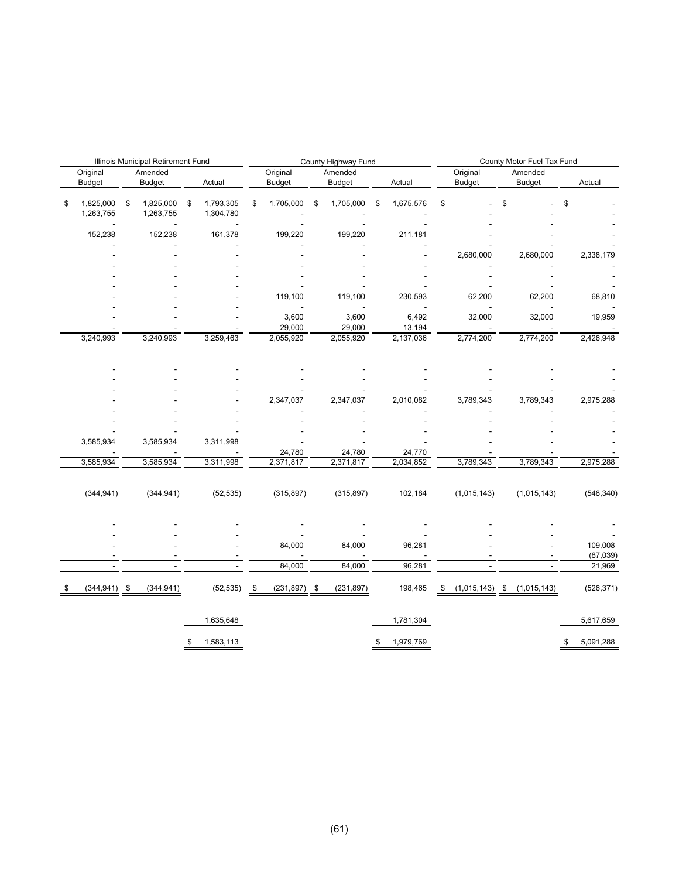| Illinois Municipal Retirement Fund | | | County Highway Fund | | | County Motor Fuel Tax Fund | | |
|---|---|---|---|---|---|---|---|---|
| Original Budget | Amended Budget | Actual | Original Budget | Amended Budget | Actual | Original Budget | Amended Budget | Actual |
| $ 1,825,000 | $ 1,825,000 | $ 1,793,305 | $ 1,705,000 | $ 1,705,000 | $ 1,675,576 | $ - | $ - | $ - |
| 1,263,755 | 1,263,755 | 1,304,780 | - | - | - | - | - | - |
| - | - | - | - | - | - | - | - | - |
| 152,238 | 152,238 | 161,378 | 199,220 | 199,220 | 211,181 | - | - | - |
| - | - | - | - | - | - | - | - | - |
| - | - | - | - | - | - | 2,680,000 | 2,680,000 | 2,338,179 |
| - | - | - | - | - | - | - | - | - |
| - | - | - | - | - | - | - | - | - |
| - | - | - | - | - | - | - | - | - |
| - | - | - | 119,100 | 119,100 | 230,593 | 62,200 | 62,200 | 68,810 |
| - | - | - | - | - | - | - | - | - |
| - | - | - | 3,600 | 3,600 | 6,492 | 32,000 | 32,000 | 19,959 |
| - | - | - | 29,000 | 29,000 | 13,194 | - | - | - |
| 3,240,993 | 3,240,993 | 3,259,463 | 2,055,920 | 2,055,920 | 2,137,036 | 2,774,200 | 2,774,200 | 2,426,948 |
| | | | | | | | | |
| - | - | - | - | - | - | - | - | - |
| - | - | - | - | - | - | - | - | - |
| - | - | - | - | - | - | - | - | - |
| - | - | - | 2,347,037 | 2,347,037 | 2,010,082 | 3,789,343 | 3,789,343 | 2,975,288 |
| - | - | - | - | - | - | - | - | - |
| - | - | - | - | - | - | - | - | - |
| - | - | - | - | - | - | - | - | - |
| 3,585,934 | 3,585,934 | 3,311,998 | - | - | - | - | - | - |
| - | - | - | 24,780 | 24,780 | 24,770 | - | - | - |
| 3,585,934 | 3,585,934 | 3,311,998 | 2,371,817 | 2,371,817 | 2,034,852 | 3,789,343 | 3,789,343 | 2,975,288 |
| | | | | | | | | |
| (344,941) | (344,941) | (52,535) | (315,897) | (315,897) | 102,184 | (1,015,143) | (1,015,143) | (548,340) |
| | | | | | | | | |
| - | - | - | - | - | - | - | - | - |
| - | - | - | - | - | - | - | - | - |
| - | - | - | 84,000 | 84,000 | 96,281 | - | - | 109,008 |
| - | - | - | - | - | - | - | - | (87,039) |
| - | - | - | 84,000 | 84,000 | 96,281 | - | - | 21,969 |
| | | | | | | | | |
| $ (344,941) | $ (344,941) | (52,535) | $ (231,897) | $ (231,897) | 198,465 | $ (1,015,143) | $ (1,015,143) | (526,371) |
| | | | | | | | | |
| | | 1,635,648 | | | 1,781,304 | | | 5,617,659 |
| | | | | | | | | |
| | | $ 1,583,113 | | | $ 1,979,769 | | | $ 5,091,288 |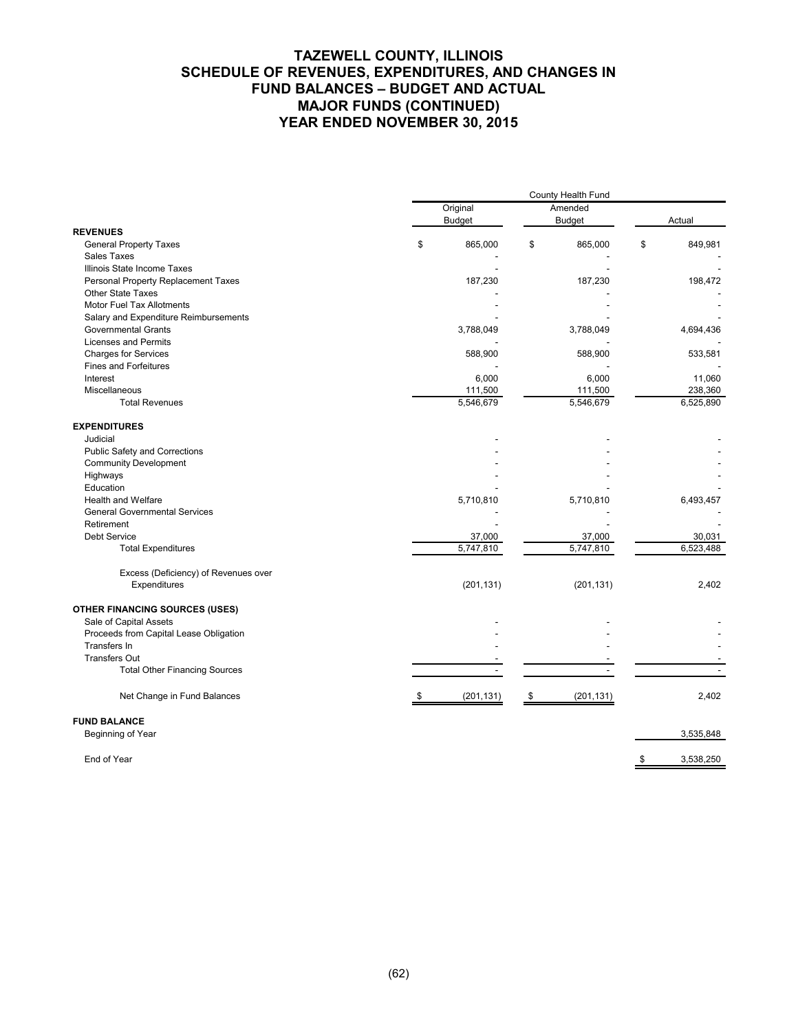# TAZEWELL COUNTY, ILLINOIS
# SCHEDULE OF REVENUES, EXPENDITURES, AND CHANGES IN FUND BALANCES – BUDGET AND ACTUAL
# MAJOR FUNDS (CONTINUED)
# YEAR ENDED NOVEMBER 30, 2015

| | County Health Fund | | |
|---|---|---|---|
| | Original Budget | Amended Budget | Actual |
| **REVENUES** | | | |
| General Property Taxes | $ 865,000 | $ 865,000 | $ 849,981 |
| Sales Taxes | - | - | - |
| Illinois State Income Taxes | - | - | - |
| Personal Property Replacement Taxes | 187,230 | 187,230 | 198,472 |
| Other State Taxes | - | - | - |
| Motor Fuel Tax Allotments | - | - | - |
| Salary and Expenditure Reimbursements | - | - | - |
| Governmental Grants | 3,788,049 | 3,788,049 | 4,694,436 |
| Licenses and Permits | - | - | - |
| Charges for Services | 588,900 | 588,900 | 533,581 |
| Fines and Forfeitures | - | - | - |
| Interest | 6,000 | 6,000 | 11,060 |
| Miscellaneous | 111,500 | 111,500 | 238,360 |
| Total Revenues | 5,546,679 | 5,546,679 | 6,525,890 |
| **EXPENDITURES** | | | |
| Judicial | - | - | - |
| Public Safety and Corrections | - | - | - |
| Community Development | - | - | - |
| Highways | - | - | - |
| Education | - | - | - |
| Health and Welfare | 5,710,810 | 5,710,810 | 6,493,457 |
| General Governmental Services | - | - | - |
| Retirement | - | - | - |
| Debt Service | 37,000 | 37,000 | 30,031 |
| Total Expenditures | 5,747,810 | 5,747,810 | 6,523,488 |
| Excess (Deficiency) of Revenues over Expenditures | (201,131) | (201,131) | 2,402 |
| **OTHER FINANCING SOURCES (USES)** | | | |
| Sale of Capital Assets | - | - | - |
| Proceeds from Capital Lease Obligation | - | - | - |
| Transfers In | - | - | - |
| Transfers Out | - | - | - |
| Total Other Financing Sources | - | - | - |
| Net Change in Fund Balances | $ (201,131) | $ (201,131) | 2,402 |
| **FUND BALANCE** | | | |
| Beginning of Year | | | 3,535,848 |
| End of Year | | | $ 3,538,250 |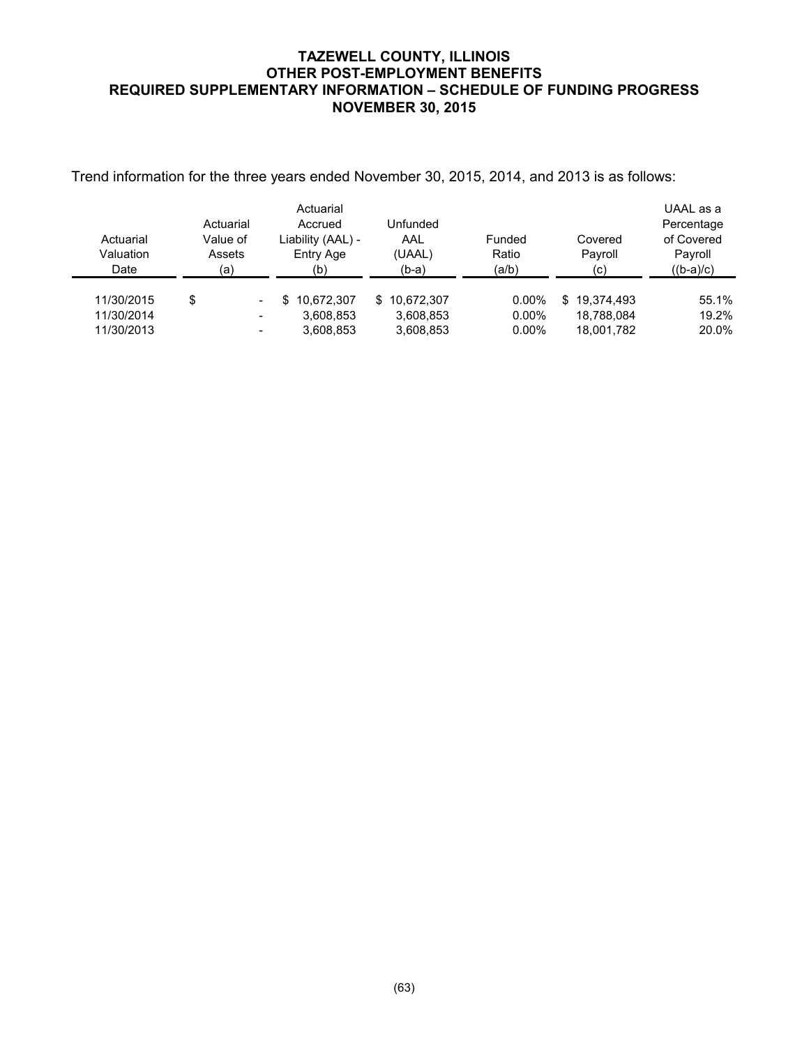# TAZEWELL COUNTY, ILLINOIS
## OTHER POST-EMPLOYMENT BENEFITS
## REQUIRED SUPPLEMENTARY INFORMATION – SCHEDULE OF FUNDING PROGRESS
## NOVEMBER 30, 2015

Trend information for the three years ended November 30, 2015, 2014, and 2013 is as follows:

| Actuarial Valuation Date | Actuarial Value of Assets (a) | Actuarial Accrued Liability (AAL) - Entry Age (b) | Unfunded AAL (UAAL) (b-a) | Funded Ratio (a/b) | Covered Payroll (c) | UAAL as a Percentage of Covered Payroll ((b-a)/c) |
|---|---|---|---|---|---|---|
| 11/30/2015 | $ - | $ 10,672,307 | $ 10,672,307 | 0.00% | $ 19,374,493 | 55.1% |
| 11/30/2014 | - | 3,608,853 | 3,608,853 | 0.00% | 18,788,084 | 19.2% |
| 11/30/2013 | - | 3,608,853 | 3,608,853 | 0.00% | 18,001,782 | 20.0% |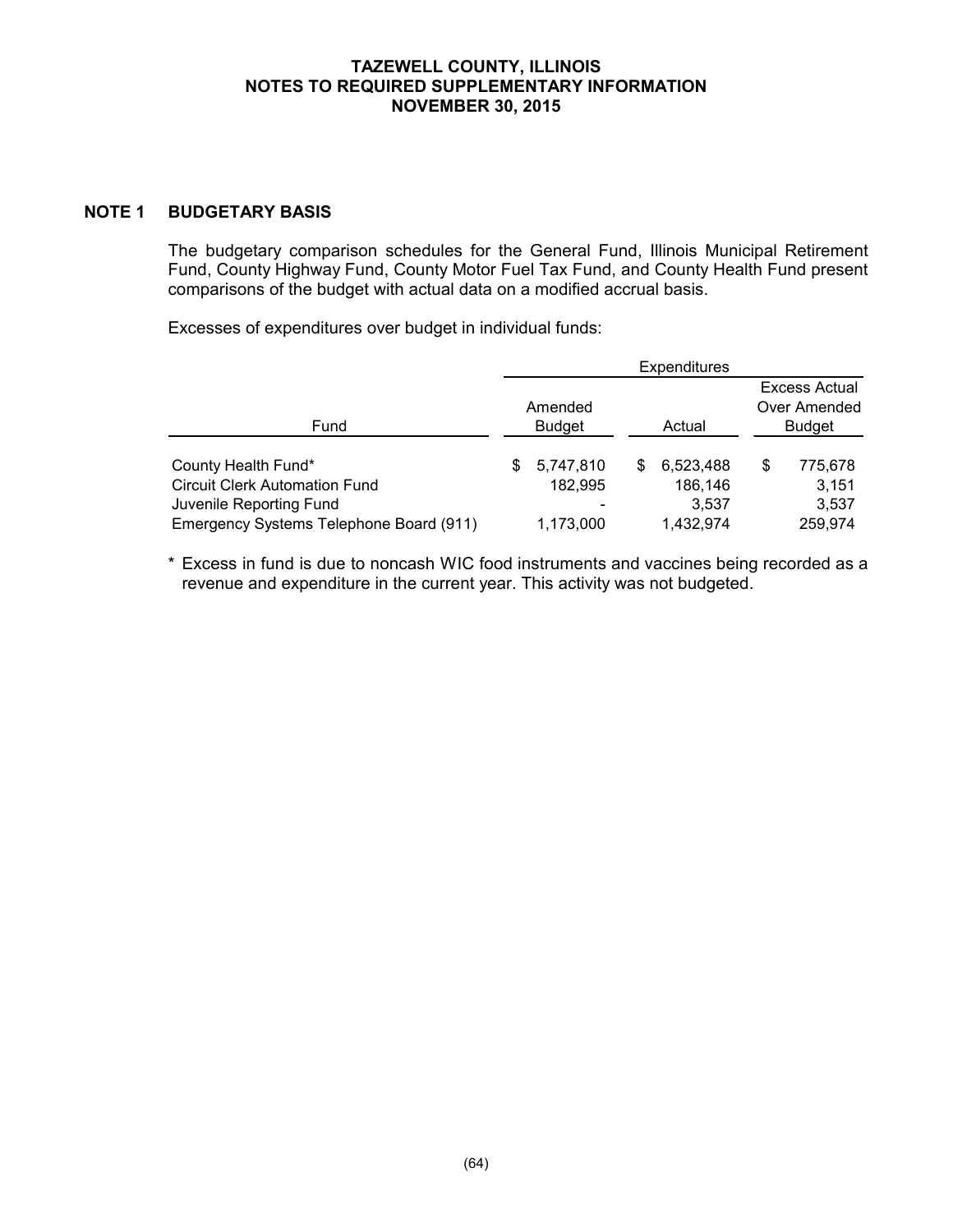# TAZEWELL COUNTY, ILLINOIS
## NOTES TO REQUIRED SUPPLEMENTARY INFORMATION
## NOVEMBER 30, 2015

### NOTE 1 BUDGETARY BASIS

The budgetary comparison schedules for the General Fund, Illinois Municipal Retirement Fund, County Highway Fund, County Motor Fuel Tax Fund, and County Health Fund present comparisons of the budget with actual data on a modified accrual basis.

Excesses of expenditures over budget in individual funds:

| | Expenditures | | |
|---|---|---|---|
| Fund | Amended Budget | Actual | Excess Actual Over Amended Budget |
| County Health Fund* | $ 5,747,810 | $ 6,523,488 | $ 775,678 |
| Circuit Clerk Automation Fund | 182,995 | 186,146 | 3,151 |
| Juvenile Reporting Fund | - | 3,537 | 3,537 |
| Emergency Systems Telephone Board (911) | 1,173,000 | 1,432,974 | 259,974 |

* Excess in fund is due to noncash WIC food instruments and vaccines being recorded as a revenue and expenditure in the current year. This activity was not budgeted.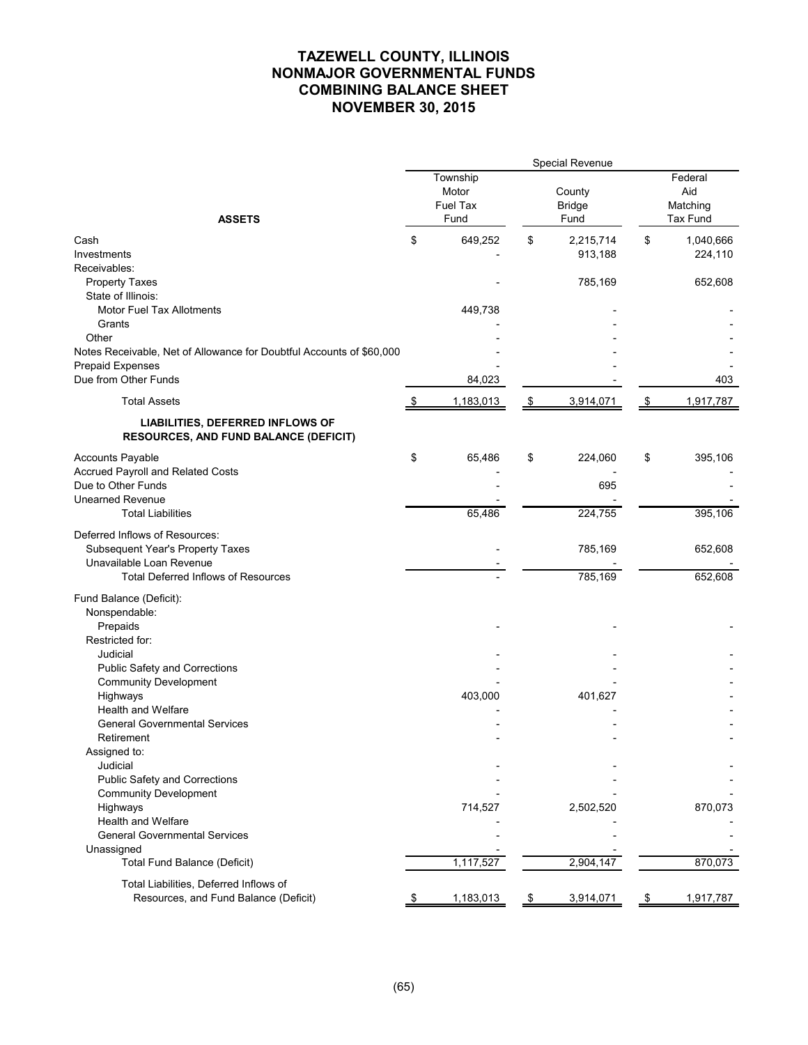# TAZEWELL COUNTY, ILLINOIS
# NONMAJOR GOVERNMENTAL FUNDS
# COMBINING BALANCE SHEET
# NOVEMBER 30, 2015

| | Special Revenue | | |
|---|---|---|---|
| **ASSETS** | Township Motor Fuel Tax Fund | County Bridge Fund | Federal Aid Matching Tax Fund |
| Cash | $ 649,252 | $ 2,215,714 | $ 1,040,666 |
| Investments | - | 913,188 | 224,110 |
| Receivables: | | | |
| Property Taxes | - | 785,169 | 652,608 |
| State of Illinois: | | | |
| Motor Fuel Tax Allotments | 449,738 | - | - |
| Grants | - | - | - |
| Other | - | - | - |
| Notes Receivable, Net of Allowance for Doubtful Accounts of $60,000 | - | - | - |
| Prepaid Expenses | - | - | - |
| Due from Other Funds | 84,023 | - | 403 |
| Total Assets | $ 1,183,013 | $ 3,914,071 | $ 1,917,787 |
| **LIABILITIES, DEFERRED INFLOWS OF RESOURCES, AND FUND BALANCE (DEFICIT)** | | | |
| Accounts Payable | $ 65,486 | $ 224,060 | $ 395,106 |
| Accrued Payroll and Related Costs | - | - | - |
| Due to Other Funds | - | 695 | - |
| Unearned Revenue | - | - | - |
| Total Liabilities | 65,486 | 224,755 | 395,106 |
| Deferred Inflows of Resources: | | | |
| Subsequent Year's Property Taxes | - | 785,169 | 652,608 |
| Unavailable Loan Revenue | - | - | - |
| Total Deferred Inflows of Resources | - | 785,169 | 652,608 |
| Fund Balance (Deficit): | | | |
| Nonspendable: | | | |
| Prepaids | - | - | - |
| Restricted for: | | | |
| Judicial | - | - | - |
| Public Safety and Corrections | - | - | - |
| Community Development | - | - | - |
| Highways | 403,000 | 401,627 | - |
| Health and Welfare | - | - | - |
| General Governmental Services | - | - | - |
| Retirement | - | - | - |
| Assigned to: | | | |
| Judicial | - | - | - |
| Public Safety and Corrections | - | - | - |
| Community Development | - | - | - |
| Highways | 714,527 | 2,502,520 | 870,073 |
| Health and Welfare | - | - | - |
| General Governmental Services | - | - | - |
| Unassigned | - | - | - |
| Total Fund Balance (Deficit) | 1,117,527 | 2,904,147 | 870,073 |
| Total Liabilities, Deferred Inflows of Resources, and Fund Balance (Deficit) | $ 1,183,013 | $ 3,914,071 | $ 1,917,787 |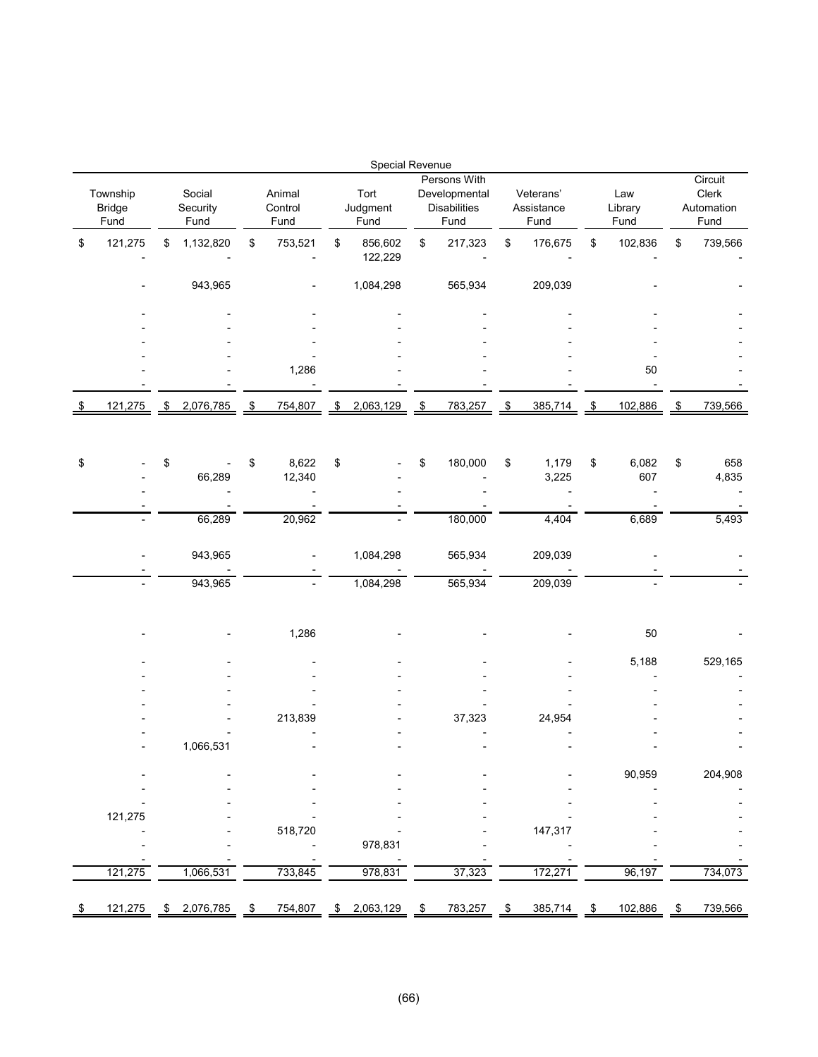| | Special Revenue | | | | | | | |
|---|---|---|---|---|---|---|---|---|
| | Township Bridge Fund | Social Security Fund | Animal Control Fund | Tort Judgment Fund | Persons With Developmental Disabilities Fund | Veterans' Assistance Fund | Law Library Fund | Circuit Clerk Automation Fund |
| | $ 121,275 | $ 1,132,820 | $ 753,521 | $ 856,602 | $ 217,323 | $ 176,675 | $ 102,836 | $ 739,566 |
| | - | - | - | 122,229 | - | - | - | - |
| | - | 943,965 | - | 1,084,298 | 565,934 | 209,039 | - | - |
| | - | - | - | - | - | - | - | - |
| | - | - | - | - | - | - | - | - |
| | - | - | - | - | - | - | - | - |
| | - | - | - | - | - | - | - | - |
| | - | - | 1,286 | - | - | - | 50 | - |
| | - | - | - | - | - | - | - | - |
| | $ 121,275 | $ 2,076,785 | $ 754,807 | $ 2,063,129 | $ 783,257 | $ 385,714 | $ 102,886 | $ 739,566 |
| | | | | | | | | |
| | $ - | $ - | $ 8,622 | $ - | $ 180,000 | $ 1,179 | $ 6,082 | $ 658 |
| | - | 66,289 | 12,340 | - | - | 3,225 | 607 | 4,835 |
| | - | - | - | - | - | - | - | - |
| | - | - | - | - | - | - | - | - |
| | - | 66,289 | 20,962 | - | 180,000 | 4,404 | 6,689 | 5,493 |
| | | | | | | | | |
| | - | 943,965 | - | 1,084,298 | 565,934 | 209,039 | - | - |
| | - | - | - | - | - | - | - | - |
| | - | 943,965 | - | 1,084,298 | 565,934 | 209,039 | - | - |
| | | | | | | | | |
| | - | - | 1,286 | - | - | - | 50 | - |
| | - | - | - | - | - | - | 5,188 | 529,165 |
| | - | - | - | - | - | - | - | - |
| | - | - | - | - | - | - | - | - |
| | - | - | - | - | - | - | - | - |
| | - | - | 213,839 | - | 37,323 | 24,954 | - | - |
| | - | - | - | - | - | - | - | - |
| | - | 1,066,531 | - | - | - | - | - | - |
| | - | - | - | - | - | - | 90,959 | 204,908 |
| | - | - | - | - | - | - | - | - |
| | - | - | - | - | - | - | - | - |
| | 121,275 | - | - | - | - | - | - | - |
| | - | - | 518,720 | - | - | 147,317 | - | - |
| | - | - | - | 978,831 | - | - | - | - |
| | - | - | - | - | - | - | - | - |
| | 121,275 | 1,066,531 | 733,845 | 978,831 | 37,323 | 172,271 | 96,197 | 734,073 |
| | | | | | | | | |
| | $ 121,275 | $ 2,076,785 | $ 754,807 | $ 2,063,129 | $ 783,257 | $ 385,714 | $ 102,886 | $ 739,566 |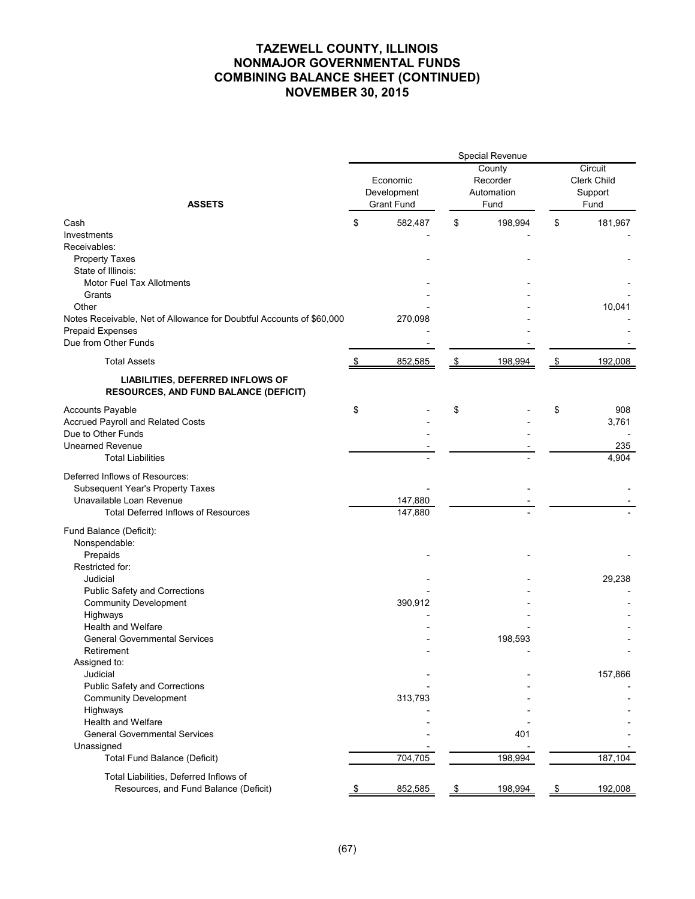# TAZEWELL COUNTY, ILLINOIS
## NONMAJOR GOVERNMENTAL FUNDS
## COMBINING BALANCE SHEET (CONTINUED)
## NOVEMBER 30, 2015

| | Special Revenue | | |
|---|---|---|---|
| **ASSETS** | Economic Development Grant Fund | County Recorder Automation Fund | Circuit Clerk Child Support Fund |
| Cash | $ 582,487 | $ 198,994 | $ 181,967 |
| Investments | - | - | - |
| Receivables: | | | |
| Property Taxes | - | - | - |
| State of Illinois: | | | |
| Motor Fuel Tax Allotments | - | - | - |
| Grants | - | - | - |
| Other | - | - | 10,041 |
| Notes Receivable, Net of Allowance for Doubtful Accounts of $60,000 | 270,098 | - | - |
| Prepaid Expenses | - | - | - |
| Due from Other Funds | - | - | - |
| Total Assets | $ 852,585 | $ 198,994 | $ 192,008 |
| **LIABILITIES, DEFERRED INFLOWS OF RESOURCES, AND FUND BALANCE (DEFICIT)** | | | |
| Accounts Payable | $ - | $ - | $ 908 |
| Accrued Payroll and Related Costs | - | - | 3,761 |
| Due to Other Funds | - | - | - |
| Unearned Revenue | - | - | 235 |
| Total Liabilities | - | - | 4,904 |
| Deferred Inflows of Resources: | | | |
| Subsequent Year's Property Taxes | - | - | - |
| Unavailable Loan Revenue | 147,880 | - | - |
| Total Deferred Inflows of Resources | 147,880 | - | - |
| Fund Balance (Deficit): | | | |
| Nonspendable: | | | |
| Prepaids | - | - | - |
| Restricted for: | | | |
| Judicial | - | - | 29,238 |
| Public Safety and Corrections | - | - | - |
| Community Development | 390,912 | - | - |
| Highways | - | - | - |
| Health and Welfare | - | - | - |
| General Governmental Services | - | 198,593 | - |
| Retirement | - | - | - |
| Assigned to: | | | |
| Judicial | - | - | 157,866 |
| Public Safety and Corrections | - | - | - |
| Community Development | 313,793 | - | - |
| Highways | - | - | - |
| Health and Welfare | - | - | - |
| General Governmental Services | - | 401 | - |
| Unassigned | - | - | - |
| Total Fund Balance (Deficit) | 704,705 | 198,994 | 187,104 |
| Total Liabilities, Deferred Inflows of Resources, and Fund Balance (Deficit) | $ 852,585 | $ 198,994 | $ 192,008 |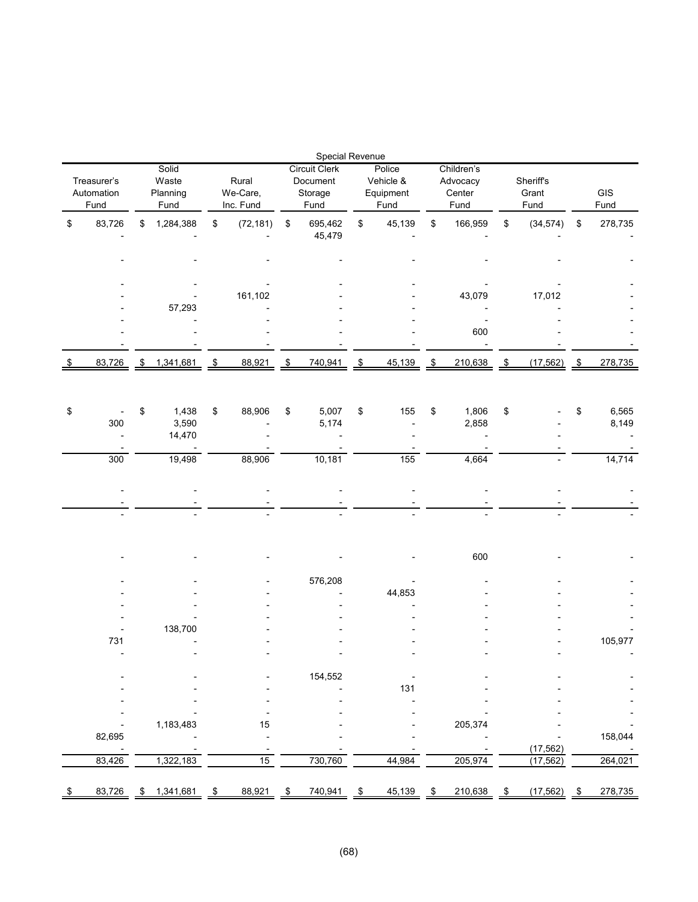| Special Revenue | | | | | | | |
|---|---|---|---|---|---|---|---|
| Treasurer's Automation Fund | Solid Waste Planning Fund | Rural We-Care, Inc. Fund | Circuit Clerk Document Storage Fund | Police Vehicle & Equipment Fund | Children's Advocacy Center Fund | Sheriff's Grant Fund | GIS Fund |
| $ 83,726 | $ 1,284,388 | $ (72,181) | $ 695,462 | $ 45,139 | $ 166,959 | $ (34,574) | $ 278,735 |
| - | - | - | 45,479 | - | - | - | - |
| - | - | - | - | - | - | - | - |
| - | - | - | - | - | - | - | - |
| - | - | 161,102 | - | - | 43,079 | 17,012 | - |
| - | 57,293 | - | - | - | - | - | - |
| - | - | - | - | - | - | - | - |
| - | - | - | - | - | 600 | - | - |
| - | - | - | - | - | - | - | - |
| $ 83,726 | $ 1,341,681 | $ 88,921 | $ 740,941 | $ 45,139 | $ 210,638 | $ (17,562) | $ 278,735 |
| | | | | | | | |
| $ - | $ 1,438 | $ 88,906 | $ 5,007 | $ 155 | $ 1,806 | $ - | $ 6,565 |
| 300 | 3,590 | - | 5,174 | - | 2,858 | - | 8,149 |
| - | 14,470 | - | - | - | - | - | - |
| - | - | - | - | - | - | - | - |
| 300 | 19,498 | 88,906 | 10,181 | 155 | 4,664 | - | 14,714 |
| | | | | | | | |
| - | - | - | - | - | - | - | - |
| - | - | - | - | - | - | - | - |
| - | - | - | - | - | - | - | - |
| | | | | | | | |
| - | - | - | - | - | 600 | - | - |
| | | | | | | | |
| - | - | - | 576,208 | - | - | - | - |
| - | - | - | - | 44,853 | - | - | - |
| - | - | - | - | - | - | - | - |
| - | - | - | - | - | - | - | - |
| - | 138,700 | - | - | - | - | - | - |
| 731 | - | - | - | - | - | - | 105,977 |
| - | - | - | - | - | - | - | - |
| | | | | | | | |
| - | - | - | 154,552 | - | - | - | - |
| - | - | - | - | 131 | - | - | - |
| - | - | - | - | - | - | - | - |
| - | - | - | - | - | - | - | - |
| - | 1,183,483 | 15 | - | - | 205,374 | - | - |
| 82,695 | - | - | - | - | - | - | 158,044 |
| - | - | - | - | - | - | (17,562) | - |
| 83,426 | 1,322,183 | 15 | 730,760 | 44,984 | 205,974 | (17,562) | 264,021 |
| | | | | | | | |
| $ 83,726 | $ 1,341,681 | $ 88,921 | $ 740,941 | $ 45,139 | $ 210,638 | $ (17,562) | $ 278,735 |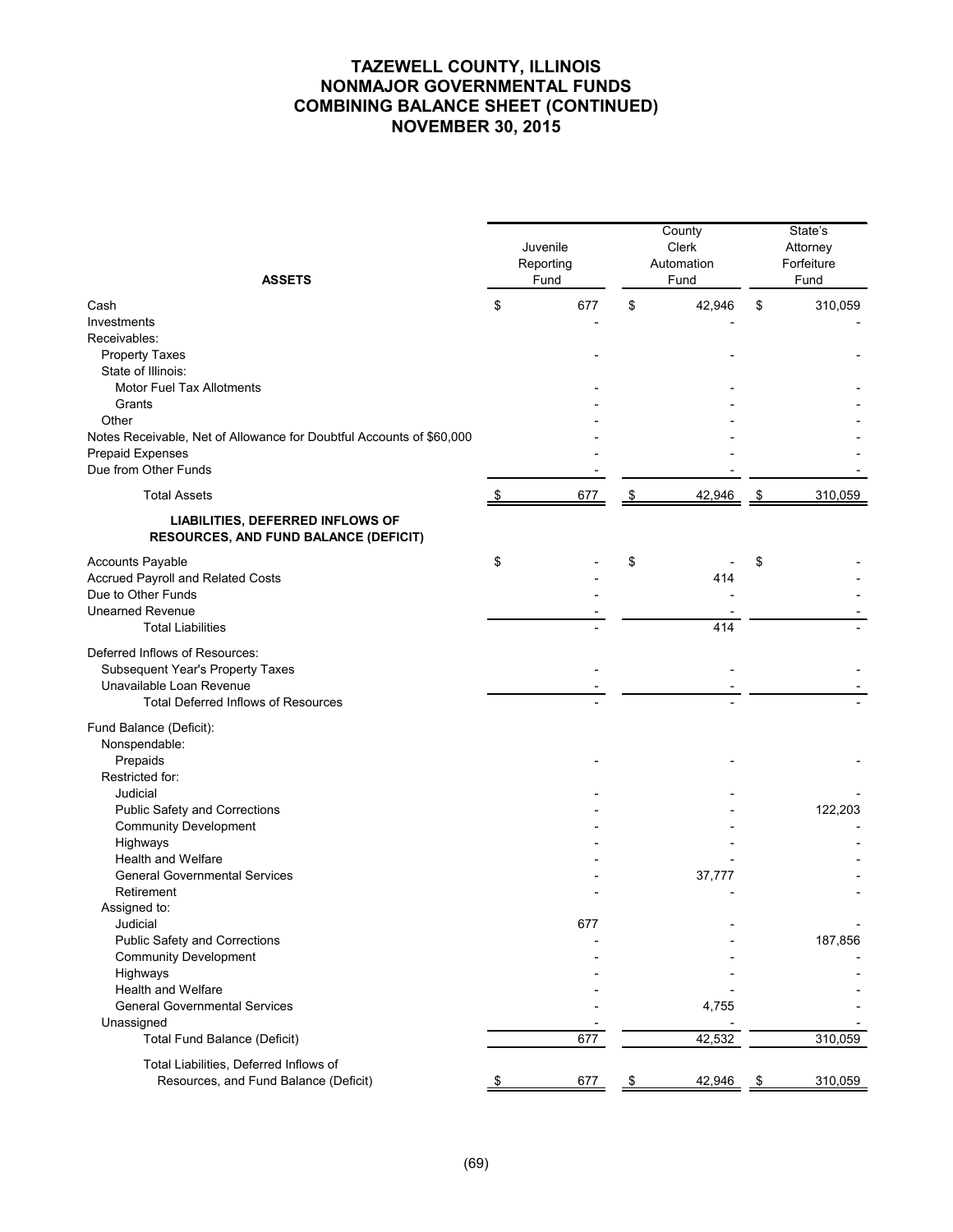# TAZEWELL COUNTY, ILLINOIS
## NONMAJOR GOVERNMENTAL FUNDS
## COMBINING BALANCE SHEET (CONTINUED)
## NOVEMBER 30, 2015

| ASSETS | Juvenile Reporting Fund | County Clerk Automation Fund | State's Attorney Forfeiture Fund |
|---|---|---|---|
| Cash | $ 677 | $ 42,946 | $ 310,059 |
| Investments | - | - | - |
| Receivables: | | | |
| Property Taxes | - | - | - |
| State of Illinois: | | | |
| Motor Fuel Tax Allotments | - | - | - |
| Grants | - | - | - |
| Other | - | - | - |
| Notes Receivable, Net of Allowance for Doubtful Accounts of $60,000 | - | - | - |
| Prepaid Expenses | - | - | - |
| Due from Other Funds | - | - | - |
| Total Assets | $ 677 | $ 42,946 | $ 310,059 |
| **LIABILITIES, DEFERRED INFLOWS OF RESOURCES, AND FUND BALANCE (DEFICIT)** | | | |
| Accounts Payable | $ - | $ - | $ - |
| Accrued Payroll and Related Costs | - | 414 | - |
| Due to Other Funds | - | - | - |
| Unearned Revenue | - | - | - |
| Total Liabilities | - | 414 | - |
| Deferred Inflows of Resources: | | | |
| Subsequent Year's Property Taxes | - | - | - |
| Unavailable Loan Revenue | - | - | - |
| Total Deferred Inflows of Resources | - | - | - |
| Fund Balance (Deficit): | | | |
| Nonspendable: | | | |
| Prepaids | - | - | - |
| Restricted for: | | | |
| Judicial | - | - | - |
| Public Safety and Corrections | - | - | 122,203 |
| Community Development | - | - | - |
| Highways | - | - | - |
| Health and Welfare | - | - | - |
| General Governmental Services | - | 37,777 | - |
| Retirement | - | - | - |
| Assigned to: | | | |
| Judicial | 677 | - | - |
| Public Safety and Corrections | - | - | 187,856 |
| Community Development | - | - | - |
| Highways | - | - | - |
| Health and Welfare | - | - | - |
| General Governmental Services | - | 4,755 | - |
| Unassigned | - | - | - |
| Total Fund Balance (Deficit) | 677 | 42,532 | 310,059 |
| Total Liabilities, Deferred Inflows of Resources, and Fund Balance (Deficit) | $ 677 | $ 42,946 | $ 310,059 |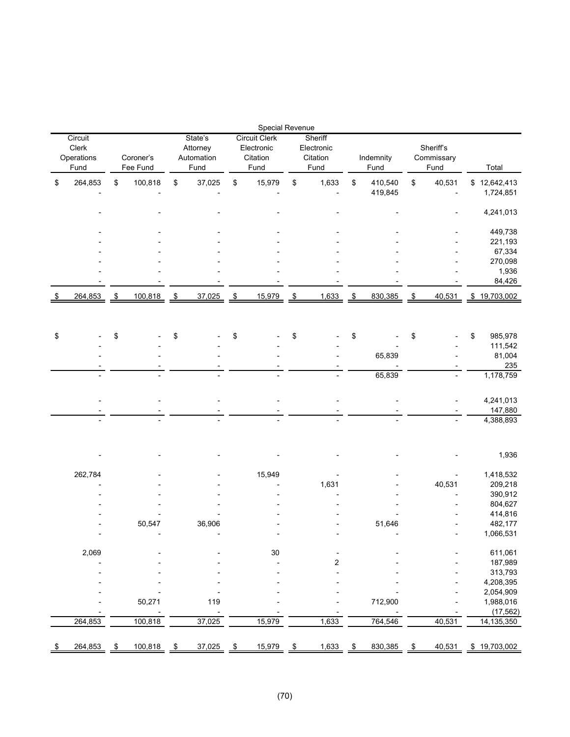| Special Revenue | | | | | | | |
|---|---|---|---|---|---|---|---|
| Circuit Clerk Operations Fund | Coroner's Fee Fund | State's Attorney Automation Fund | Circuit Clerk Electronic Citation Fund | Sheriff Electronic Citation Fund | Indemnity Fund | Sheriff's Commissary Fund | Total |
| $ 264,853 | $ 100,818 | $ 37,025 | $ 15,979 | $ 1,633 | $ 410,540 | $ 40,531 | $ 12,642,413 |
| - | - | - | - | - | 419,845 | - | 1,724,851 |
| - | - | - | - | - | - | - | 4,241,013 |
| - | - | - | - | - | - | - | 449,738 |
| - | - | - | - | - | - | - | 221,193 |
| - | - | - | - | - | - | - | 67,334 |
| - | - | - | - | - | - | - | 270,098 |
| - | - | - | - | - | - | - | 1,936 |
| - | - | - | - | - | - | - | 84,426 |
| $ 264,853 | $ 100,818 | $ 37,025 | $ 15,979 | $ 1,633 | $ 830,385 | $ 40,531 | $ 19,703,002 |
| | | | | | | | |
| $ - | $ - | $ - | $ - | $ - | $ - | $ - | $ 985,978 |
| - | - | - | - | - | - | - | 111,542 |
| - | - | - | - | - | 65,839 | - | 81,004 |
| - | - | - | - | - | - | - | 235 |
| - | - | - | - | - | 65,839 | - | 1,178,759 |
| | | | | | | | |
| - | - | - | - | - | - | - | 4,241,013 |
| - | - | - | - | - | - | - | 147,880 |
| - | - | - | - | - | - | - | 4,388,893 |
| | | | | | | | |
| - | - | - | - | - | - | - | 1,936 |
| 262,784 | - | - | 15,949 | - | - | - | 1,418,532 |
| - | - | - | - | 1,631 | - | 40,531 | 209,218 |
| - | - | - | - | - | - | - | 390,912 |
| - | - | - | - | - | - | - | 804,627 |
| - | - | - | - | - | - | - | 414,816 |
| - | 50,547 | 36,906 | - | - | 51,646 | - | 482,177 |
| - | - | - | - | - | - | - | 1,066,531 |
| 2,069 | - | - | 30 | - | - | - | 611,061 |
| - | - | - | - | 2 | - | - | 187,989 |
| - | - | - | - | - | - | - | 313,793 |
| - | - | - | - | - | - | - | 4,208,395 |
| - | - | - | - | - | - | - | 2,054,909 |
| - | 50,271 | 119 | - | - | 712,900 | - | 1,988,016 |
| - | - | - | - | - | - | - | (17,562) |
| 264,853 | 100,818 | 37,025 | 15,979 | 1,633 | 764,546 | 40,531 | 14,135,350 |
| $ 264,853 | $ 100,818 | $ 37,025 | $ 15,979 | $ 1,633 | $ 830,385 | $ 40,531 | $ 19,703,002 |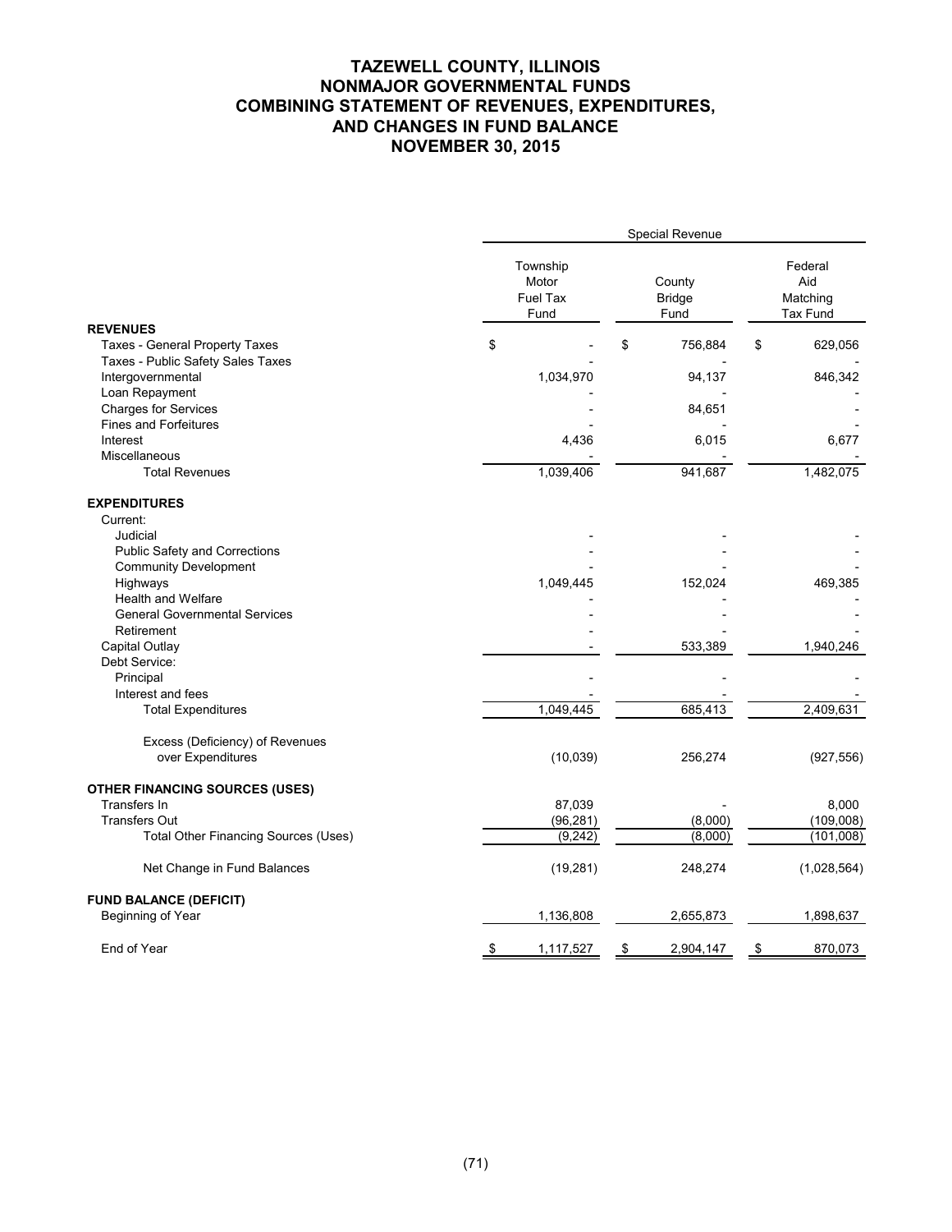# TAZEWELL COUNTY, ILLINOIS
# NONMAJOR GOVERNMENTAL FUNDS
# COMBINING STATEMENT OF REVENUES, EXPENDITURES, AND CHANGES IN FUND BALANCE
# NOVEMBER 30, 2015

| | Special Revenue | | |
|---|---|---|---|
| | Township Motor Fuel Tax Fund | County Bridge Fund | Federal Aid Matching Tax Fund |
| **REVENUES** | | | |
| Taxes - General Property Taxes | $ - | $ 756,884 | $ 629,056 |
| Taxes - Public Safety Sales Taxes | - | - | - |
| Intergovernmental | 1,034,970 | 94,137 | 846,342 |
| Loan Repayment | - | - | - |
| Charges for Services | - | 84,651 | - |
| Fines and Forfeitures | - | - | - |
| Interest | 4,436 | 6,015 | 6,677 |
| Miscellaneous | - | - | - |
| Total Revenues | 1,039,406 | 941,687 | 1,482,075 |
| **EXPENDITURES** | | | |
| Current: | | | |
| Judicial | - | - | - |
| Public Safety and Corrections | - | - | - |
| Community Development | - | - | - |
| Highways | 1,049,445 | 152,024 | 469,385 |
| Health and Welfare | - | - | - |
| General Governmental Services | - | - | - |
| Retirement | - | - | - |
| Capital Outlay | - | 533,389 | 1,940,246 |
| Debt Service: | | | |
| Principal | - | - | - |
| Interest and fees | - | - | - |
| Total Expenditures | 1,049,445 | 685,413 | 2,409,631 |
| Excess (Deficiency) of Revenues over Expenditures | (10,039) | 256,274 | (927,556) |
| **OTHER FINANCING SOURCES (USES)** | | | |
| Transfers In | 87,039 | - | 8,000 |
| Transfers Out | (96,281) | (8,000) | (109,008) |
| Total Other Financing Sources (Uses) | (9,242) | (8,000) | (101,008) |
| Net Change in Fund Balances | (19,281) | 248,274 | (1,028,564) |
| **FUND BALANCE (DEFICIT)** | | | |
| Beginning of Year | 1,136,808 | 2,655,873 | 1,898,637 |
| End of Year | $ 1,117,527 | $ 2,904,147 | $ 870,073 |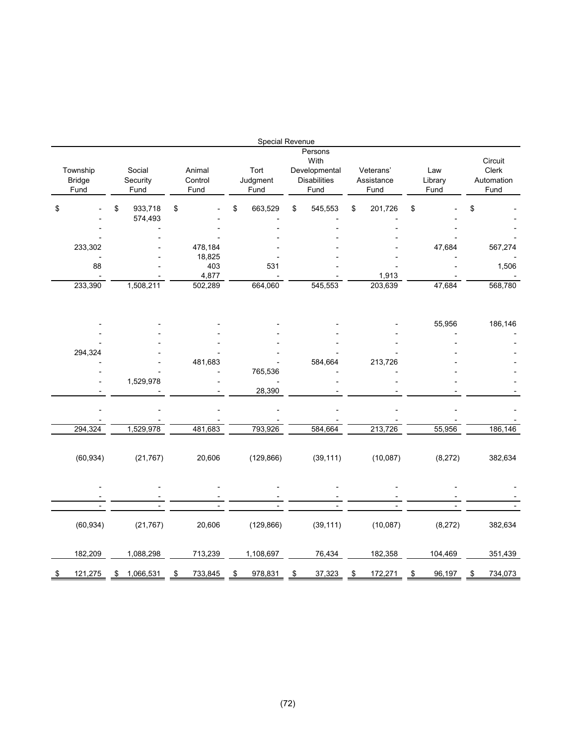| Special Revenue | | | | | | | |
|---|---|---|---|---|---|---|---|
| Township Bridge Fund | Social Security Fund | Animal Control Fund | Tort Judgment Fund | Persons With Developmental Disabilities Fund | Veterans' Assistance Fund | Law Library Fund | Circuit Clerk Automation Fund |
| $ - | $ 933,718 | $ - | $ 663,529 | $ 545,553 | $ 201,726 | $ - | $ - |
| - | 574,493 | - | - | - | - | - | - |
| - | - | - | - | - | - | - | - |
| - | - | - | - | - | - | - | - |
| 233,302 | - | 478,184 | - | - | - | 47,684 | 567,274 |
| - | - | 18,825 | - | - | - | - | - |
| 88 | - | 403 | 531 | - | - | - | 1,506 |
| - | - | 4,877 | - | - | 1,913 | - | - |
| 233,390 | 1,508,211 | 502,289 | 664,060 | 545,553 | 203,639 | 47,684 | 568,780 |
| | | | | | | | |
| - | - | - | - | - | - | 55,956 | 186,146 |
| - | - | - | - | - | - | - | - |
| - | - | - | - | - | - | - | - |
| 294,324 | - | - | - | - | - | - | - |
| - | - | 481,683 | - | 584,664 | 213,726 | - | - |
| - | - | - | 765,536 | - | - | - | - |
| - | 1,529,978 | - | - | - | - | - | - |
| - | - | - | 28,390 | - | - | - | - |
| - | - | - | - | - | - | - | - |
| - | - | - | - | - | - | - | - |
| 294,324 | 1,529,978 | 481,683 | 793,926 | 584,664 | 213,726 | 55,956 | 186,146 |
| (60,934) | (21,767) | 20,606 | (129,866) | (39,111) | (10,087) | (8,272) | 382,634 |
| - | - | - | - | - | - | - | - |
| - | - | - | - | - | - | - | - |
| - | - | - | - | - | - | - | - |
| (60,934) | (21,767) | 20,606 | (129,866) | (39,111) | (10,087) | (8,272) | 382,634 |
| 182,209 | 1,088,298 | 713,239 | 1,108,697 | 76,434 | 182,358 | 104,469 | 351,439 |
| $ 121,275 | $ 1,066,531 | $ 733,845 | $ 978,831 | $ 37,323 | $ 172,271 | $ 96,197 | $ 734,073 |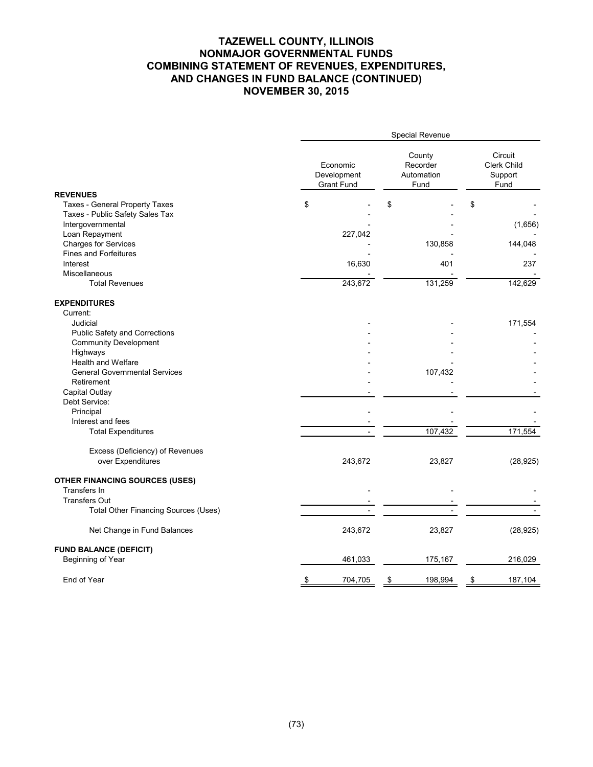# TAZEWELL COUNTY, ILLINOIS
# NONMAJOR GOVERNMENTAL FUNDS
# COMBINING STATEMENT OF REVENUES, EXPENDITURES, AND CHANGES IN FUND BALANCE (CONTINUED)
# NOVEMBER 30, 2015

| | Special Revenue | | |
|---|---|---|---|
| | Economic Development Grant Fund | County Recorder Automation Fund | Circuit Clerk Child Support Fund |
| **REVENUES** | | | |
| Taxes - General Property Taxes | $ - | $ - | $ - |
| Taxes - Public Safety Sales Tax | - | - | - |
| Intergovernmental | - | - | (1,656) |
| Loan Repayment | 227,042 | - | - |
| Charges for Services | - | 130,858 | 144,048 |
| Fines and Forfeitures | - | - | - |
| Interest | 16,630 | 401 | 237 |
| Miscellaneous | - | - | - |
| Total Revenues | 243,672 | 131,259 | 142,629 |
| **EXPENDITURES** | | | |
| Current: | | | |
| Judicial | - | - | 171,554 |
| Public Safety and Corrections | - | - | - |
| Community Development | - | - | - |
| Highways | - | - | - |
| Health and Welfare | - | - | - |
| General Governmental Services | - | 107,432 | - |
| Retirement | - | - | - |
| Capital Outlay | - | - | - |
| Debt Service: | | | |
| Principal | - | - | - |
| Interest and fees | - | - | - |
| Total Expenditures | - | 107,432 | 171,554 |
| Excess (Deficiency) of Revenues over Expenditures | 243,672 | 23,827 | (28,925) |
| **OTHER FINANCING SOURCES (USES)** | | | |
| Transfers In | - | - | - |
| Transfers Out | - | - | - |
| Total Other Financing Sources (Uses) | - | - | - |
| Net Change in Fund Balances | 243,672 | 23,827 | (28,925) |
| **FUND BALANCE (DEFICIT)** | | | |
| Beginning of Year | 461,033 | 175,167 | 216,029 |
| End of Year | $ 704,705 | $ 198,994 | $ 187,104 |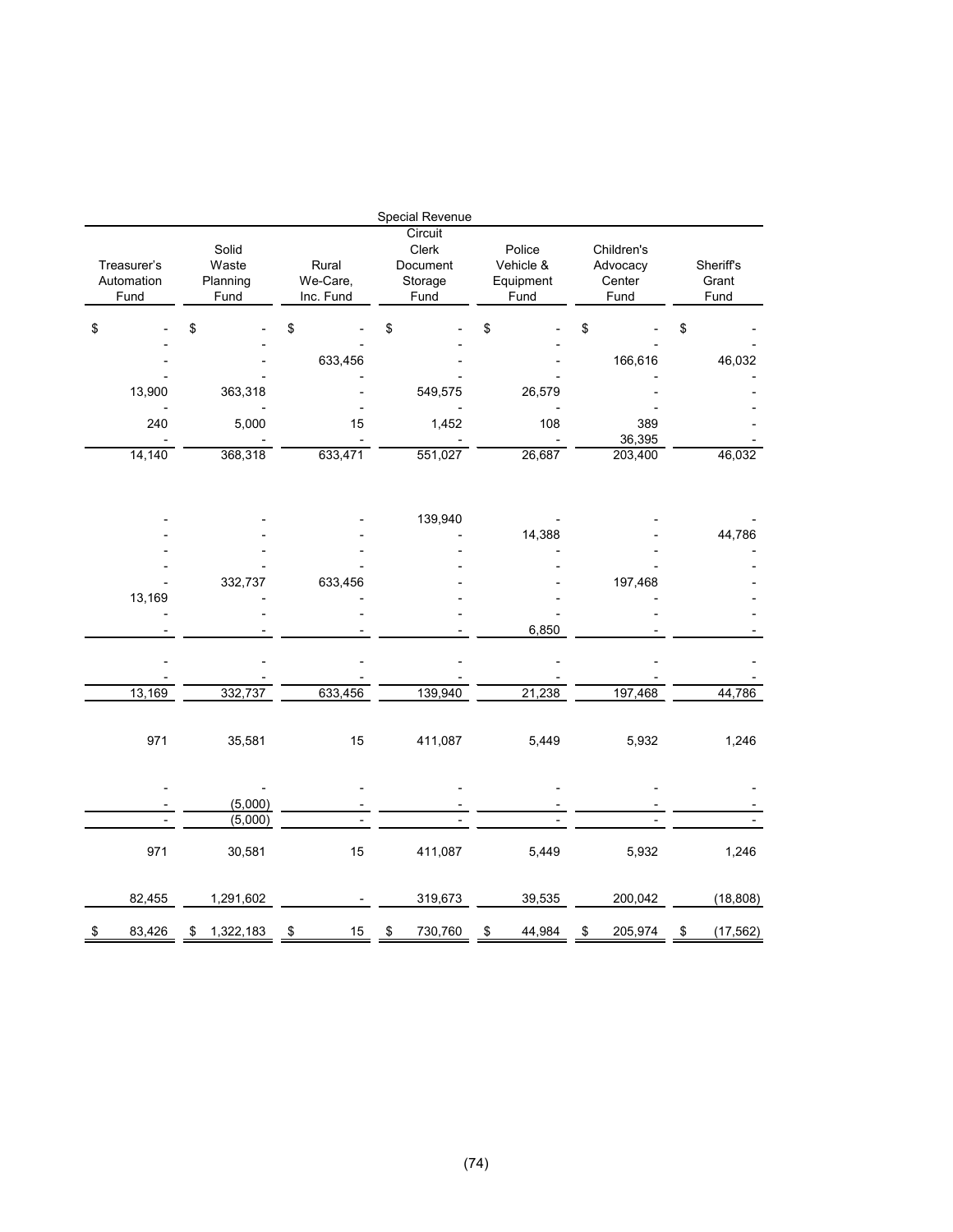| Special Revenue | | | | | | |
|---|---|---|---|---|---|---|
| Treasurer's Automation Fund | Solid Waste Planning Fund | Rural We-Care, Inc. Fund | Circuit Clerk Document Storage Fund | Police Vehicle & Equipment Fund | Children's Advocacy Center Fund | Sheriff's Grant Fund |
| $ - | $ - | $ - | $ - | $ - | $ - | $ - |
| - | - | - | - | - | - | - |
| - | - | 633,456 | - | - | 166,616 | 46,032 |
| - | - | - | - | - | - | - |
| 13,900 | 363,318 | - | 549,575 | 26,579 | - | - |
| - | - | - | - | - | - | - |
| 240 | 5,000 | 15 | 1,452 | 108 | 389 | - |
| - | - | - | - | - | 36,395 | - |
| 14,140 | 368,318 | 633,471 | 551,027 | 26,687 | 203,400 | 46,032 |
| | | | | | | |
| - | - | - | 139,940 | - | - | - |
| - | - | - | - | 14,388 | - | 44,786 |
| - | - | - | - | - | - | - |
| - | - | - | - | - | - | - |
| - | 332,737 | 633,456 | - | - | 197,468 | - |
| 13,169 | - | - | - | - | - | - |
| - | - | - | - | - | - | - |
| - | - | - | - | 6,850 | - | - |
| | | | | | | |
| - | - | - | - | - | - | - |
| - | - | - | - | - | - | - |
| 13,169 | 332,737 | 633,456 | 139,940 | 21,238 | 197,468 | 44,786 |
| | | | | | | |
| 971 | 35,581 | 15 | 411,087 | 5,449 | 5,932 | 1,246 |
| | | | | | | |
| - | - | - | - | - | - | - |
| - | (5,000) | - | - | - | - | - |
| - | (5,000) | - | - | - | - | - |
| | | | | | | |
| 971 | 30,581 | 15 | 411,087 | 5,449 | 5,932 | 1,246 |
| | | | | | | |
| 82,455 | 1,291,602 | - | 319,673 | 39,535 | 200,042 | (18,808) |
| | | | | | | |
| $ 83,426 | $ 1,322,183 | $ 15 | $ 730,760 | $ 44,984 | $ 205,974 | $ (17,562) |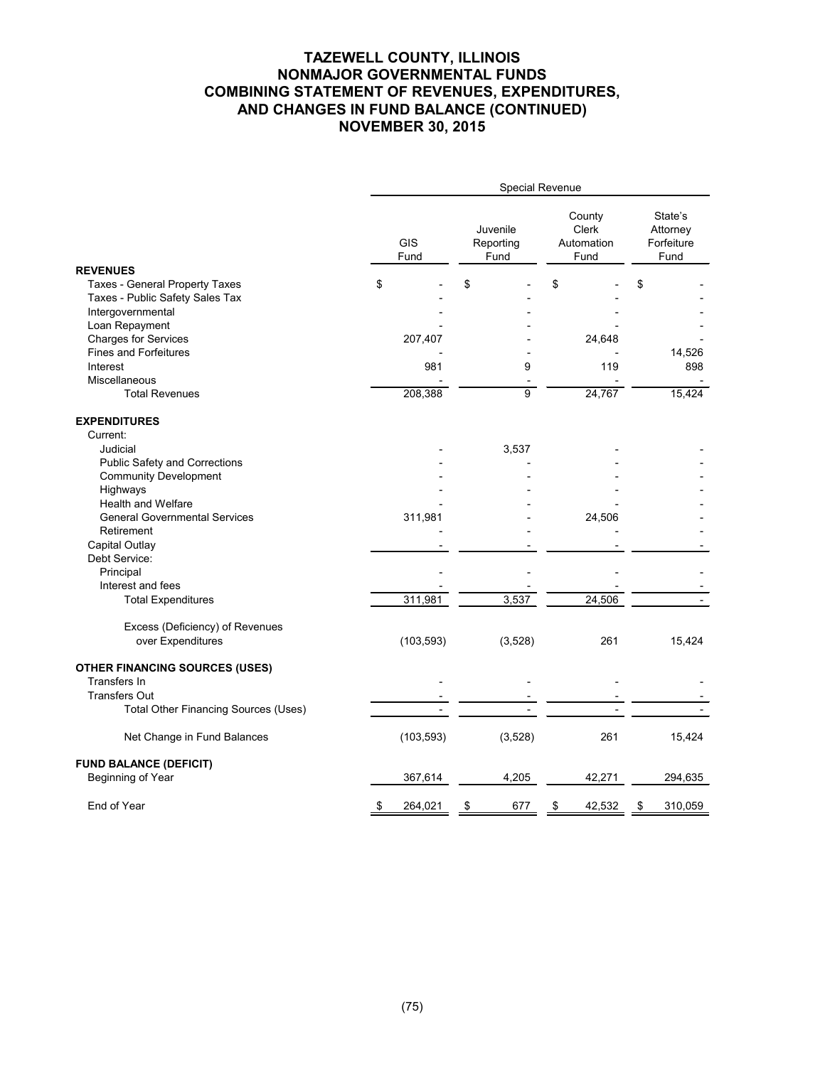# TAZEWELL COUNTY, ILLINOIS
# NONMAJOR GOVERNMENTAL FUNDS
# COMBINING STATEMENT OF REVENUES, EXPENDITURES, AND CHANGES IN FUND BALANCE (CONTINUED)
# NOVEMBER 30, 2015

| | Special Revenue | | | |
|---|---|---|---|---|
| | GIS Fund | Juvenile Reporting Fund | County Clerk Automation Fund | State's Attorney Forfeiture Fund |
| **REVENUES** | | | | |
| Taxes - General Property Taxes | $ - | $ - | $ - | $ - |
| Taxes - Public Safety Sales Tax | - | - | - | - |
| Intergovernmental | - | - | - | - |
| Loan Repayment | - | - | - | - |
| Charges for Services | 207,407 | - | 24,648 | - |
| Fines and Forfeitures | - | - | - | 14,526 |
| Interest | 981 | 9 | 119 | 898 |
| Miscellaneous | - | - | - | - |
| Total Revenues | 208,388 | 9 | 24,767 | 15,424 |
| **EXPENDITURES** | | | | |
| Current: | | | | |
| Judicial | - | 3,537 | - | - |
| Public Safety and Corrections | - | - | - | - |
| Community Development | - | - | - | - |
| Highways | - | - | - | - |
| Health and Welfare | - | - | - | - |
| General Governmental Services | 311,981 | - | 24,506 | - |
| Retirement | - | - | - | - |
| Capital Outlay | - | - | - | - |
| Debt Service: | | | | |
| Principal | - | - | - | - |
| Interest and fees | - | - | - | - |
| Total Expenditures | 311,981 | 3,537 | 24,506 | - |
| Excess (Deficiency) of Revenues over Expenditures | (103,593) | (3,528) | 261 | 15,424 |
| **OTHER FINANCING SOURCES (USES)** | | | | |
| Transfers In | - | - | - | - |
| Transfers Out | - | - | - | - |
| Total Other Financing Sources (Uses) | - | - | - | - |
| Net Change in Fund Balances | (103,593) | (3,528) | 261 | 15,424 |
| **FUND BALANCE (DEFICIT)** | | | | |
| Beginning of Year | 367,614 | 4,205 | 42,271 | 294,635 |
| End of Year | $ 264,021 | $ 677 | $ 42,532 | $ 310,059 |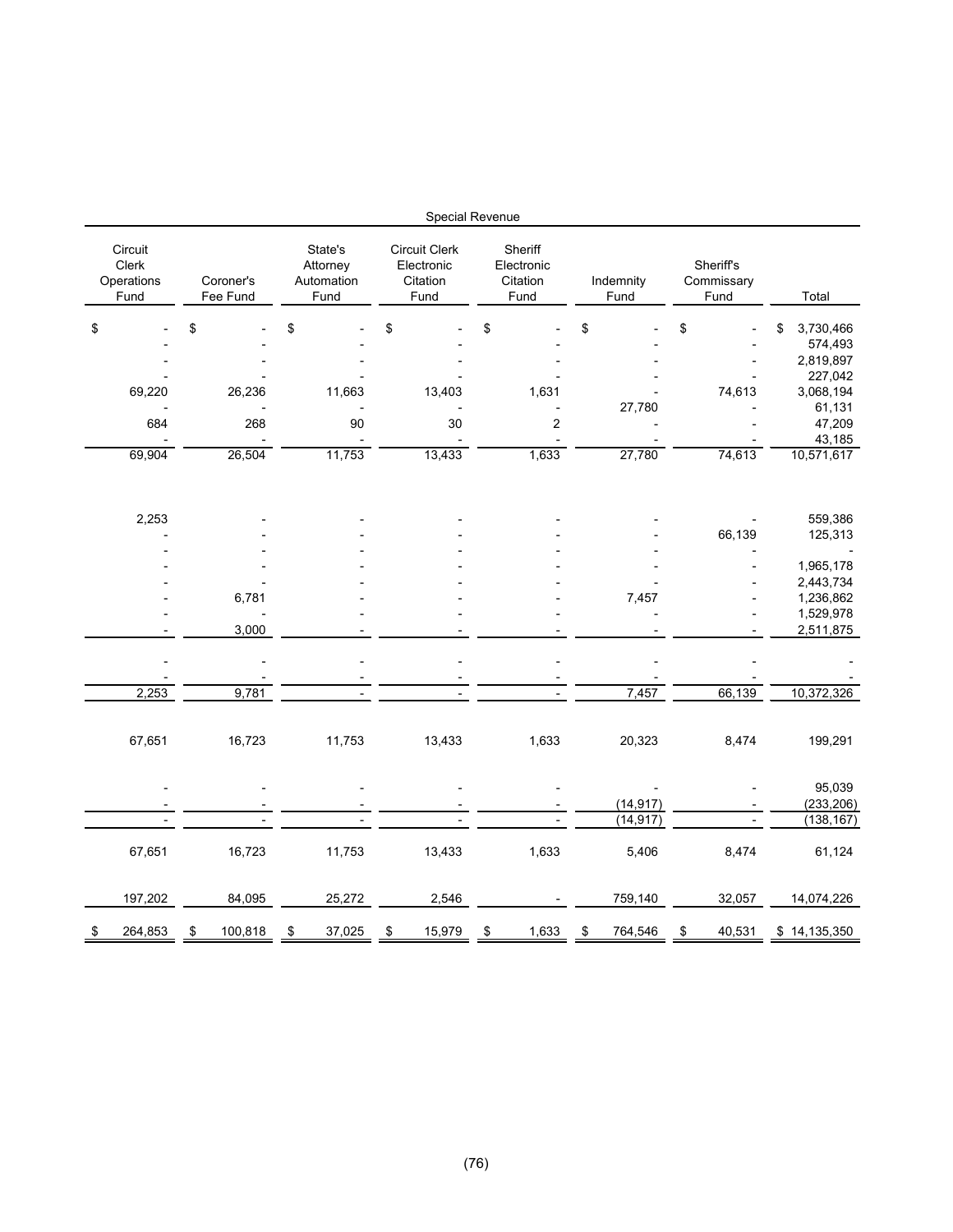| Special Revenue | | | | | | | |
|---|---|---|---|---|---|---|---|
| Circuit Clerk Operations Fund | Coroner's Fee Fund | State's Attorney Automation Fund | Circuit Clerk Electronic Citation Fund | Sheriff Electronic Citation Fund | Indemnity Fund | Sheriff's Commissary Fund | Total |
| $ - | $ - | $ - | $ - | $ - | $ - | $ - | $ 3,730,466 |
| - | - | - | - | - | - | - | 574,493 |
| - | - | - | - | - | - | - | 2,819,897 |
| - | - | - | - | - | - | - | 227,042 |
| 69,220 | 26,236 | 11,663 | 13,403 | 1,631 | - | 74,613 | 3,068,194 |
| - | - | - | - | - | 27,780 | - | 61,131 |
| 684 | 268 | 90 | 30 | 2 | - | - | 47,209 |
| - | - | - | - | - | - | - | 43,185 |
| 69,904 | 26,504 | 11,753 | 13,433 | 1,633 | 27,780 | 74,613 | 10,571,617 |
| | | | | | | | |
| 2,253 | - | - | - | - | - | - | 559,386 |
| - | - | - | - | - | - | 66,139 | 125,313 |
| - | - | - | - | - | - | - | - |
| - | - | - | - | - | - | - | 1,965,178 |
| - | - | - | - | - | - | - | 2,443,734 |
| - | 6,781 | - | - | - | 7,457 | - | 1,236,862 |
| - | - | - | - | - | - | - | 1,529,978 |
| - | 3,000 | - | - | - | - | - | 2,511,875 |
| | | | | | | | |
| - | - | - | - | - | - | - | - |
| - | - | - | - | - | - | - | - |
| 2,253 | 9,781 | - | - | - | 7,457 | 66,139 | 10,372,326 |
| | | | | | | | |
| 67,651 | 16,723 | 11,753 | 13,433 | 1,633 | 20,323 | 8,474 | 199,291 |
| | | | | | | | |
| - | - | - | - | - | - | - | 95,039 |
| - | - | - | - | - | (14,917) | - | (233,206) |
| - | - | - | - | - | (14,917) | - | (138,167) |
| | | | | | | | |
| 67,651 | 16,723 | 11,753 | 13,433 | 1,633 | 5,406 | 8,474 | 61,124 |
| | | | | | | | |
| 197,202 | 84,095 | 25,272 | 2,546 | - | 759,140 | 32,057 | 14,074,226 |
| | | | | | | | |
| $ 264,853 | $ 100,818 | $ 37,025 | $ 15,979 | $ 1,633 | $ 764,546 | $ 40,531 | $ 14,135,350 |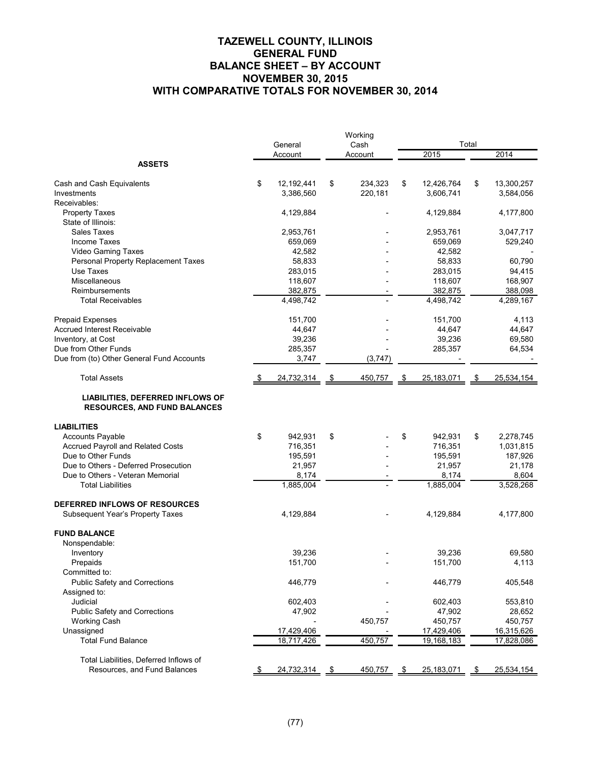# TAZEWELL COUNTY, ILLINOIS
## GENERAL FUND
## BALANCE SHEET – BY ACCOUNT
## NOVEMBER 30, 2015
## WITH COMPARATIVE TOTALS FOR NOVEMBER 30, 2014

| | General Account | Working Cash Account | Total 2015 | Total 2014 |
|---|---|---|---|---|
| **ASSETS** | | | | |
| Cash and Cash Equivalents | $ 12,192,441 | $ 234,323 | $ 12,426,764 | $ 13,300,257 |
| Investments | 3,386,560 | 220,181 | 3,606,741 | 3,584,056 |
| Receivables: | | | | |
| Property Taxes | 4,129,884 | - | 4,129,884 | 4,177,800 |
| State of Illinois: | | | | |
| Sales Taxes | 2,953,761 | - | 2,953,761 | 3,047,717 |
| Income Taxes | 659,069 | - | 659,069 | 529,240 |
| Video Gaming Taxes | 42,582 | - | 42,582 | - |
| Personal Property Replacement Taxes | 58,833 | - | 58,833 | 60,790 |
| Use Taxes | 283,015 | - | 283,015 | 94,415 |
| Miscellaneous | 118,607 | - | 118,607 | 168,907 |
| Reimbursements | 382,875 | - | 382,875 | 388,098 |
| Total Receivables | 4,498,742 | - | 4,498,742 | 4,289,167 |
| Prepaid Expenses | 151,700 | - | 151,700 | 4,113 |
| Accrued Interest Receivable | 44,647 | - | 44,647 | 44,647 |
| Inventory, at Cost | 39,236 | - | 39,236 | 69,580 |
| Due from Other Funds | 285,357 | - | 285,357 | 64,534 |
| Due from (to) Other General Fund Accounts | 3,747 | (3,747) | - | - |
| Total Assets | $ 24,732,314 | $ 450,757 | $ 25,183,071 | $ 25,534,154 |
| **LIABILITIES, DEFERRED INFLOWS OF RESOURCES, AND FUND BALANCES** | | | | |
| **LIABILITIES** | | | | |
| Accounts Payable | $ 942,931 | $ - | $ 942,931 | $ 2,278,745 |
| Accrued Payroll and Related Costs | 716,351 | - | 716,351 | 1,031,815 |
| Due to Other Funds | 195,591 | - | 195,591 | 187,926 |
| Due to Others - Deferred Prosecution | 21,957 | - | 21,957 | 21,178 |
| Due to Others - Veteran Memorial | 8,174 | - | 8,174 | 8,604 |
| Total Liabilities | 1,885,004 | - | 1,885,004 | 3,528,268 |
| **DEFERRED INFLOWS OF RESOURCES** | | | | |
| Subsequent Year's Property Taxes | 4,129,884 | - | 4,129,884 | 4,177,800 |
| **FUND BALANCE** | | | | |
| Nonspendable: | | | | |
| Inventory | 39,236 | - | 39,236 | 69,580 |
| Prepaids | 151,700 | - | 151,700 | 4,113 |
| Committed to: | | | | |
| Public Safety and Corrections | 446,779 | - | 446,779 | 405,548 |
| Assigned to: | | | | |
| Judicial | 602,403 | - | 602,403 | 553,810 |
| Public Safety and Corrections | 47,902 | - | 47,902 | 28,652 |
| Working Cash | - | 450,757 | 450,757 | 450,757 |
| Unassigned | 17,429,406 | - | 17,429,406 | 16,315,626 |
| Total Fund Balance | 18,717,426 | 450,757 | 19,168,183 | 17,828,086 |
| Total Liabilities, Deferred Inflows of Resources, and Fund Balances | $ 24,732,314 | $ 450,757 | $ 25,183,071 | $ 25,534,154 |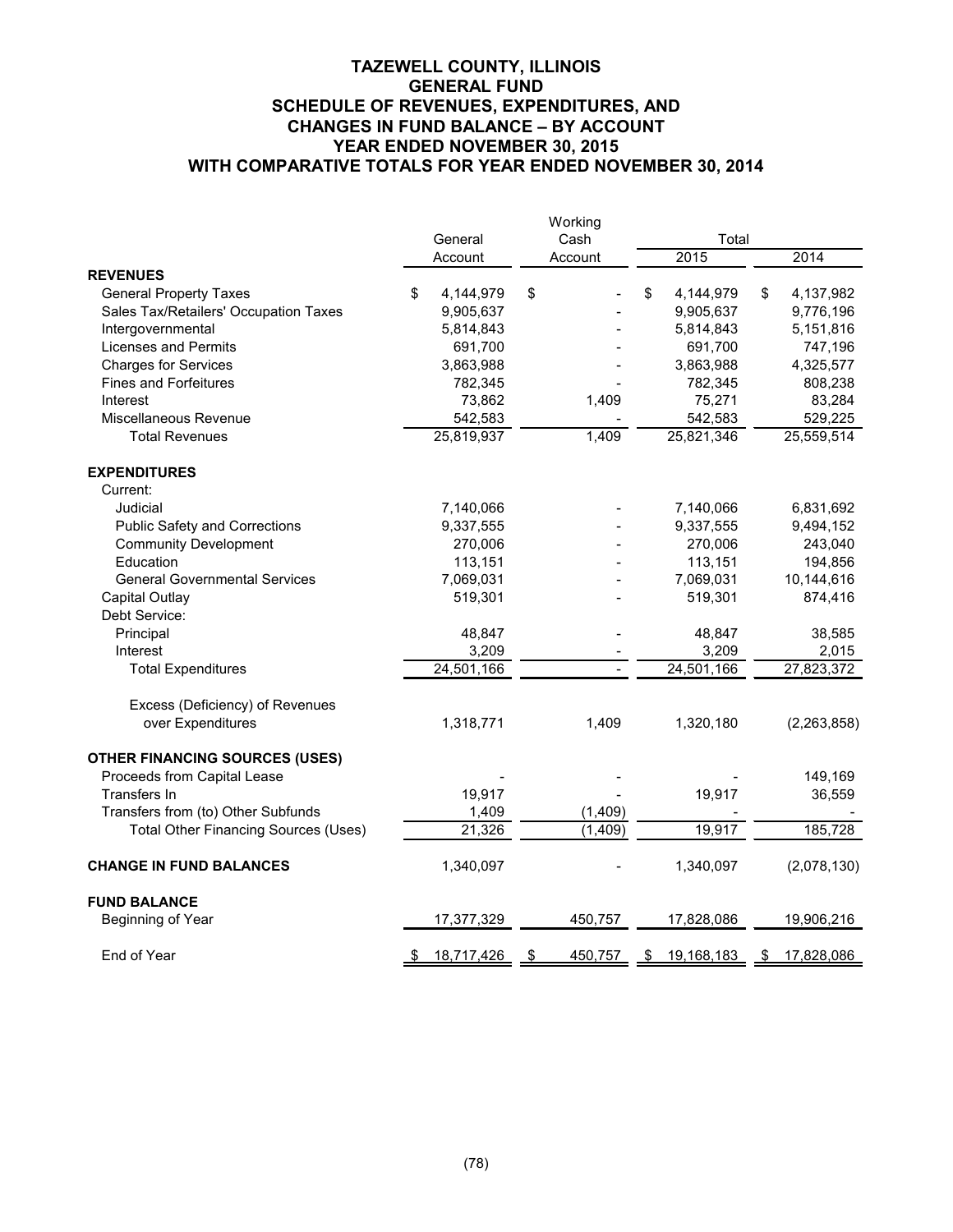# TAZEWELL COUNTY, ILLINOIS
## GENERAL FUND
## SCHEDULE OF REVENUES, EXPENDITURES, AND CHANGES IN FUND BALANCE – BY ACCOUNT
## YEAR ENDED NOVEMBER 30, 2015
## WITH COMPARATIVE TOTALS FOR YEAR ENDED NOVEMBER 30, 2014

| | General Account | Working Cash Account | Total 2015 | Total 2014 |
|---|---|---|---|---|
| **REVENUES** | | | | |
| General Property Taxes | $ 4,144,979 | $ - | $ 4,144,979 | $ 4,137,982 |
| Sales Tax/Retailers' Occupation Taxes | 9,905,637 | - | 9,905,637 | 9,776,196 |
| Intergovernmental | 5,814,843 | - | 5,814,843 | 5,151,816 |
| Licenses and Permits | 691,700 | - | 691,700 | 747,196 |
| Charges for Services | 3,863,988 | - | 3,863,988 | 4,325,577 |
| Fines and Forfeitures | 782,345 | - | 782,345 | 808,238 |
| Interest | 73,862 | 1,409 | 75,271 | 83,284 |
| Miscellaneous Revenue | 542,583 | - | 542,583 | 529,225 |
| Total Revenues | 25,819,937 | 1,409 | 25,821,346 | 25,559,514 |
| **EXPENDITURES** | | | | |
| Current: | | | | |
| Judicial | 7,140,066 | - | 7,140,066 | 6,831,692 |
| Public Safety and Corrections | 9,337,555 | - | 9,337,555 | 9,494,152 |
| Community Development | 270,006 | - | 270,006 | 243,040 |
| Education | 113,151 | - | 113,151 | 194,856 |
| General Governmental Services | 7,069,031 | - | 7,069,031 | 10,144,616 |
| Capital Outlay | 519,301 | - | 519,301 | 874,416 |
| Debt Service: | | | | |
| Principal | 48,847 | - | 48,847 | 38,585 |
| Interest | 3,209 | - | 3,209 | 2,015 |
| Total Expenditures | 24,501,166 | - | 24,501,166 | 27,823,372 |
| Excess (Deficiency) of Revenues over Expenditures | 1,318,771 | 1,409 | 1,320,180 | (2,263,858) |
| **OTHER FINANCING SOURCES (USES)** | | | | |
| Proceeds from Capital Lease | - | - | - | 149,169 |
| Transfers In | 19,917 | - | 19,917 | 36,559 |
| Transfers from (to) Other Subfunds | 1,409 | (1,409) | - | - |
| Total Other Financing Sources (Uses) | 21,326 | (1,409) | 19,917 | 185,728 |
| **CHANGE IN FUND BALANCES** | 1,340,097 | - | 1,340,097 | (2,078,130) |
| **FUND BALANCE** | | | | |
| Beginning of Year | 17,377,329 | 450,757 | 17,828,086 | 19,906,216 |
| End of Year | $ 18,717,426 | $ 450,757 | $ 19,168,183 | $ 17,828,086 |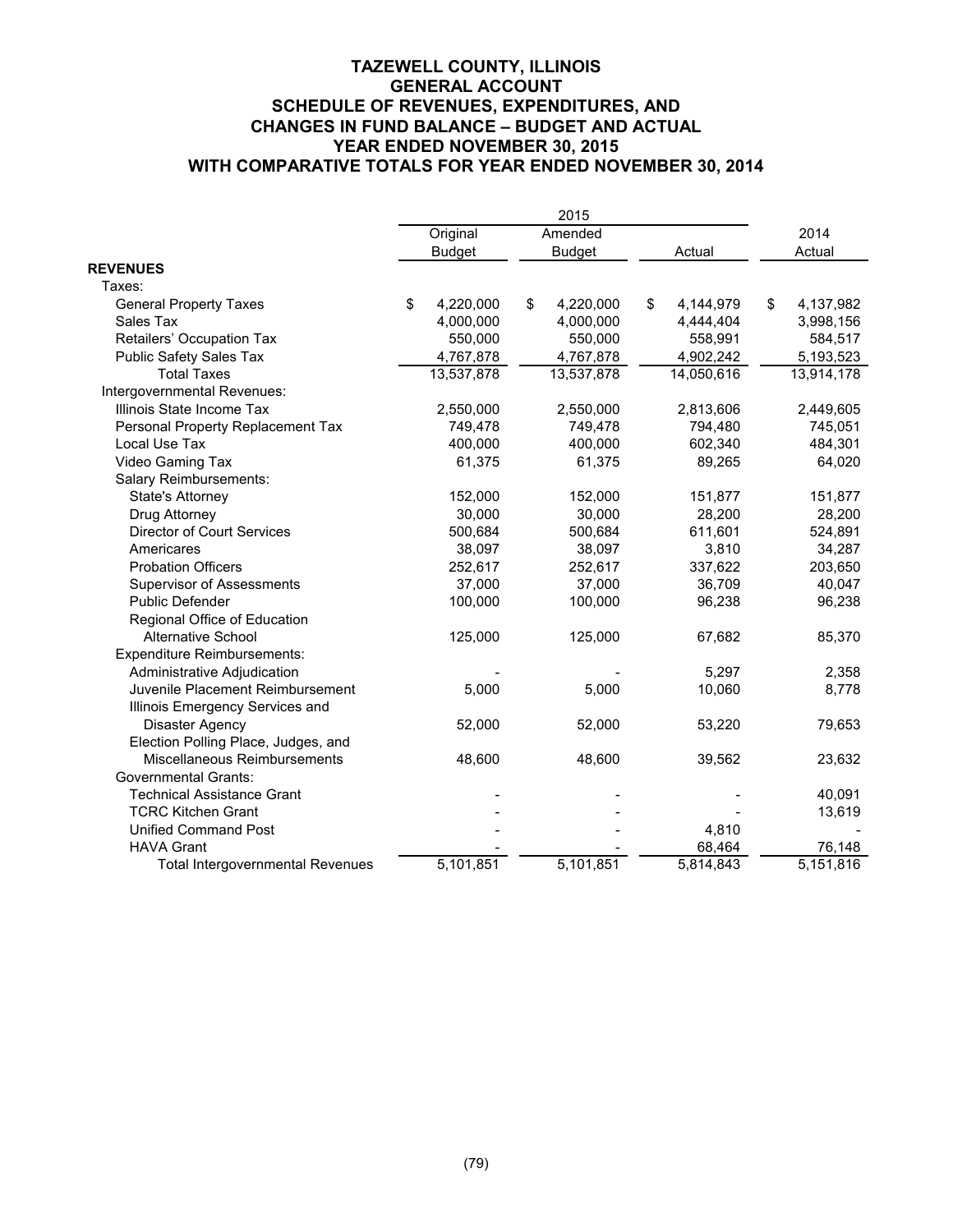# TAZEWELL COUNTY, ILLINOIS
## GENERAL ACCOUNT
## SCHEDULE OF REVENUES, EXPENDITURES, AND CHANGES IN FUND BALANCE – BUDGET AND ACTUAL
## YEAR ENDED NOVEMBER 30, 2015
## WITH COMPARATIVE TOTALS FOR YEAR ENDED NOVEMBER 30, 2014

| | 2015 | | | |
|---|---|---|---|---|
| | Original Budget | Amended Budget | Actual | 2014 Actual |
| **REVENUES** | | | | |
| Taxes: | | | | |
| General Property Taxes | $ 4,220,000 | $ 4,220,000 | $ 4,144,979 | $ 4,137,982 |
| Sales Tax | 4,000,000 | 4,000,000 | 4,444,404 | 3,998,156 |
| Retailers' Occupation Tax | 550,000 | 550,000 | 558,991 | 584,517 |
| Public Safety Sales Tax | 4,767,878 | 4,767,878 | 4,902,242 | 5,193,523 |
| Total Taxes | 13,537,878 | 13,537,878 | 14,050,616 | 13,914,178 |
| Intergovernmental Revenues: | | | | |
| Illinois State Income Tax | 2,550,000 | 2,550,000 | 2,813,606 | 2,449,605 |
| Personal Property Replacement Tax | 749,478 | 749,478 | 794,480 | 745,051 |
| Local Use Tax | 400,000 | 400,000 | 602,340 | 484,301 |
| Video Gaming Tax | 61,375 | 61,375 | 89,265 | 64,020 |
| Salary Reimbursements: | | | | |
| State's Attorney | 152,000 | 152,000 | 151,877 | 151,877 |
| Drug Attorney | 30,000 | 30,000 | 28,200 | 28,200 |
| Director of Court Services | 500,684 | 500,684 | 611,601 | 524,891 |
| Americares | 38,097 | 38,097 | 3,810 | 34,287 |
| Probation Officers | 252,617 | 252,617 | 337,622 | 203,650 |
| Supervisor of Assessments | 37,000 | 37,000 | 36,709 | 40,047 |
| Public Defender | 100,000 | 100,000 | 96,238 | 96,238 |
| Regional Office of Education Alternative School | 125,000 | 125,000 | 67,682 | 85,370 |
| Expenditure Reimbursements: | | | | |
| Administrative Adjudication | - | - | 5,297 | 2,358 |
| Juvenile Placement Reimbursement | 5,000 | 5,000 | 10,060 | 8,778 |
| Illinois Emergency Services and Disaster Agency | 52,000 | 52,000 | 53,220 | 79,653 |
| Election Polling Place, Judges, and Miscellaneous Reimbursements | 48,600 | 48,600 | 39,562 | 23,632 |
| Governmental Grants: | | | | |
| Technical Assistance Grant | - | - | - | 40,091 |
| TCRC Kitchen Grant | - | - | - | 13,619 |
| Unified Command Post | - | - | 4,810 | - |
| HAVA Grant | - | - | 68,464 | 76,148 |
| Total Intergovernmental Revenues | 5,101,851 | 5,101,851 | 5,814,843 | 5,151,816 |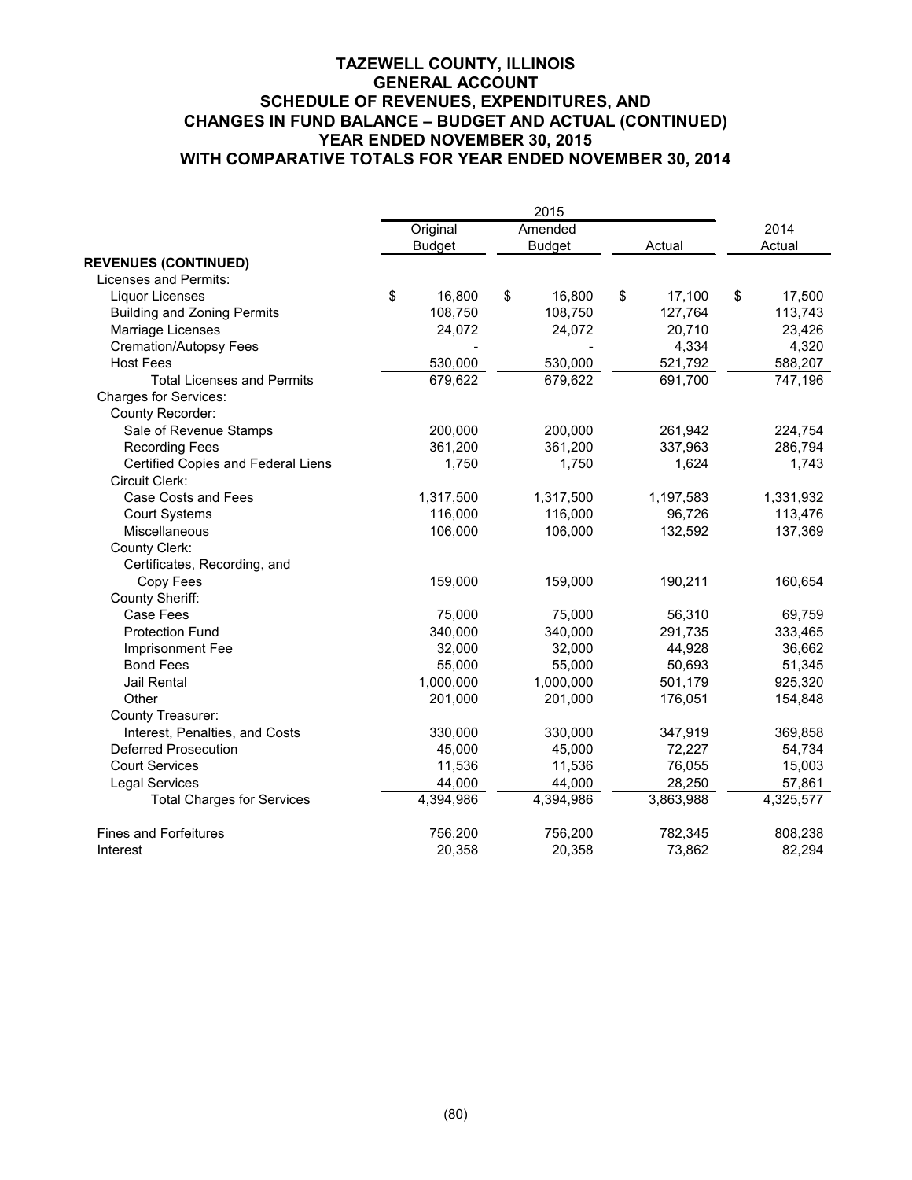# TAZEWELL COUNTY, ILLINOIS
## GENERAL ACCOUNT
## SCHEDULE OF REVENUES, EXPENDITURES, AND CHANGES IN FUND BALANCE – BUDGET AND ACTUAL (CONTINUED)
## YEAR ENDED NOVEMBER 30, 2015
## WITH COMPARATIVE TOTALS FOR YEAR ENDED NOVEMBER 30, 2014

| | 2015 | | | |
|---|---|---|---|---|
| | Original Budget | Amended Budget | Actual | 2014 Actual |
| **REVENUES (CONTINUED)** | | | | |
| Licenses and Permits: | | | | |
| Liquor Licenses | $ 16,800 | $ 16,800 | $ 17,100 | $ 17,500 |
| Building and Zoning Permits | 108,750 | 108,750 | 127,764 | 113,743 |
| Marriage Licenses | 24,072 | 24,072 | 20,710 | 23,426 |
| Cremation/Autopsy Fees | - | - | 4,334 | 4,320 |
| Host Fees | 530,000 | 530,000 | 521,792 | 588,207 |
| Total Licenses and Permits | 679,622 | 679,622 | 691,700 | 747,196 |
| Charges for Services: | | | | |
| County Recorder: | | | | |
| Sale of Revenue Stamps | 200,000 | 200,000 | 261,942 | 224,754 |
| Recording Fees | 361,200 | 361,200 | 337,963 | 286,794 |
| Certified Copies and Federal Liens | 1,750 | 1,750 | 1,624 | 1,743 |
| Circuit Clerk: | | | | |
| Case Costs and Fees | 1,317,500 | 1,317,500 | 1,197,583 | 1,331,932 |
| Court Systems | 116,000 | 116,000 | 96,726 | 113,476 |
| Miscellaneous | 106,000 | 106,000 | 132,592 | 137,369 |
| County Clerk: | | | | |
| Certificates, Recording, and Copy Fees | 159,000 | 159,000 | 190,211 | 160,654 |
| County Sheriff: | | | | |
| Case Fees | 75,000 | 75,000 | 56,310 | 69,759 |
| Protection Fund | 340,000 | 340,000 | 291,735 | 333,465 |
| Imprisonment Fee | 32,000 | 32,000 | 44,928 | 36,662 |
| Bond Fees | 55,000 | 55,000 | 50,693 | 51,345 |
| Jail Rental | 1,000,000 | 1,000,000 | 501,179 | 925,320 |
| Other | 201,000 | 201,000 | 176,051 | 154,848 |
| County Treasurer: | | | | |
| Interest, Penalties, and Costs | 330,000 | 330,000 | 347,919 | 369,858 |
| Deferred Prosecution | 45,000 | 45,000 | 72,227 | 54,734 |
| Court Services | 11,536 | 11,536 | 76,055 | 15,003 |
| Legal Services | 44,000 | 44,000 | 28,250 | 57,861 |
| Total Charges for Services | 4,394,986 | 4,394,986 | 3,863,988 | 4,325,577 |
| Fines and Forfeitures | 756,200 | 756,200 | 782,345 | 808,238 |
| Interest | 20,358 | 20,358 | 73,862 | 82,294 |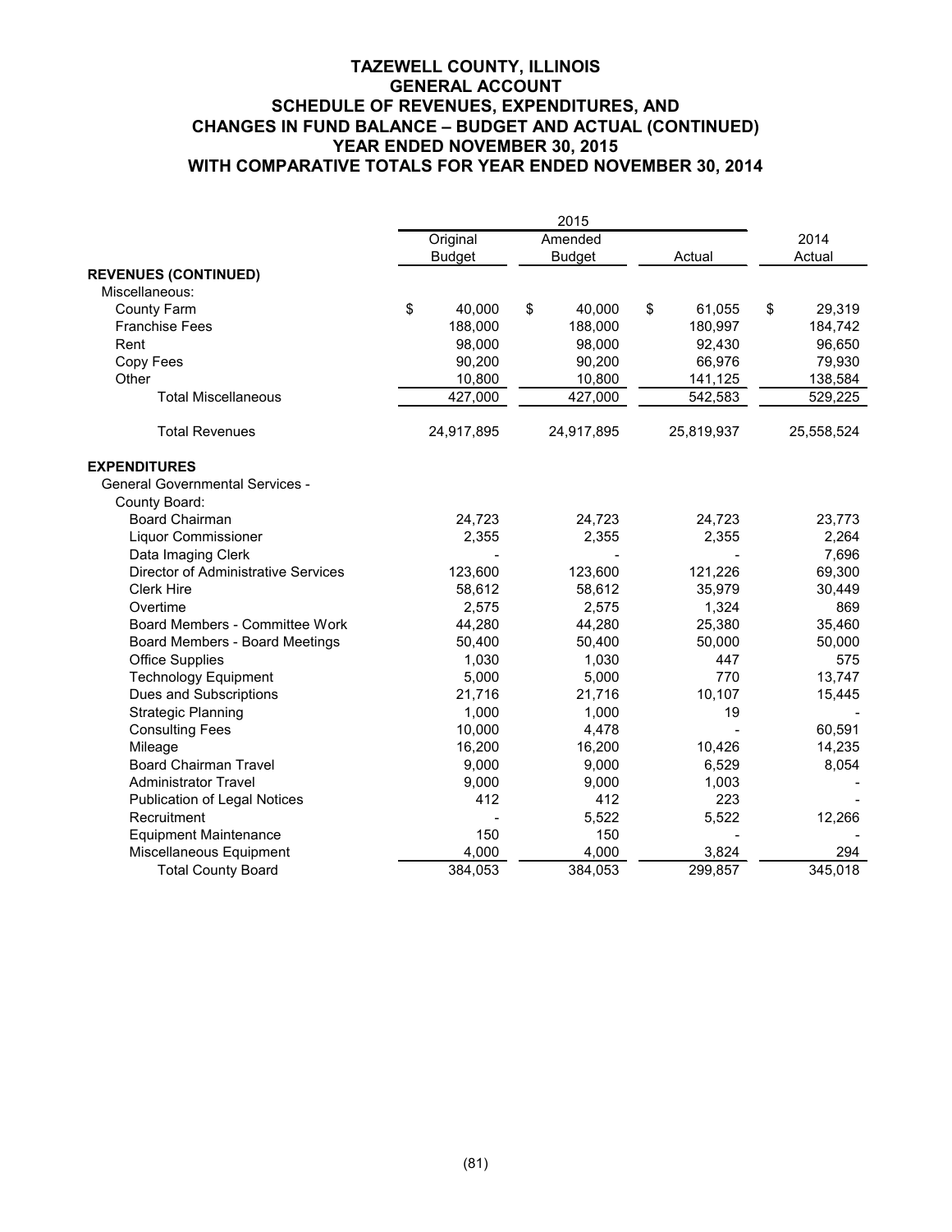# TAZEWELL COUNTY, ILLINOIS
## GENERAL ACCOUNT
## SCHEDULE OF REVENUES, EXPENDITURES, AND CHANGES IN FUND BALANCE – BUDGET AND ACTUAL (CONTINUED)
## YEAR ENDED NOVEMBER 30, 2015
## WITH COMPARATIVE TOTALS FOR YEAR ENDED NOVEMBER 30, 2014

| | 2015 | | | |
|---|---|---|---|---|
| | Original Budget | Amended Budget | Actual | 2014 Actual |
| **REVENUES (CONTINUED)** | | | | |
| Miscellaneous: | | | | |
| County Farm | $ 40,000 | $ 40,000 | $ 61,055 | $ 29,319 |
| Franchise Fees | 188,000 | 188,000 | 180,997 | 184,742 |
| Rent | 98,000 | 98,000 | 92,430 | 96,650 |
| Copy Fees | 90,200 | 90,200 | 66,976 | 79,930 |
| Other | 10,800 | 10,800 | 141,125 | 138,584 |
| Total Miscellaneous | 427,000 | 427,000 | 542,583 | 529,225 |
| Total Revenues | 24,917,895 | 24,917,895 | 25,819,937 | 25,558,524 |
| **EXPENDITURES** | | | | |
| General Governmental Services - | | | | |
| County Board: | | | | |
| Board Chairman | 24,723 | 24,723 | 24,723 | 23,773 |
| Liquor Commissioner | 2,355 | 2,355 | 2,355 | 2,264 |
| Data Imaging Clerk | - | - | - | 7,696 |
| Director of Administrative Services | 123,600 | 123,600 | 121,226 | 69,300 |
| Clerk Hire | 58,612 | 58,612 | 35,979 | 30,449 |
| Overtime | 2,575 | 2,575 | 1,324 | 869 |
| Board Members - Committee Work | 44,280 | 44,280 | 25,380 | 35,460 |
| Board Members - Board Meetings | 50,400 | 50,400 | 50,000 | 50,000 |
| Office Supplies | 1,030 | 1,030 | 447 | 575 |
| Technology Equipment | 5,000 | 5,000 | 770 | 13,747 |
| Dues and Subscriptions | 21,716 | 21,716 | 10,107 | 15,445 |
| Strategic Planning | 1,000 | 1,000 | 19 | - |
| Consulting Fees | 10,000 | 4,478 | - | 60,591 |
| Mileage | 16,200 | 16,200 | 10,426 | 14,235 |
| Board Chairman Travel | 9,000 | 9,000 | 6,529 | 8,054 |
| Administrator Travel | 9,000 | 9,000 | 1,003 | - |
| Publication of Legal Notices | 412 | 412 | 223 | - |
| Recruitment | - | 5,522 | 5,522 | 12,266 |
| Equipment Maintenance | 150 | 150 | - | - |
| Miscellaneous Equipment | 4,000 | 4,000 | 3,824 | 294 |
| Total County Board | 384,053 | 384,053 | 299,857 | 345,018 |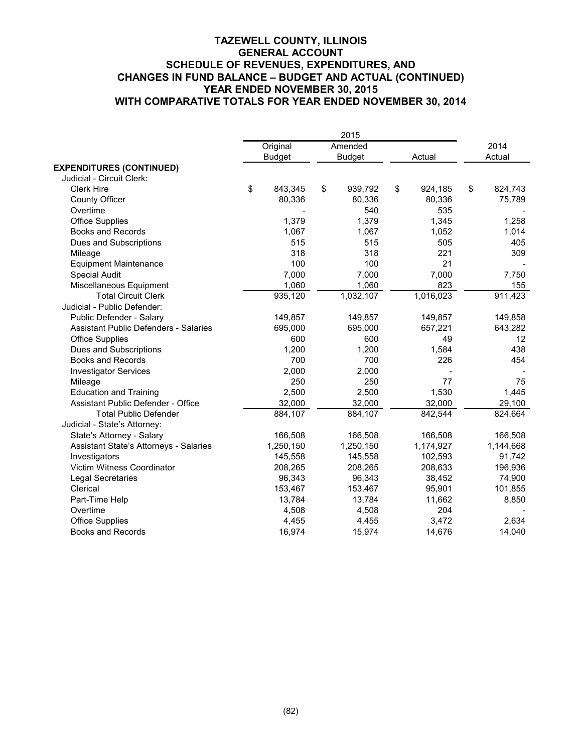# TAZEWELL COUNTY, ILLINOIS
## GENERAL ACCOUNT
## SCHEDULE OF REVENUES, EXPENDITURES, AND CHANGES IN FUND BALANCE – BUDGET AND ACTUAL (CONTINUED)
## YEAR ENDED NOVEMBER 30, 2015
## WITH COMPARATIVE TOTALS FOR YEAR ENDED NOVEMBER 30, 2014

| | 2015 | | | |
|---|---|---|---|---|
| | Original Budget | Amended Budget | Actual | 2014 Actual |
| **EXPENDITURES (CONTINUED)** | | | | |
| Judicial - Circuit Clerk: | | | | |
| Clerk Hire | $ 843,345 | $ 939,792 | $ 924,185 | $ 824,743 |
| County Officer | 80,336 | 80,336 | 80,336 | 75,789 |
| Overtime | - | 540 | 535 | - |
| Office Supplies | 1,379 | 1,379 | 1,345 | 1,258 |
| Books and Records | 1,067 | 1,067 | 1,052 | 1,014 |
| Dues and Subscriptions | 515 | 515 | 505 | 405 |
| Mileage | 318 | 318 | 221 | 309 |
| Equipment Maintenance | 100 | 100 | 21 | - |
| Special Audit | 7,000 | 7,000 | 7,000 | 7,750 |
| Miscellaneous Equipment | 1,060 | 1,060 | 823 | 155 |
| Total Circuit Clerk | 935,120 | 1,032,107 | 1,016,023 | 911,423 |
| Judicial - Public Defender: | | | | |
| Public Defender - Salary | 149,857 | 149,857 | 149,857 | 149,858 |
| Assistant Public Defenders - Salaries | 695,000 | 695,000 | 657,221 | 643,282 |
| Office Supplies | 600 | 600 | 49 | 12 |
| Dues and Subscriptions | 1,200 | 1,200 | 1,584 | 438 |
| Books and Records | 700 | 700 | 226 | 454 |
| Investigator Services | 2,000 | 2,000 | - | - |
| Mileage | 250 | 250 | 77 | 75 |
| Education and Training | 2,500 | 2,500 | 1,530 | 1,445 |
| Assistant Public Defender - Office | 32,000 | 32,000 | 32,000 | 29,100 |
| Total Public Defender | 884,107 | 884,107 | 842,544 | 824,664 |
| Judicial - State's Attorney: | | | | |
| State's Attorney - Salary | 166,508 | 166,508 | 166,508 | 166,508 |
| Assistant State's Attorneys - Salaries | 1,250,150 | 1,250,150 | 1,174,927 | 1,144,668 |
| Investigators | 145,558 | 145,558 | 102,593 | 91,742 |
| Victim Witness Coordinator | 208,265 | 208,265 | 208,633 | 196,936 |
| Legal Secretaries | 96,343 | 96,343 | 38,452 | 74,900 |
| Clerical | 153,467 | 153,467 | 95,901 | 101,855 |
| Part-Time Help | 13,784 | 13,784 | 11,662 | 8,850 |
| Overtime | 4,508 | 4,508 | 204 | - |
| Office Supplies | 4,455 | 4,455 | 3,472 | 2,634 |
| Books and Records | 16,974 | 15,974 | 14,676 | 14,040 |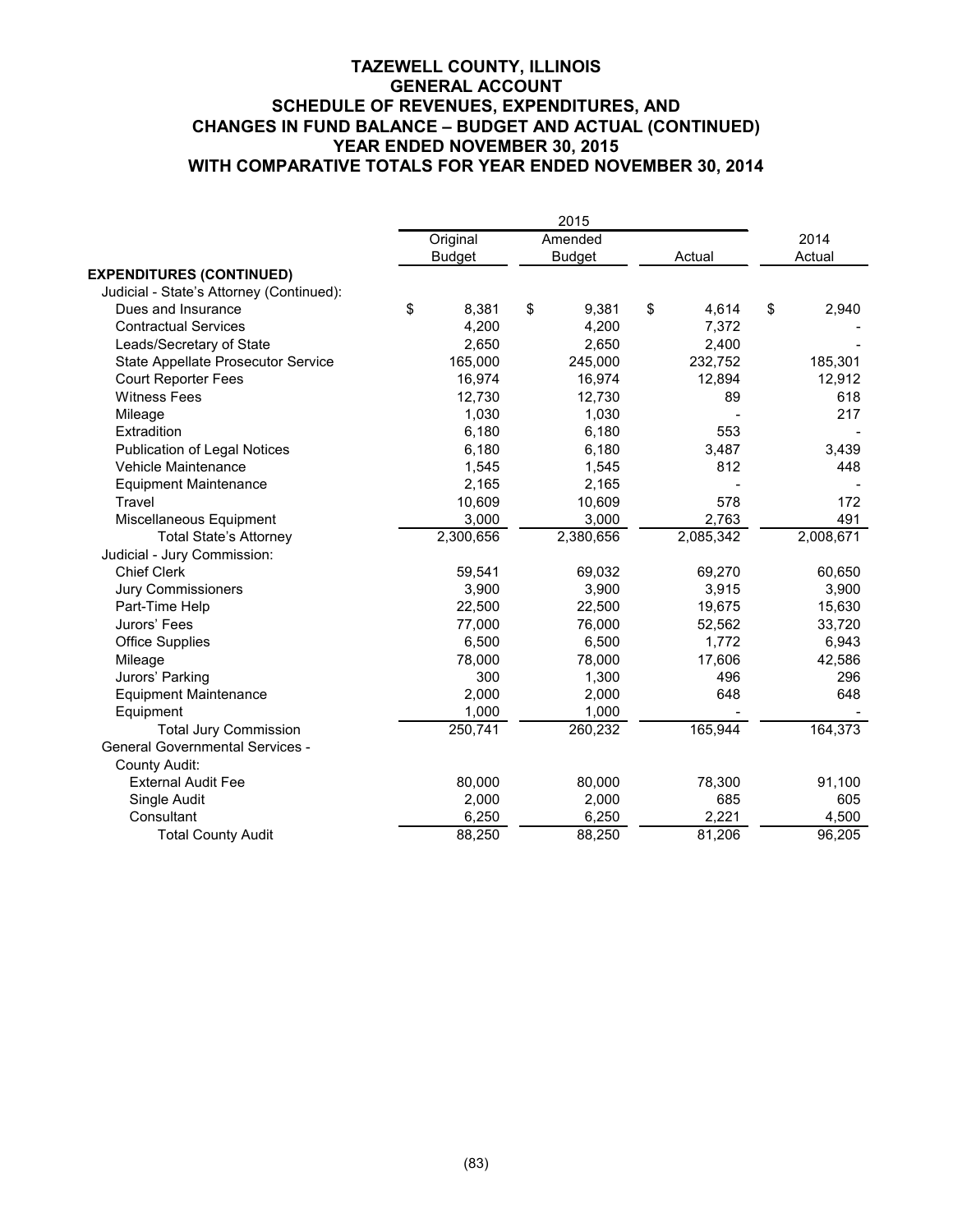**TAZEWELL COUNTY, ILLINOIS**
**GENERAL ACCOUNT**
**SCHEDULE OF REVENUES, EXPENDITURES, AND CHANGES IN FUND BALANCE – BUDGET AND ACTUAL (CONTINUED)**
**YEAR ENDED NOVEMBER 30, 2015**
**WITH COMPARATIVE TOTALS FOR YEAR ENDED NOVEMBER 30, 2014**

| | 2015 | | | |
|---|---|---|---|---|
| | Original Budget | Amended Budget | Actual | 2014 Actual |
| **EXPENDITURES (CONTINUED)** | | | | |
| Judicial - State's Attorney (Continued): | | | | |
| Dues and Insurance | $ 8,381 | $ 9,381 | $ 4,614 | $ 2,940 |
| Contractual Services | 4,200 | 4,200 | 7,372 | - |
| Leads/Secretary of State | 2,650 | 2,650 | 2,400 | - |
| State Appellate Prosecutor Service | 165,000 | 245,000 | 232,752 | 185,301 |
| Court Reporter Fees | 16,974 | 16,974 | 12,894 | 12,912 |
| Witness Fees | 12,730 | 12,730 | 89 | 618 |
| Mileage | 1,030 | 1,030 | - | 217 |
| Extradition | 6,180 | 6,180 | 553 | - |
| Publication of Legal Notices | 6,180 | 6,180 | 3,487 | 3,439 |
| Vehicle Maintenance | 1,545 | 1,545 | 812 | 448 |
| Equipment Maintenance | 2,165 | 2,165 | - | - |
| Travel | 10,609 | 10,609 | 578 | 172 |
| Miscellaneous Equipment | 3,000 | 3,000 | 2,763 | 491 |
| Total State's Attorney | 2,300,656 | 2,380,656 | 2,085,342 | 2,008,671 |
| Judicial - Jury Commission: | | | | |
| Chief Clerk | 59,541 | 69,032 | 69,270 | 60,650 |
| Jury Commissioners | 3,900 | 3,900 | 3,915 | 3,900 |
| Part-Time Help | 22,500 | 22,500 | 19,675 | 15,630 |
| Jurors' Fees | 77,000 | 76,000 | 52,562 | 33,720 |
| Office Supplies | 6,500 | 6,500 | 1,772 | 6,943 |
| Mileage | 78,000 | 78,000 | 17,606 | 42,586 |
| Jurors' Parking | 300 | 1,300 | 496 | 296 |
| Equipment Maintenance | 2,000 | 2,000 | 648 | 648 |
| Equipment | 1,000 | 1,000 | - | - |
| Total Jury Commission | 250,741 | 260,232 | 165,944 | 164,373 |
| General Governmental Services - | | | | |
| County Audit: | | | | |
| External Audit Fee | 80,000 | 80,000 | 78,300 | 91,100 |
| Single Audit | 2,000 | 2,000 | 685 | 605 |
| Consultant | 6,250 | 6,250 | 2,221 | 4,500 |
| Total County Audit | 88,250 | 88,250 | 81,206 | 96,205 |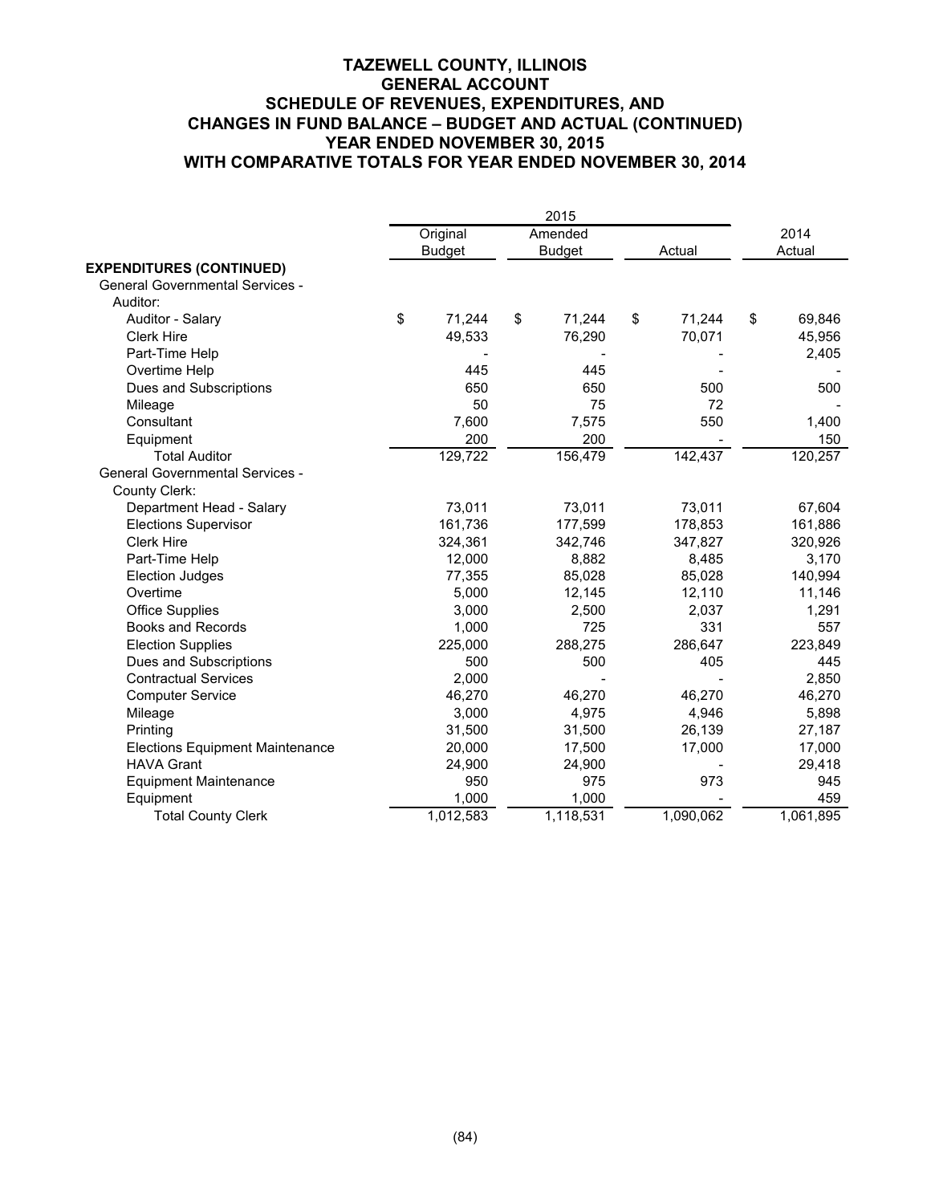# TAZEWELL COUNTY, ILLINOIS
## GENERAL ACCOUNT
## SCHEDULE OF REVENUES, EXPENDITURES, AND CHANGES IN FUND BALANCE – BUDGET AND ACTUAL (CONTINUED)
## YEAR ENDED NOVEMBER 30, 2015
## WITH COMPARATIVE TOTALS FOR YEAR ENDED NOVEMBER 30, 2014

| | 2015 | | | |
|---|---|---|---|---|
| | Original Budget | Amended Budget | Actual | 2014 Actual |
| **EXPENDITURES (CONTINUED)** | | | | |
| General Governmental Services - Auditor: | | | | |
| Auditor - Salary | $ 71,244 | $ 71,244 | $ 71,244 | $ 69,846 |
| Clerk Hire | 49,533 | 76,290 | 70,071 | 45,956 |
| Part-Time Help | - | - | - | 2,405 |
| Overtime Help | 445 | 445 | - | - |
| Dues and Subscriptions | 650 | 650 | 500 | 500 |
| Mileage | 50 | 75 | 72 | - |
| Consultant | 7,600 | 7,575 | 550 | 1,400 |
| Equipment | 200 | 200 | - | 150 |
| Total Auditor | 129,722 | 156,479 | 142,437 | 120,257 |
| General Governmental Services - County Clerk: | | | | |
| Department Head - Salary | 73,011 | 73,011 | 73,011 | 67,604 |
| Elections Supervisor | 161,736 | 177,599 | 178,853 | 161,886 |
| Clerk Hire | 324,361 | 342,746 | 347,827 | 320,926 |
| Part-Time Help | 12,000 | 8,882 | 8,485 | 3,170 |
| Election Judges | 77,355 | 85,028 | 85,028 | 140,994 |
| Overtime | 5,000 | 12,145 | 12,110 | 11,146 |
| Office Supplies | 3,000 | 2,500 | 2,037 | 1,291 |
| Books and Records | 1,000 | 725 | 331 | 557 |
| Election Supplies | 225,000 | 288,275 | 286,647 | 223,849 |
| Dues and Subscriptions | 500 | 500 | 405 | 445 |
| Contractual Services | 2,000 | - | - | 2,850 |
| Computer Service | 46,270 | 46,270 | 46,270 | 46,270 |
| Mileage | 3,000 | 4,975 | 4,946 | 5,898 |
| Printing | 31,500 | 31,500 | 26,139 | 27,187 |
| Elections Equipment Maintenance | 20,000 | 17,500 | 17,000 | 17,000 |
| HAVA Grant | 24,900 | 24,900 | - | 29,418 |
| Equipment Maintenance | 950 | 975 | 973 | 945 |
| Equipment | 1,000 | 1,000 | - | 459 |
| Total County Clerk | 1,012,583 | 1,118,531 | 1,090,062 | 1,061,895 |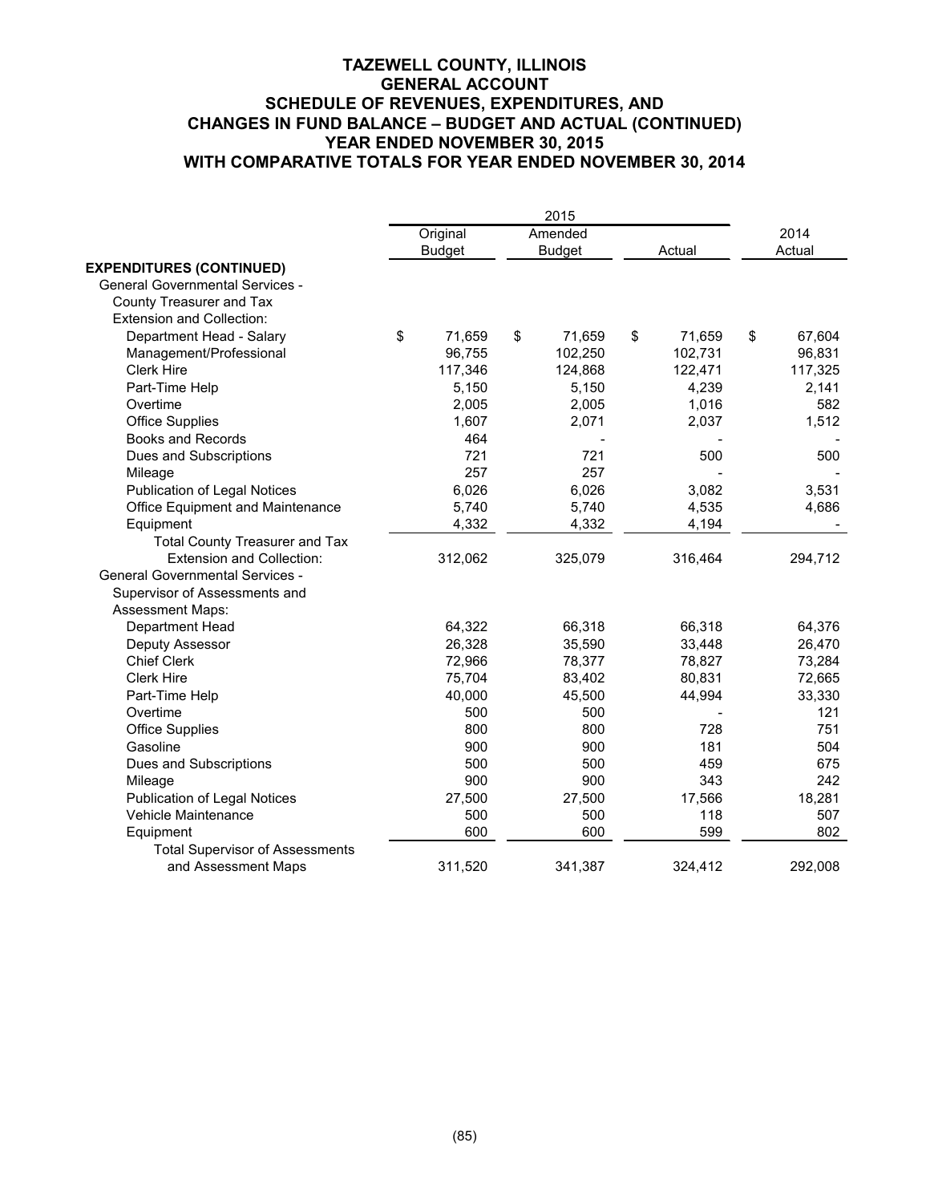# TAZEWELL COUNTY, ILLINOIS
## GENERAL ACCOUNT
## SCHEDULE OF REVENUES, EXPENDITURES, AND CHANGES IN FUND BALANCE – BUDGET AND ACTUAL (CONTINUED)
## YEAR ENDED NOVEMBER 30, 2015
## WITH COMPARATIVE TOTALS FOR YEAR ENDED NOVEMBER 30, 2014

| | 2015 | | | |
|---|---|---|---|---|
| | Original Budget | Amended Budget | Actual | 2014 Actual |
| **EXPENDITURES (CONTINUED)** | | | | |
| General Governmental Services - County Treasurer and Tax Extension and Collection: | | | | |
| Department Head - Salary | $ 71,659 | $ 71,659 | $ 71,659 | $ 67,604 |
| Management/Professional | 96,755 | 102,250 | 102,731 | 96,831 |
| Clerk Hire | 117,346 | 124,868 | 122,471 | 117,325 |
| Part-Time Help | 5,150 | 5,150 | 4,239 | 2,141 |
| Overtime | 2,005 | 2,005 | 1,016 | 582 |
| Office Supplies | 1,607 | 2,071 | 2,037 | 1,512 |
| Books and Records | 464 | - | - | - |
| Dues and Subscriptions | 721 | 721 | 500 | 500 |
| Mileage | 257 | 257 | - | - |
| Publication of Legal Notices | 6,026 | 6,026 | 3,082 | 3,531 |
| Office Equipment and Maintenance | 5,740 | 5,740 | 4,535 | 4,686 |
| Equipment | 4,332 | 4,332 | 4,194 | - |
| Total County Treasurer and Tax Extension and Collection: | 312,062 | 325,079 | 316,464 | 294,712 |
| General Governmental Services - Supervisor of Assessments and Assessment Maps: | | | | |
| Department Head | 64,322 | 66,318 | 66,318 | 64,376 |
| Deputy Assessor | 26,328 | 35,590 | 33,448 | 26,470 |
| Chief Clerk | 72,966 | 78,377 | 78,827 | 73,284 |
| Clerk Hire | 75,704 | 83,402 | 80,831 | 72,665 |
| Part-Time Help | 40,000 | 45,500 | 44,994 | 33,330 |
| Overtime | 500 | 500 | - | 121 |
| Office Supplies | 800 | 800 | 728 | 751 |
| Gasoline | 900 | 900 | 181 | 504 |
| Dues and Subscriptions | 500 | 500 | 459 | 675 |
| Mileage | 900 | 900 | 343 | 242 |
| Publication of Legal Notices | 27,500 | 27,500 | 17,566 | 18,281 |
| Vehicle Maintenance | 500 | 500 | 118 | 507 |
| Equipment | 600 | 600 | 599 | 802 |
| Total Supervisor of Assessments and Assessment Maps | 311,520 | 341,387 | 324,412 | 292,008 |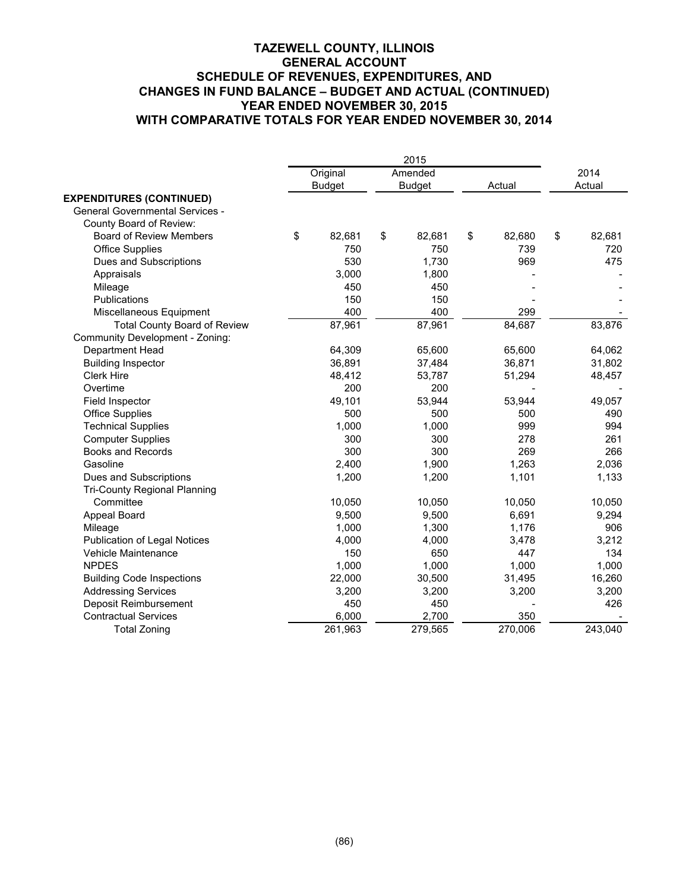# TAZEWELL COUNTY, ILLINOIS
## GENERAL ACCOUNT
## SCHEDULE OF REVENUES, EXPENDITURES, AND CHANGES IN FUND BALANCE – BUDGET AND ACTUAL (CONTINUED)
## YEAR ENDED NOVEMBER 30, 2015
## WITH COMPARATIVE TOTALS FOR YEAR ENDED NOVEMBER 30, 2014

| | 2015 | | | |
|---|---|---|---|---|
| | Original Budget | Amended Budget | Actual | 2014 Actual |
| **EXPENDITURES (CONTINUED)** | | | | |
| General Governmental Services - | | | | |
| County Board of Review: | | | | |
| Board of Review Members | $ 82,681 | $ 82,681 | $ 82,680 | $ 82,681 |
| Office Supplies | 750 | 750 | 739 | 720 |
| Dues and Subscriptions | 530 | 1,730 | 969 | 475 |
| Appraisals | 3,000 | 1,800 | - | - |
| Mileage | 450 | 450 | - | - |
| Publications | 150 | 150 | - | - |
| Miscellaneous Equipment | 400 | 400 | 299 | - |
| Total County Board of Review | 87,961 | 87,961 | 84,687 | 83,876 |
| Community Development - Zoning: | | | | |
| Department Head | 64,309 | 65,600 | 65,600 | 64,062 |
| Building Inspector | 36,891 | 37,484 | 36,871 | 31,802 |
| Clerk Hire | 48,412 | 53,787 | 51,294 | 48,457 |
| Overtime | 200 | 200 | - | - |
| Field Inspector | 49,101 | 53,944 | 53,944 | 49,057 |
| Office Supplies | 500 | 500 | 500 | 490 |
| Technical Supplies | 1,000 | 1,000 | 999 | 994 |
| Computer Supplies | 300 | 300 | 278 | 261 |
| Books and Records | 300 | 300 | 269 | 266 |
| Gasoline | 2,400 | 1,900 | 1,263 | 2,036 |
| Dues and Subscriptions | 1,200 | 1,200 | 1,101 | 1,133 |
| Tri-County Regional Planning Committee | 10,050 | 10,050 | 10,050 | 10,050 |
| Appeal Board | 9,500 | 9,500 | 6,691 | 9,294 |
| Mileage | 1,000 | 1,300 | 1,176 | 906 |
| Publication of Legal Notices | 4,000 | 4,000 | 3,478 | 3,212 |
| Vehicle Maintenance | 150 | 650 | 447 | 134 |
| NPDES | 1,000 | 1,000 | 1,000 | 1,000 |
| Building Code Inspections | 22,000 | 30,500 | 31,495 | 16,260 |
| Addressing Services | 3,200 | 3,200 | 3,200 | 3,200 |
| Deposit Reimbursement | 450 | 450 | - | 426 |
| Contractual Services | 6,000 | 2,700 | 350 | - |
| Total Zoning | 261,963 | 279,565 | 270,006 | 243,040 |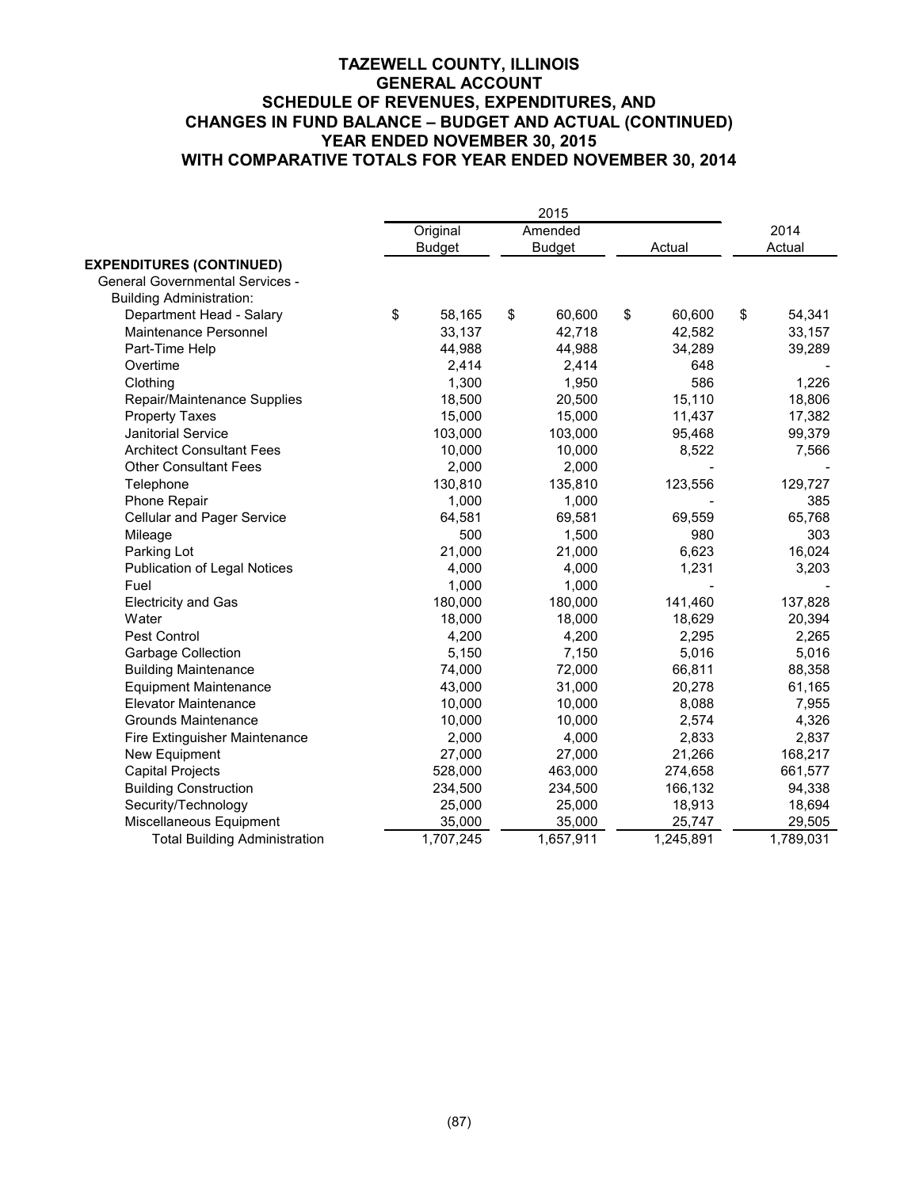# TAZEWELL COUNTY, ILLINOIS
## GENERAL ACCOUNT
## SCHEDULE OF REVENUES, EXPENDITURES, AND CHANGES IN FUND BALANCE – BUDGET AND ACTUAL (CONTINUED)
## YEAR ENDED NOVEMBER 30, 2015
## WITH COMPARATIVE TOTALS FOR YEAR ENDED NOVEMBER 30, 2014

| | 2015 | | | |
|---|---|---|---|---|
| | Original Budget | Amended Budget | Actual | 2014 Actual |
| **EXPENDITURES (CONTINUED)** | | | | |
| General Governmental Services - | | | | |
| Building Administration: | | | | |
| Department Head - Salary | $ 58,165 | $ 60,600 | $ 60,600 | $ 54,341 |
| Maintenance Personnel | 33,137 | 42,718 | 42,582 | 33,157 |
| Part-Time Help | 44,988 | 44,988 | 34,289 | 39,289 |
| Overtime | 2,414 | 2,414 | 648 | - |
| Clothing | 1,300 | 1,950 | 586 | 1,226 |
| Repair/Maintenance Supplies | 18,500 | 20,500 | 15,110 | 18,806 |
| Property Taxes | 15,000 | 15,000 | 11,437 | 17,382 |
| Janitorial Service | 103,000 | 103,000 | 95,468 | 99,379 |
| Architect Consultant Fees | 10,000 | 10,000 | 8,522 | 7,566 |
| Other Consultant Fees | 2,000 | 2,000 | - | - |
| Telephone | 130,810 | 135,810 | 123,556 | 129,727 |
| Phone Repair | 1,000 | 1,000 | - | 385 |
| Cellular and Pager Service | 64,581 | 69,581 | 69,559 | 65,768 |
| Mileage | 500 | 1,500 | 980 | 303 |
| Parking Lot | 21,000 | 21,000 | 6,623 | 16,024 |
| Publication of Legal Notices | 4,000 | 4,000 | 1,231 | 3,203 |
| Fuel | 1,000 | 1,000 | - | - |
| Electricity and Gas | 180,000 | 180,000 | 141,460 | 137,828 |
| Water | 18,000 | 18,000 | 18,629 | 20,394 |
| Pest Control | 4,200 | 4,200 | 2,295 | 2,265 |
| Garbage Collection | 5,150 | 7,150 | 5,016 | 5,016 |
| Building Maintenance | 74,000 | 72,000 | 66,811 | 88,358 |
| Equipment Maintenance | 43,000 | 31,000 | 20,278 | 61,165 |
| Elevator Maintenance | 10,000 | 10,000 | 8,088 | 7,955 |
| Grounds Maintenance | 10,000 | 10,000 | 2,574 | 4,326 |
| Fire Extinguisher Maintenance | 2,000 | 4,000 | 2,833 | 2,837 |
| New Equipment | 27,000 | 27,000 | 21,266 | 168,217 |
| Capital Projects | 528,000 | 463,000 | 274,658 | 661,577 |
| Building Construction | 234,500 | 234,500 | 166,132 | 94,338 |
| Security/Technology | 25,000 | 25,000 | 18,913 | 18,694 |
| Miscellaneous Equipment | 35,000 | 35,000 | 25,747 | 29,505 |
| Total Building Administration | 1,707,245 | 1,657,911 | 1,245,891 | 1,789,031 |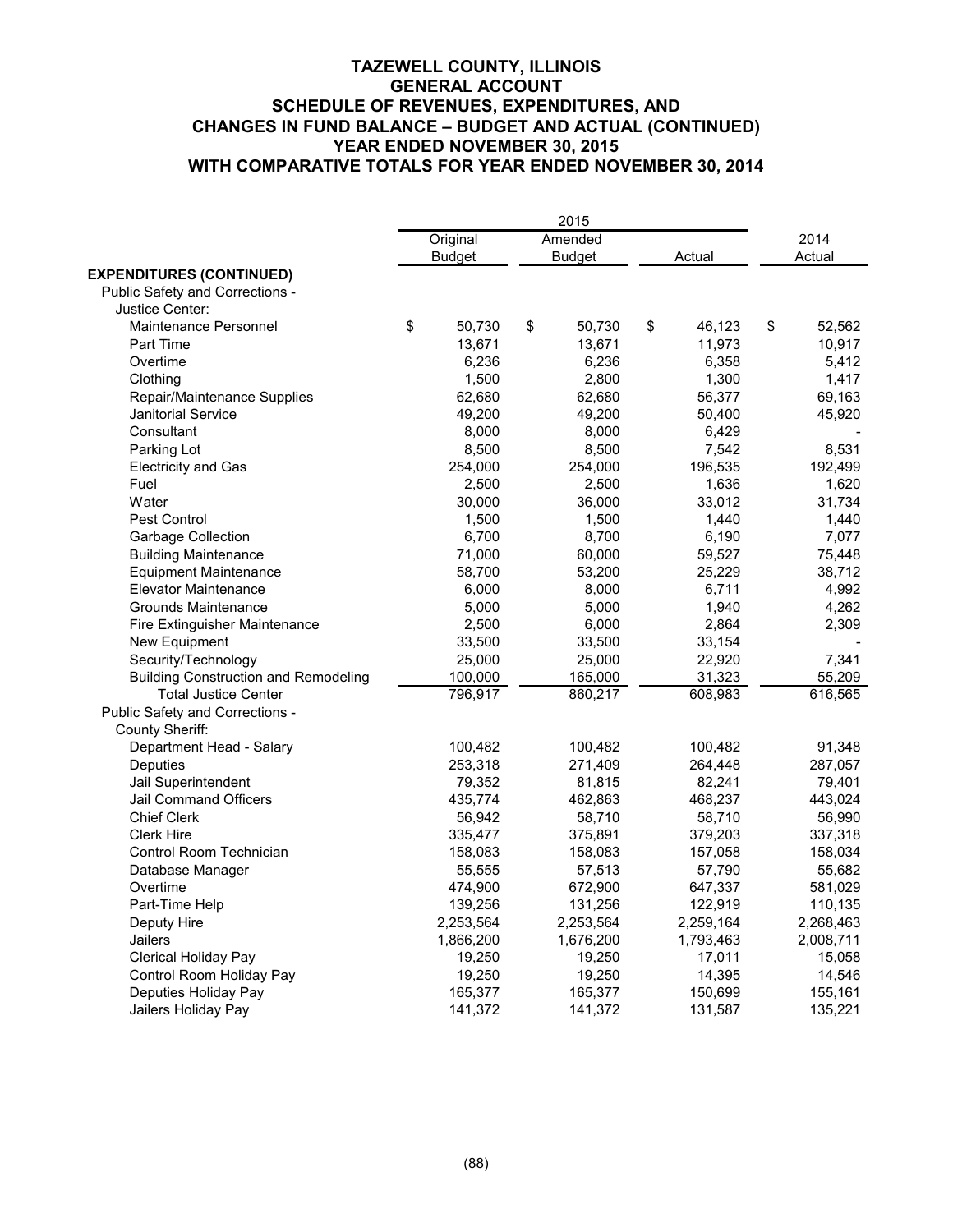# TAZEWELL COUNTY, ILLINOIS
## GENERAL ACCOUNT
## SCHEDULE OF REVENUES, EXPENDITURES, AND CHANGES IN FUND BALANCE – BUDGET AND ACTUAL (CONTINUED)
## YEAR ENDED NOVEMBER 30, 2015
## WITH COMPARATIVE TOTALS FOR YEAR ENDED NOVEMBER 30, 2014

| | 2015 | | | |
|---|---|---|---|---|
| | Original Budget | Amended Budget | Actual | 2014 Actual |
| **EXPENDITURES (CONTINUED)** | | | | |
| Public Safety and Corrections - | | | | |
| Justice Center: | | | | |
| Maintenance Personnel | $ 50,730 | $ 50,730 | $ 46,123 | $ 52,562 |
| Part Time | 13,671 | 13,671 | 11,973 | 10,917 |
| Overtime | 6,236 | 6,236 | 6,358 | 5,412 |
| Clothing | 1,500 | 2,800 | 1,300 | 1,417 |
| Repair/Maintenance Supplies | 62,680 | 62,680 | 56,377 | 69,163 |
| Janitorial Service | 49,200 | 49,200 | 50,400 | 45,920 |
| Consultant | 8,000 | 8,000 | 6,429 | - |
| Parking Lot | 8,500 | 8,500 | 7,542 | 8,531 |
| Electricity and Gas | 254,000 | 254,000 | 196,535 | 192,499 |
| Fuel | 2,500 | 2,500 | 1,636 | 1,620 |
| Water | 30,000 | 36,000 | 33,012 | 31,734 |
| Pest Control | 1,500 | 1,500 | 1,440 | 1,440 |
| Garbage Collection | 6,700 | 8,700 | 6,190 | 7,077 |
| Building Maintenance | 71,000 | 60,000 | 59,527 | 75,448 |
| Equipment Maintenance | 58,700 | 53,200 | 25,229 | 38,712 |
| Elevator Maintenance | 6,000 | 8,000 | 6,711 | 4,992 |
| Grounds Maintenance | 5,000 | 5,000 | 1,940 | 4,262 |
| Fire Extinguisher Maintenance | 2,500 | 6,000 | 2,864 | 2,309 |
| New Equipment | 33,500 | 33,500 | 33,154 | - |
| Security/Technology | 25,000 | 25,000 | 22,920 | 7,341 |
| Building Construction and Remodeling | 100,000 | 165,000 | 31,323 | 55,209 |
| Total Justice Center | 796,917 | 860,217 | 608,983 | 616,565 |
| Public Safety and Corrections - | | | | |
| County Sheriff: | | | | |
| Department Head - Salary | 100,482 | 100,482 | 100,482 | 91,348 |
| Deputies | 253,318 | 271,409 | 264,448 | 287,057 |
| Jail Superintendent | 79,352 | 81,815 | 82,241 | 79,401 |
| Jail Command Officers | 435,774 | 462,863 | 468,237 | 443,024 |
| Chief Clerk | 56,942 | 58,710 | 58,710 | 56,990 |
| Clerk Hire | 335,477 | 375,891 | 379,203 | 337,318 |
| Control Room Technician | 158,083 | 158,083 | 157,058 | 158,034 |
| Database Manager | 55,555 | 57,513 | 57,790 | 55,682 |
| Overtime | 474,900 | 672,900 | 647,337 | 581,029 |
| Part-Time Help | 139,256 | 131,256 | 122,919 | 110,135 |
| Deputy Hire | 2,253,564 | 2,253,564 | 2,259,164 | 2,268,463 |
| Jailers | 1,866,200 | 1,676,200 | 1,793,463 | 2,008,711 |
| Clerical Holiday Pay | 19,250 | 19,250 | 17,011 | 15,058 |
| Control Room Holiday Pay | 19,250 | 19,250 | 14,395 | 14,546 |
| Deputies Holiday Pay | 165,377 | 165,377 | 150,699 | 155,161 |
| Jailers Holiday Pay | 141,372 | 141,372 | 131,587 | 135,221 |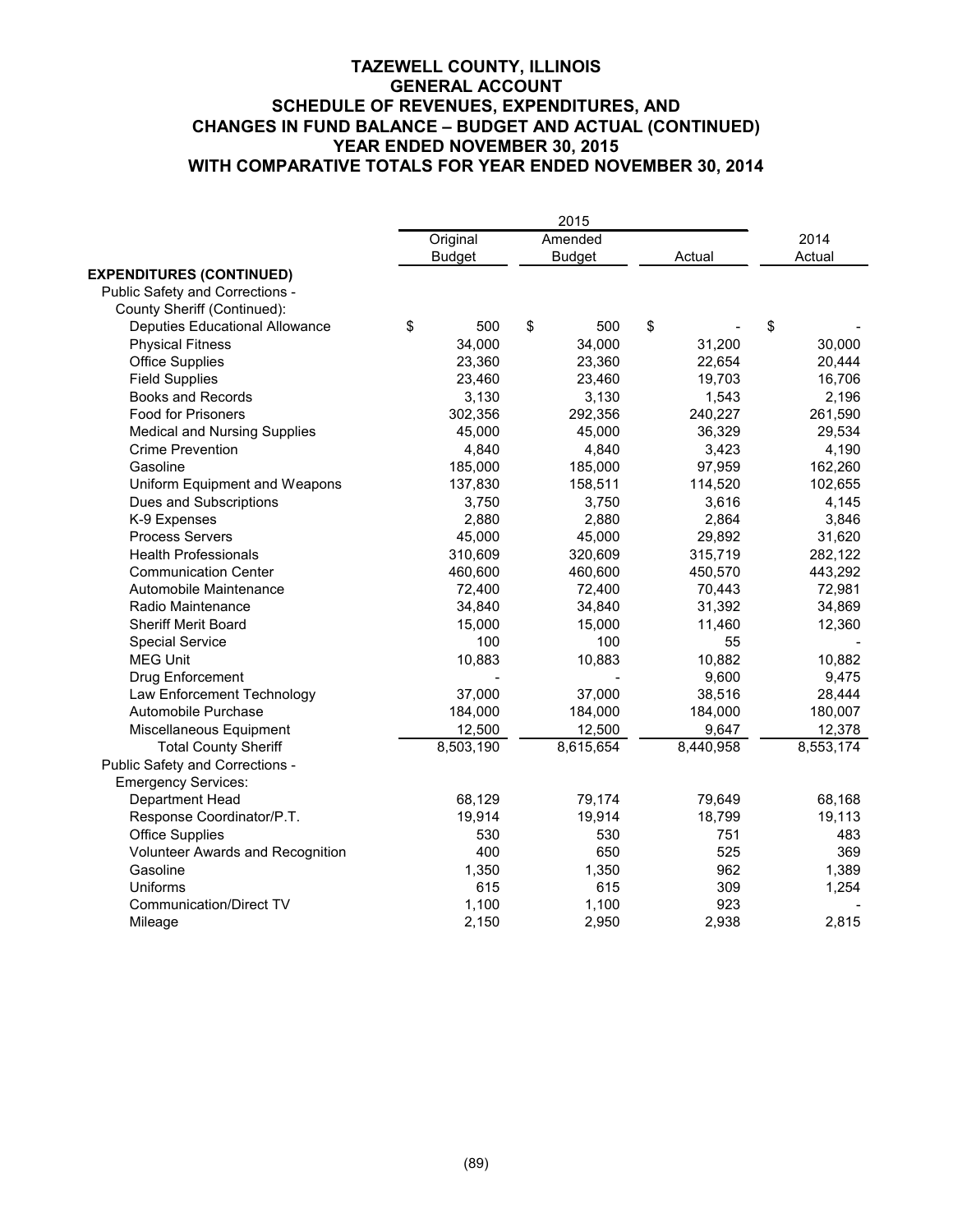# TAZEWELL COUNTY, ILLINOIS
## GENERAL ACCOUNT
## SCHEDULE OF REVENUES, EXPENDITURES, AND CHANGES IN FUND BALANCE – BUDGET AND ACTUAL (CONTINUED)
## YEAR ENDED NOVEMBER 30, 2015
## WITH COMPARATIVE TOTALS FOR YEAR ENDED NOVEMBER 30, 2014

| | 2015 | | | |
|---|---|---|---|---|
| | Original Budget | Amended Budget | Actual | 2014 Actual |
| **EXPENDITURES (CONTINUED)** | | | | |
| Public Safety and Corrections - | | | | |
| County Sheriff (Continued): | | | | |
| Deputies Educational Allowance | $ 500 | $ 500 | $ - | $ - |
| Physical Fitness | 34,000 | 34,000 | 31,200 | 30,000 |
| Office Supplies | 23,360 | 23,360 | 22,654 | 20,444 |
| Field Supplies | 23,460 | 23,460 | 19,703 | 16,706 |
| Books and Records | 3,130 | 3,130 | 1,543 | 2,196 |
| Food for Prisoners | 302,356 | 292,356 | 240,227 | 261,590 |
| Medical and Nursing Supplies | 45,000 | 45,000 | 36,329 | 29,534 |
| Crime Prevention | 4,840 | 4,840 | 3,423 | 4,190 |
| Gasoline | 185,000 | 185,000 | 97,959 | 162,260 |
| Uniform Equipment and Weapons | 137,830 | 158,511 | 114,520 | 102,655 |
| Dues and Subscriptions | 3,750 | 3,750 | 3,616 | 4,145 |
| K-9 Expenses | 2,880 | 2,880 | 2,864 | 3,846 |
| Process Servers | 45,000 | 45,000 | 29,892 | 31,620 |
| Health Professionals | 310,609 | 320,609 | 315,719 | 282,122 |
| Communication Center | 460,600 | 460,600 | 450,570 | 443,292 |
| Automobile Maintenance | 72,400 | 72,400 | 70,443 | 72,981 |
| Radio Maintenance | 34,840 | 34,840 | 31,392 | 34,869 |
| Sheriff Merit Board | 15,000 | 15,000 | 11,460 | 12,360 |
| Special Service | 100 | 100 | 55 | - |
| MEG Unit | 10,883 | 10,883 | 10,882 | 10,882 |
| Drug Enforcement | - | - | 9,600 | 9,475 |
| Law Enforcement Technology | 37,000 | 37,000 | 38,516 | 28,444 |
| Automobile Purchase | 184,000 | 184,000 | 184,000 | 180,007 |
| Miscellaneous Equipment | 12,500 | 12,500 | 9,647 | 12,378 |
| Total County Sheriff | 8,503,190 | 8,615,654 | 8,440,958 | 8,553,174 |
| Public Safety and Corrections - | | | | |
| Emergency Services: | | | | |
| Department Head | 68,129 | 79,174 | 79,649 | 68,168 |
| Response Coordinator/P.T. | 19,914 | 19,914 | 18,799 | 19,113 |
| Office Supplies | 530 | 530 | 751 | 483 |
| Volunteer Awards and Recognition | 400 | 650 | 525 | 369 |
| Gasoline | 1,350 | 1,350 | 962 | 1,389 |
| Uniforms | 615 | 615 | 309 | 1,254 |
| Communication/Direct TV | 1,100 | 1,100 | 923 | - |
| Mileage | 2,150 | 2,950 | 2,938 | 2,815 |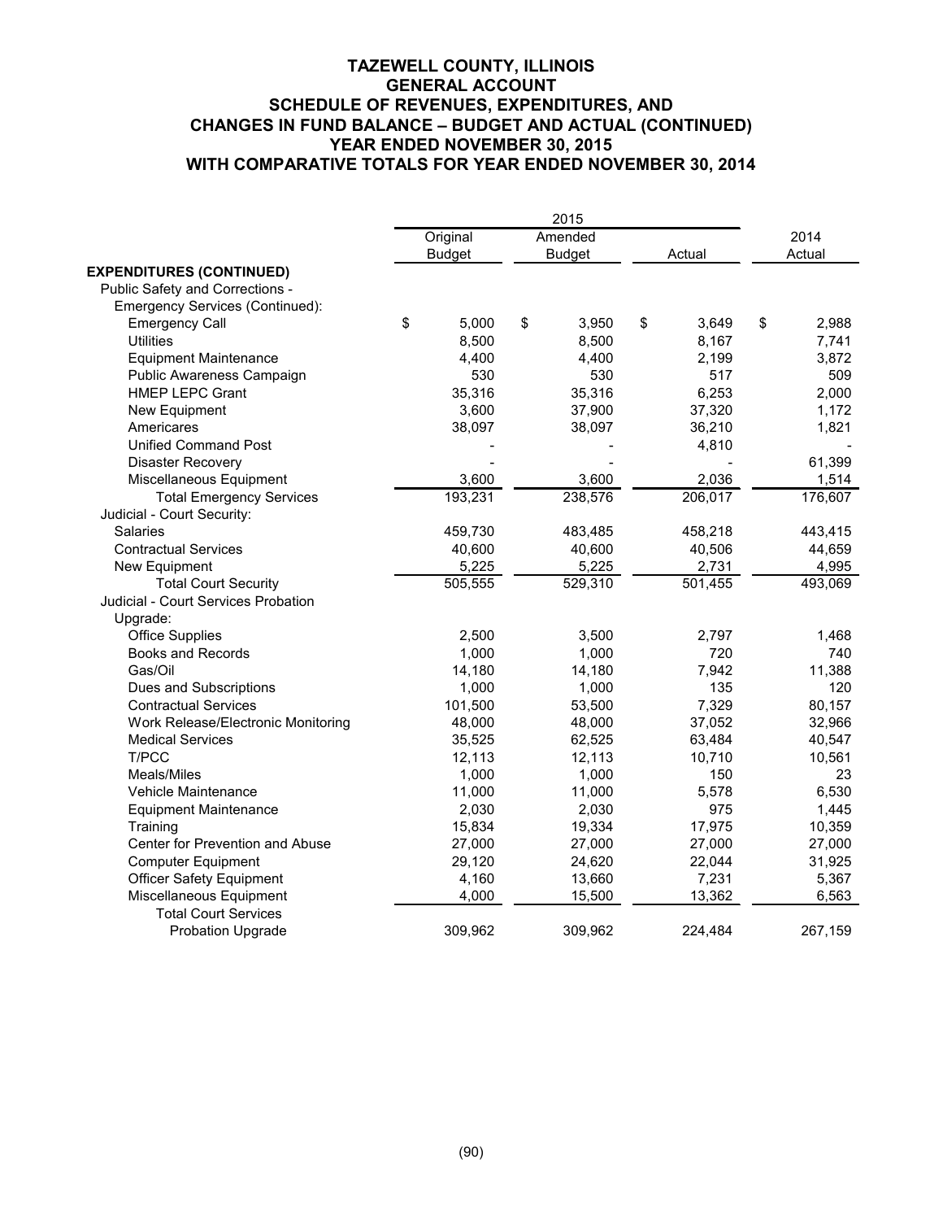# TAZEWELL COUNTY, ILLINOIS
## GENERAL ACCOUNT
## SCHEDULE OF REVENUES, EXPENDITURES, AND CHANGES IN FUND BALANCE – BUDGET AND ACTUAL (CONTINUED)
## YEAR ENDED NOVEMBER 30, 2015
## WITH COMPARATIVE TOTALS FOR YEAR ENDED NOVEMBER 30, 2014

| | 2015 | | | |
|---|---|---|---|---|
| | Original Budget | Amended Budget | Actual | 2014 Actual |
| **EXPENDITURES (CONTINUED)** | | | | |
| Public Safety and Corrections - | | | | |
| Emergency Services (Continued): | | | | |
| Emergency Call | $ 5,000 | $ 3,950 | $ 3,649 | $ 2,988 |
| Utilities | 8,500 | 8,500 | 8,167 | 7,741 |
| Equipment Maintenance | 4,400 | 4,400 | 2,199 | 3,872 |
| Public Awareness Campaign | 530 | 530 | 517 | 509 |
| HMEP LEPC Grant | 35,316 | 35,316 | 6,253 | 2,000 |
| New Equipment | 3,600 | 37,900 | 37,320 | 1,172 |
| Americares | 38,097 | 38,097 | 36,210 | 1,821 |
| Unified Command Post | - | - | 4,810 | - |
| Disaster Recovery | - | - | - | 61,399 |
| Miscellaneous Equipment | 3,600 | 3,600 | 2,036 | 1,514 |
| Total Emergency Services | 193,231 | 238,576 | 206,017 | 176,607 |
| Judicial - Court Security: | | | | |
| Salaries | 459,730 | 483,485 | 458,218 | 443,415 |
| Contractual Services | 40,600 | 40,600 | 40,506 | 44,659 |
| New Equipment | 5,225 | 5,225 | 2,731 | 4,995 |
| Total Court Security | 505,555 | 529,310 | 501,455 | 493,069 |
| Judicial - Court Services Probation Upgrade: | | | | |
| Office Supplies | 2,500 | 3,500 | 2,797 | 1,468 |
| Books and Records | 1,000 | 1,000 | 720 | 740 |
| Gas/Oil | 14,180 | 14,180 | 7,942 | 11,388 |
| Dues and Subscriptions | 1,000 | 1,000 | 135 | 120 |
| Contractual Services | 101,500 | 53,500 | 7,329 | 80,157 |
| Work Release/Electronic Monitoring | 48,000 | 48,000 | 37,052 | 32,966 |
| Medical Services | 35,525 | 62,525 | 63,484 | 40,547 |
| T/PCC | 12,113 | 12,113 | 10,710 | 10,561 |
| Meals/Miles | 1,000 | 1,000 | 150 | 23 |
| Vehicle Maintenance | 11,000 | 11,000 | 5,578 | 6,530 |
| Equipment Maintenance | 2,030 | 2,030 | 975 | 1,445 |
| Training | 15,834 | 19,334 | 17,975 | 10,359 |
| Center for Prevention and Abuse | 27,000 | 27,000 | 27,000 | 27,000 |
| Computer Equipment | 29,120 | 24,620 | 22,044 | 31,925 |
| Officer Safety Equipment | 4,160 | 13,660 | 7,231 | 5,367 |
| Miscellaneous Equipment | 4,000 | 15,500 | 13,362 | 6,563 |
| Total Court Services Probation Upgrade | 309,962 | 309,962 | 224,484 | 267,159 |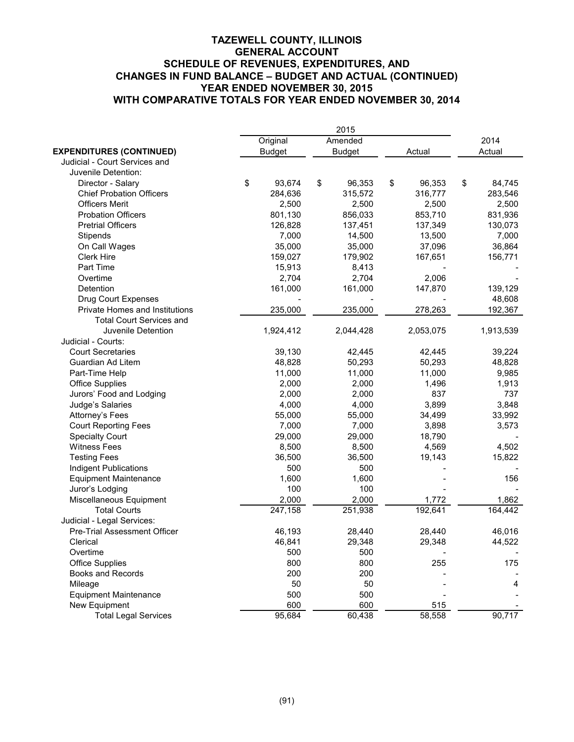# TAZEWELL COUNTY, ILLINOIS
## GENERAL ACCOUNT
## SCHEDULE OF REVENUES, EXPENDITURES, AND CHANGES IN FUND BALANCE – BUDGET AND ACTUAL (CONTINUED)
## YEAR ENDED NOVEMBER 30, 2015
## WITH COMPARATIVE TOTALS FOR YEAR ENDED NOVEMBER 30, 2014

| | 2015 | | | |
|---|---|---|---|---|
| **EXPENDITURES (CONTINUED)** | Original Budget | Amended Budget | Actual | 2014 Actual |
| Judicial - Court Services and Juvenile Detention: | | | | |
| Director - Salary | $ 93,674 | $ 96,353 | $ 96,353 | $ 84,745 |
| Chief Probation Officers | 284,636 | 315,572 | 316,777 | 283,546 |
| Officers Merit | 2,500 | 2,500 | 2,500 | 2,500 |
| Probation Officers | 801,130 | 856,033 | 853,710 | 831,936 |
| Pretrial Officers | 126,828 | 137,451 | 137,349 | 130,073 |
| Stipends | 7,000 | 14,500 | 13,500 | 7,000 |
| On Call Wages | 35,000 | 35,000 | 37,096 | 36,864 |
| Clerk Hire | 159,027 | 179,902 | 167,651 | 156,771 |
| Part Time | 15,913 | 8,413 | - | - |
| Overtime | 2,704 | 2,704 | 2,006 | - |
| Detention | 161,000 | 161,000 | 147,870 | 139,129 |
| Drug Court Expenses | - | - | - | 48,608 |
| Private Homes and Institutions | 235,000 | 235,000 | 278,263 | 192,367 |
| Total Court Services and Juvenile Detention | 1,924,412 | 2,044,428 | 2,053,075 | 1,913,539 |
| Judicial - Courts: | | | | |
| Court Secretaries | 39,130 | 42,445 | 42,445 | 39,224 |
| Guardian Ad Litem | 48,828 | 50,293 | 50,293 | 48,828 |
| Part-Time Help | 11,000 | 11,000 | 11,000 | 9,985 |
| Office Supplies | 2,000 | 2,000 | 1,496 | 1,913 |
| Jurors' Food and Lodging | 2,000 | 2,000 | 837 | 737 |
| Judge's Salaries | 4,000 | 4,000 | 3,899 | 3,848 |
| Attorney's Fees | 55,000 | 55,000 | 34,499 | 33,992 |
| Court Reporting Fees | 7,000 | 7,000 | 3,898 | 3,573 |
| Specialty Court | 29,000 | 29,000 | 18,790 | - |
| Witness Fees | 8,500 | 8,500 | 4,569 | 4,502 |
| Testing Fees | 36,500 | 36,500 | 19,143 | 15,822 |
| Indigent Publications | 500 | 500 | - | - |
| Equipment Maintenance | 1,600 | 1,600 | - | 156 |
| Juror's Lodging | 100 | 100 | - | - |
| Miscellaneous Equipment | 2,000 | 2,000 | 1,772 | 1,862 |
| Total Courts | 247,158 | 251,938 | 192,641 | 164,442 |
| Judicial - Legal Services: | | | | |
| Pre-Trial Assessment Officer | 46,193 | 28,440 | 28,440 | 46,016 |
| Clerical | 46,841 | 29,348 | 29,348 | 44,522 |
| Overtime | 500 | 500 | - | - |
| Office Supplies | 800 | 800 | 255 | 175 |
| Books and Records | 200 | 200 | - | - |
| Mileage | 50 | 50 | - | 4 |
| Equipment Maintenance | 500 | 500 | - | - |
| New Equipment | 600 | 600 | 515 | - |
| Total Legal Services | 95,684 | 60,438 | 58,558 | 90,717 |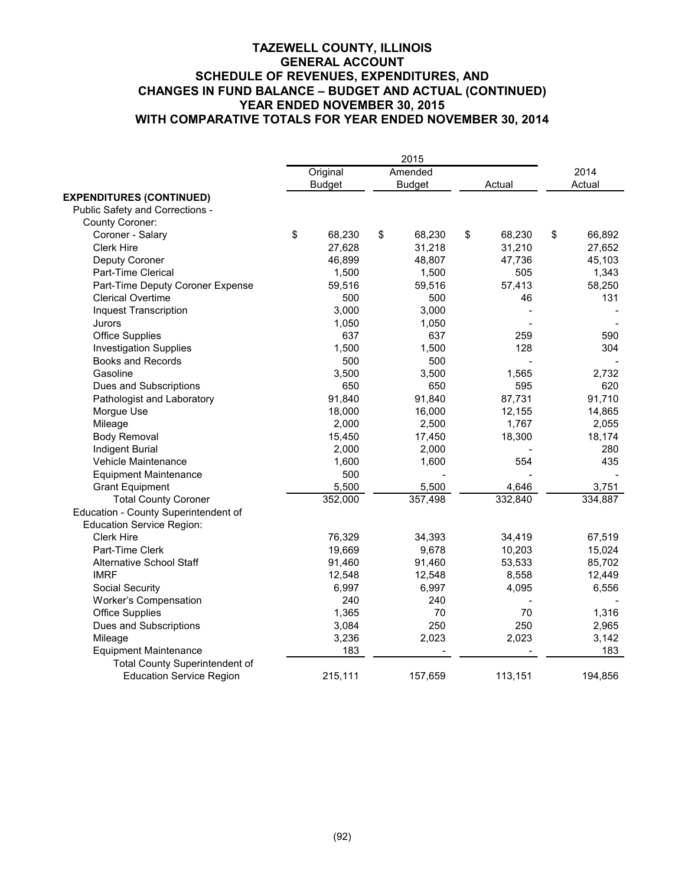# TAZEWELL COUNTY, ILLINOIS
## GENERAL ACCOUNT
## SCHEDULE OF REVENUES, EXPENDITURES, AND CHANGES IN FUND BALANCE – BUDGET AND ACTUAL (CONTINUED)
## YEAR ENDED NOVEMBER 30, 2015
## WITH COMPARATIVE TOTALS FOR YEAR ENDED NOVEMBER 30, 2014

| | 2015 | | | |
|---|---|---|---|---|
| | Original Budget | Amended Budget | Actual | 2014 Actual |
| **EXPENDITURES (CONTINUED)** | | | | |
| Public Safety and Corrections - | | | | |
| County Coroner: | | | | |
| Coroner - Salary | $ 68,230 | $ 68,230 | $ 68,230 | $ 66,892 |
| Clerk Hire | 27,628 | 31,218 | 31,210 | 27,652 |
| Deputy Coroner | 46,899 | 48,807 | 47,736 | 45,103 |
| Part-Time Clerical | 1,500 | 1,500 | 505 | 1,343 |
| Part-Time Deputy Coroner Expense | 59,516 | 59,516 | 57,413 | 58,250 |
| Clerical Overtime | 500 | 500 | 46 | 131 |
| Inquest Transcription | 3,000 | 3,000 | - | - |
| Jurors | 1,050 | 1,050 | - | - |
| Office Supplies | 637 | 637 | 259 | 590 |
| Investigation Supplies | 1,500 | 1,500 | 128 | 304 |
| Books and Records | 500 | 500 | - | - |
| Gasoline | 3,500 | 3,500 | 1,565 | 2,732 |
| Dues and Subscriptions | 650 | 650 | 595 | 620 |
| Pathologist and Laboratory | 91,840 | 91,840 | 87,731 | 91,710 |
| Morgue Use | 18,000 | 16,000 | 12,155 | 14,865 |
| Mileage | 2,000 | 2,500 | 1,767 | 2,055 |
| Body Removal | 15,450 | 17,450 | 18,300 | 18,174 |
| Indigent Burial | 2,000 | 2,000 | - | 280 |
| Vehicle Maintenance | 1,600 | 1,600 | 554 | 435 |
| Equipment Maintenance | 500 | - | - | - |
| Grant Equipment | 5,500 | 5,500 | 4,646 | 3,751 |
| Total County Coroner | 352,000 | 357,498 | 332,840 | 334,887 |
| Education - County Superintendent of Education Service Region: | | | | |
| Clerk Hire | 76,329 | 34,393 | 34,419 | 67,519 |
| Part-Time Clerk | 19,669 | 9,678 | 10,203 | 15,024 |
| Alternative School Staff | 91,460 | 91,460 | 53,533 | 85,702 |
| IMRF | 12,548 | 12,548 | 8,558 | 12,449 |
| Social Security | 6,997 | 6,997 | 4,095 | 6,556 |
| Worker's Compensation | 240 | 240 | - | - |
| Office Supplies | 1,365 | 70 | 70 | 1,316 |
| Dues and Subscriptions | 3,084 | 250 | 250 | 2,965 |
| Mileage | 3,236 | 2,023 | 2,023 | 3,142 |
| Equipment Maintenance | 183 | - | - | 183 |
| Total County Superintendent of Education Service Region | 215,111 | 157,659 | 113,151 | 194,856 |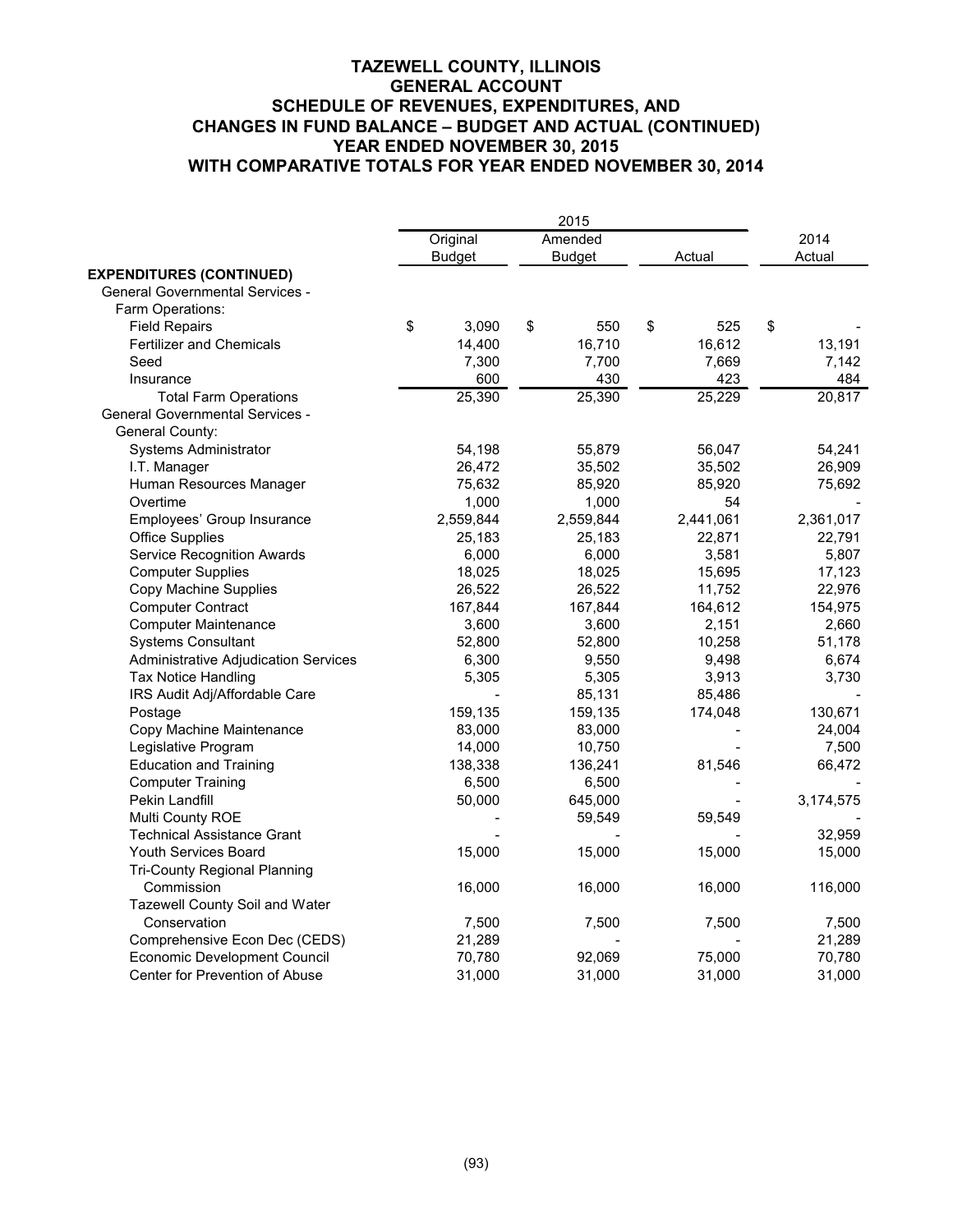# TAZEWELL COUNTY, ILLINOIS
## GENERAL ACCOUNT
## SCHEDULE OF REVENUES, EXPENDITURES, AND CHANGES IN FUND BALANCE – BUDGET AND ACTUAL (CONTINUED)
## YEAR ENDED NOVEMBER 30, 2015
## WITH COMPARATIVE TOTALS FOR YEAR ENDED NOVEMBER 30, 2014

| | 2015 | | | |
|---|---|---|---|---|
| | Original Budget | Amended Budget | Actual | 2014 Actual |
| **EXPENDITURES (CONTINUED)** | | | | |
| General Governmental Services - | | | | |
| Farm Operations: | | | | |
| Field Repairs | $ 3,090 | $ 550 | $ 525 | $ - |
| Fertilizer and Chemicals | 14,400 | 16,710 | 16,612 | 13,191 |
| Seed | 7,300 | 7,700 | 7,669 | 7,142 |
| Insurance | 600 | 430 | 423 | 484 |
| Total Farm Operations | 25,390 | 25,390 | 25,229 | 20,817 |
| General Governmental Services - | | | | |
| General County: | | | | |
| Systems Administrator | 54,198 | 55,879 | 56,047 | 54,241 |
| I.T. Manager | 26,472 | 35,502 | 35,502 | 26,909 |
| Human Resources Manager | 75,632 | 85,920 | 85,920 | 75,692 |
| Overtime | 1,000 | 1,000 | 54 | - |
| Employees' Group Insurance | 2,559,844 | 2,559,844 | 2,441,061 | 2,361,017 |
| Office Supplies | 25,183 | 25,183 | 22,871 | 22,791 |
| Service Recognition Awards | 6,000 | 6,000 | 3,581 | 5,807 |
| Computer Supplies | 18,025 | 18,025 | 15,695 | 17,123 |
| Copy Machine Supplies | 26,522 | 26,522 | 11,752 | 22,976 |
| Computer Contract | 167,844 | 167,844 | 164,612 | 154,975 |
| Computer Maintenance | 3,600 | 3,600 | 2,151 | 2,660 |
| Systems Consultant | 52,800 | 52,800 | 10,258 | 51,178 |
| Administrative Adjudication Services | 6,300 | 9,550 | 9,498 | 6,674 |
| Tax Notice Handling | 5,305 | 5,305 | 3,913 | 3,730 |
| IRS Audit Adj/Affordable Care | - | 85,131 | 85,486 | - |
| Postage | 159,135 | 159,135 | 174,048 | 130,671 |
| Copy Machine Maintenance | 83,000 | 83,000 | - | 24,004 |
| Legislative Program | 14,000 | 10,750 | - | 7,500 |
| Education and Training | 138,338 | 136,241 | 81,546 | 66,472 |
| Computer Training | 6,500 | 6,500 | - | - |
| Pekin Landfill | 50,000 | 645,000 | - | 3,174,575 |
| Multi County ROE | - | 59,549 | 59,549 | - |
| Technical Assistance Grant | - | - | - | 32,959 |
| Youth Services Board | 15,000 | 15,000 | 15,000 | 15,000 |
| Tri-County Regional Planning Commission | 16,000 | 16,000 | 16,000 | 116,000 |
| Tazewell County Soil and Water Conservation | 7,500 | 7,500 | 7,500 | 7,500 |
| Comprehensive Econ Dec (CEDS) | 21,289 | - | - | 21,289 |
| Economic Development Council | 70,780 | 92,069 | 75,000 | 70,780 |
| Center for Prevention of Abuse | 31,000 | 31,000 | 31,000 | 31,000 |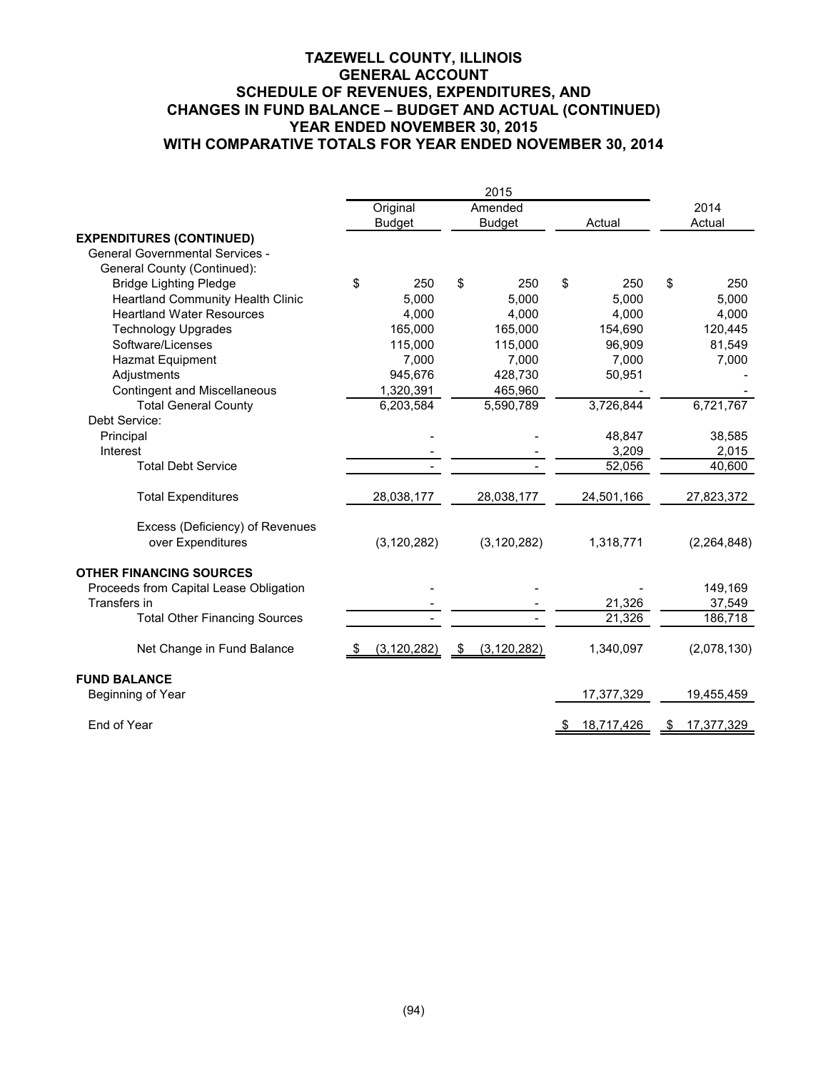# TAZEWELL COUNTY, ILLINOIS
## GENERAL ACCOUNT
## SCHEDULE OF REVENUES, EXPENDITURES, AND CHANGES IN FUND BALANCE – BUDGET AND ACTUAL (CONTINUED)
## YEAR ENDED NOVEMBER 30, 2015
## WITH COMPARATIVE TOTALS FOR YEAR ENDED NOVEMBER 30, 2014

| | 2015 | | | |
|---|---|---|---|---|
| | Original Budget | Amended Budget | Actual | 2014 Actual |
| **EXPENDITURES (CONTINUED)** | | | | |
| General Governmental Services - | | | | |
| General County (Continued): | | | | |
| Bridge Lighting Pledge | $ 250 | $ 250 | $ 250 | $ 250 |
| Heartland Community Health Clinic | 5,000 | 5,000 | 5,000 | 5,000 |
| Heartland Water Resources | 4,000 | 4,000 | 4,000 | 4,000 |
| Technology Upgrades | 165,000 | 165,000 | 154,690 | 120,445 |
| Software/Licenses | 115,000 | 115,000 | 96,909 | 81,549 |
| Hazmat Equipment | 7,000 | 7,000 | 7,000 | 7,000 |
| Adjustments | 945,676 | 428,730 | 50,951 | - |
| Contingent and Miscellaneous | 1,320,391 | 465,960 | - | - |
| Total General County | 6,203,584 | 5,590,789 | 3,726,844 | 6,721,767 |
| Debt Service: | | | | |
| Principal | - | - | 48,847 | 38,585 |
| Interest | - | - | 3,209 | 2,015 |
| Total Debt Service | - | - | 52,056 | 40,600 |
| Total Expenditures | 28,038,177 | 28,038,177 | 24,501,166 | 27,823,372 |
| Excess (Deficiency) of Revenues over Expenditures | (3,120,282) | (3,120,282) | 1,318,771 | (2,264,848) |
| **OTHER FINANCING SOURCES** | | | | |
| Proceeds from Capital Lease Obligation | - | - | - | 149,169 |
| Transfers in | - | - | 21,326 | 37,549 |
| Total Other Financing Sources | - | - | 21,326 | 186,718 |
| Net Change in Fund Balance | $ (3,120,282) | $ (3,120,282) | 1,340,097 | (2,078,130) |
| **FUND BALANCE** | | | | |
| Beginning of Year | | | 17,377,329 | 19,455,459 |
| End of Year | | | $ 18,717,426 | $ 17,377,329 |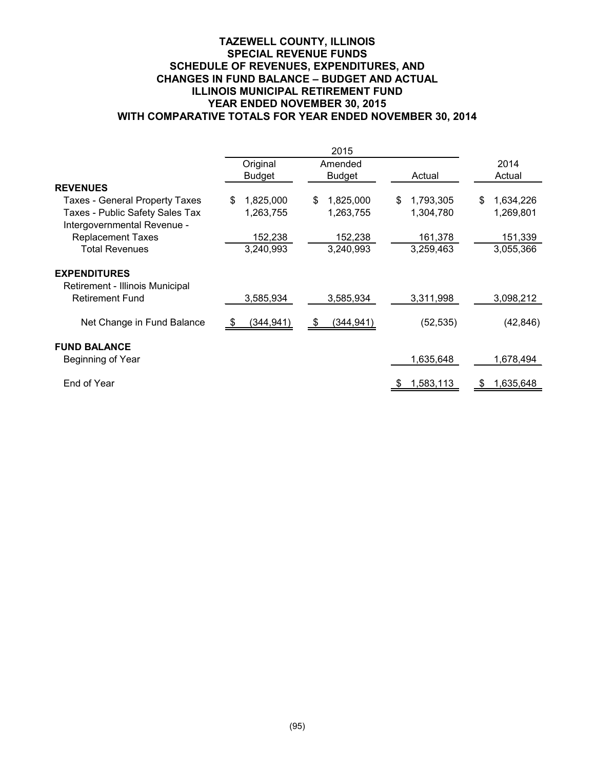**TAZEWELL COUNTY, ILLINOIS**
**SPECIAL REVENUE FUNDS**
**SCHEDULE OF REVENUES, EXPENDITURES, AND CHANGES IN FUND BALANCE – BUDGET AND ACTUAL**
**ILLINOIS MUNICIPAL RETIREMENT FUND**
**YEAR ENDED NOVEMBER 30, 2015**
**WITH COMPARATIVE TOTALS FOR YEAR ENDED NOVEMBER 30, 2014**

| | 2015 | | | |
|---|---|---|---|---|
| | Original Budget | Amended Budget | Actual | 2014 Actual |
| **REVENUES** | | | | |
| Taxes - General Property Taxes | $ 1,825,000 | $ 1,825,000 | $ 1,793,305 | $ 1,634,226 |
| Taxes - Public Safety Sales Tax | 1,263,755 | 1,263,755 | 1,304,780 | 1,269,801 |
| Intergovernmental Revenue - | | | | |
| Replacement Taxes | 152,238 | 152,238 | 161,378 | 151,339 |
| Total Revenues | 3,240,993 | 3,240,993 | 3,259,463 | 3,055,366 |
| **EXPENDITURES** | | | | |
| Retirement - Illinois Municipal Retirement Fund | 3,585,934 | 3,585,934 | 3,311,998 | 3,098,212 |
| Net Change in Fund Balance | $ (344,941) | $ (344,941) | (52,535) | (42,846) |
| **FUND BALANCE** | | | | |
| Beginning of Year | | | 1,635,648 | 1,678,494 |
| End of Year | | | $ 1,583,113 | $ 1,635,648 |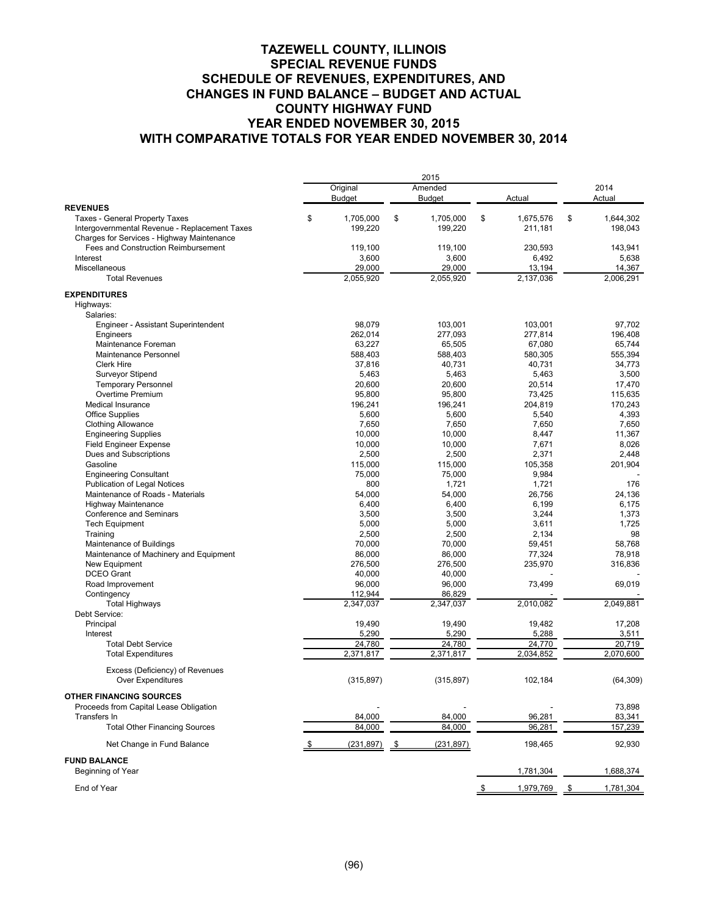# TAZEWELL COUNTY, ILLINOIS
## SPECIAL REVENUE FUNDS
## SCHEDULE OF REVENUES, EXPENDITURES, AND CHANGES IN FUND BALANCE – BUDGET AND ACTUAL
## COUNTY HIGHWAY FUND
## YEAR ENDED NOVEMBER 30, 2015
## WITH COMPARATIVE TOTALS FOR YEAR ENDED NOVEMBER 30, 2014

| | 2015 | | | |
|---|---|---|---|---|
| | Original Budget | Amended Budget | Actual | 2014 Actual |
| **REVENUES** | | | | |
| Taxes - General Property Taxes | $ 1,705,000 | $ 1,705,000 | $ 1,675,576 | $ 1,644,302 |
| Intergovernmental Revenue - Replacement Taxes | 199,220 | 199,220 | 211,181 | 198,043 |
| Charges for Services - Highway Maintenance Fees and Construction Reimbursement | 119,100 | 119,100 | 230,593 | 143,941 |
| Interest | 3,600 | 3,600 | 6,492 | 5,638 |
| Miscellaneous | 29,000 | 29,000 | 13,194 | 14,367 |
| Total Revenues | 2,055,920 | 2,055,920 | 2,137,036 | 2,006,291 |
| **EXPENDITURES** | | | | |
| Highways: | | | | |
| Salaries: | | | | |
| Engineer - Assistant Superintendent | 98,079 | 103,001 | 103,001 | 97,702 |
| Engineers | 262,014 | 277,093 | 277,814 | 196,408 |
| Maintenance Foreman | 63,227 | 65,505 | 67,080 | 65,744 |
| Maintenance Personnel | 588,403 | 588,403 | 580,305 | 555,394 |
| Clerk Hire | 37,816 | 40,731 | 40,731 | 34,773 |
| Surveyor Stipend | 5,463 | 5,463 | 5,463 | 3,500 |
| Temporary Personnel | 20,600 | 20,600 | 20,514 | 17,470 |
| Overtime Premium | 95,800 | 95,800 | 73,425 | 115,635 |
| Medical Insurance | 196,241 | 196,241 | 204,819 | 170,243 |
| Office Supplies | 5,600 | 5,600 | 5,540 | 4,393 |
| Clothing Allowance | 7,650 | 7,650 | 7,650 | 7,650 |
| Engineering Supplies | 10,000 | 10,000 | 8,447 | 11,367 |
| Field Engineer Expense | 10,000 | 10,000 | 7,671 | 8,026 |
| Dues and Subscriptions | 2,500 | 2,500 | 2,371 | 2,448 |
| Gasoline | 115,000 | 115,000 | 105,358 | 201,904 |
| Engineering Consultant | 75,000 | 75,000 | 9,984 | - |
| Publication of Legal Notices | 800 | 1,721 | 1,721 | 176 |
| Maintenance of Roads - Materials | 54,000 | 54,000 | 26,756 | 24,136 |
| Highway Maintenance | 6,400 | 6,400 | 6,199 | 6,175 |
| Conference and Seminars | 3,500 | 3,500 | 3,244 | 1,373 |
| Tech Equipment | 5,000 | 5,000 | 3,611 | 1,725 |
| Training | 2,500 | 2,500 | 2,134 | 98 |
| Maintenance of Buildings | 70,000 | 70,000 | 59,451 | 58,768 |
| Maintenance of Machinery and Equipment | 86,000 | 86,000 | 77,324 | 78,918 |
| New Equipment | 276,500 | 276,500 | 235,970 | 316,836 |
| DCEO Grant | 40,000 | 40,000 | - | - |
| Road Improvement | 96,000 | 96,000 | 73,499 | 69,019 |
| Contingency | 112,944 | 86,829 | - | - |
| Total Highways | 2,347,037 | 2,347,037 | 2,010,082 | 2,049,881 |
| Debt Service: | | | | |
| Principal | 19,490 | 19,490 | 19,482 | 17,208 |
| Interest | 5,290 | 5,290 | 5,288 | 3,511 |
| Total Debt Service | 24,780 | 24,780 | 24,770 | 20,719 |
| Total Expenditures | 2,371,817 | 2,371,817 | 2,034,852 | 2,070,600 |
| Excess (Deficiency) of Revenues Over Expenditures | (315,897) | (315,897) | 102,184 | (64,309) |
| **OTHER FINANCING SOURCES** | | | | |
| Proceeds from Capital Lease Obligation | - | - | - | 73,898 |
| Transfers In | 84,000 | 84,000 | 96,281 | 83,341 |
| Total Other Financing Sources | 84,000 | 84,000 | 96,281 | 157,239 |
| Net Change in Fund Balance | $ (231,897) | $ (231,897) | 198,465 | 92,930 |
| **FUND BALANCE** | | | | |
| Beginning of Year | | | 1,781,304 | 1,688,374 |
| End of Year | | | $ 1,979,769 | $ 1,781,304 |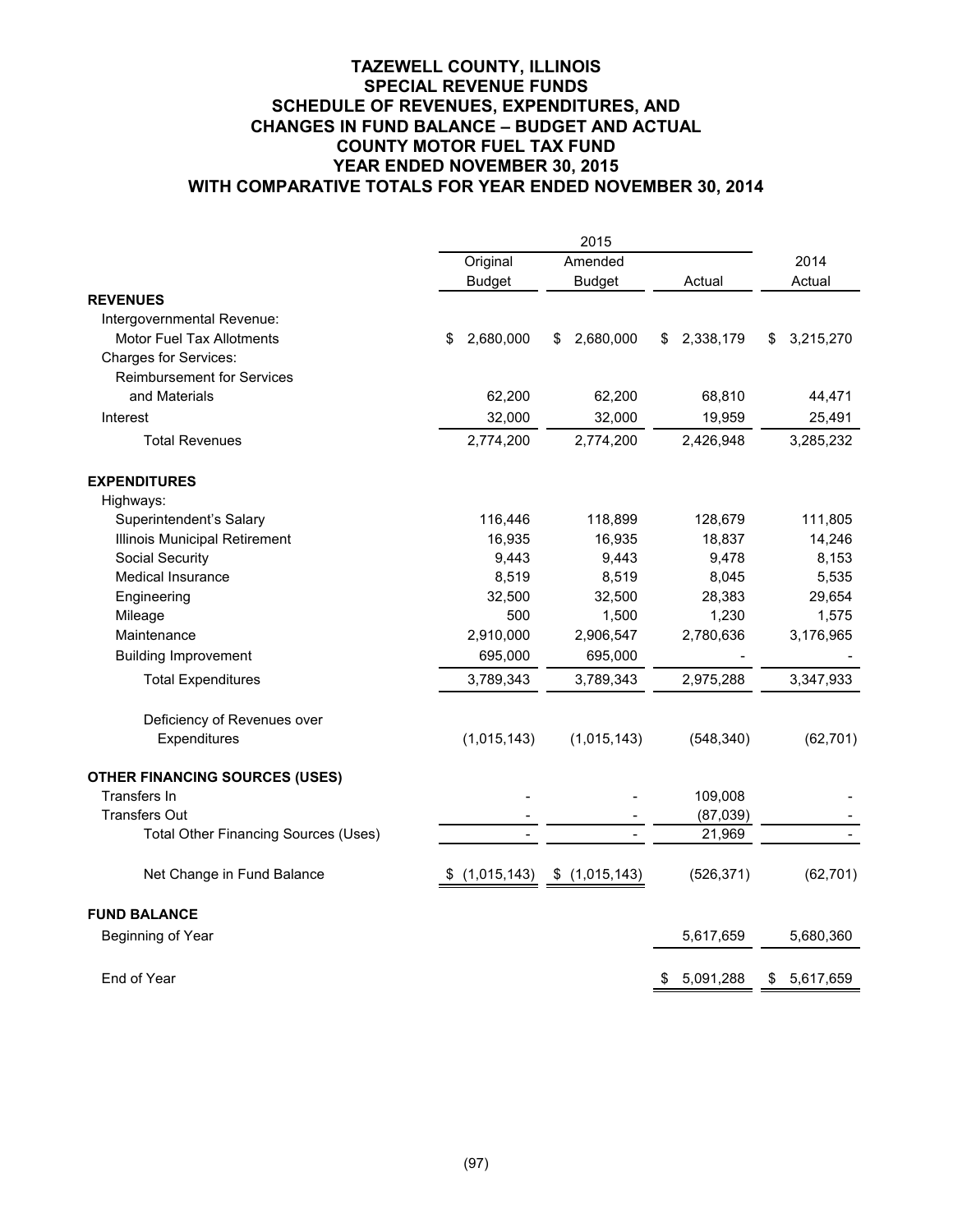# TAZEWELL COUNTY, ILLINOIS
## SPECIAL REVENUE FUNDS
## SCHEDULE OF REVENUES, EXPENDITURES, AND CHANGES IN FUND BALANCE – BUDGET AND ACTUAL
## COUNTY MOTOR FUEL TAX FUND
## YEAR ENDED NOVEMBER 30, 2015
## WITH COMPARATIVE TOTALS FOR YEAR ENDED NOVEMBER 30, 2014

| | 2015 | | | |
|---|---|---|---|---|
| | Original Budget | Amended Budget | Actual | 2014 Actual |
| **REVENUES** | | | | |
| Intergovernmental Revenue: | | | | |
| Motor Fuel Tax Allotments | $ 2,680,000 | $ 2,680,000 | $ 2,338,179 | $ 3,215,270 |
| Charges for Services: | | | | |
| Reimbursement for Services and Materials | 62,200 | 62,200 | 68,810 | 44,471 |
| Interest | 32,000 | 32,000 | 19,959 | 25,491 |
| Total Revenues | 2,774,200 | 2,774,200 | 2,426,948 | 3,285,232 |
| **EXPENDITURES** | | | | |
| Highways: | | | | |
| Superintendent's Salary | 116,446 | 118,899 | 128,679 | 111,805 |
| Illinois Municipal Retirement | 16,935 | 16,935 | 18,837 | 14,246 |
| Social Security | 9,443 | 9,443 | 9,478 | 8,153 |
| Medical Insurance | 8,519 | 8,519 | 8,045 | 5,535 |
| Engineering | 32,500 | 32,500 | 28,383 | 29,654 |
| Mileage | 500 | 1,500 | 1,230 | 1,575 |
| Maintenance | 2,910,000 | 2,906,547 | 2,780,636 | 3,176,965 |
| Building Improvement | 695,000 | 695,000 | - | - |
| Total Expenditures | 3,789,343 | 3,789,343 | 2,975,288 | 3,347,933 |
| Deficiency of Revenues over Expenditures | (1,015,143) | (1,015,143) | (548,340) | (62,701) |
| **OTHER FINANCING SOURCES (USES)** | | | | |
| Transfers In | - | - | 109,008 | - |
| Transfers Out | - | - | (87,039) | - |
| Total Other Financing Sources (Uses) | - | - | 21,969 | - |
| Net Change in Fund Balance | $ (1,015,143) | $ (1,015,143) | (526,371) | (62,701) |
| **FUND BALANCE** | | | | |
| Beginning of Year | | | 5,617,659 | 5,680,360 |
| End of Year | | | $ 5,091,288 | $ 5,617,659 |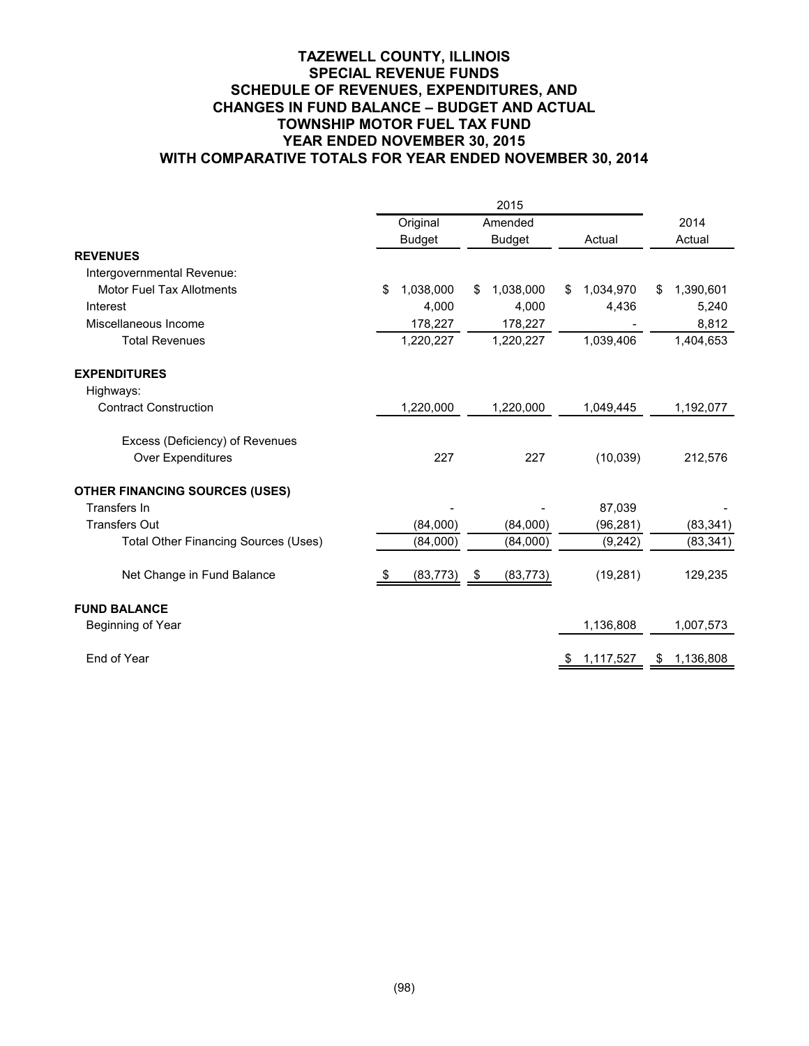# TAZEWELL COUNTY, ILLINOIS
## SPECIAL REVENUE FUNDS
## SCHEDULE OF REVENUES, EXPENDITURES, AND CHANGES IN FUND BALANCE – BUDGET AND ACTUAL
## TOWNSHIP MOTOR FUEL TAX FUND
## YEAR ENDED NOVEMBER 30, 2015
## WITH COMPARATIVE TOTALS FOR YEAR ENDED NOVEMBER 30, 2014

| | 2015 | | | |
|---|---|---|---|---|
| | Original Budget | Amended Budget | Actual | 2014 Actual |
| **REVENUES** | | | | |
| Intergovernmental Revenue: | | | | |
| Motor Fuel Tax Allotments | $ 1,038,000 | $ 1,038,000 | $ 1,034,970 | $ 1,390,601 |
| Interest | 4,000 | 4,000 | 4,436 | 5,240 |
| Miscellaneous Income | 178,227 | 178,227 | - | 8,812 |
| Total Revenues | 1,220,227 | 1,220,227 | 1,039,406 | 1,404,653 |
| **EXPENDITURES** | | | | |
| Highways: | | | | |
| Contract Construction | 1,220,000 | 1,220,000 | 1,049,445 | 1,192,077 |
| Excess (Deficiency) of Revenues Over Expenditures | 227 | 227 | (10,039) | 212,576 |
| **OTHER FINANCING SOURCES (USES)** | | | | |
| Transfers In | - | - | 87,039 | - |
| Transfers Out | (84,000) | (84,000) | (96,281) | (83,341) |
| Total Other Financing Sources (Uses) | (84,000) | (84,000) | (9,242) | (83,341) |
| Net Change in Fund Balance | $ (83,773) | $ (83,773) | (19,281) | 129,235 |
| **FUND BALANCE** | | | | |
| Beginning of Year | | | 1,136,808 | 1,007,573 |
| End of Year | | | $ 1,117,527 | $ 1,136,808 |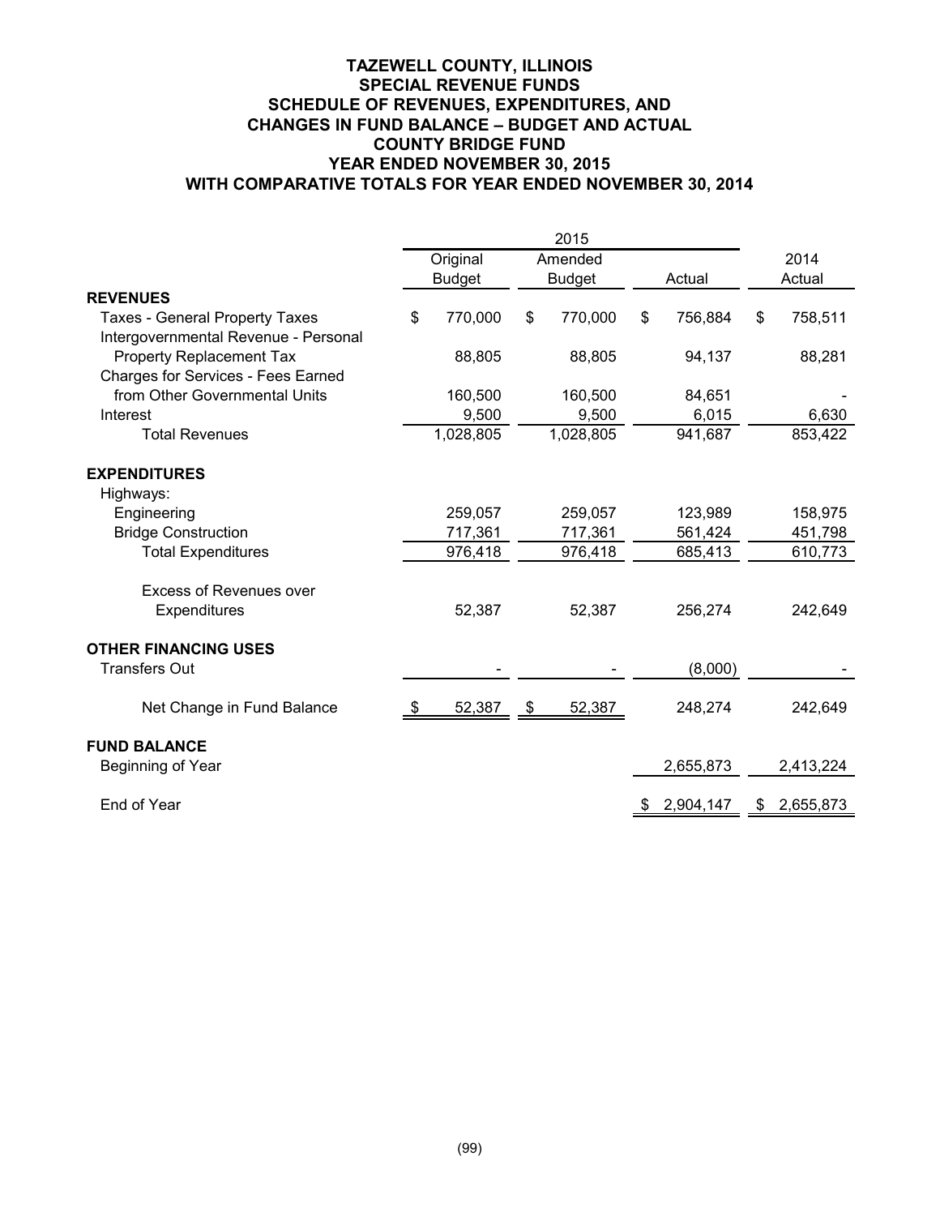# TAZEWELL COUNTY, ILLINOIS
## SPECIAL REVENUE FUNDS
## SCHEDULE OF REVENUES, EXPENDITURES, AND CHANGES IN FUND BALANCE – BUDGET AND ACTUAL
## COUNTY BRIDGE FUND
## YEAR ENDED NOVEMBER 30, 2015
## WITH COMPARATIVE TOTALS FOR YEAR ENDED NOVEMBER 30, 2014

| | 2015 | | | |
|---|---|---|---|---|
| | Original Budget | Amended Budget | Actual | 2014 Actual |
| **REVENUES** | | | | |
| Taxes - General Property Taxes | $ 770,000 | $ 770,000 | $ 756,884 | $ 758,511 |
| Intergovernmental Revenue - Personal Property Replacement Tax | 88,805 | 88,805 | 94,137 | 88,281 |
| Charges for Services - Fees Earned from Other Governmental Units | 160,500 | 160,500 | 84,651 | - |
| Interest | 9,500 | 9,500 | 6,015 | 6,630 |
| Total Revenues | 1,028,805 | 1,028,805 | 941,687 | 853,422 |
| **EXPENDITURES** | | | | |
| Highways: | | | | |
| Engineering | 259,057 | 259,057 | 123,989 | 158,975 |
| Bridge Construction | 717,361 | 717,361 | 561,424 | 451,798 |
| Total Expenditures | 976,418 | 976,418 | 685,413 | 610,773 |
| Excess of Revenues over Expenditures | 52,387 | 52,387 | 256,274 | 242,649 |
| **OTHER FINANCING USES** | | | | |
| Transfers Out | - | - | (8,000) | - |
| Net Change in Fund Balance | $ 52,387 | $ 52,387 | 248,274 | 242,649 |
| **FUND BALANCE** | | | | |
| Beginning of Year | | | 2,655,873 | 2,413,224 |
| End of Year | | | $ 2,904,147 | $ 2,655,873 |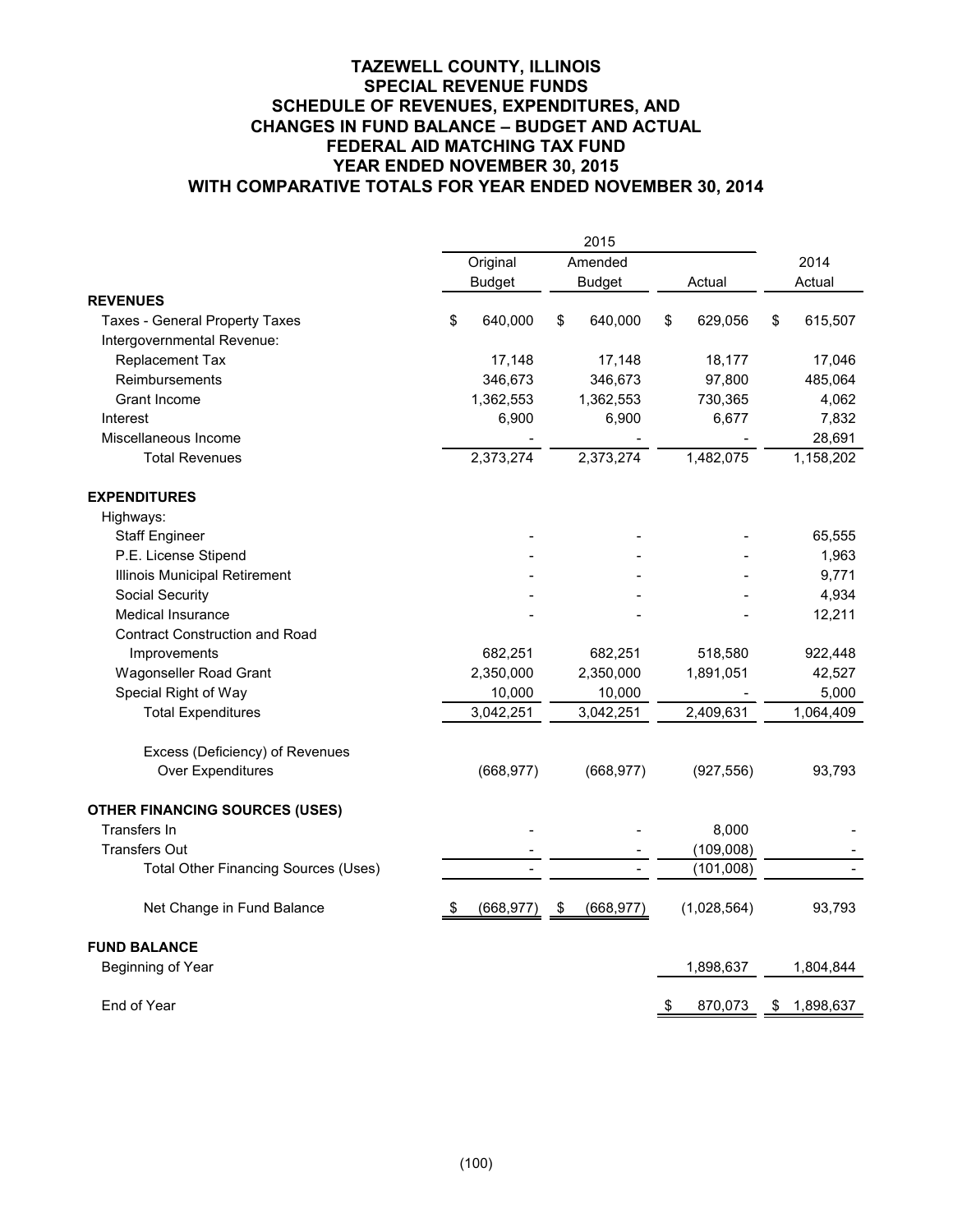# TAZEWELL COUNTY, ILLINOIS
## SPECIAL REVENUE FUNDS
## SCHEDULE OF REVENUES, EXPENDITURES, AND CHANGES IN FUND BALANCE – BUDGET AND ACTUAL
## FEDERAL AID MATCHING TAX FUND
## YEAR ENDED NOVEMBER 30, 2015
## WITH COMPARATIVE TOTALS FOR YEAR ENDED NOVEMBER 30, 2014

| | 2015 | | | |
|---|---|---|---|---|
| | Original Budget | Amended Budget | Actual | 2014 Actual |
| **REVENUES** | | | | |
| Taxes - General Property Taxes | $ 640,000 | $ 640,000 | $ 629,056 | $ 615,507 |
| Intergovernmental Revenue: | | | | |
| Replacement Tax | 17,148 | 17,148 | 18,177 | 17,046 |
| Reimbursements | 346,673 | 346,673 | 97,800 | 485,064 |
| Grant Income | 1,362,553 | 1,362,553 | 730,365 | 4,062 |
| Interest | 6,900 | 6,900 | 6,677 | 7,832 |
| Miscellaneous Income | - | - | - | 28,691 |
| Total Revenues | 2,373,274 | 2,373,274 | 1,482,075 | 1,158,202 |
| **EXPENDITURES** | | | | |
| Highways: | | | | |
| Staff Engineer | - | - | - | 65,555 |
| P.E. License Stipend | - | - | - | 1,963 |
| Illinois Municipal Retirement | - | - | - | 9,771 |
| Social Security | - | - | - | 4,934 |
| Medical Insurance | - | - | - | 12,211 |
| Contract Construction and Road Improvements | 682,251 | 682,251 | 518,580 | 922,448 |
| Wagonseller Road Grant | 2,350,000 | 2,350,000 | 1,891,051 | 42,527 |
| Special Right of Way | 10,000 | 10,000 | - | 5,000 |
| Total Expenditures | 3,042,251 | 3,042,251 | 2,409,631 | 1,064,409 |
| Excess (Deficiency) of Revenues Over Expenditures | (668,977) | (668,977) | (927,556) | 93,793 |
| **OTHER FINANCING SOURCES (USES)** | | | | |
| Transfers In | - | - | 8,000 | - |
| Transfers Out | - | - | (109,008) | - |
| Total Other Financing Sources (Uses) | - | - | (101,008) | - |
| Net Change in Fund Balance | $ (668,977) | $ (668,977) | (1,028,564) | 93,793 |
| **FUND BALANCE** | | | | |
| Beginning of Year | | | 1,898,637 | 1,804,844 |
| End of Year | | | $ 870,073 | $ 1,898,637 |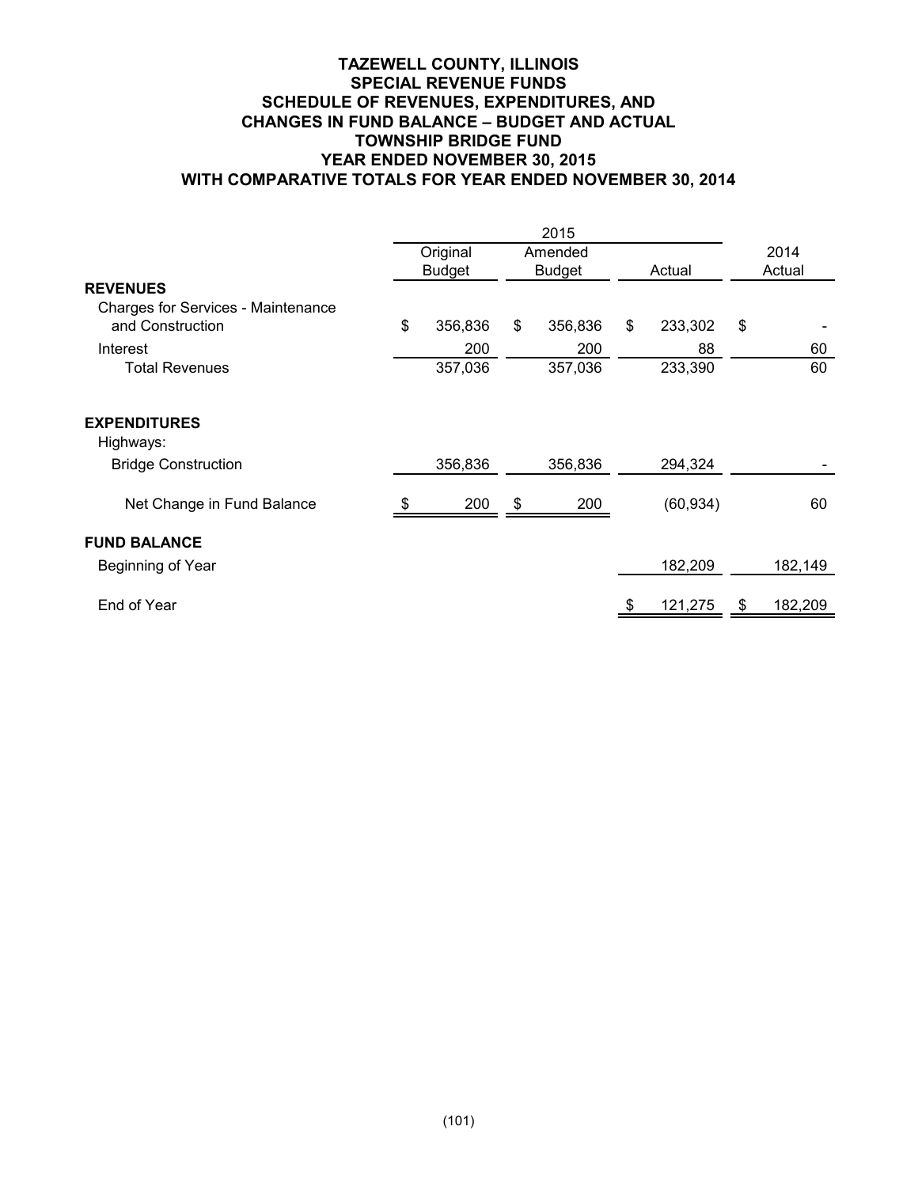# TAZEWELL COUNTY, ILLINOIS
## SPECIAL REVENUE FUNDS
## SCHEDULE OF REVENUES, EXPENDITURES, AND CHANGES IN FUND BALANCE – BUDGET AND ACTUAL
## TOWNSHIP BRIDGE FUND
## YEAR ENDED NOVEMBER 30, 2015
## WITH COMPARATIVE TOTALS FOR YEAR ENDED NOVEMBER 30, 2014

| | 2015 | | | |
|---|---|---|---|---|
| | Original Budget | Amended Budget | Actual | 2014 Actual |
| **REVENUES** | | | | |
| Charges for Services - Maintenance and Construction | $ 356,836 | $ 356,836 | $ 233,302 | $ - |
| Interest | 200 | 200 | 88 | 60 |
| Total Revenues | 357,036 | 357,036 | 233,390 | 60 |
| **EXPENDITURES** | | | | |
| Highways: | | | | |
| Bridge Construction | 356,836 | 356,836 | 294,324 | - |
| Net Change in Fund Balance | $ 200 | $ 200 | (60,934) | 60 |
| **FUND BALANCE** | | | | |
| Beginning of Year | | | 182,209 | 182,149 |
| End of Year | | | $ 121,275 | $ 182,209 |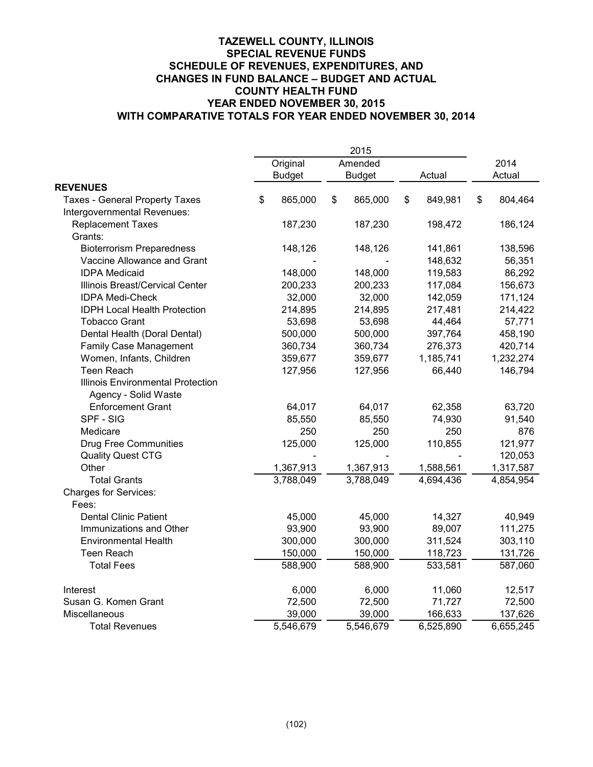# TAZEWELL COUNTY, ILLINOIS
## SPECIAL REVENUE FUNDS
## SCHEDULE OF REVENUES, EXPENDITURES, AND CHANGES IN FUND BALANCE – BUDGET AND ACTUAL
## COUNTY HEALTH FUND
## YEAR ENDED NOVEMBER 30, 2015
## WITH COMPARATIVE TOTALS FOR YEAR ENDED NOVEMBER 30, 2014

| | 2015 | | | |
|---|---|---|---|---|
| | Original Budget | Amended Budget | Actual | 2014 Actual |
| **REVENUES** | | | | |
| Taxes - General Property Taxes | $ 865,000 | $ 865,000 | $ 849,981 | $ 804,464 |
| Intergovernmental Revenues: | | | | |
| Replacement Taxes | 187,230 | 187,230 | 198,472 | 186,124 |
| Grants: | | | | |
| Bioterrorism Preparedness | 148,126 | 148,126 | 141,861 | 138,596 |
| Vaccine Allowance and Grant | - | - | 148,632 | 56,351 |
| IDPA Medicaid | 148,000 | 148,000 | 119,583 | 86,292 |
| Illinois Breast/Cervical Center | 200,233 | 200,233 | 117,084 | 156,673 |
| IDPA Medi-Check | 32,000 | 32,000 | 142,059 | 171,124 |
| IDPH Local Health Protection | 214,895 | 214,895 | 217,481 | 214,422 |
| Tobacco Grant | 53,698 | 53,698 | 44,464 | 57,771 |
| Dental Health (Doral Dental) | 500,000 | 500,000 | 397,764 | 458,190 |
| Family Case Management | 360,734 | 360,734 | 276,373 | 420,714 |
| Women, Infants, Children | 359,677 | 359,677 | 1,185,741 | 1,232,274 |
| Teen Reach | 127,956 | 127,956 | 66,440 | 146,794 |
| Illinois Environmental Protection Agency - Solid Waste Enforcement Grant | 64,017 | 64,017 | 62,358 | 63,720 |
| SPF - SIG | 85,550 | 85,550 | 74,930 | 91,540 |
| Medicare | 250 | 250 | 250 | 876 |
| Drug Free Communities | 125,000 | 125,000 | 110,855 | 121,977 |
| Quality Quest CTG | - | - | - | 120,053 |
| Other | 1,367,913 | 1,367,913 | 1,588,561 | 1,317,587 |
| Total Grants | 3,788,049 | 3,788,049 | 4,694,436 | 4,854,954 |
| Charges for Services: | | | | |
| Fees: | | | | |
| Dental Clinic Patient | 45,000 | 45,000 | 14,327 | 40,949 |
| Immunizations and Other | 93,900 | 93,900 | 89,007 | 111,275 |
| Environmental Health | 300,000 | 300,000 | 311,524 | 303,110 |
| Teen Reach | 150,000 | 150,000 | 118,723 | 131,726 |
| Total Fees | 588,900 | 588,900 | 533,581 | 587,060 |
| Interest | 6,000 | 6,000 | 11,060 | 12,517 |
| Susan G. Komen Grant | 72,500 | 72,500 | 71,727 | 72,500 |
| Miscellaneous | 39,000 | 39,000 | 166,633 | 137,626 |
| Total Revenues | 5,546,679 | 5,546,679 | 6,525,890 | 6,655,245 |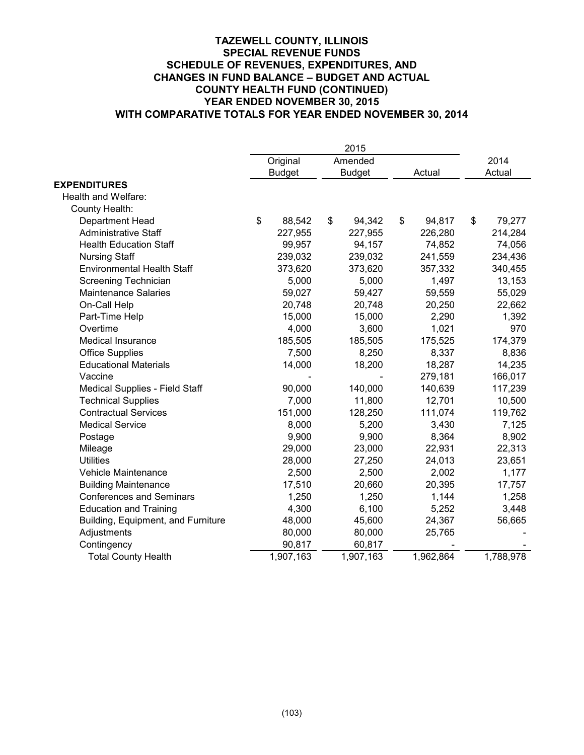# TAZEWELL COUNTY, ILLINOIS
## SPECIAL REVENUE FUNDS
## SCHEDULE OF REVENUES, EXPENDITURES, AND CHANGES IN FUND BALANCE – BUDGET AND ACTUAL
## COUNTY HEALTH FUND (CONTINUED)
## YEAR ENDED NOVEMBER 30, 2015
## WITH COMPARATIVE TOTALS FOR YEAR ENDED NOVEMBER 30, 2014

| | 2015 | | | |
|---|---|---|---|---|
| | Original Budget | Amended Budget | Actual | 2014 Actual |
| **EXPENDITURES** | | | | |
| Health and Welfare: | | | | |
| County Health: | | | | |
| Department Head | $ 88,542 | $ 94,342 | $ 94,817 | $ 79,277 |
| Administrative Staff | 227,955 | 227,955 | 226,280 | 214,284 |
| Health Education Staff | 99,957 | 94,157 | 74,852 | 74,056 |
| Nursing Staff | 239,032 | 239,032 | 241,559 | 234,436 |
| Environmental Health Staff | 373,620 | 373,620 | 357,332 | 340,455 |
| Screening Technician | 5,000 | 5,000 | 1,497 | 13,153 |
| Maintenance Salaries | 59,027 | 59,427 | 59,559 | 55,029 |
| On-Call Help | 20,748 | 20,748 | 20,250 | 22,662 |
| Part-Time Help | 15,000 | 15,000 | 2,290 | 1,392 |
| Overtime | 4,000 | 3,600 | 1,021 | 970 |
| Medical Insurance | 185,505 | 185,505 | 175,525 | 174,379 |
| Office Supplies | 7,500 | 8,250 | 8,337 | 8,836 |
| Educational Materials | 14,000 | 18,200 | 18,287 | 14,235 |
| Vaccine | - | - | 279,181 | 166,017 |
| Medical Supplies - Field Staff | 90,000 | 140,000 | 140,639 | 117,239 |
| Technical Supplies | 7,000 | 11,800 | 12,701 | 10,500 |
| Contractual Services | 151,000 | 128,250 | 111,074 | 119,762 |
| Medical Service | 8,000 | 5,200 | 3,430 | 7,125 |
| Postage | 9,900 | 9,900 | 8,364 | 8,902 |
| Mileage | 29,000 | 23,000 | 22,931 | 22,313 |
| Utilities | 28,000 | 27,250 | 24,013 | 23,651 |
| Vehicle Maintenance | 2,500 | 2,500 | 2,002 | 1,177 |
| Building Maintenance | 17,510 | 20,660 | 20,395 | 17,757 |
| Conferences and Seminars | 1,250 | 1,250 | 1,144 | 1,258 |
| Education and Training | 4,300 | 6,100 | 5,252 | 3,448 |
| Building, Equipment, and Furniture | 48,000 | 45,600 | 24,367 | 56,665 |
| Adjustments | 80,000 | 80,000 | 25,765 | - |
| Contingency | 90,817 | 60,817 | - | - |
| Total County Health | 1,907,163 | 1,907,163 | 1,962,864 | 1,788,978 |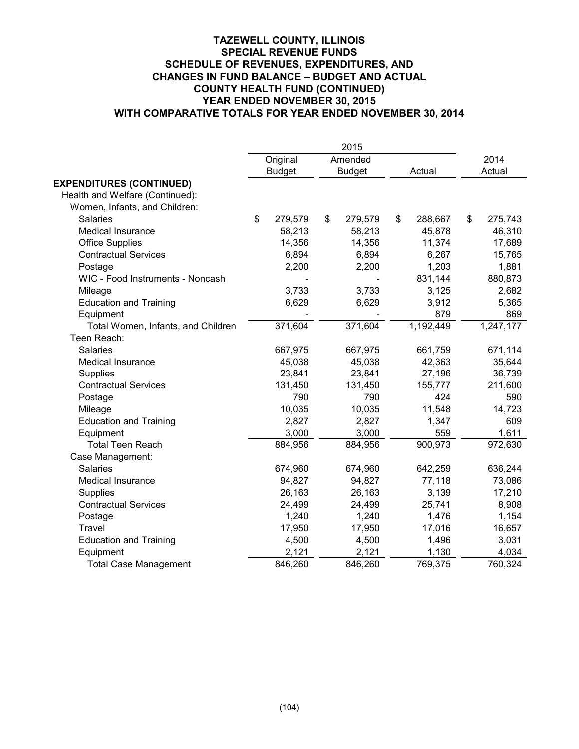# TAZEWELL COUNTY, ILLINOIS
## SPECIAL REVENUE FUNDS
## SCHEDULE OF REVENUES, EXPENDITURES, AND CHANGES IN FUND BALANCE – BUDGET AND ACTUAL
## COUNTY HEALTH FUND (CONTINUED)
## YEAR ENDED NOVEMBER 30, 2015
## WITH COMPARATIVE TOTALS FOR YEAR ENDED NOVEMBER 30, 2014

| | 2015 | | | |
|---|---|---|---|---|
| | Original Budget | Amended Budget | Actual | 2014 Actual |
| **EXPENDITURES (CONTINUED)** | | | | |
| Health and Welfare (Continued): | | | | |
| Women, Infants, and Children: | | | | |
| Salaries | $ 279,579 | $ 279,579 | $ 288,667 | $ 275,743 |
| Medical Insurance | 58,213 | 58,213 | 45,878 | 46,310 |
| Office Supplies | 14,356 | 14,356 | 11,374 | 17,689 |
| Contractual Services | 6,894 | 6,894 | 6,267 | 15,765 |
| Postage | 2,200 | 2,200 | 1,203 | 1,881 |
| WIC - Food Instruments - Noncash | - | - | 831,144 | 880,873 |
| Mileage | 3,733 | 3,733 | 3,125 | 2,682 |
| Education and Training | 6,629 | 6,629 | 3,912 | 5,365 |
| Equipment | - | - | 879 | 869 |
| Total Women, Infants, and Children | 371,604 | 371,604 | 1,192,449 | 1,247,177 |
| Teen Reach: | | | | |
| Salaries | 667,975 | 667,975 | 661,759 | 671,114 |
| Medical Insurance | 45,038 | 45,038 | 42,363 | 35,644 |
| Supplies | 23,841 | 23,841 | 27,196 | 36,739 |
| Contractual Services | 131,450 | 131,450 | 155,777 | 211,600 |
| Postage | 790 | 790 | 424 | 590 |
| Mileage | 10,035 | 10,035 | 11,548 | 14,723 |
| Education and Training | 2,827 | 2,827 | 1,347 | 609 |
| Equipment | 3,000 | 3,000 | 559 | 1,611 |
| Total Teen Reach | 884,956 | 884,956 | 900,973 | 972,630 |
| Case Management: | | | | |
| Salaries | 674,960 | 674,960 | 642,259 | 636,244 |
| Medical Insurance | 94,827 | 94,827 | 77,118 | 73,086 |
| Supplies | 26,163 | 26,163 | 3,139 | 17,210 |
| Contractual Services | 24,499 | 24,499 | 25,741 | 8,908 |
| Postage | 1,240 | 1,240 | 1,476 | 1,154 |
| Travel | 17,950 | 17,950 | 17,016 | 16,657 |
| Education and Training | 4,500 | 4,500 | 1,496 | 3,031 |
| Equipment | 2,121 | 2,121 | 1,130 | 4,034 |
| Total Case Management | 846,260 | 846,260 | 769,375 | 760,324 |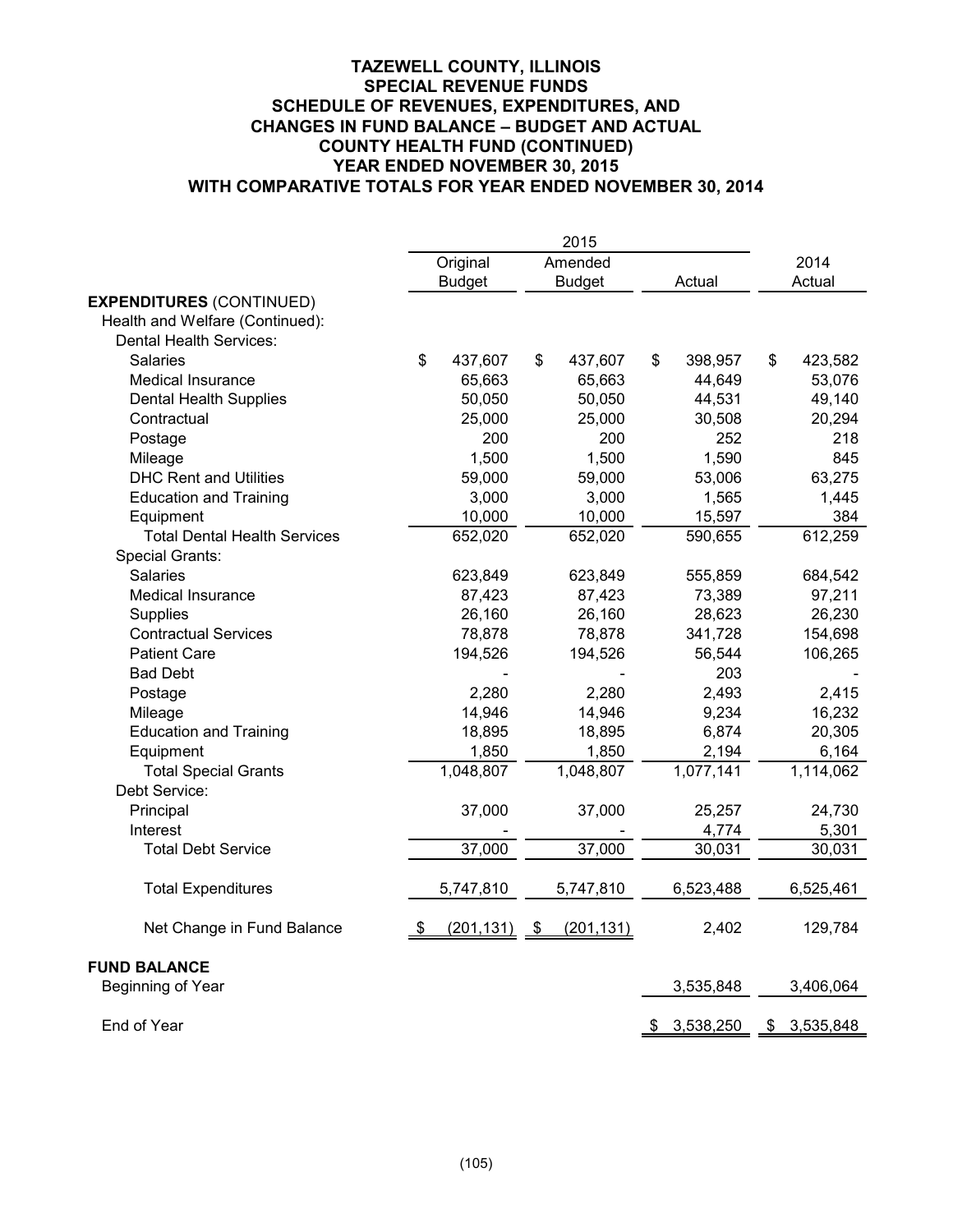# TAZEWELL COUNTY, ILLINOIS
## SPECIAL REVENUE FUNDS
## SCHEDULE OF REVENUES, EXPENDITURES, AND CHANGES IN FUND BALANCE – BUDGET AND ACTUAL
## COUNTY HEALTH FUND (CONTINUED)
## YEAR ENDED NOVEMBER 30, 2015
## WITH COMPARATIVE TOTALS FOR YEAR ENDED NOVEMBER 30, 2014

| | 2015 | | | |
|---|---|---|---|---|
| | Original Budget | Amended Budget | Actual | 2014 Actual |
| **EXPENDITURES** (CONTINUED) | | | | |
| Health and Welfare (Continued): | | | | |
| Dental Health Services: | | | | |
| Salaries | $ 437,607 | $ 437,607 | $ 398,957 | $ 423,582 |
| Medical Insurance | 65,663 | 65,663 | 44,649 | 53,076 |
| Dental Health Supplies | 50,050 | 50,050 | 44,531 | 49,140 |
| Contractual | 25,000 | 25,000 | 30,508 | 20,294 |
| Postage | 200 | 200 | 252 | 218 |
| Mileage | 1,500 | 1,500 | 1,590 | 845 |
| DHC Rent and Utilities | 59,000 | 59,000 | 53,006 | 63,275 |
| Education and Training | 3,000 | 3,000 | 1,565 | 1,445 |
| Equipment | 10,000 | 10,000 | 15,597 | 384 |
| Total Dental Health Services | 652,020 | 652,020 | 590,655 | 612,259 |
| Special Grants: | | | | |
| Salaries | 623,849 | 623,849 | 555,859 | 684,542 |
| Medical Insurance | 87,423 | 87,423 | 73,389 | 97,211 |
| Supplies | 26,160 | 26,160 | 28,623 | 26,230 |
| Contractual Services | 78,878 | 78,878 | 341,728 | 154,698 |
| Patient Care | 194,526 | 194,526 | 56,544 | 106,265 |
| Bad Debt | - | - | 203 | - |
| Postage | 2,280 | 2,280 | 2,493 | 2,415 |
| Mileage | 14,946 | 14,946 | 9,234 | 16,232 |
| Education and Training | 18,895 | 18,895 | 6,874 | 20,305 |
| Equipment | 1,850 | 1,850 | 2,194 | 6,164 |
| Total Special Grants | 1,048,807 | 1,048,807 | 1,077,141 | 1,114,062 |
| Debt Service: | | | | |
| Principal | 37,000 | 37,000 | 25,257 | 24,730 |
| Interest | - | - | 4,774 | 5,301 |
| Total Debt Service | 37,000 | 37,000 | 30,031 | 30,031 |
| Total Expenditures | 5,747,810 | 5,747,810 | 6,523,488 | 6,525,461 |
| Net Change in Fund Balance | $ (201,131) | $ (201,131) | 2,402 | 129,784 |
| **FUND BALANCE** | | | | |
| Beginning of Year | | | 3,535,848 | 3,406,064 |
| End of Year | | | $ 3,538,250 | $ 3,535,848 |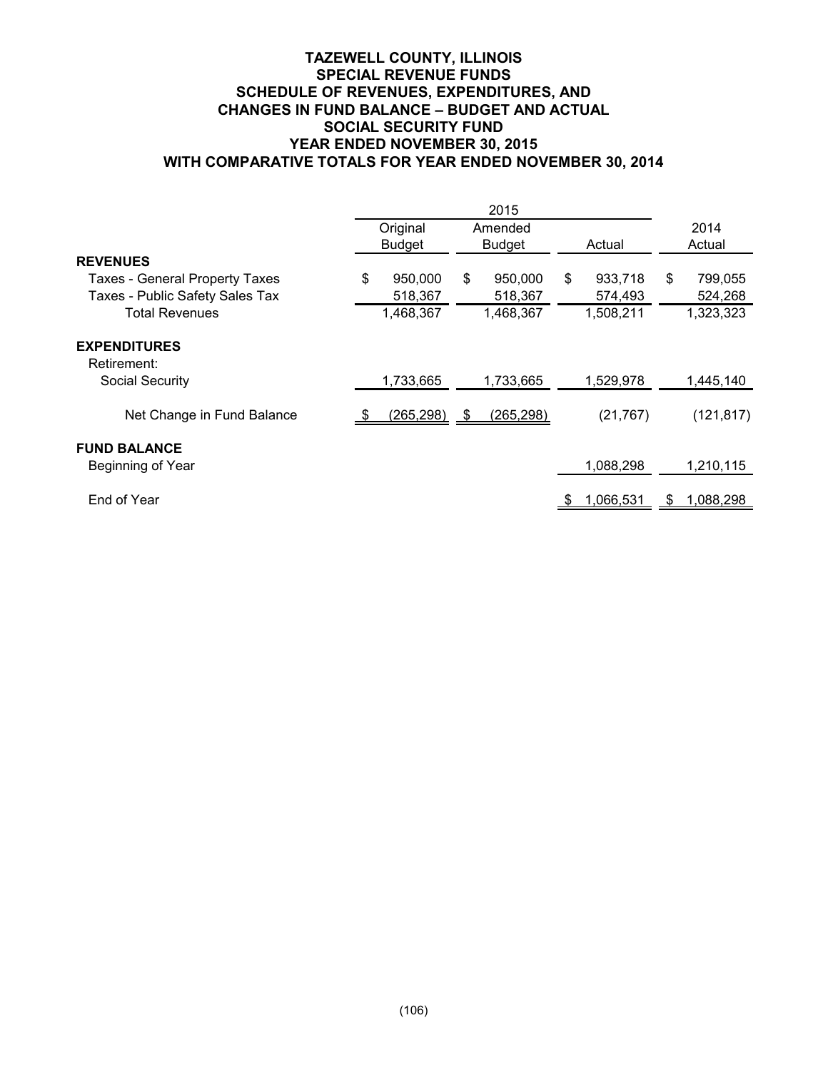# TAZEWELL COUNTY, ILLINOIS
## SPECIAL REVENUE FUNDS
## SCHEDULE OF REVENUES, EXPENDITURES, AND CHANGES IN FUND BALANCE – BUDGET AND ACTUAL
## SOCIAL SECURITY FUND
## YEAR ENDED NOVEMBER 30, 2015
## WITH COMPARATIVE TOTALS FOR YEAR ENDED NOVEMBER 30, 2014

| | 2015 | | | |
|---|---|---|---|---|
| | Original Budget | Amended Budget | Actual | 2014 Actual |
| **REVENUES** | | | | |
| Taxes - General Property Taxes | $ 950,000 | $ 950,000 | $ 933,718 | $ 799,055 |
| Taxes - Public Safety Sales Tax | 518,367 | 518,367 | 574,493 | 524,268 |
| Total Revenues | 1,468,367 | 1,468,367 | 1,508,211 | 1,323,323 |
| **EXPENDITURES** | | | | |
| Retirement: | | | | |
| Social Security | 1,733,665 | 1,733,665 | 1,529,978 | 1,445,140 |
| Net Change in Fund Balance | $ (265,298) | $ (265,298) | (21,767) | (121,817) |
| **FUND BALANCE** | | | | |
| Beginning of Year | | | 1,088,298 | 1,210,115 |
| End of Year | | | $ 1,066,531 | $ 1,088,298 |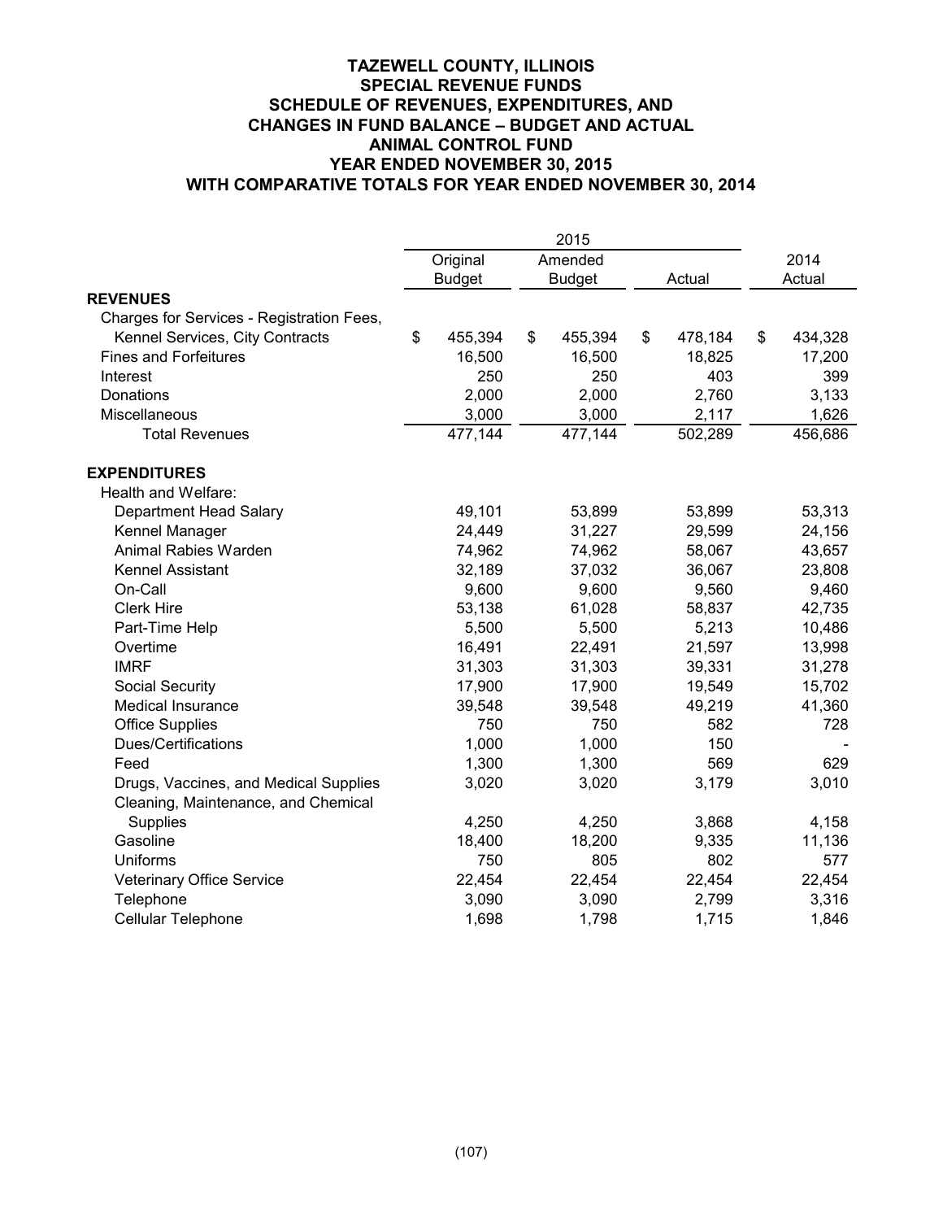# TAZEWELL COUNTY, ILLINOIS
## SPECIAL REVENUE FUNDS
## SCHEDULE OF REVENUES, EXPENDITURES, AND CHANGES IN FUND BALANCE – BUDGET AND ACTUAL
## ANIMAL CONTROL FUND
## YEAR ENDED NOVEMBER 30, 2015
## WITH COMPARATIVE TOTALS FOR YEAR ENDED NOVEMBER 30, 2014

| | 2015 | | | |
|---|---|---|---|---|
| | Original Budget | Amended Budget | Actual | 2014 Actual |
| **REVENUES** | | | | |
| Charges for Services - Registration Fees, Kennel Services, City Contracts | $ 455,394 | $ 455,394 | $ 478,184 | $ 434,328 |
| Fines and Forfeitures | 16,500 | 16,500 | 18,825 | 17,200 |
| Interest | 250 | 250 | 403 | 399 |
| Donations | 2,000 | 2,000 | 2,760 | 3,133 |
| Miscellaneous | 3,000 | 3,000 | 2,117 | 1,626 |
| Total Revenues | 477,144 | 477,144 | 502,289 | 456,686 |
| **EXPENDITURES** | | | | |
| Health and Welfare: | | | | |
| Department Head Salary | 49,101 | 53,899 | 53,899 | 53,313 |
| Kennel Manager | 24,449 | 31,227 | 29,599 | 24,156 |
| Animal Rabies Warden | 74,962 | 74,962 | 58,067 | 43,657 |
| Kennel Assistant | 32,189 | 37,032 | 36,067 | 23,808 |
| On-Call | 9,600 | 9,600 | 9,560 | 9,460 |
| Clerk Hire | 53,138 | 61,028 | 58,837 | 42,735 |
| Part-Time Help | 5,500 | 5,500 | 5,213 | 10,486 |
| Overtime | 16,491 | 22,491 | 21,597 | 13,998 |
| IMRF | 31,303 | 31,303 | 39,331 | 31,278 |
| Social Security | 17,900 | 17,900 | 19,549 | 15,702 |
| Medical Insurance | 39,548 | 39,548 | 49,219 | 41,360 |
| Office Supplies | 750 | 750 | 582 | 728 |
| Dues/Certifications | 1,000 | 1,000 | 150 | - |
| Feed | 1,300 | 1,300 | 569 | 629 |
| Drugs, Vaccines, and Medical Supplies | 3,020 | 3,020 | 3,179 | 3,010 |
| Cleaning, Maintenance, and Chemical Supplies | 4,250 | 4,250 | 3,868 | 4,158 |
| Gasoline | 18,400 | 18,200 | 9,335 | 11,136 |
| Uniforms | 750 | 805 | 802 | 577 |
| Veterinary Office Service | 22,454 | 22,454 | 22,454 | 22,454 |
| Telephone | 3,090 | 3,090 | 2,799 | 3,316 |
| Cellular Telephone | 1,698 | 1,798 | 1,715 | 1,846 |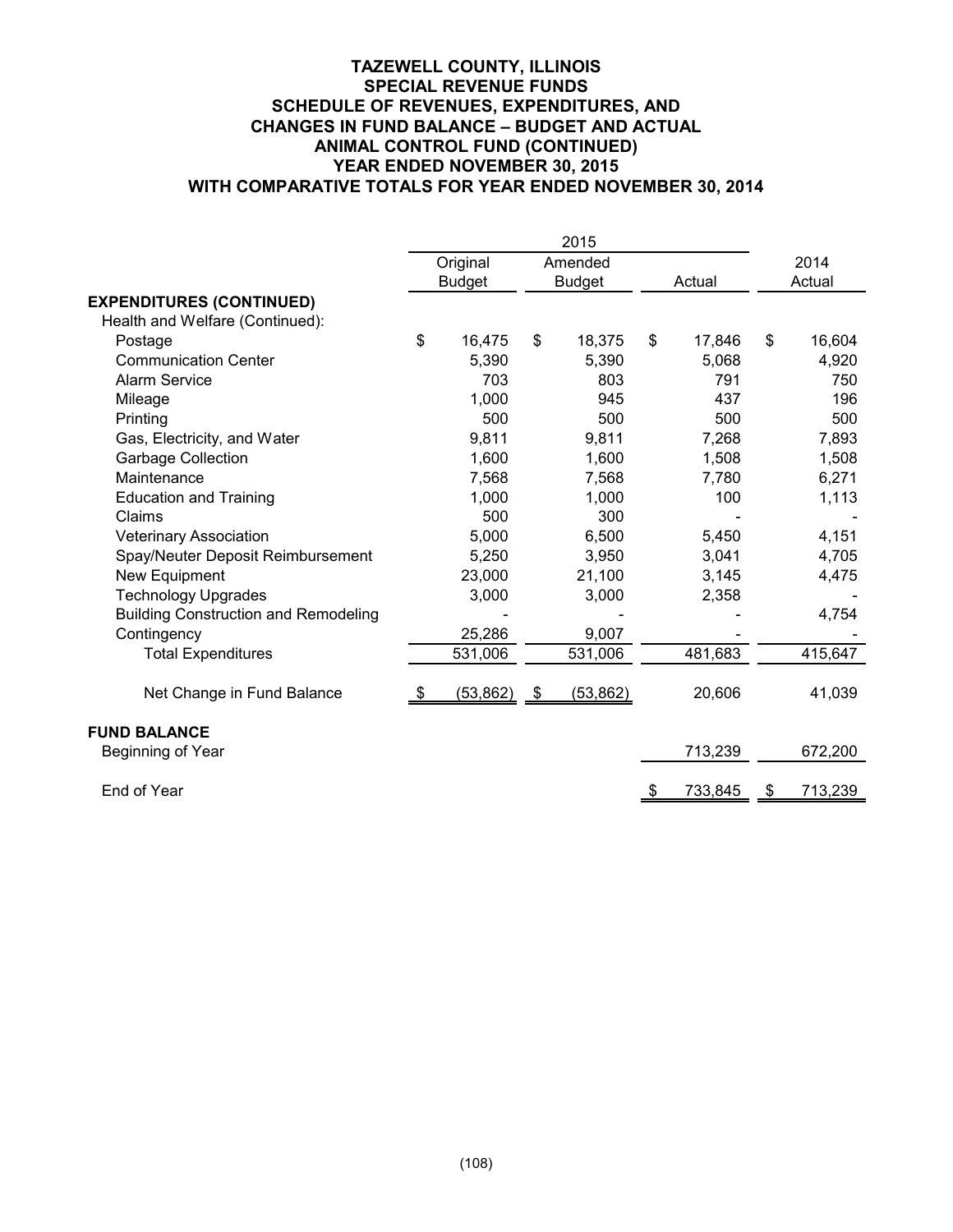# TAZEWELL COUNTY, ILLINOIS
## SPECIAL REVENUE FUNDS
## SCHEDULE OF REVENUES, EXPENDITURES, AND CHANGES IN FUND BALANCE – BUDGET AND ACTUAL
## ANIMAL CONTROL FUND (CONTINUED)
## YEAR ENDED NOVEMBER 30, 2015
## WITH COMPARATIVE TOTALS FOR YEAR ENDED NOVEMBER 30, 2014

| | 2015 | | | |
|---|---|---|---|---|
| | Original Budget | Amended Budget | Actual | 2014 Actual |
| **EXPENDITURES (CONTINUED)** | | | | |
| Health and Welfare (Continued): | | | | |
| Postage | $ 16,475 | $ 18,375 | $ 17,846 | $ 16,604 |
| Communication Center | 5,390 | 5,390 | 5,068 | 4,920 |
| Alarm Service | 703 | 803 | 791 | 750 |
| Mileage | 1,000 | 945 | 437 | 196 |
| Printing | 500 | 500 | 500 | 500 |
| Gas, Electricity, and Water | 9,811 | 9,811 | 7,268 | 7,893 |
| Garbage Collection | 1,600 | 1,600 | 1,508 | 1,508 |
| Maintenance | 7,568 | 7,568 | 7,780 | 6,271 |
| Education and Training | 1,000 | 1,000 | 100 | 1,113 |
| Claims | 500 | 300 | - | - |
| Veterinary Association | 5,000 | 6,500 | 5,450 | 4,151 |
| Spay/Neuter Deposit Reimbursement | 5,250 | 3,950 | 3,041 | 4,705 |
| New Equipment | 23,000 | 21,100 | 3,145 | 4,475 |
| Technology Upgrades | 3,000 | 3,000 | 2,358 | - |
| Building Construction and Remodeling | - | - | - | 4,754 |
| Contingency | 25,286 | 9,007 | - | - |
| Total Expenditures | 531,006 | 531,006 | 481,683 | 415,647 |
| Net Change in Fund Balance | $ (53,862) | $ (53,862) | 20,606 | 41,039 |
| **FUND BALANCE** | | | | |
| Beginning of Year | | | 713,239 | 672,200 |
| End of Year | | | $ 733,845 | $ 713,239 |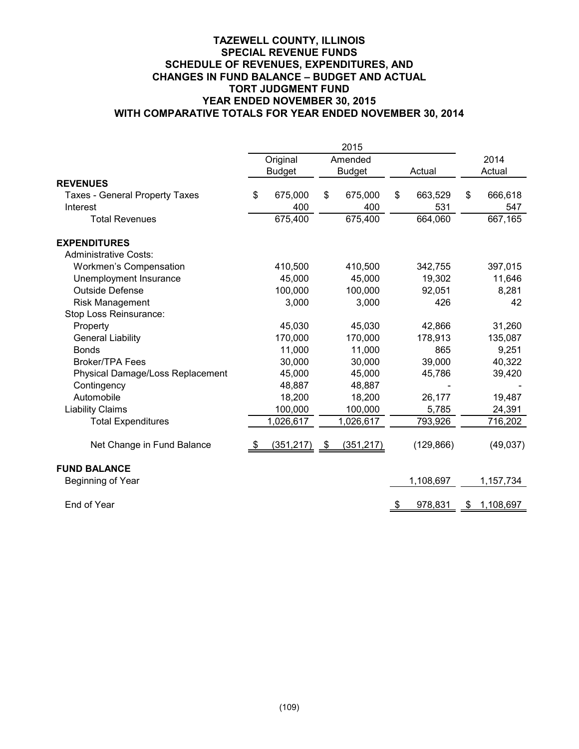# TAZEWELL COUNTY, ILLINOIS
## SPECIAL REVENUE FUNDS
## SCHEDULE OF REVENUES, EXPENDITURES, AND CHANGES IN FUND BALANCE – BUDGET AND ACTUAL
## TORT JUDGMENT FUND
## YEAR ENDED NOVEMBER 30, 2015
## WITH COMPARATIVE TOTALS FOR YEAR ENDED NOVEMBER 30, 2014

| | 2015 | | | |
|---|---|---|---|---|
| | Original Budget | Amended Budget | Actual | 2014 Actual |
| **REVENUES** | | | | |
| Taxes - General Property Taxes | $ 675,000 | $ 675,000 | $ 663,529 | $ 666,618 |
| Interest | 400 | 400 | 531 | 547 |
| Total Revenues | 675,400 | 675,400 | 664,060 | 667,165 |
| **EXPENDITURES** | | | | |
| Administrative Costs: | | | | |
| Workmen's Compensation | 410,500 | 410,500 | 342,755 | 397,015 |
| Unemployment Insurance | 45,000 | 45,000 | 19,302 | 11,646 |
| Outside Defense | 100,000 | 100,000 | 92,051 | 8,281 |
| Risk Management | 3,000 | 3,000 | 426 | 42 |
| Stop Loss Reinsurance: | | | | |
| Property | 45,030 | 45,030 | 42,866 | 31,260 |
| General Liability | 170,000 | 170,000 | 178,913 | 135,087 |
| Bonds | 11,000 | 11,000 | 865 | 9,251 |
| Broker/TPA Fees | 30,000 | 30,000 | 39,000 | 40,322 |
| Physical Damage/Loss Replacement | 45,000 | 45,000 | 45,786 | 39,420 |
| Contingency | 48,887 | 48,887 | - | - |
| Automobile | 18,200 | 18,200 | 26,177 | 19,487 |
| Liability Claims | 100,000 | 100,000 | 5,785 | 24,391 |
| Total Expenditures | 1,026,617 | 1,026,617 | 793,926 | 716,202 |
| Net Change in Fund Balance | $ (351,217) | $ (351,217) | (129,866) | (49,037) |
| **FUND BALANCE** | | | | |
| Beginning of Year | | | 1,108,697 | 1,157,734 |
| End of Year | | | $ 978,831 | $ 1,108,697 |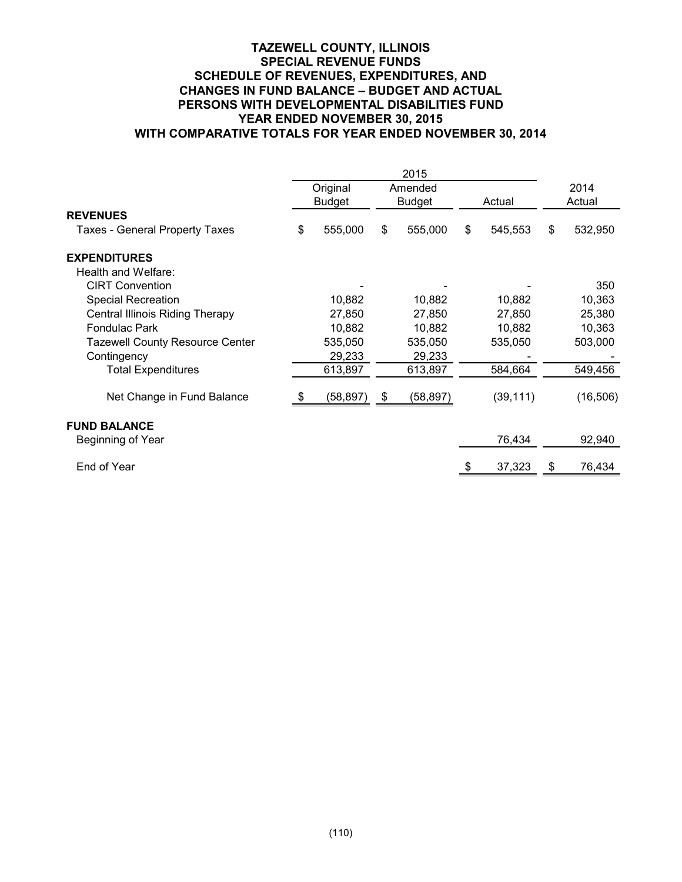**TAZEWELL COUNTY, ILLINOIS**
**SPECIAL REVENUE FUNDS**
**SCHEDULE OF REVENUES, EXPENDITURES, AND CHANGES IN FUND BALANCE – BUDGET AND ACTUAL**
**PERSONS WITH DEVELOPMENTAL DISABILITIES FUND**
**YEAR ENDED NOVEMBER 30, 2015**
**WITH COMPARATIVE TOTALS FOR YEAR ENDED NOVEMBER 30, 2014**

| | 2015 | | | |
|---|---|---|---|---|
| | Original Budget | Amended Budget | Actual | 2014 Actual |
| **REVENUES** | | | | |
| Taxes - General Property Taxes | $ 555,000 | $ 555,000 | $ 545,553 | $ 532,950 |
| **EXPENDITURES** | | | | |
| Health and Welfare: | | | | |
| CIRT Convention | - | - | - | 350 |
| Special Recreation | 10,882 | 10,882 | 10,882 | 10,363 |
| Central Illinois Riding Therapy | 27,850 | 27,850 | 27,850 | 25,380 |
| Fondulac Park | 10,882 | 10,882 | 10,882 | 10,363 |
| Tazewell County Resource Center | 535,050 | 535,050 | 535,050 | 503,000 |
| Contingency | 29,233 | 29,233 | - | - |
| Total Expenditures | 613,897 | 613,897 | 584,664 | 549,456 |
| Net Change in Fund Balance | $ (58,897) | $ (58,897) | (39,111) | (16,506) |
| **FUND BALANCE** | | | | |
| Beginning of Year | | | 76,434 | 92,940 |
| End of Year | | | $ 37,323 | $ 76,434 |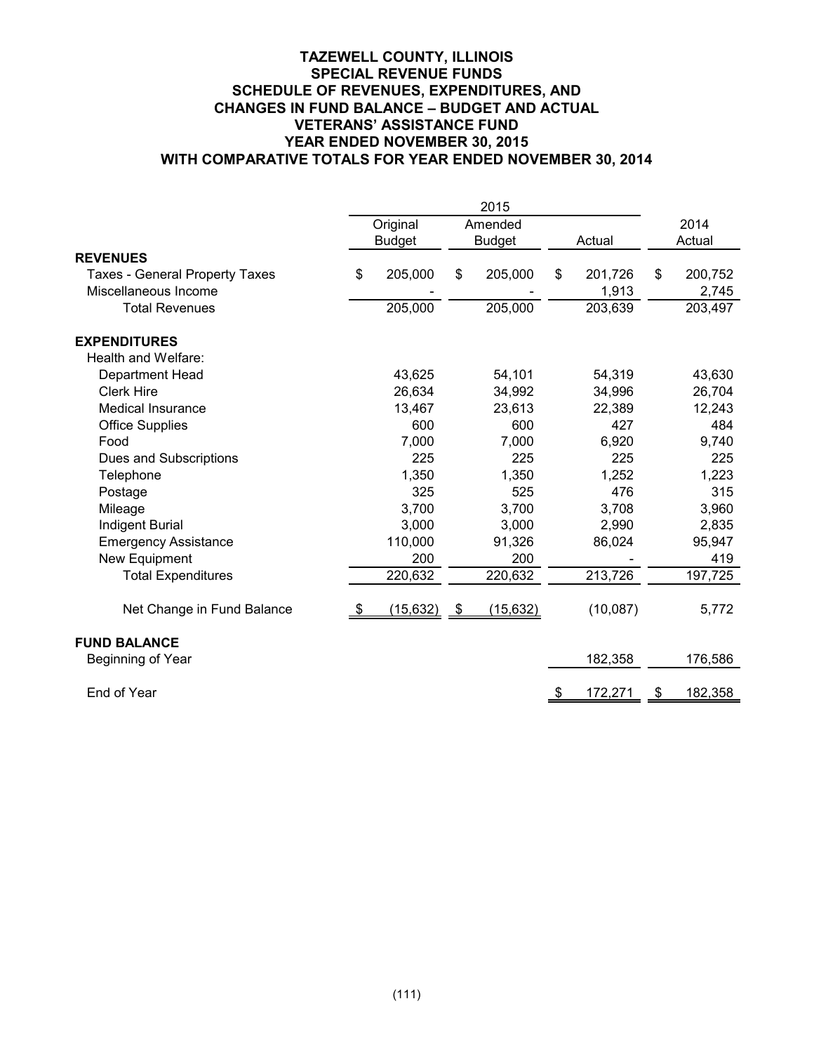# TAZEWELL COUNTY, ILLINOIS
## SPECIAL REVENUE FUNDS
## SCHEDULE OF REVENUES, EXPENDITURES, AND CHANGES IN FUND BALANCE – BUDGET AND ACTUAL
## VETERANS' ASSISTANCE FUND
## YEAR ENDED NOVEMBER 30, 2015
## WITH COMPARATIVE TOTALS FOR YEAR ENDED NOVEMBER 30, 2014

| | 2015 | | | |
|---|---|---|---|---|
| | Original Budget | Amended Budget | Actual | 2014 Actual |
| **REVENUES** | | | | |
| Taxes - General Property Taxes | $ 205,000 | $ 205,000 | $ 201,726 | $ 200,752 |
| Miscellaneous Income | - | - | 1,913 | 2,745 |
| Total Revenues | 205,000 | 205,000 | 203,639 | 203,497 |
| **EXPENDITURES** | | | | |
| Health and Welfare: | | | | |
| Department Head | 43,625 | 54,101 | 54,319 | 43,630 |
| Clerk Hire | 26,634 | 34,992 | 34,996 | 26,704 |
| Medical Insurance | 13,467 | 23,613 | 22,389 | 12,243 |
| Office Supplies | 600 | 600 | 427 | 484 |
| Food | 7,000 | 7,000 | 6,920 | 9,740 |
| Dues and Subscriptions | 225 | 225 | 225 | 225 |
| Telephone | 1,350 | 1,350 | 1,252 | 1,223 |
| Postage | 325 | 525 | 476 | 315 |
| Mileage | 3,700 | 3,700 | 3,708 | 3,960 |
| Indigent Burial | 3,000 | 3,000 | 2,990 | 2,835 |
| Emergency Assistance | 110,000 | 91,326 | 86,024 | 95,947 |
| New Equipment | 200 | 200 | - | 419 |
| Total Expenditures | 220,632 | 220,632 | 213,726 | 197,725 |
| Net Change in Fund Balance | $ (15,632) | $ (15,632) | (10,087) | 5,772 |
| **FUND BALANCE** | | | | |
| Beginning of Year | | | 182,358 | 176,586 |
| End of Year | | | $ 172,271 | $ 182,358 |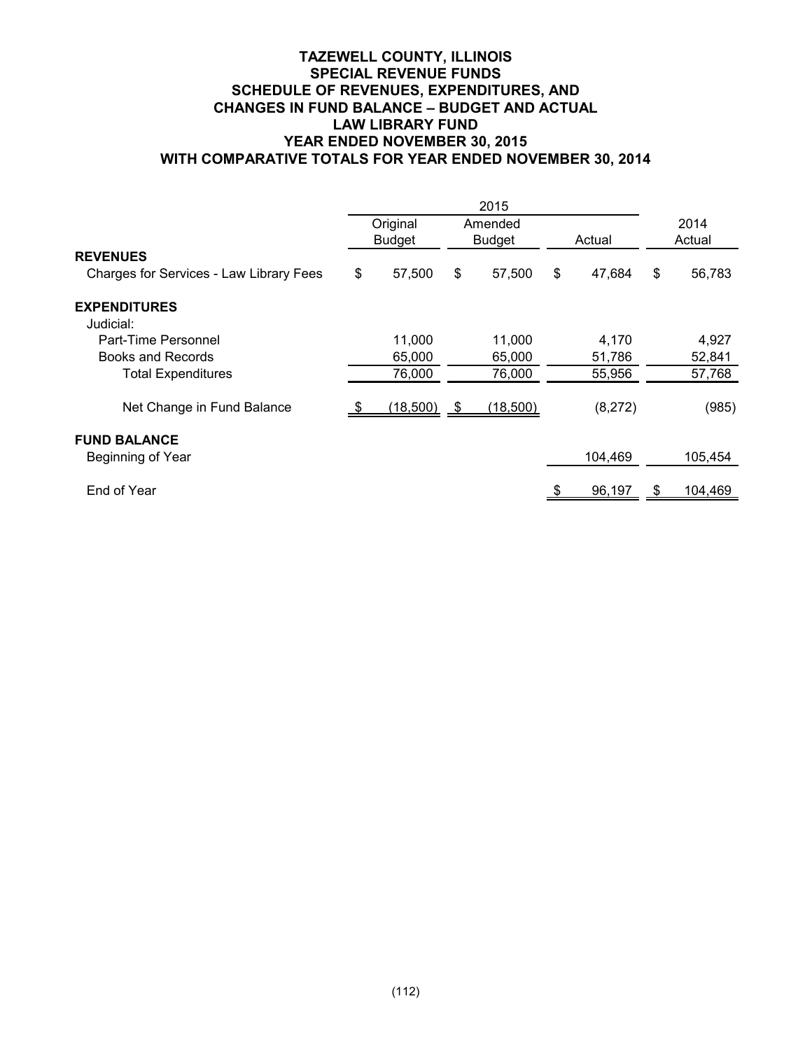# TAZEWELL COUNTY, ILLINOIS
## SPECIAL REVENUE FUNDS
## SCHEDULE OF REVENUES, EXPENDITURES, AND CHANGES IN FUND BALANCE – BUDGET AND ACTUAL
## LAW LIBRARY FUND
## YEAR ENDED NOVEMBER 30, 2015
## WITH COMPARATIVE TOTALS FOR YEAR ENDED NOVEMBER 30, 2014

| | 2015 | | | |
|---|---|---|---|---|
| | Original Budget | Amended Budget | Actual | 2014 Actual |
| **REVENUES** | | | | |
| Charges for Services - Law Library Fees | $ 57,500 | $ 57,500 | $ 47,684 | $ 56,783 |
| **EXPENDITURES** | | | | |
| Judicial: | | | | |
| Part-Time Personnel | 11,000 | 11,000 | 4,170 | 4,927 |
| Books and Records | 65,000 | 65,000 | 51,786 | 52,841 |
| Total Expenditures | 76,000 | 76,000 | 55,956 | 57,768 |
| Net Change in Fund Balance | $ (18,500) | $ (18,500) | (8,272) | (985) |
| **FUND BALANCE** | | | | |
| Beginning of Year | | | 104,469 | 105,454 |
| End of Year | | | $ 96,197 | $ 104,469 |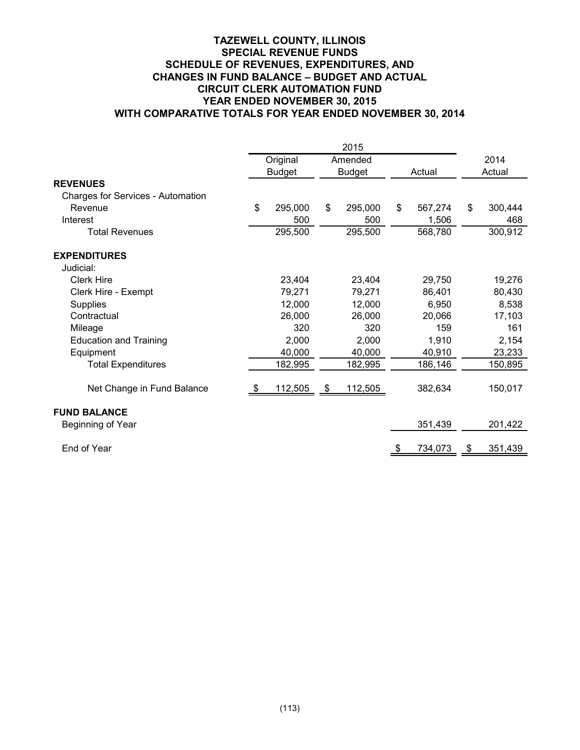# TAZEWELL COUNTY, ILLINOIS
## SPECIAL REVENUE FUNDS
## SCHEDULE OF REVENUES, EXPENDITURES, AND CHANGES IN FUND BALANCE – BUDGET AND ACTUAL
## CIRCUIT CLERK AUTOMATION FUND
## YEAR ENDED NOVEMBER 30, 2015
## WITH COMPARATIVE TOTALS FOR YEAR ENDED NOVEMBER 30, 2014

| | 2015 | | | |
|---|---|---|---|---|
| | Original Budget | Amended Budget | Actual | 2014 Actual |
| **REVENUES** | | | | |
| Charges for Services - Automation Revenue | $ 295,000 | $ 295,000 | $ 567,274 | $ 300,444 |
| Interest | 500 | 500 | 1,506 | 468 |
| Total Revenues | 295,500 | 295,500 | 568,780 | 300,912 |
| **EXPENDITURES** | | | | |
| Judicial: | | | | |
| Clerk Hire | 23,404 | 23,404 | 29,750 | 19,276 |
| Clerk Hire - Exempt | 79,271 | 79,271 | 86,401 | 80,430 |
| Supplies | 12,000 | 12,000 | 6,950 | 8,538 |
| Contractual | 26,000 | 26,000 | 20,066 | 17,103 |
| Mileage | 320 | 320 | 159 | 161 |
| Education and Training | 2,000 | 2,000 | 1,910 | 2,154 |
| Equipment | 40,000 | 40,000 | 40,910 | 23,233 |
| Total Expenditures | 182,995 | 182,995 | 186,146 | 150,895 |
| Net Change in Fund Balance | $ 112,505 | $ 112,505 | 382,634 | 150,017 |
| **FUND BALANCE** | | | | |
| Beginning of Year | | | 351,439 | 201,422 |
| End of Year | | | $ 734,073 | $ 351,439 |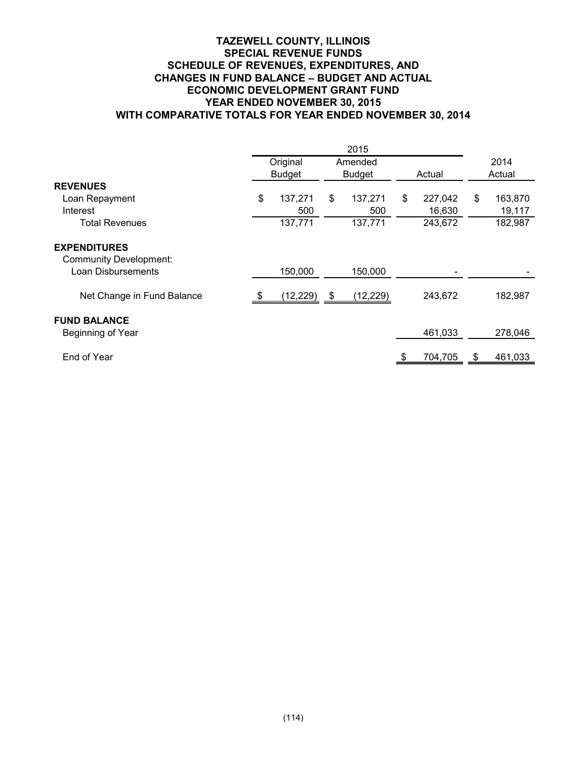# TAZEWELL COUNTY, ILLINOIS
## SPECIAL REVENUE FUNDS
## SCHEDULE OF REVENUES, EXPENDITURES, AND CHANGES IN FUND BALANCE – BUDGET AND ACTUAL
## ECONOMIC DEVELOPMENT GRANT FUND
## YEAR ENDED NOVEMBER 30, 2015
## WITH COMPARATIVE TOTALS FOR YEAR ENDED NOVEMBER 30, 2014

| | 2015 | | | |
|---|---|---|---|---|
| | Original Budget | Amended Budget | Actual | 2014 Actual |
| **REVENUES** | | | | |
| Loan Repayment | $ 137,271 | $ 137,271 | $ 227,042 | $ 163,870 |
| Interest | 500 | 500 | 16,630 | 19,117 |
| Total Revenues | 137,771 | 137,771 | 243,672 | 182,987 |
| **EXPENDITURES** | | | | |
| Community Development: | | | | |
| Loan Disbursements | 150,000 | 150,000 | - | - |
| Net Change in Fund Balance | $ (12,229) | $ (12,229) | 243,672 | 182,987 |
| **FUND BALANCE** | | | | |
| Beginning of Year | | | 461,033 | 278,046 |
| End of Year | | | $ 704,705 | $ 461,033 |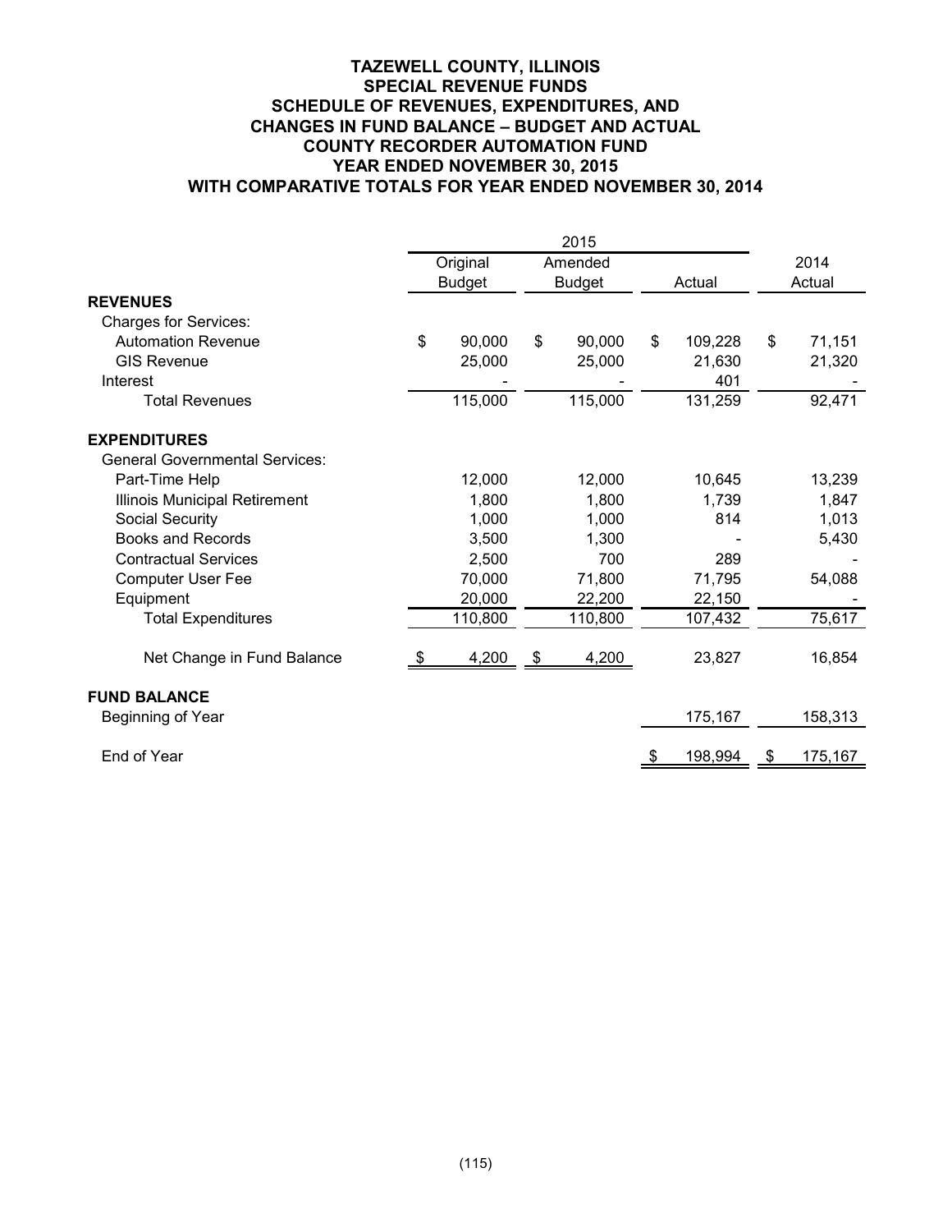# TAZEWELL COUNTY, ILLINOIS
## SPECIAL REVENUE FUNDS
## SCHEDULE OF REVENUES, EXPENDITURES, AND CHANGES IN FUND BALANCE – BUDGET AND ACTUAL
## COUNTY RECORDER AUTOMATION FUND
## YEAR ENDED NOVEMBER 30, 2015
## WITH COMPARATIVE TOTALS FOR YEAR ENDED NOVEMBER 30, 2014

| | 2015 | | | |
|---|---|---|---|---|
| | Original Budget | Amended Budget | Actual | 2014 Actual |
| **REVENUES** | | | | |
| Charges for Services: | | | | |
| Automation Revenue | $ 90,000 | $ 90,000 | $ 109,228 | $ 71,151 |
| GIS Revenue | 25,000 | 25,000 | 21,630 | 21,320 |
| Interest | - | - | 401 | - |
| Total Revenues | 115,000 | 115,000 | 131,259 | 92,471 |
| **EXPENDITURES** | | | | |
| General Governmental Services: | | | | |
| Part-Time Help | 12,000 | 12,000 | 10,645 | 13,239 |
| Illinois Municipal Retirement | 1,800 | 1,800 | 1,739 | 1,847 |
| Social Security | 1,000 | 1,000 | 814 | 1,013 |
| Books and Records | 3,500 | 1,300 | - | 5,430 |
| Contractual Services | 2,500 | 700 | 289 | - |
| Computer User Fee | 70,000 | 71,800 | 71,795 | 54,088 |
| Equipment | 20,000 | 22,200 | 22,150 | - |
| Total Expenditures | 110,800 | 110,800 | 107,432 | 75,617 |
| Net Change in Fund Balance | $ 4,200 | $ 4,200 | 23,827 | 16,854 |
| **FUND BALANCE** | | | | |
| Beginning of Year | | | 175,167 | 158,313 |
| End of Year | | | $ 198,994 | $ 175,167 |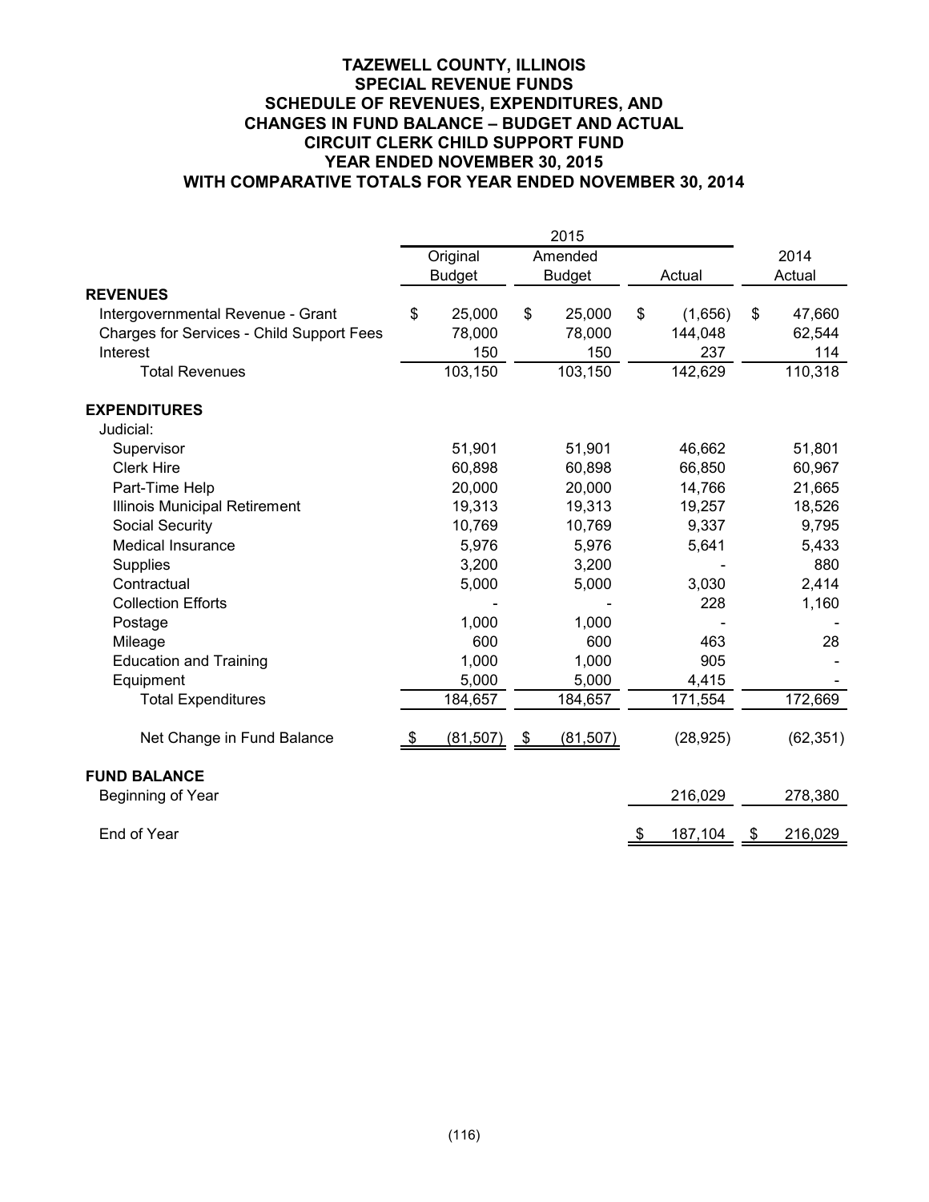# TAZEWELL COUNTY, ILLINOIS
## SPECIAL REVENUE FUNDS
## SCHEDULE OF REVENUES, EXPENDITURES, AND CHANGES IN FUND BALANCE – BUDGET AND ACTUAL
## CIRCUIT CLERK CHILD SUPPORT FUND
## YEAR ENDED NOVEMBER 30, 2015
## WITH COMPARATIVE TOTALS FOR YEAR ENDED NOVEMBER 30, 2014

| | 2015 | | | |
|---|---|---|---|---|
| | Original Budget | Amended Budget | Actual | 2014 Actual |
| **REVENUES** | | | | |
| Intergovernmental Revenue - Grant | $ 25,000 | $ 25,000 | $ (1,656) | $ 47,660 |
| Charges for Services - Child Support Fees | 78,000 | 78,000 | 144,048 | 62,544 |
| Interest | 150 | 150 | 237 | 114 |
| Total Revenues | 103,150 | 103,150 | 142,629 | 110,318 |
| **EXPENDITURES** | | | | |
| Judicial: | | | | |
| Supervisor | 51,901 | 51,901 | 46,662 | 51,801 |
| Clerk Hire | 60,898 | 60,898 | 66,850 | 60,967 |
| Part-Time Help | 20,000 | 20,000 | 14,766 | 21,665 |
| Illinois Municipal Retirement | 19,313 | 19,313 | 19,257 | 18,526 |
| Social Security | 10,769 | 10,769 | 9,337 | 9,795 |
| Medical Insurance | 5,976 | 5,976 | 5,641 | 5,433 |
| Supplies | 3,200 | 3,200 | - | 880 |
| Contractual | 5,000 | 5,000 | 3,030 | 2,414 |
| Collection Efforts | - | - | 228 | 1,160 |
| Postage | 1,000 | 1,000 | - | - |
| Mileage | 600 | 600 | 463 | 28 |
| Education and Training | 1,000 | 1,000 | 905 | - |
| Equipment | 5,000 | 5,000 | 4,415 | - |
| Total Expenditures | 184,657 | 184,657 | 171,554 | 172,669 |
| Net Change in Fund Balance | $ (81,507) | $ (81,507) | (28,925) | (62,351) |
| **FUND BALANCE** | | | | |
| Beginning of Year | | | 216,029 | 278,380 |
| End of Year | | | $ 187,104 | $ 216,029 |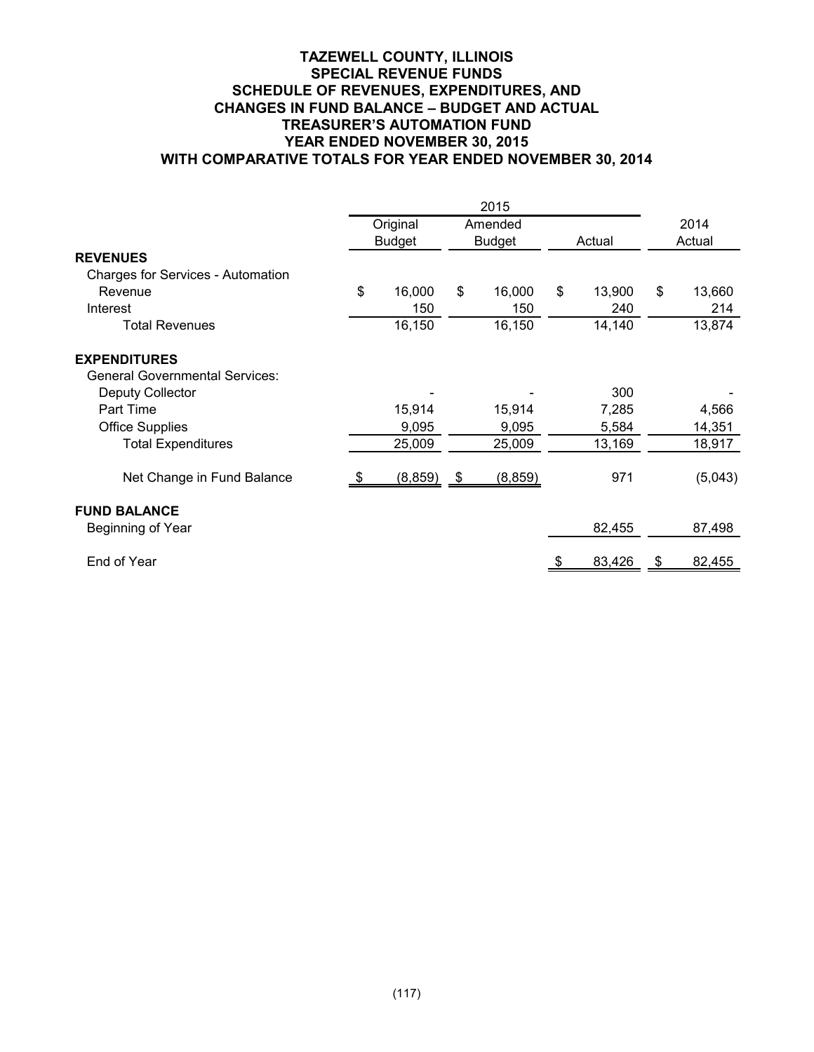# TAZEWELL COUNTY, ILLINOIS
## SPECIAL REVENUE FUNDS
## SCHEDULE OF REVENUES, EXPENDITURES, AND CHANGES IN FUND BALANCE – BUDGET AND ACTUAL
## TREASURER'S AUTOMATION FUND
## YEAR ENDED NOVEMBER 30, 2015
## WITH COMPARATIVE TOTALS FOR YEAR ENDED NOVEMBER 30, 2014

| | 2015 | | | |
|---|---|---|---|---|
| | Original Budget | Amended Budget | Actual | 2014 Actual |
| **REVENUES** | | | | |
| Charges for Services - Automation Revenue | $ 16,000 | $ 16,000 | $ 13,900 | $ 13,660 |
| Interest | 150 | 150 | 240 | 214 |
| Total Revenues | 16,150 | 16,150 | 14,140 | 13,874 |
| **EXPENDITURES** | | | | |
| General Governmental Services: | | | | |
| Deputy Collector | - | - | 300 | - |
| Part Time | 15,914 | 15,914 | 7,285 | 4,566 |
| Office Supplies | 9,095 | 9,095 | 5,584 | 14,351 |
| Total Expenditures | 25,009 | 25,009 | 13,169 | 18,917 |
| Net Change in Fund Balance | $ (8,859) | $ (8,859) | 971 | (5,043) |
| **FUND BALANCE** | | | | |
| Beginning of Year | | | 82,455 | 87,498 |
| End of Year | | | $ 83,426 | $ 82,455 |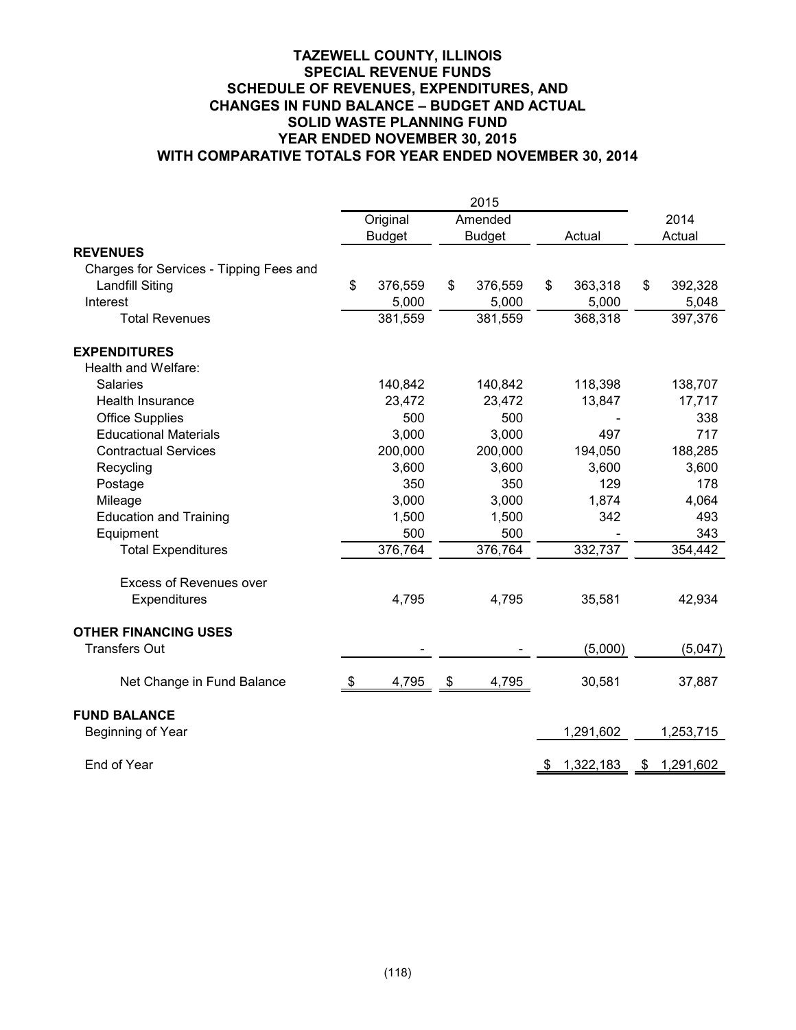# TAZEWELL COUNTY, ILLINOIS
## SPECIAL REVENUE FUNDS
## SCHEDULE OF REVENUES, EXPENDITURES, AND CHANGES IN FUND BALANCE – BUDGET AND ACTUAL
## SOLID WASTE PLANNING FUND
## YEAR ENDED NOVEMBER 30, 2015
## WITH COMPARATIVE TOTALS FOR YEAR ENDED NOVEMBER 30, 2014

| | 2015 | | | |
|---|---|---|---|---|
| | Original Budget | Amended Budget | Actual | 2014 Actual |
| **REVENUES** | | | | |
| Charges for Services - Tipping Fees and Landfill Siting | $ 376,559 | $ 376,559 | $ 363,318 | $ 392,328 |
| Interest | 5,000 | 5,000 | 5,000 | 5,048 |
| Total Revenues | 381,559 | 381,559 | 368,318 | 397,376 |
| **EXPENDITURES** | | | | |
| Health and Welfare: | | | | |
| Salaries | 140,842 | 140,842 | 118,398 | 138,707 |
| Health Insurance | 23,472 | 23,472 | 13,847 | 17,717 |
| Office Supplies | 500 | 500 | - | 338 |
| Educational Materials | 3,000 | 3,000 | 497 | 717 |
| Contractual Services | 200,000 | 200,000 | 194,050 | 188,285 |
| Recycling | 3,600 | 3,600 | 3,600 | 3,600 |
| Postage | 350 | 350 | 129 | 178 |
| Mileage | 3,000 | 3,000 | 1,874 | 4,064 |
| Education and Training | 1,500 | 1,500 | 342 | 493 |
| Equipment | 500 | 500 | - | 343 |
| Total Expenditures | 376,764 | 376,764 | 332,737 | 354,442 |
| Excess of Revenues over Expenditures | 4,795 | 4,795 | 35,581 | 42,934 |
| **OTHER FINANCING USES** | | | | |
| Transfers Out | - | - | (5,000) | (5,047) |
| Net Change in Fund Balance | $ 4,795 | $ 4,795 | 30,581 | 37,887 |
| **FUND BALANCE** | | | | |
| Beginning of Year | | | 1,291,602 | 1,253,715 |
| End of Year | | | $ 1,322,183 | $ 1,291,602 |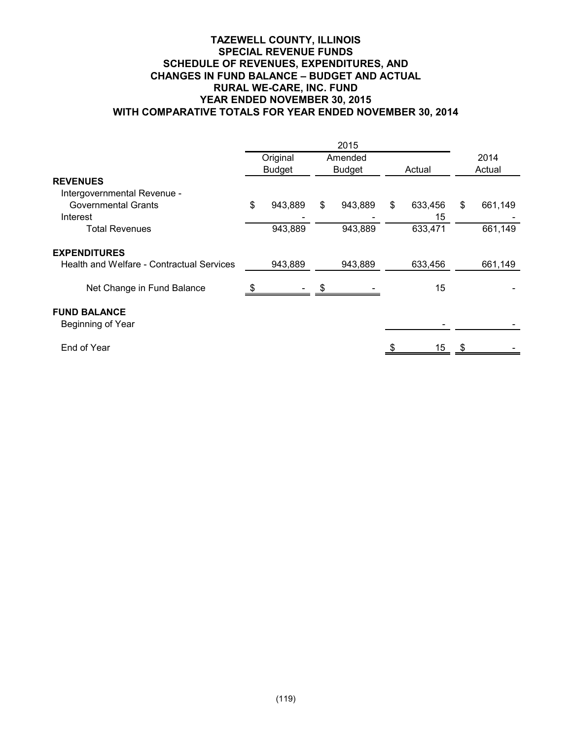# TAZEWELL COUNTY, ILLINOIS
## SPECIAL REVENUE FUNDS
## SCHEDULE OF REVENUES, EXPENDITURES, AND CHANGES IN FUND BALANCE – BUDGET AND ACTUAL
## RURAL WE-CARE, INC. FUND
## YEAR ENDED NOVEMBER 30, 2015
## WITH COMPARATIVE TOTALS FOR YEAR ENDED NOVEMBER 30, 2014

| | 2015 | | | |
|---|---|---|---|---|
| | Original Budget | Amended Budget | Actual | 2014 Actual |
| **REVENUES** | | | | |
| Intergovernmental Revenue - | | | | |
| Governmental Grants | $ 943,889 | $ 943,889 | $ 633,456 | $ 661,149 |
| Interest | - | - | 15 | - |
| Total Revenues | 943,889 | 943,889 | 633,471 | 661,149 |
| **EXPENDITURES** | | | | |
| Health and Welfare - Contractual Services | 943,889 | 943,889 | 633,456 | 661,149 |
| Net Change in Fund Balance | $ - | $ - | 15 | - |
| **FUND BALANCE** | | | | |
| Beginning of Year | | | - | - |
| End of Year | | | $ 15 | $ - |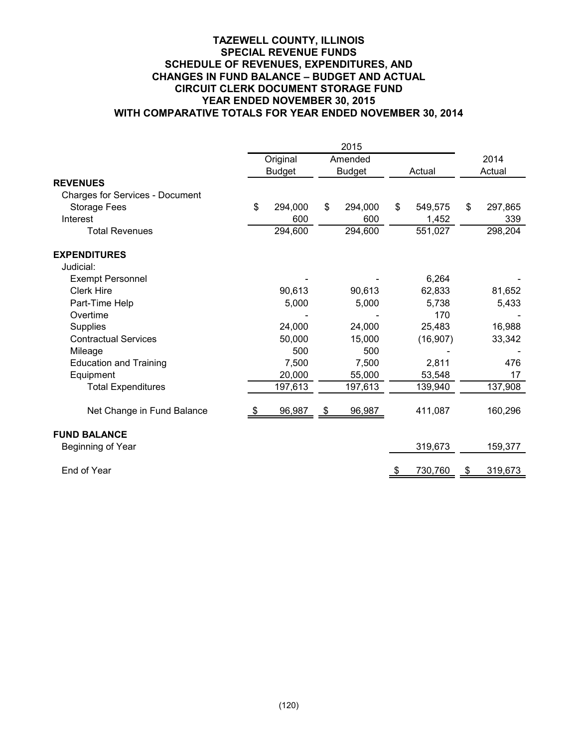# TAZEWELL COUNTY, ILLINOIS
## SPECIAL REVENUE FUNDS
## SCHEDULE OF REVENUES, EXPENDITURES, AND CHANGES IN FUND BALANCE – BUDGET AND ACTUAL
## CIRCUIT CLERK DOCUMENT STORAGE FUND
## YEAR ENDED NOVEMBER 30, 2015
## WITH COMPARATIVE TOTALS FOR YEAR ENDED NOVEMBER 30, 2014

| | 2015 | | | |
|---|---|---|---|---|
| | Original Budget | Amended Budget | Actual | 2014 Actual |
| **REVENUES** | | | | |
| Charges for Services - Document Storage Fees | $ 294,000 | $ 294,000 | $ 549,575 | $ 297,865 |
| Interest | 600 | 600 | 1,452 | 339 |
| Total Revenues | 294,600 | 294,600 | 551,027 | 298,204 |
| **EXPENDITURES** | | | | |
| Judicial: | | | | |
| Exempt Personnel | - | - | 6,264 | - |
| Clerk Hire | 90,613 | 90,613 | 62,833 | 81,652 |
| Part-Time Help | 5,000 | 5,000 | 5,738 | 5,433 |
| Overtime | - | - | 170 | - |
| Supplies | 24,000 | 24,000 | 25,483 | 16,988 |
| Contractual Services | 50,000 | 15,000 | (16,907) | 33,342 |
| Mileage | 500 | 500 | - | - |
| Education and Training | 7,500 | 7,500 | 2,811 | 476 |
| Equipment | 20,000 | 55,000 | 53,548 | 17 |
| Total Expenditures | 197,613 | 197,613 | 139,940 | 137,908 |
| Net Change in Fund Balance | $ 96,987 | $ 96,987 | 411,087 | 160,296 |
| **FUND BALANCE** | | | | |
| Beginning of Year | | | 319,673 | 159,377 |
| End of Year | | | $ 730,760 | $ 319,673 |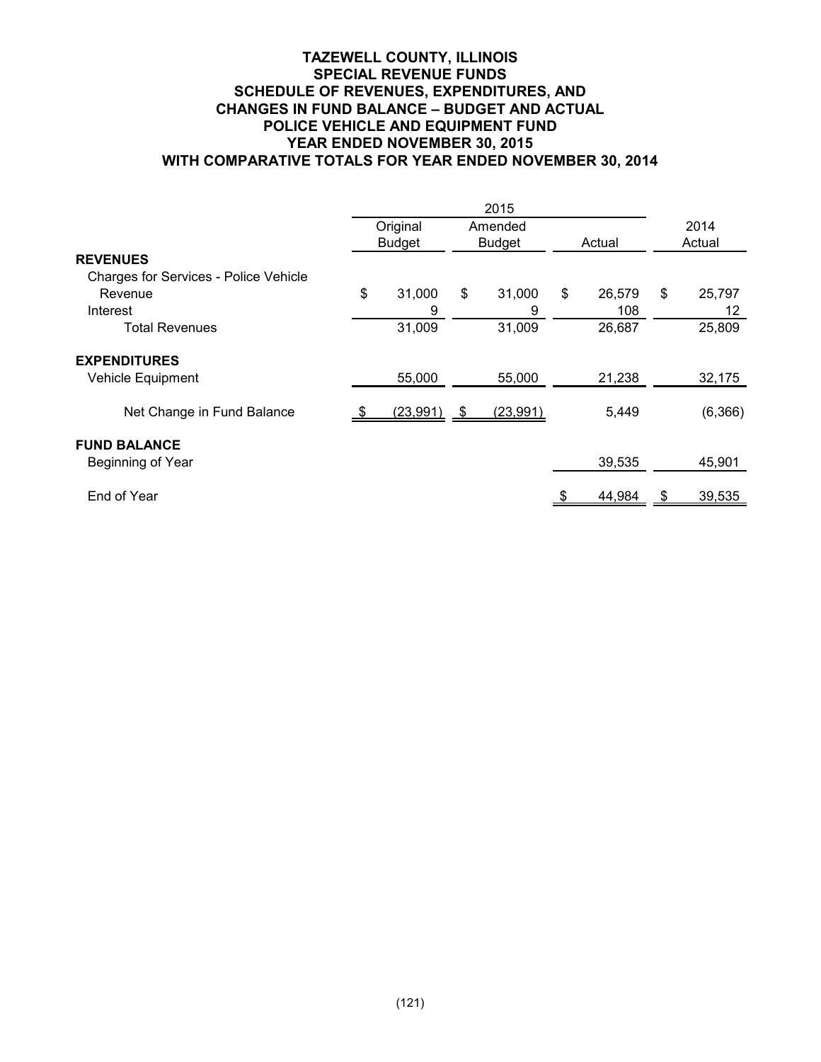# TAZEWELL COUNTY, ILLINOIS
## SPECIAL REVENUE FUNDS
## SCHEDULE OF REVENUES, EXPENDITURES, AND CHANGES IN FUND BALANCE – BUDGET AND ACTUAL
## POLICE VEHICLE AND EQUIPMENT FUND
## YEAR ENDED NOVEMBER 30, 2015
## WITH COMPARATIVE TOTALS FOR YEAR ENDED NOVEMBER 30, 2014

| | 2015 | | | |
|---|---|---|---|---|
| | Original Budget | Amended Budget | Actual | 2014 Actual |
| **REVENUES** | | | | |
| Charges for Services - Police Vehicle Revenue | $ 31,000 | $ 31,000 | $ 26,579 | $ 25,797 |
| Interest | 9 | 9 | 108 | 12 |
| Total Revenues | 31,009 | 31,009 | 26,687 | 25,809 |
| **EXPENDITURES** | | | | |
| Vehicle Equipment | 55,000 | 55,000 | 21,238 | 32,175 |
| Net Change in Fund Balance | $ (23,991) | $ (23,991) | 5,449 | (6,366) |
| **FUND BALANCE** | | | | |
| Beginning of Year | | | 39,535 | 45,901 |
| End of Year | | | $ 44,984 | $ 39,535 |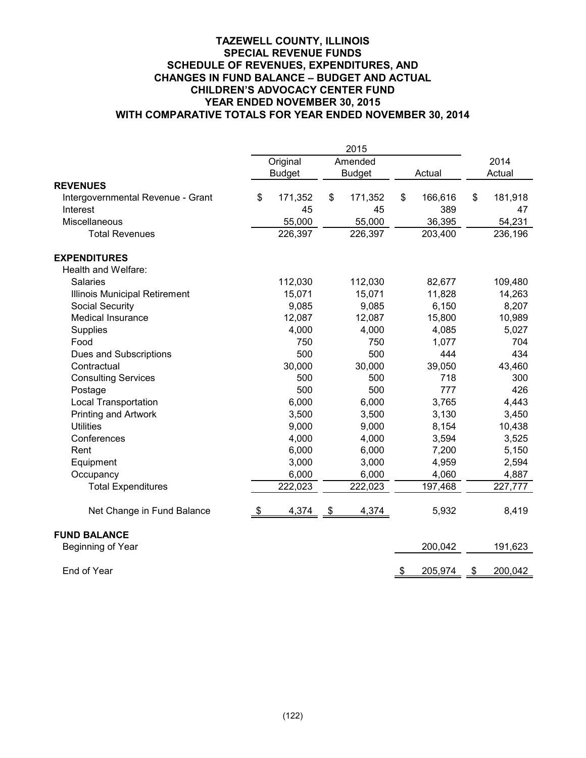# TAZEWELL COUNTY, ILLINOIS
## SPECIAL REVENUE FUNDS
## SCHEDULE OF REVENUES, EXPENDITURES, AND CHANGES IN FUND BALANCE – BUDGET AND ACTUAL
## CHILDREN'S ADVOCACY CENTER FUND
## YEAR ENDED NOVEMBER 30, 2015
## WITH COMPARATIVE TOTALS FOR YEAR ENDED NOVEMBER 30, 2014

| | 2015 | | | |
|---|---|---|---|---|
| | Original Budget | Amended Budget | Actual | 2014 Actual |
| **REVENUES** | | | | |
| Intergovernmental Revenue - Grant | $ 171,352 | $ 171,352 | $ 166,616 | $ 181,918 |
| Interest | 45 | 45 | 389 | 47 |
| Miscellaneous | 55,000 | 55,000 | 36,395 | 54,231 |
| Total Revenues | 226,397 | 226,397 | 203,400 | 236,196 |
| **EXPENDITURES** | | | | |
| Health and Welfare: | | | | |
| Salaries | 112,030 | 112,030 | 82,677 | 109,480 |
| Illinois Municipal Retirement | 15,071 | 15,071 | 11,828 | 14,263 |
| Social Security | 9,085 | 9,085 | 6,150 | 8,207 |
| Medical Insurance | 12,087 | 12,087 | 15,800 | 10,989 |
| Supplies | 4,000 | 4,000 | 4,085 | 5,027 |
| Food | 750 | 750 | 1,077 | 704 |
| Dues and Subscriptions | 500 | 500 | 444 | 434 |
| Contractual | 30,000 | 30,000 | 39,050 | 43,460 |
| Consulting Services | 500 | 500 | 718 | 300 |
| Postage | 500 | 500 | 777 | 426 |
| Local Transportation | 6,000 | 6,000 | 3,765 | 4,443 |
| Printing and Artwork | 3,500 | 3,500 | 3,130 | 3,450 |
| Utilities | 9,000 | 9,000 | 8,154 | 10,438 |
| Conferences | 4,000 | 4,000 | 3,594 | 3,525 |
| Rent | 6,000 | 6,000 | 7,200 | 5,150 |
| Equipment | 3,000 | 3,000 | 4,959 | 2,594 |
| Occupancy | 6,000 | 6,000 | 4,060 | 4,887 |
| Total Expenditures | 222,023 | 222,023 | 197,468 | 227,777 |
| Net Change in Fund Balance | $ 4,374 | $ 4,374 | 5,932 | 8,419 |
| **FUND BALANCE** | | | | |
| Beginning of Year | | | 200,042 | 191,623 |
| End of Year | | | $ 205,974 | $ 200,042 |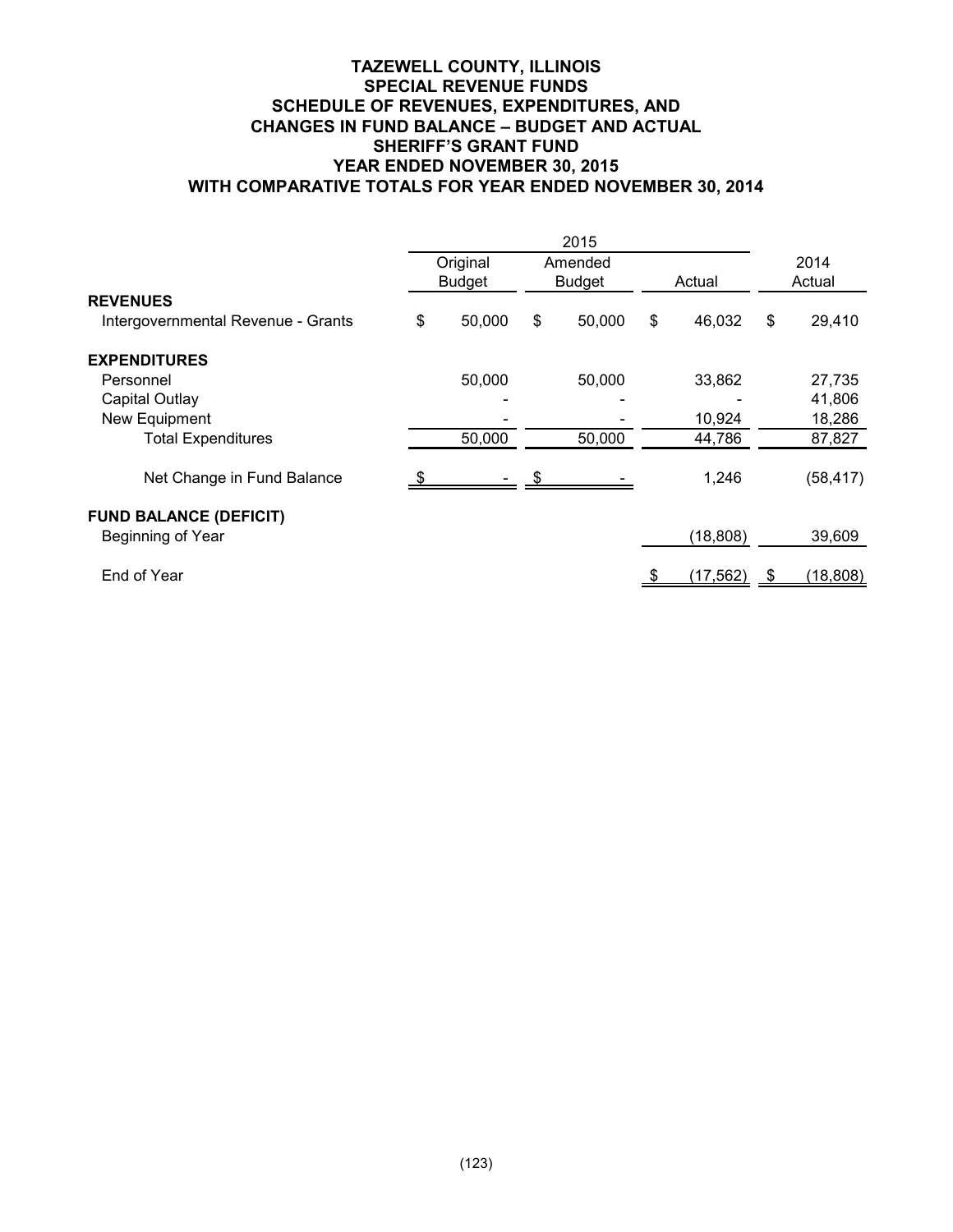# TAZEWELL COUNTY, ILLINOIS
## SPECIAL REVENUE FUNDS
## SCHEDULE OF REVENUES, EXPENDITURES, AND CHANGES IN FUND BALANCE – BUDGET AND ACTUAL
## SHERIFF'S GRANT FUND
## YEAR ENDED NOVEMBER 30, 2015
## WITH COMPARATIVE TOTALS FOR YEAR ENDED NOVEMBER 30, 2014

| | 2015 | | | |
|---|---|---|---|---|
| | Original Budget | Amended Budget | Actual | 2014 Actual |
| **REVENUES** | | | | |
| Intergovernmental Revenue - Grants | $ 50,000 | $ 50,000 | $ 46,032 | $ 29,410 |
| **EXPENDITURES** | | | | |
| Personnel | 50,000 | 50,000 | 33,862 | 27,735 |
| Capital Outlay | - | - | - | 41,806 |
| New Equipment | - | - | 10,924 | 18,286 |
| Total Expenditures | 50,000 | 50,000 | 44,786 | 87,827 |
| Net Change in Fund Balance | $ - | $ - | 1,246 | (58,417) |
| **FUND BALANCE (DEFICIT)** | | | | |
| Beginning of Year | | | (18,808) | 39,609 |
| End of Year | | | $ (17,562) | $ (18,808) |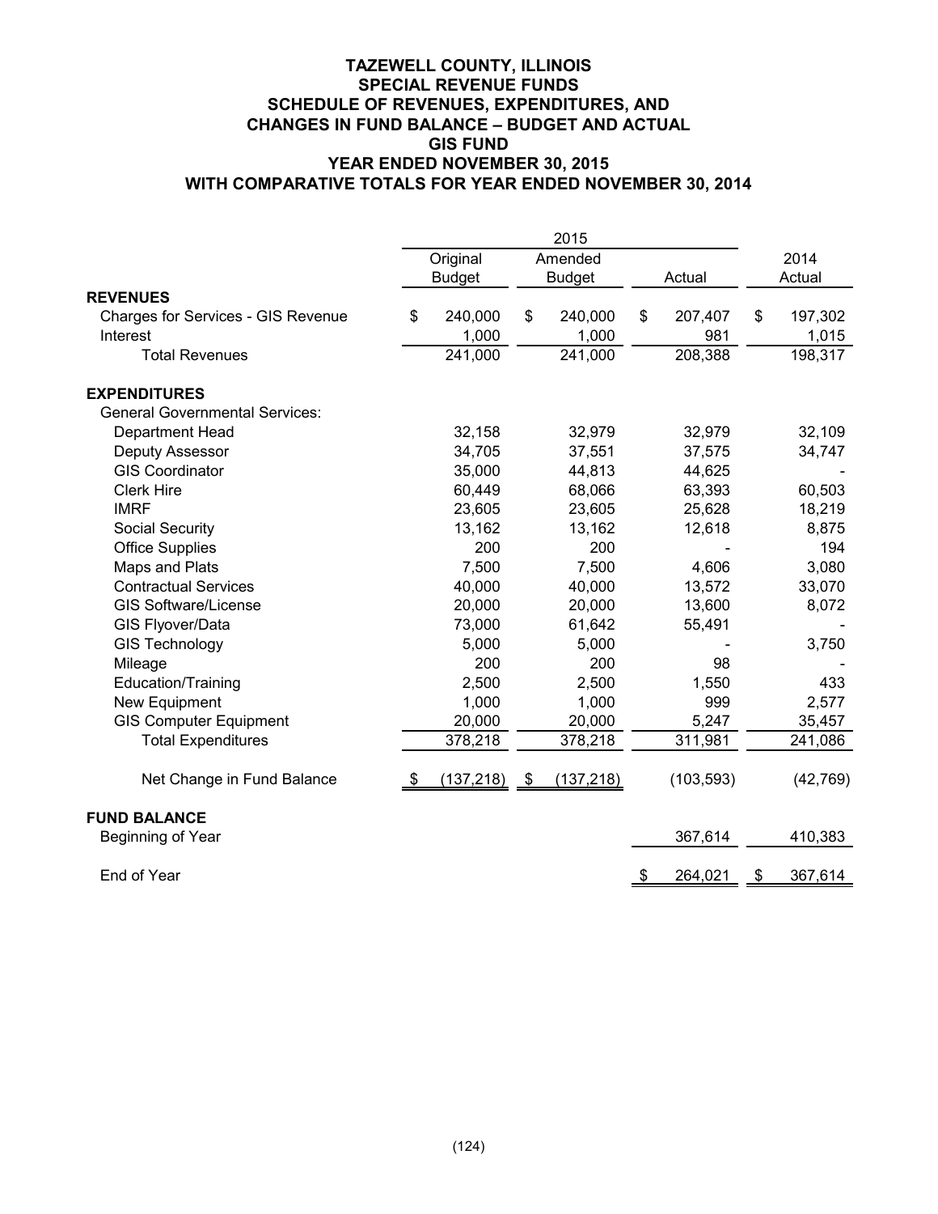# TAZEWELL COUNTY, ILLINOIS
## SPECIAL REVENUE FUNDS
## SCHEDULE OF REVENUES, EXPENDITURES, AND CHANGES IN FUND BALANCE – BUDGET AND ACTUAL
## GIS FUND
## YEAR ENDED NOVEMBER 30, 2015
## WITH COMPARATIVE TOTALS FOR YEAR ENDED NOVEMBER 30, 2014

| | 2015 | | | |
|---|---|---|---|---|
| | Original Budget | Amended Budget | Actual | 2014 Actual |
| **REVENUES** | | | | |
| Charges for Services - GIS Revenue | $ 240,000 | $ 240,000 | $ 207,407 | $ 197,302 |
| Interest | 1,000 | 1,000 | 981 | 1,015 |
| Total Revenues | 241,000 | 241,000 | 208,388 | 198,317 |
| **EXPENDITURES** | | | | |
| General Governmental Services: | | | | |
| Department Head | 32,158 | 32,979 | 32,979 | 32,109 |
| Deputy Assessor | 34,705 | 37,551 | 37,575 | 34,747 |
| GIS Coordinator | 35,000 | 44,813 | 44,625 | - |
| Clerk Hire | 60,449 | 68,066 | 63,393 | 60,503 |
| IMRF | 23,605 | 23,605 | 25,628 | 18,219 |
| Social Security | 13,162 | 13,162 | 12,618 | 8,875 |
| Office Supplies | 200 | 200 | - | 194 |
| Maps and Plats | 7,500 | 7,500 | 4,606 | 3,080 |
| Contractual Services | 40,000 | 40,000 | 13,572 | 33,070 |
| GIS Software/License | 20,000 | 20,000 | 13,600 | 8,072 |
| GIS Flyover/Data | 73,000 | 61,642 | 55,491 | - |
| GIS Technology | 5,000 | 5,000 | - | 3,750 |
| Mileage | 200 | 200 | 98 | - |
| Education/Training | 2,500 | 2,500 | 1,550 | 433 |
| New Equipment | 1,000 | 1,000 | 999 | 2,577 |
| GIS Computer Equipment | 20,000 | 20,000 | 5,247 | 35,457 |
| Total Expenditures | 378,218 | 378,218 | 311,981 | 241,086 |
| Net Change in Fund Balance | $ (137,218) | $ (137,218) | (103,593) | (42,769) |
| **FUND BALANCE** | | | | |
| Beginning of Year | | | 367,614 | 410,383 |
| End of Year | | | $ 264,021 | $ 367,614 |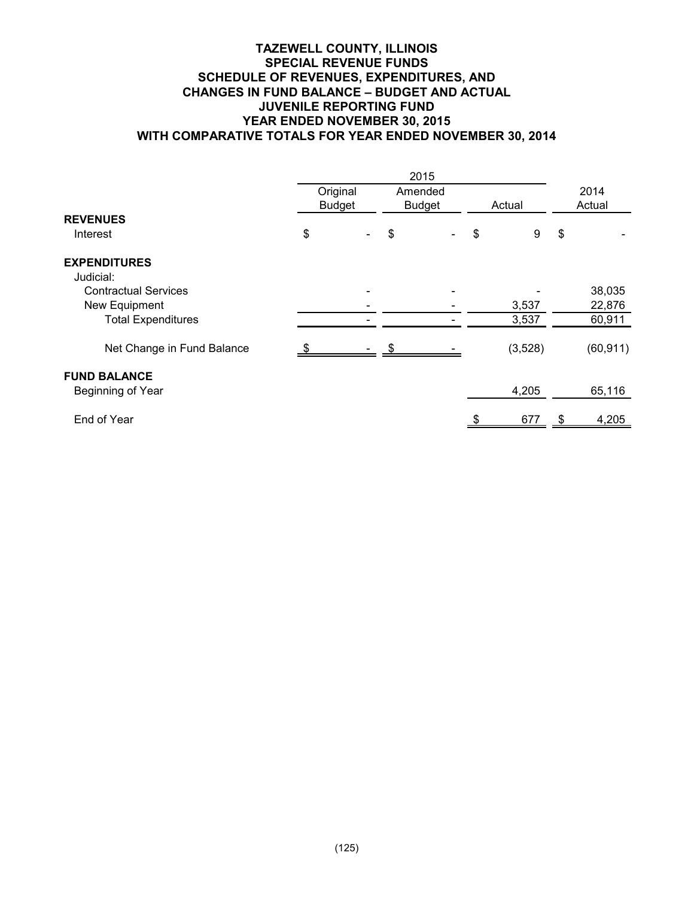# TAZEWELL COUNTY, ILLINOIS
## SPECIAL REVENUE FUNDS
## SCHEDULE OF REVENUES, EXPENDITURES, AND CHANGES IN FUND BALANCE – BUDGET AND ACTUAL
## JUVENILE REPORTING FUND
## YEAR ENDED NOVEMBER 30, 2015
## WITH COMPARATIVE TOTALS FOR YEAR ENDED NOVEMBER 30, 2014

| | 2015 | | | |
|---|---|---|---|---|
| | Original Budget | Amended Budget | Actual | 2014 Actual |
| **REVENUES** | | | | |
| Interest | $ - | $ - | $ 9 | $ - |
| **EXPENDITURES** | | | | |
| Judicial: | | | | |
| Contractual Services | - | - | - | 38,035 |
| New Equipment | - | - | 3,537 | 22,876 |
| Total Expenditures | - | - | 3,537 | 60,911 |
| Net Change in Fund Balance | $ - | $ - | (3,528) | (60,911) |
| **FUND BALANCE** | | | | |
| Beginning of Year | | | 4,205 | 65,116 |
| End of Year | | | $ 677 | $ 4,205 |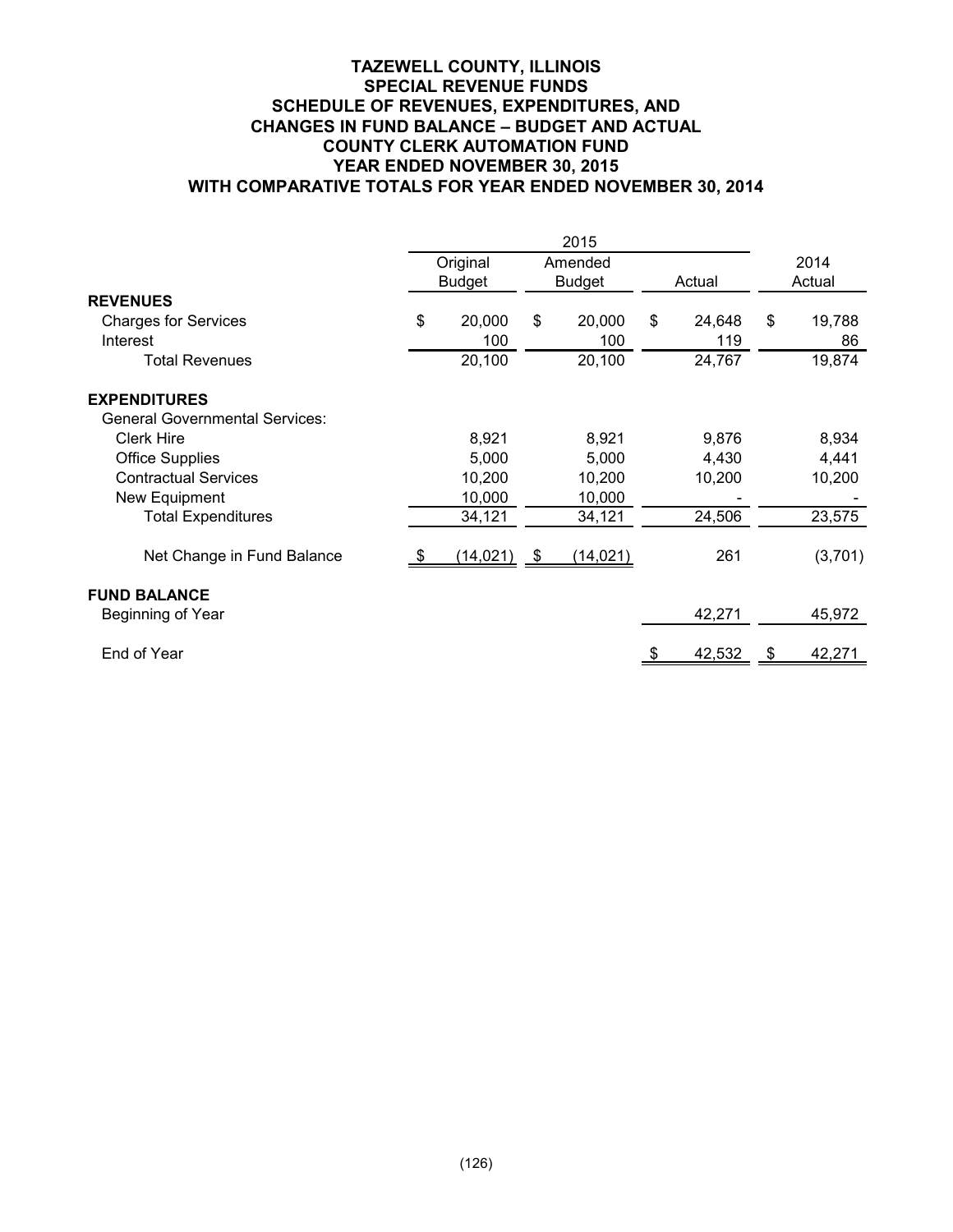# TAZEWELL COUNTY, ILLINOIS
## SPECIAL REVENUE FUNDS
## SCHEDULE OF REVENUES, EXPENDITURES, AND CHANGES IN FUND BALANCE – BUDGET AND ACTUAL
## COUNTY CLERK AUTOMATION FUND
## YEAR ENDED NOVEMBER 30, 2015
## WITH COMPARATIVE TOTALS FOR YEAR ENDED NOVEMBER 30, 2014

| | 2015 | | | |
|---|---|---|---|---|
| | Original Budget | Amended Budget | Actual | 2014 Actual |
| **REVENUES** | | | | |
| Charges for Services | $ 20,000 | $ 20,000 | $ 24,648 | $ 19,788 |
| Interest | 100 | 100 | 119 | 86 |
| Total Revenues | 20,100 | 20,100 | 24,767 | 19,874 |
| **EXPENDITURES** | | | | |
| General Governmental Services: | | | | |
| Clerk Hire | 8,921 | 8,921 | 9,876 | 8,934 |
| Office Supplies | 5,000 | 5,000 | 4,430 | 4,441 |
| Contractual Services | 10,200 | 10,200 | 10,200 | 10,200 |
| New Equipment | 10,000 | 10,000 | - | - |
| Total Expenditures | 34,121 | 34,121 | 24,506 | 23,575 |
| Net Change in Fund Balance | $ (14,021) | $ (14,021) | 261 | (3,701) |
| **FUND BALANCE** | | | | |
| Beginning of Year | | | 42,271 | 45,972 |
| End of Year | | | $ 42,532 | $ 42,271 |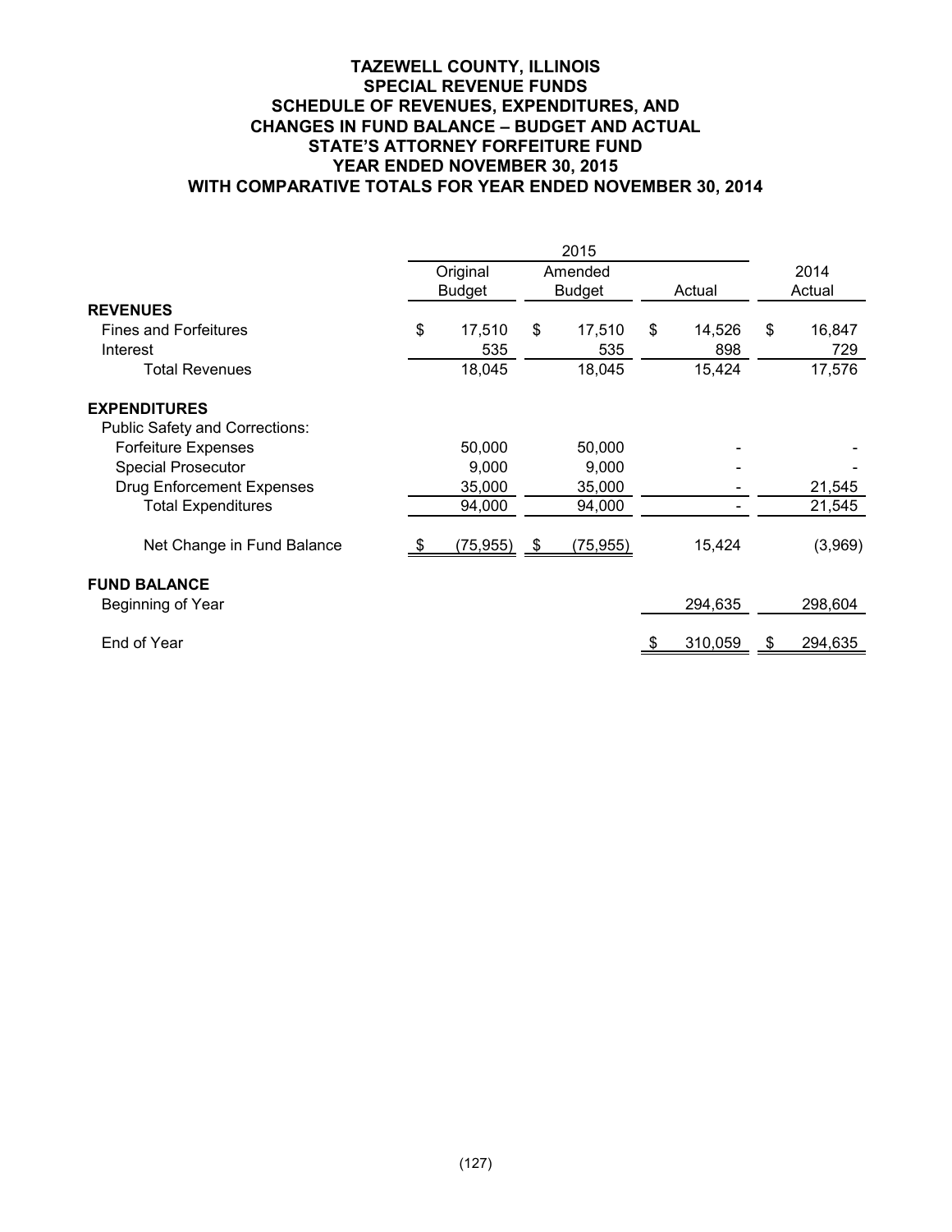# TAZEWELL COUNTY, ILLINOIS
## SPECIAL REVENUE FUNDS
## SCHEDULE OF REVENUES, EXPENDITURES, AND CHANGES IN FUND BALANCE – BUDGET AND ACTUAL
## STATE'S ATTORNEY FORFEITURE FUND
## YEAR ENDED NOVEMBER 30, 2015
## WITH COMPARATIVE TOTALS FOR YEAR ENDED NOVEMBER 30, 2014

| | 2015 | | | |
|---|---|---|---|---|
| | Original Budget | Amended Budget | Actual | 2014 Actual |
| **REVENUES** | | | | |
| Fines and Forfeitures | $ 17,510 | $ 17,510 | $ 14,526 | $ 16,847 |
| Interest | 535 | 535 | 898 | 729 |
| Total Revenues | 18,045 | 18,045 | 15,424 | 17,576 |
| **EXPENDITURES** | | | | |
| Public Safety and Corrections: | | | | |
| Forfeiture Expenses | 50,000 | 50,000 | - | - |
| Special Prosecutor | 9,000 | 9,000 | - | - |
| Drug Enforcement Expenses | 35,000 | 35,000 | - | 21,545 |
| Total Expenditures | 94,000 | 94,000 | - | 21,545 |
| Net Change in Fund Balance | $ (75,955) | $ (75,955) | 15,424 | (3,969) |
| **FUND BALANCE** | | | | |
| Beginning of Year | | | 294,635 | 298,604 |
| End of Year | | | $ 310,059 | $ 294,635 |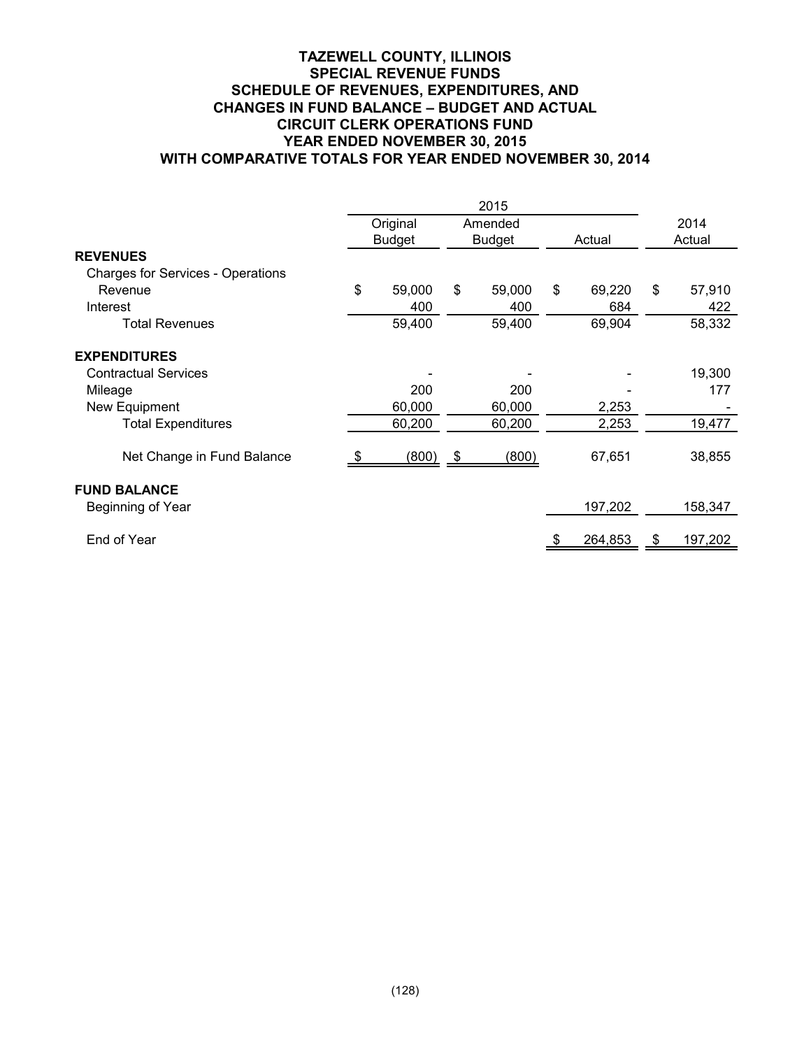# TAZEWELL COUNTY, ILLINOIS
## SPECIAL REVENUE FUNDS
## SCHEDULE OF REVENUES, EXPENDITURES, AND CHANGES IN FUND BALANCE – BUDGET AND ACTUAL
## CIRCUIT CLERK OPERATIONS FUND
## YEAR ENDED NOVEMBER 30, 2015
## WITH COMPARATIVE TOTALS FOR YEAR ENDED NOVEMBER 30, 2014

| | 2015 | | | |
|---|---|---|---|---|
| | Original Budget | Amended Budget | Actual | 2014 Actual |
| **REVENUES** | | | | |
| Charges for Services - Operations Revenue | $ 59,000 | $ 59,000 | $ 69,220 | $ 57,910 |
| Interest | 400 | 400 | 684 | 422 |
| Total Revenues | 59,400 | 59,400 | 69,904 | 58,332 |
| **EXPENDITURES** | | | | |
| Contractual Services | - | - | - | 19,300 |
| Mileage | 200 | 200 | - | 177 |
| New Equipment | 60,000 | 60,000 | 2,253 | - |
| Total Expenditures | 60,200 | 60,200 | 2,253 | 19,477 |
| Net Change in Fund Balance | $ (800) | $ (800) | 67,651 | 38,855 |
| **FUND BALANCE** | | | | |
| Beginning of Year | | | 197,202 | 158,347 |
| End of Year | | | $ 264,853 | $ 197,202 |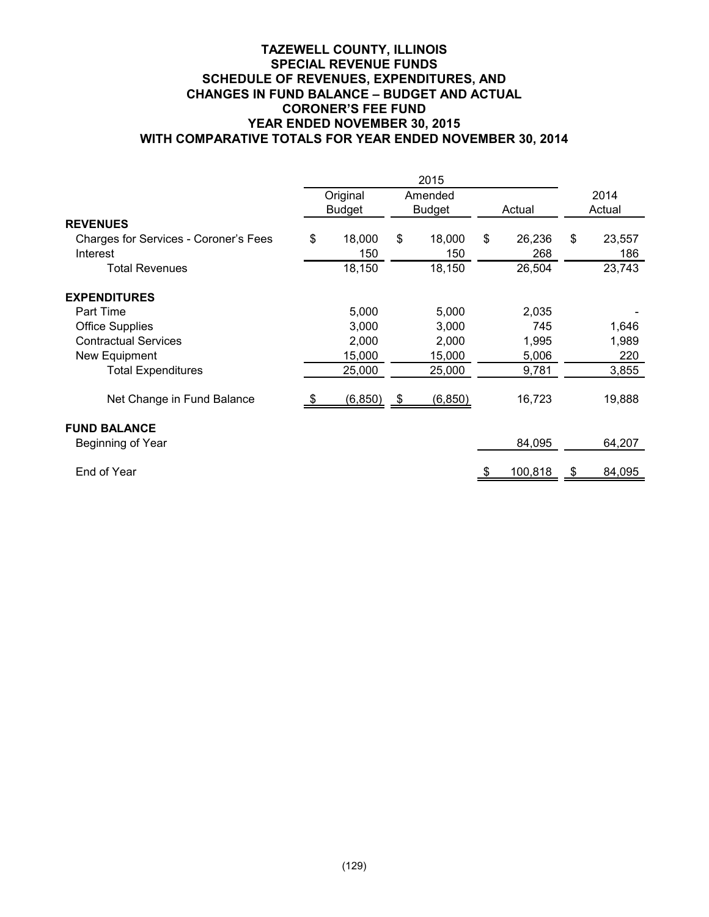# TAZEWELL COUNTY, ILLINOIS
## SPECIAL REVENUE FUNDS
## SCHEDULE OF REVENUES, EXPENDITURES, AND CHANGES IN FUND BALANCE – BUDGET AND ACTUAL
## CORONER'S FEE FUND
## YEAR ENDED NOVEMBER 30, 2015
## WITH COMPARATIVE TOTALS FOR YEAR ENDED NOVEMBER 30, 2014

| | 2015 | | | |
|---|---|---|---|---|
| | Original Budget | Amended Budget | Actual | 2014 Actual |
| **REVENUES** | | | | |
| Charges for Services - Coroner's Fees | $ 18,000 | $ 18,000 | $ 26,236 | $ 23,557 |
| Interest | 150 | 150 | 268 | 186 |
| Total Revenues | 18,150 | 18,150 | 26,504 | 23,743 |
| **EXPENDITURES** | | | | |
| Part Time | 5,000 | 5,000 | 2,035 | - |
| Office Supplies | 3,000 | 3,000 | 745 | 1,646 |
| Contractual Services | 2,000 | 2,000 | 1,995 | 1,989 |
| New Equipment | 15,000 | 15,000 | 5,006 | 220 |
| Total Expenditures | 25,000 | 25,000 | 9,781 | 3,855 |
| Net Change in Fund Balance | $ (6,850) | $ (6,850) | 16,723 | 19,888 |
| **FUND BALANCE** | | | | |
| Beginning of Year | | | 84,095 | 64,207 |
| End of Year | | | $ 100,818 | $ 84,095 |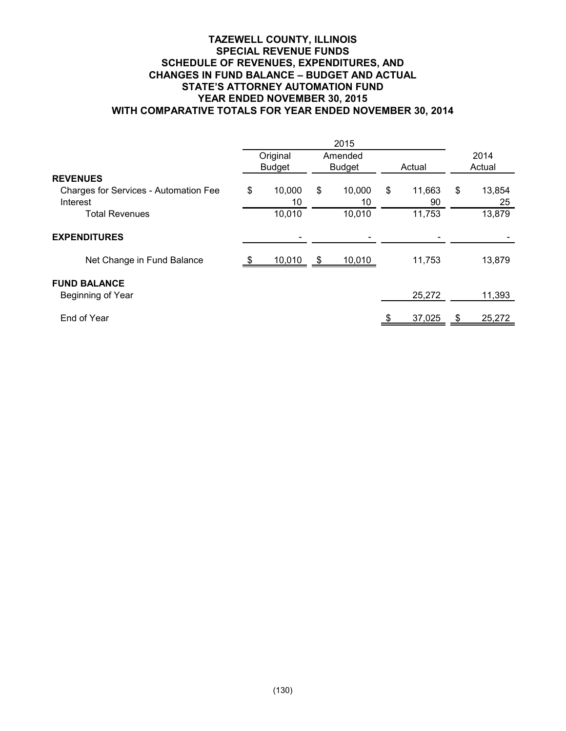# TAZEWELL COUNTY, ILLINOIS
## SPECIAL REVENUE FUNDS
## SCHEDULE OF REVENUES, EXPENDITURES, AND CHANGES IN FUND BALANCE – BUDGET AND ACTUAL
## STATE'S ATTORNEY AUTOMATION FUND
## YEAR ENDED NOVEMBER 30, 2015
## WITH COMPARATIVE TOTALS FOR YEAR ENDED NOVEMBER 30, 2014

| | 2015 | | | |
|---|---|---|---|---|
| | Original Budget | Amended Budget | Actual | 2014 Actual |
| **REVENUES** | | | | |
| Charges for Services - Automation Fee | $ 10,000 | $ 10,000 | $ 11,663 | $ 13,854 |
| Interest | 10 | 10 | 90 | 25 |
| Total Revenues | 10,010 | 10,010 | 11,753 | 13,879 |
| **EXPENDITURES** | - | - | - | - |
| Net Change in Fund Balance | $ 10,010 | $ 10,010 | 11,753 | 13,879 |
| **FUND BALANCE** | | | | |
| Beginning of Year | | | 25,272 | 11,393 |
| End of Year | | | $ 37,025 | $ 25,272 |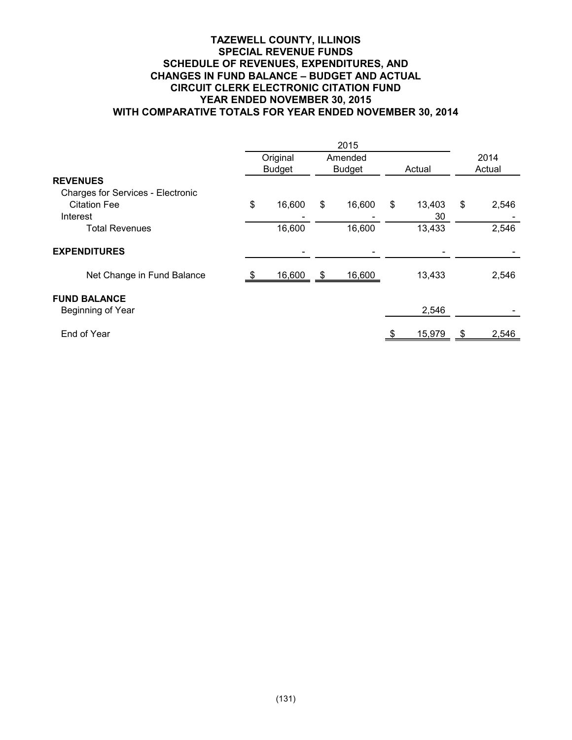# TAZEWELL COUNTY, ILLINOIS
## SPECIAL REVENUE FUNDS
## SCHEDULE OF REVENUES, EXPENDITURES, AND CHANGES IN FUND BALANCE – BUDGET AND ACTUAL
## CIRCUIT CLERK ELECTRONIC CITATION FUND
## YEAR ENDED NOVEMBER 30, 2015
## WITH COMPARATIVE TOTALS FOR YEAR ENDED NOVEMBER 30, 2014

| | 2015 | | | |
|---|---|---|---|---|
| | Original Budget | Amended Budget | Actual | 2014 Actual |
| **REVENUES** | | | | |
| Charges for Services - Electronic Citation Fee | $ 16,600 | $ 16,600 | $ 13,403 | $ 2,546 |
| Interest | - | - | 30 | - |
| Total Revenues | 16,600 | 16,600 | 13,433 | 2,546 |
| **EXPENDITURES** | - | - | - | - |
| Net Change in Fund Balance | $ 16,600 | $ 16,600 | 13,433 | 2,546 |
| **FUND BALANCE** | | | | |
| Beginning of Year | | | 2,546 | - |
| End of Year | | | $ 15,979 | $ 2,546 |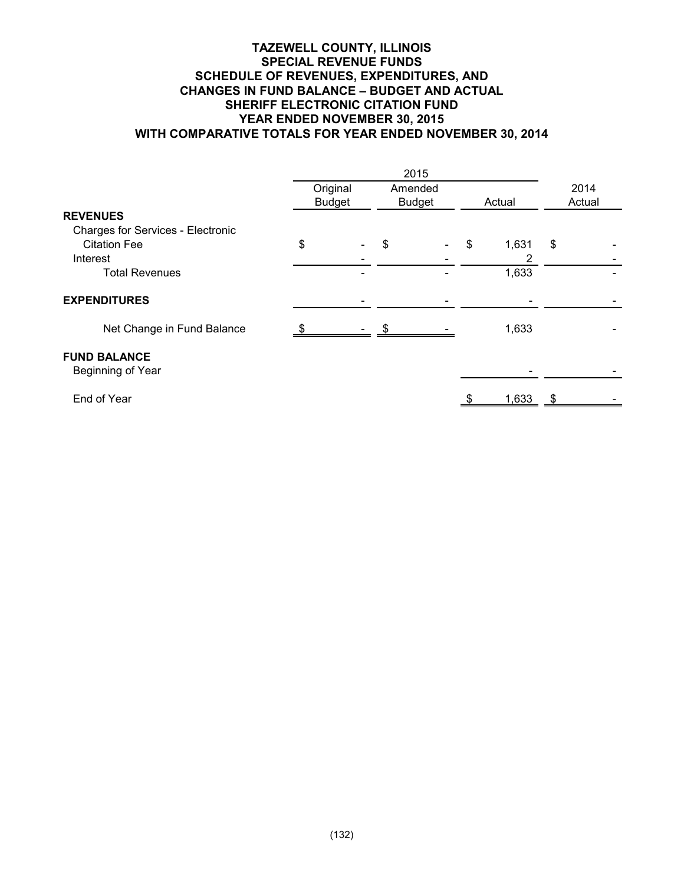# TAZEWELL COUNTY, ILLINOIS
## SPECIAL REVENUE FUNDS
## SCHEDULE OF REVENUES, EXPENDITURES, AND CHANGES IN FUND BALANCE – BUDGET AND ACTUAL
## SHERIFF ELECTRONIC CITATION FUND
## YEAR ENDED NOVEMBER 30, 2015
## WITH COMPARATIVE TOTALS FOR YEAR ENDED NOVEMBER 30, 2014

| | 2015 | | | |
|---|---|---|---|---|
| | Original Budget | Amended Budget | Actual | 2014 Actual |
| **REVENUES** | | | | |
| Charges for Services - Electronic Citation Fee | $ - | $ - | $ 1,631 | $ - |
| Interest | - | - | 2 | - |
| Total Revenues | - | - | 1,633 | - |
| **EXPENDITURES** | - | - | - | - |
| Net Change in Fund Balance | $ - | $ - | 1,633 | - |
| **FUND BALANCE** | | | | |
| Beginning of Year | | | - | - |
| End of Year | | | $ 1,633 | $ - |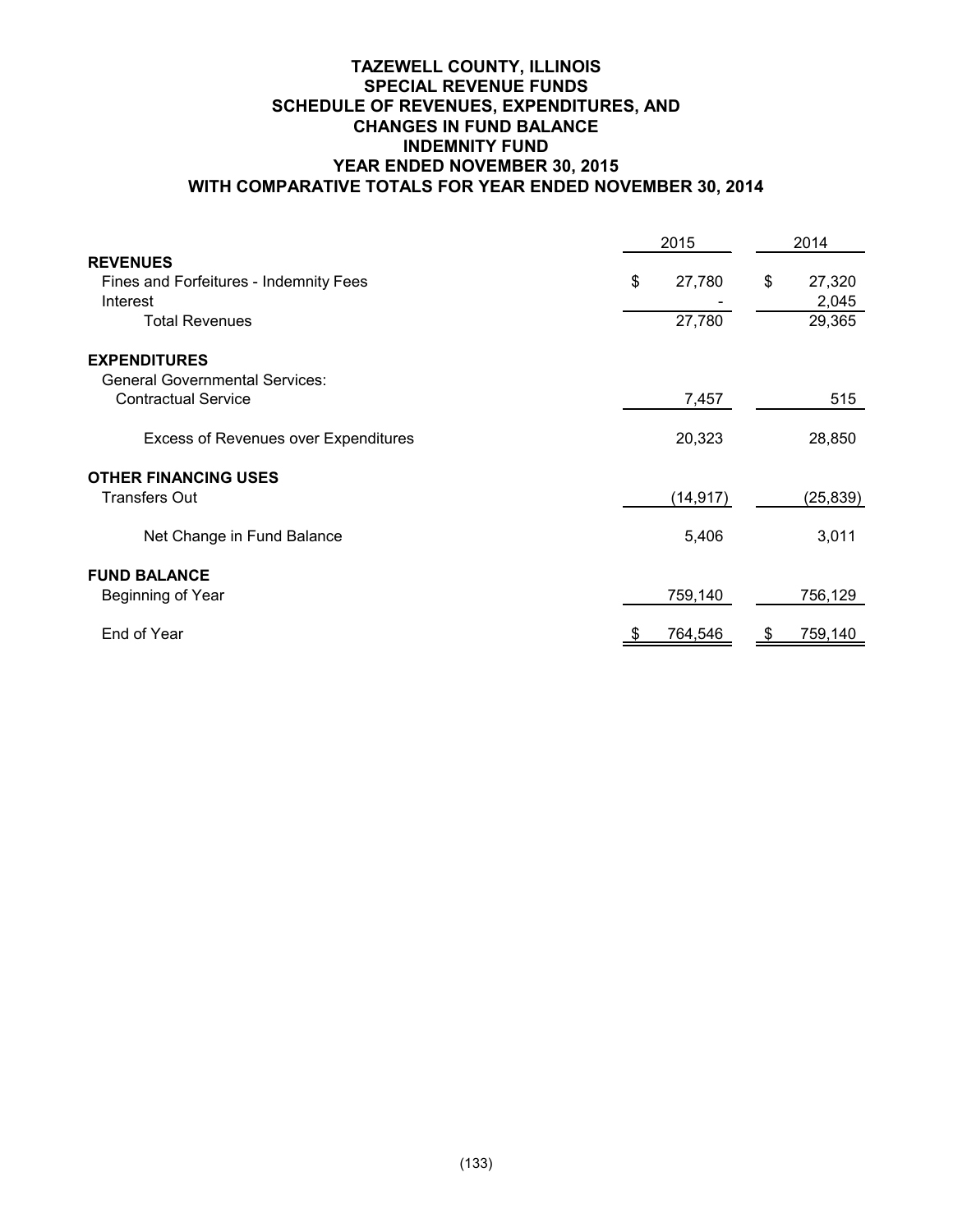# TAZEWELL COUNTY, ILLINOIS
## SPECIAL REVENUE FUNDS
## SCHEDULE OF REVENUES, EXPENDITURES, AND CHANGES IN FUND BALANCE
## INDEMNITY FUND
## YEAR ENDED NOVEMBER 30, 2015
## WITH COMPARATIVE TOTALS FOR YEAR ENDED NOVEMBER 30, 2014

| | 2015 | 2014 |
|---|---|---|
| **REVENUES** | | |
| Fines and Forfeitures - Indemnity Fees | $ 27,780 | $ 27,320 |
| Interest | - | 2,045 |
| Total Revenues | 27,780 | 29,365 |
| **EXPENDITURES** | | |
| General Governmental Services: | | |
| Contractual Service | 7,457 | 515 |
| Excess of Revenues over Expenditures | 20,323 | 28,850 |
| **OTHER FINANCING USES** | | |
| Transfers Out | (14,917) | (25,839) |
| Net Change in Fund Balance | 5,406 | 3,011 |
| **FUND BALANCE** | | |
| Beginning of Year | 759,140 | 756,129 |
| End of Year | $ 764,546 | $ 759,140 |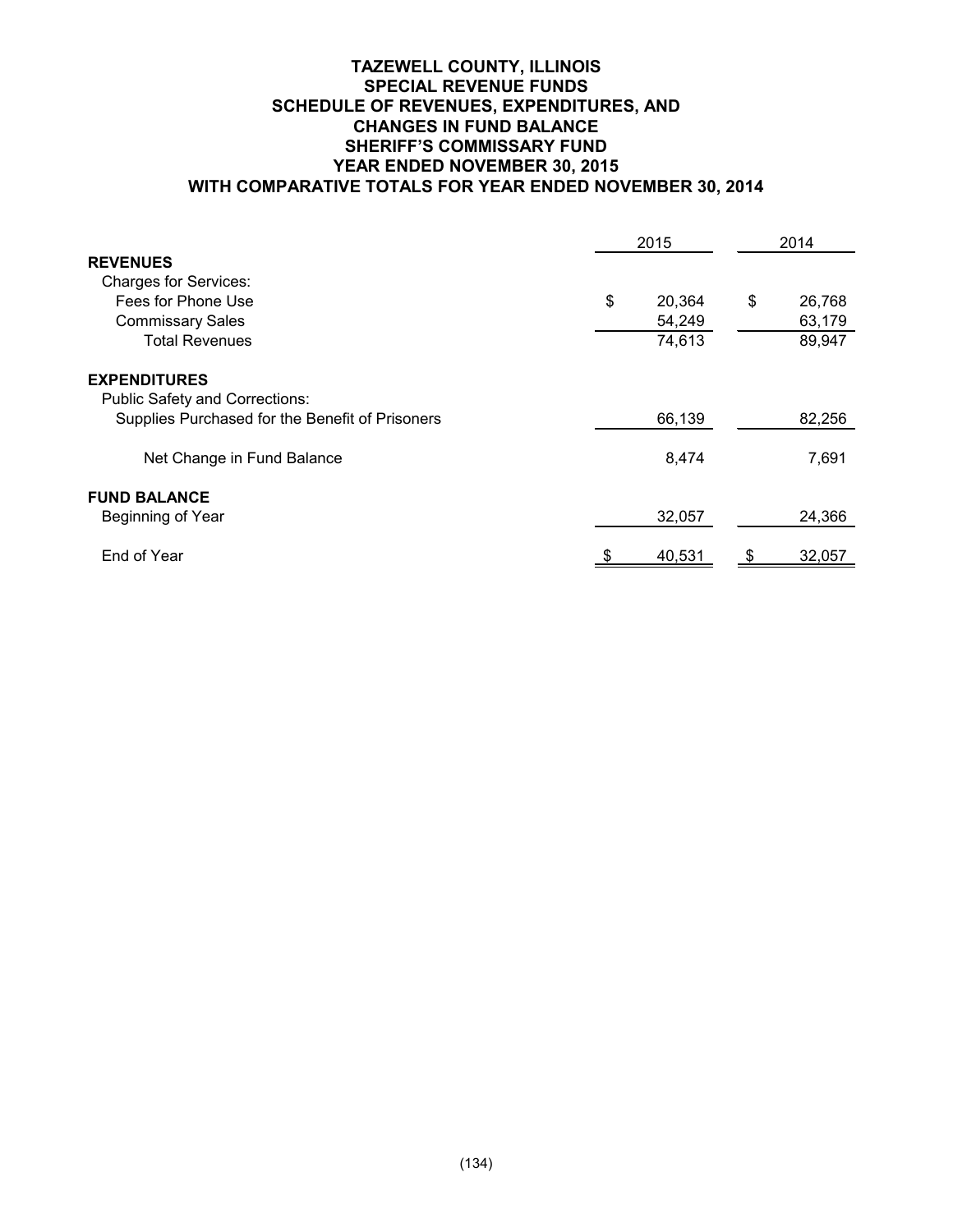# TAZEWELL COUNTY, ILLINOIS
## SPECIAL REVENUE FUNDS
## SCHEDULE OF REVENUES, EXPENDITURES, AND CHANGES IN FUND BALANCE
## SHERIFF'S COMMISSARY FUND
## YEAR ENDED NOVEMBER 30, 2015
## WITH COMPARATIVE TOTALS FOR YEAR ENDED NOVEMBER 30, 2014

| | 2015 | 2014 |
|---|---|---|
| **REVENUES** | | |
| Charges for Services: | | |
| Fees for Phone Use | $ 20,364 | $ 26,768 |
| Commissary Sales | 54,249 | 63,179 |
| Total Revenues | 74,613 | 89,947 |
| **EXPENDITURES** | | |
| Public Safety and Corrections: | | |
| Supplies Purchased for the Benefit of Prisoners | 66,139 | 82,256 |
| Net Change in Fund Balance | 8,474 | 7,691 |
| **FUND BALANCE** | | |
| Beginning of Year | 32,057 | 24,366 |
| End of Year | $ 40,531 | $ 32,057 |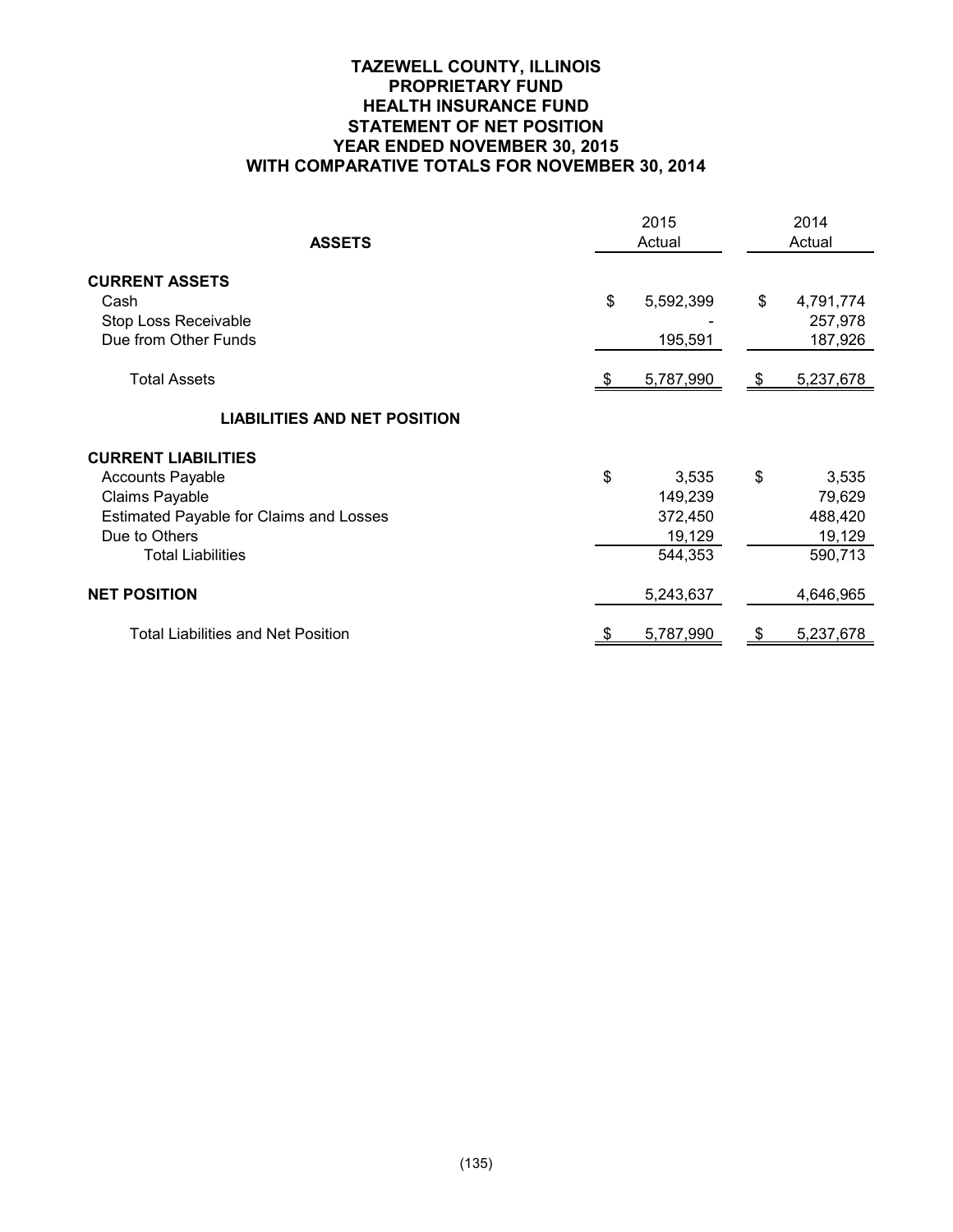# TAZEWELL COUNTY, ILLINOIS
## PROPRIETARY FUND
## HEALTH INSURANCE FUND
## STATEMENT OF NET POSITION
## YEAR ENDED NOVEMBER 30, 2015
## WITH COMPARATIVE TOTALS FOR NOVEMBER 30, 2014

| ASSETS | 2015 Actual | 2014 Actual |
|---|---|---|
| **CURRENT ASSETS** | | |
| Cash | $ 5,592,399 | $ 4,791,774 |
| Stop Loss Receivable | - | 257,978 |
| Due from Other Funds | 195,591 | 187,926 |
| Total Assets | $ 5,787,990 | $ 5,237,678 |
| **LIABILITIES AND NET POSITION** | | |
| **CURRENT LIABILITIES** | | |
| Accounts Payable | $ 3,535 | $ 3,535 |
| Claims Payable | 149,239 | 79,629 |
| Estimated Payable for Claims and Losses | 372,450 | 488,420 |
| Due to Others | 19,129 | 19,129 |
| Total Liabilities | 544,353 | 590,713 |
| **NET POSITION** | 5,243,637 | 4,646,965 |
| Total Liabilities and Net Position | $ 5,787,990 | $ 5,237,678 |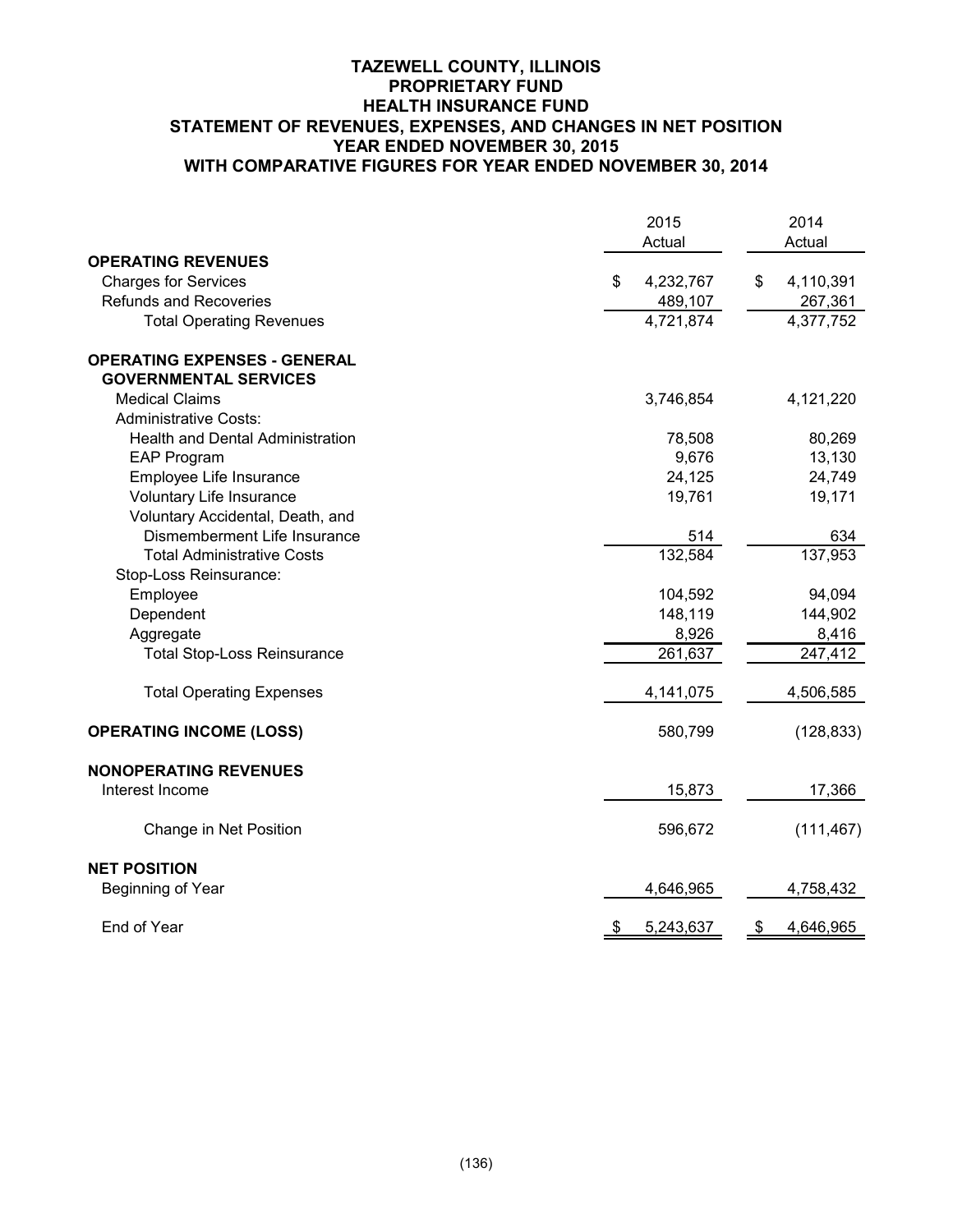# TAZEWELL COUNTY, ILLINOIS
## PROPRIETARY FUND
## HEALTH INSURANCE FUND
## STATEMENT OF REVENUES, EXPENSES, AND CHANGES IN NET POSITION
## YEAR ENDED NOVEMBER 30, 2015
## WITH COMPARATIVE FIGURES FOR YEAR ENDED NOVEMBER 30, 2014

| | 2015 Actual | 2014 Actual |
|---|---|---|
| **OPERATING REVENUES** | | |
| Charges for Services | $ 4,232,767 | $ 4,110,391 |
| Refunds and Recoveries | 489,107 | 267,361 |
| Total Operating Revenues | 4,721,874 | 4,377,752 |
| **OPERATING EXPENSES - GENERAL GOVERNMENTAL SERVICES** | | |
| Medical Claims | 3,746,854 | 4,121,220 |
| Administrative Costs: | | |
| Health and Dental Administration | 78,508 | 80,269 |
| EAP Program | 9,676 | 13,130 |
| Employee Life Insurance | 24,125 | 24,749 |
| Voluntary Life Insurance | 19,761 | 19,171 |
| Voluntary Accidental, Death, and Dismemberment Life Insurance | 514 | 634 |
| Total Administrative Costs | 132,584 | 137,953 |
| Stop-Loss Reinsurance: | | |
| Employee | 104,592 | 94,094 |
| Dependent | 148,119 | 144,902 |
| Aggregate | 8,926 | 8,416 |
| Total Stop-Loss Reinsurance | 261,637 | 247,412 |
| Total Operating Expenses | 4,141,075 | 4,506,585 |
| **OPERATING INCOME (LOSS)** | 580,799 | (128,833) |
| **NONOPERATING REVENUES** | | |
| Interest Income | 15,873 | 17,366 |
| Change in Net Position | 596,672 | (111,467) |
| **NET POSITION** | | |
| Beginning of Year | 4,646,965 | 4,758,432 |
| End of Year | $ 5,243,637 | $ 4,646,965 |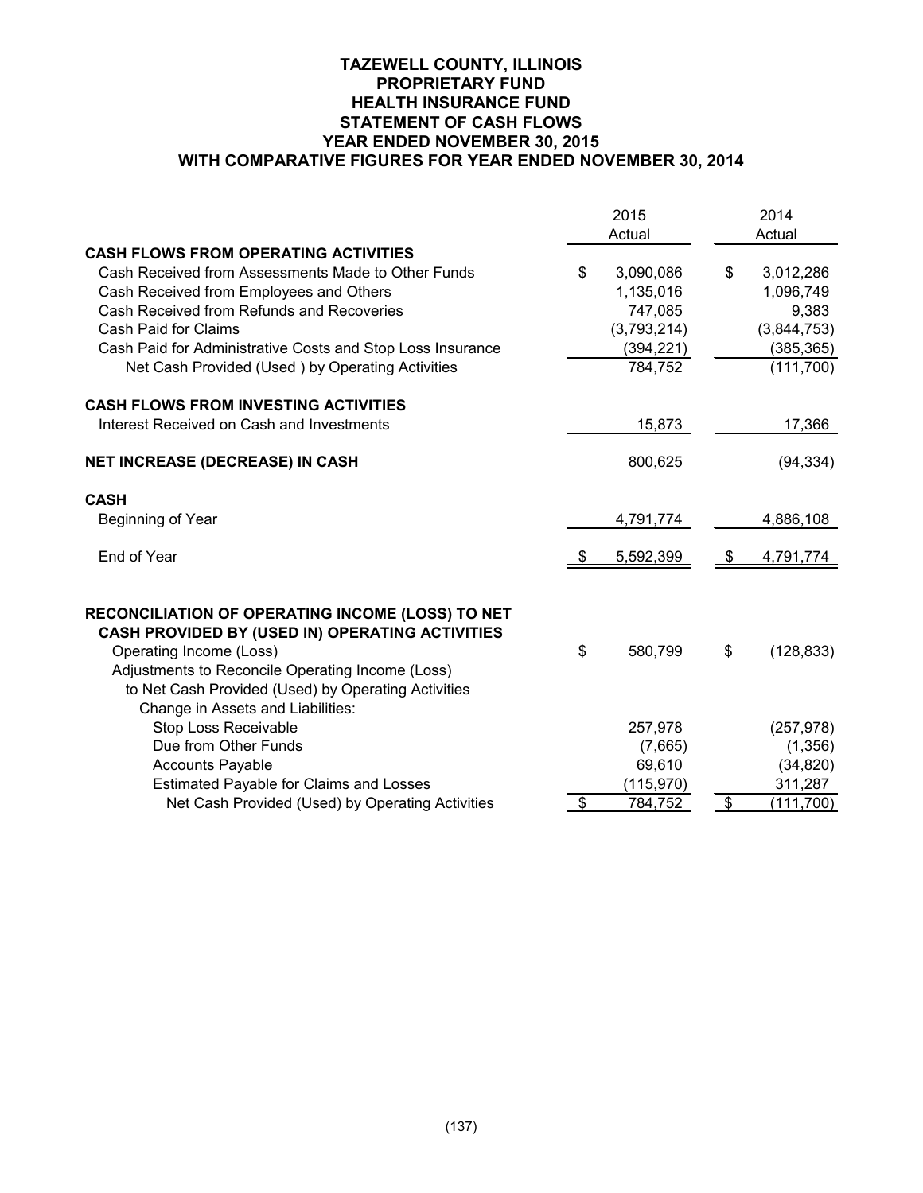# TAZEWELL COUNTY, ILLINOIS
## PROPRIETARY FUND
## HEALTH INSURANCE FUND
## STATEMENT OF CASH FLOWS
## YEAR ENDED NOVEMBER 30, 2015
## WITH COMPARATIVE FIGURES FOR YEAR ENDED NOVEMBER 30, 2014

| | 2015 Actual | 2014 Actual |
|---|---|---|
| **CASH FLOWS FROM OPERATING ACTIVITIES** | | |
| Cash Received from Assessments Made to Other Funds | $ 3,090,086 | $ 3,012,286 |
| Cash Received from Employees and Others | 1,135,016 | 1,096,749 |
| Cash Received from Refunds and Recoveries | 747,085 | 9,383 |
| Cash Paid for Claims | (3,793,214) | (3,844,753) |
| Cash Paid for Administrative Costs and Stop Loss Insurance | (394,221) | (385,365) |
| Net Cash Provided (Used ) by Operating Activities | 784,752 | (111,700) |
| **CASH FLOWS FROM INVESTING ACTIVITIES** | | |
| Interest Received on Cash and Investments | 15,873 | 17,366 |
| **NET INCREASE (DECREASE) IN CASH** | 800,625 | (94,334) |
| **CASH** | | |
| Beginning of Year | 4,791,774 | 4,886,108 |
| End of Year | $ 5,592,399 | $ 4,791,774 |
| **RECONCILIATION OF OPERATING INCOME (LOSS) TO NET CASH PROVIDED BY (USED IN) OPERATING ACTIVITIES** | | |
| Operating Income (Loss) | $ 580,799 | $ (128,833) |
| Adjustments to Reconcile Operating Income (Loss) to Net Cash Provided (Used) by Operating Activities | | |
| Change in Assets and Liabilities: | | |
| Stop Loss Receivable | 257,978 | (257,978) |
| Due from Other Funds | (7,665) | (1,356) |
| Accounts Payable | 69,610 | (34,820) |
| Estimated Payable for Claims and Losses | (115,970) | 311,287 |
| Net Cash Provided (Used) by Operating Activities | $ 784,752 | $ (111,700) |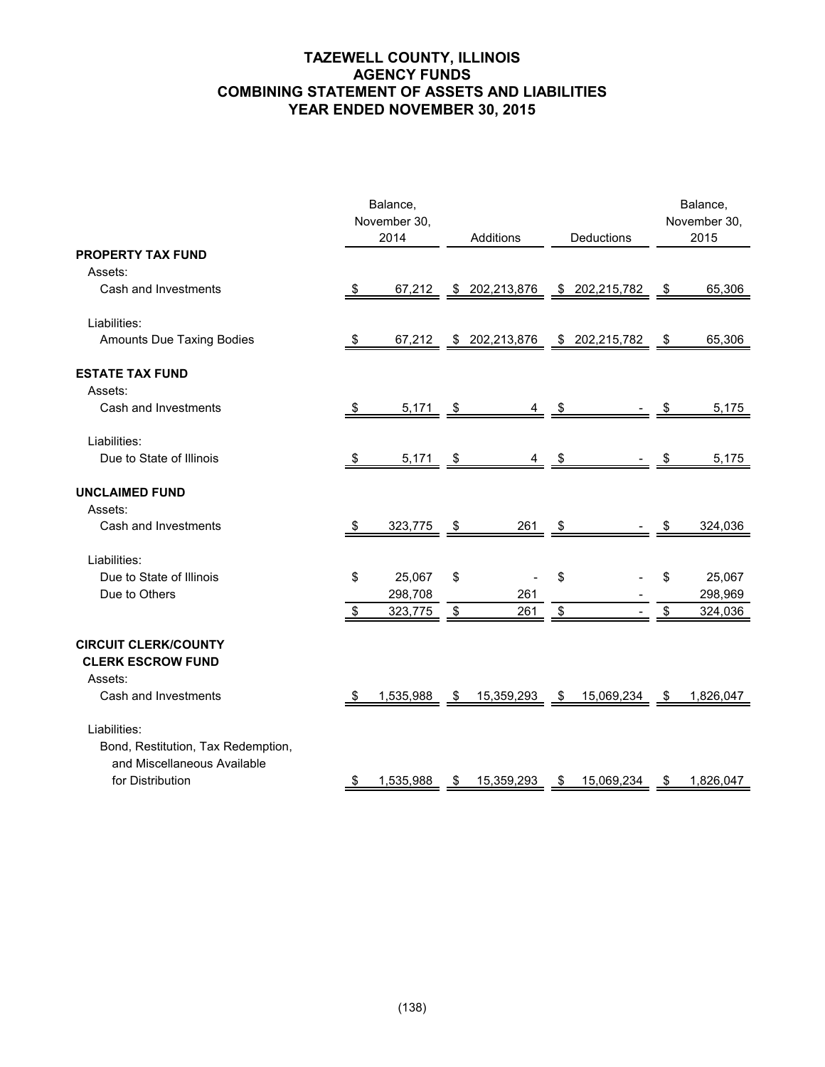# TAZEWELL COUNTY, ILLINOIS
## AGENCY FUNDS
## COMBINING STATEMENT OF ASSETS AND LIABILITIES
## YEAR ENDED NOVEMBER 30, 2015

| | Balance, November 30, 2014 | Additions | Deductions | Balance, November 30, 2015 |
|---|---|---|---|---|
| **PROPERTY TAX FUND** | | | | |
| Assets: | | | | |
| Cash and Investments | $ 67,212 | $ 202,213,876 | $ 202,215,782 | $ 65,306 |
| Liabilities: | | | | |
| Amounts Due Taxing Bodies | $ 67,212 | $ 202,213,876 | $ 202,215,782 | $ 65,306 |
| **ESTATE TAX FUND** | | | | |
| Assets: | | | | |
| Cash and Investments | $ 5,171 | $ 4 | $ - | $ 5,175 |
| Liabilities: | | | | |
| Due to State of Illinois | $ 5,171 | $ 4 | $ - | $ 5,175 |
| **UNCLAIMED FUND** | | | | |
| Assets: | | | | |
| Cash and Investments | $ 323,775 | $ 261 | $ - | $ 324,036 |
| Liabilities: | | | | |
| Due to State of Illinois | $ 25,067 | $ - | $ - | $ 25,067 |
| Due to Others | 298,708 | 261 | - | 298,969 |
| | $ 323,775 | $ 261 | $ - | $ 324,036 |
| **CIRCUIT CLERK/COUNTY CLERK ESCROW FUND** | | | | |
| Assets: | | | | |
| Cash and Investments | $ 1,535,988 | $ 15,359,293 | $ 15,069,234 | $ 1,826,047 |
| Liabilities: | | | | |
| Bond, Restitution, Tax Redemption, and Miscellaneous Available for Distribution | $ 1,535,988 | $ 15,359,293 | $ 15,069,234 | $ 1,826,047 |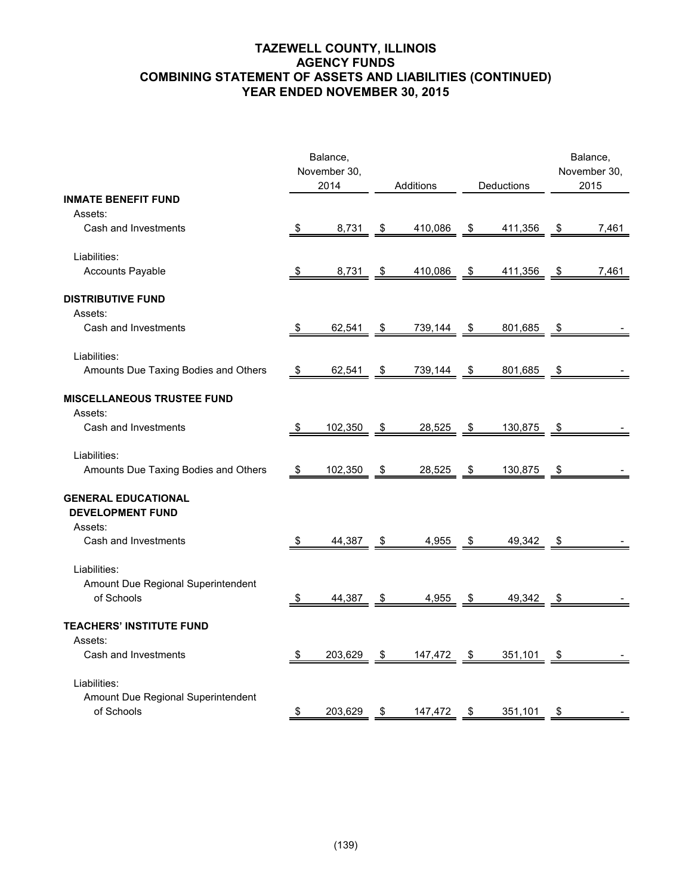# TAZEWELL COUNTY, ILLINOIS
## AGENCY FUNDS
## COMBINING STATEMENT OF ASSETS AND LIABILITIES (CONTINUED)
## YEAR ENDED NOVEMBER 30, 2015

| | Balance, November 30, 2014 | Additions | Deductions | Balance, November 30, 2015 |
|---|---|---|---|---|
| **INMATE BENEFIT FUND** | | | | |
| Assets: | | | | |
| Cash and Investments | $ 8,731 | $ 410,086 | $ 411,356 | $ 7,461 |
| Liabilities: | | | | |
| Accounts Payable | $ 8,731 | $ 410,086 | $ 411,356 | $ 7,461 |
| **DISTRIBUTIVE FUND** | | | | |
| Assets: | | | | |
| Cash and Investments | $ 62,541 | $ 739,144 | $ 801,685 | $ - |
| Liabilities: | | | | |
| Amounts Due Taxing Bodies and Others | $ 62,541 | $ 739,144 | $ 801,685 | $ - |
| **MISCELLANEOUS TRUSTEE FUND** | | | | |
| Assets: | | | | |
| Cash and Investments | $ 102,350 | $ 28,525 | $ 130,875 | $ - |
| Liabilities: | | | | |
| Amounts Due Taxing Bodies and Others | $ 102,350 | $ 28,525 | $ 130,875 | $ - |
| **GENERAL EDUCATIONAL DEVELOPMENT FUND** | | | | |
| Assets: | | | | |
| Cash and Investments | $ 44,387 | $ 4,955 | $ 49,342 | $ - |
| Liabilities: | | | | |
| Amount Due Regional Superintendent of Schools | $ 44,387 | $ 4,955 | $ 49,342 | $ - |
| **TEACHERS' INSTITUTE FUND** | | | | |
| Assets: | | | | |
| Cash and Investments | $ 203,629 | $ 147,472 | $ 351,101 | $ - |
| Liabilities: | | | | |
| Amount Due Regional Superintendent of Schools | $ 203,629 | $ 147,472 | $ 351,101 | $ - |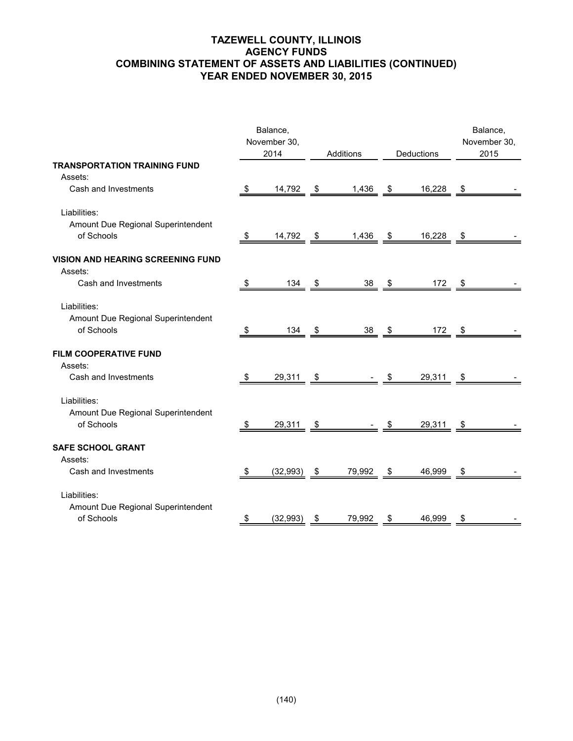# TAZEWELL COUNTY, ILLINOIS
## AGENCY FUNDS
## COMBINING STATEMENT OF ASSETS AND LIABILITIES (CONTINUED)
## YEAR ENDED NOVEMBER 30, 2015

| | Balance, November 30, 2014 | Additions | Deductions | Balance, November 30, 2015 |
|---|---|---|---|---|
| **TRANSPORTATION TRAINING FUND** | | | | |
| Assets: | | | | |
| Cash and Investments | $ 14,792 | $ 1,436 | $ 16,228 | $ - |
| Liabilities: | | | | |
| Amount Due Regional Superintendent of Schools | $ 14,792 | $ 1,436 | $ 16,228 | $ - |
| **VISION AND HEARING SCREENING FUND** | | | | |
| Assets: | | | | |
| Cash and Investments | $ 134 | $ 38 | $ 172 | $ - |
| Liabilities: | | | | |
| Amount Due Regional Superintendent of Schools | $ 134 | $ 38 | $ 172 | $ - |
| **FILM COOPERATIVE FUND** | | | | |
| Assets: | | | | |
| Cash and Investments | $ 29,311 | $ - | $ 29,311 | $ - |
| Liabilities: | | | | |
| Amount Due Regional Superintendent of Schools | $ 29,311 | $ - | $ 29,311 | $ - |
| **SAFE SCHOOL GRANT** | | | | |
| Assets: | | | | |
| Cash and Investments | $ (32,993) | $ 79,992 | $ 46,999 | $ - |
| Liabilities: | | | | |
| Amount Due Regional Superintendent of Schools | $ (32,993) | $ 79,992 | $ 46,999 | $ - |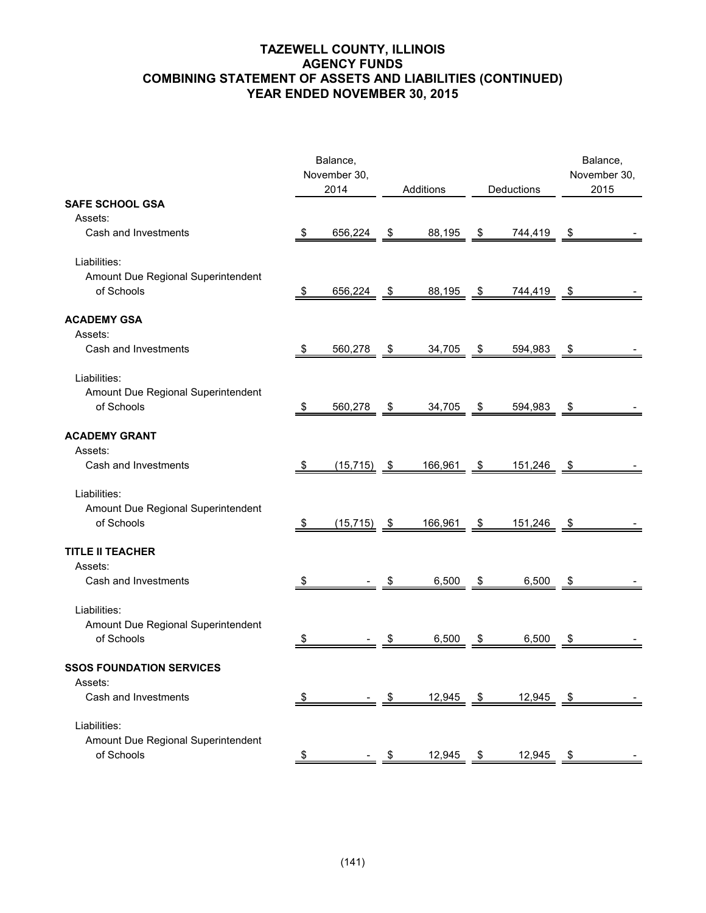# TAZEWELL COUNTY, ILLINOIS
## AGENCY FUNDS
## COMBINING STATEMENT OF ASSETS AND LIABILITIES (CONTINUED)
## YEAR ENDED NOVEMBER 30, 2015

| | Balance, November 30, 2014 | Additions | Deductions | Balance, November 30, 2015 |
|---|---|---|---|---|
| **SAFE SCHOOL GSA** | | | | |
| Assets: | | | | |
| Cash and Investments | $ 656,224 | $ 88,195 | $ 744,419 | $ - |
| Liabilities: | | | | |
| Amount Due Regional Superintendent of Schools | $ 656,224 | $ 88,195 | $ 744,419 | $ - |
| **ACADEMY GSA** | | | | |
| Assets: | | | | |
| Cash and Investments | $ 560,278 | $ 34,705 | $ 594,983 | $ - |
| Liabilities: | | | | |
| Amount Due Regional Superintendent of Schools | $ 560,278 | $ 34,705 | $ 594,983 | $ - |
| **ACADEMY GRANT** | | | | |
| Assets: | | | | |
| Cash and Investments | $ (15,715) | $ 166,961 | $ 151,246 | $ - |
| Liabilities: | | | | |
| Amount Due Regional Superintendent of Schools | $ (15,715) | $ 166,961 | $ 151,246 | $ - |
| **TITLE II TEACHER** | | | | |
| Assets: | | | | |
| Cash and Investments | $ - | $ 6,500 | $ 6,500 | $ - |
| Liabilities: | | | | |
| Amount Due Regional Superintendent of Schools | $ - | $ 6,500 | $ 6,500 | $ - |
| **SSOS FOUNDATION SERVICES** | | | | |
| Assets: | | | | |
| Cash and Investments | $ - | $ 12,945 | $ 12,945 | $ - |
| Liabilities: | | | | |
| Amount Due Regional Superintendent of Schools | $ - | $ 12,945 | $ 12,945 | $ - |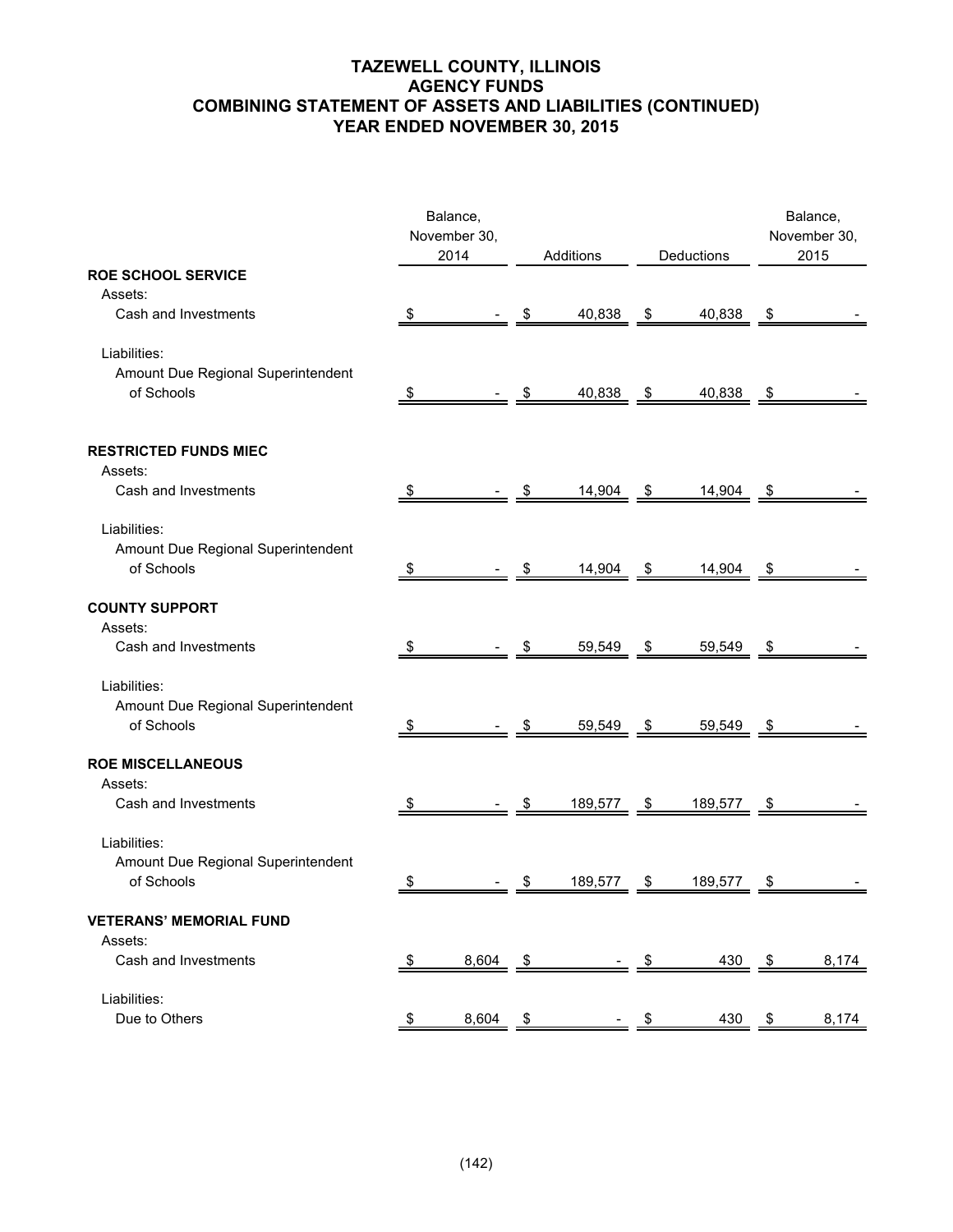# TAZEWELL COUNTY, ILLINOIS
## AGENCY FUNDS
## COMBINING STATEMENT OF ASSETS AND LIABILITIES (CONTINUED)
## YEAR ENDED NOVEMBER 30, 2015

| | Balance, November 30, 2014 | Additions | Deductions | Balance, November 30, 2015 |
|---|---|---|---|---|
| **ROE SCHOOL SERVICE** | | | | |
| Assets: | | | | |
| Cash and Investments | $ - | $ 40,838 | $ 40,838 | $ - |
| Liabilities: | | | | |
| Amount Due Regional Superintendent of Schools | $ - | $ 40,838 | $ 40,838 | $ - |
| **RESTRICTED FUNDS MIEC** | | | | |
| Assets: | | | | |
| Cash and Investments | $ - | $ 14,904 | $ 14,904 | $ - |
| Liabilities: | | | | |
| Amount Due Regional Superintendent of Schools | $ - | $ 14,904 | $ 14,904 | $ - |
| **COUNTY SUPPORT** | | | | |
| Assets: | | | | |
| Cash and Investments | $ - | $ 59,549 | $ 59,549 | $ - |
| Liabilities: | | | | |
| Amount Due Regional Superintendent of Schools | $ - | $ 59,549 | $ 59,549 | $ - |
| **ROE MISCELLANEOUS** | | | | |
| Assets: | | | | |
| Cash and Investments | $ - | $ 189,577 | $ 189,577 | $ - |
| Liabilities: | | | | |
| Amount Due Regional Superintendent of Schools | $ - | $ 189,577 | $ 189,577 | $ - |
| **VETERANS' MEMORIAL FUND** | | | | |
| Assets: | | | | |
| Cash and Investments | $ 8,604 | $ - | $ 430 | $ 8,174 |
| Liabilities: | | | | |
| Due to Others | $ 8,604 | $ - | $ 430 | $ 8,174 |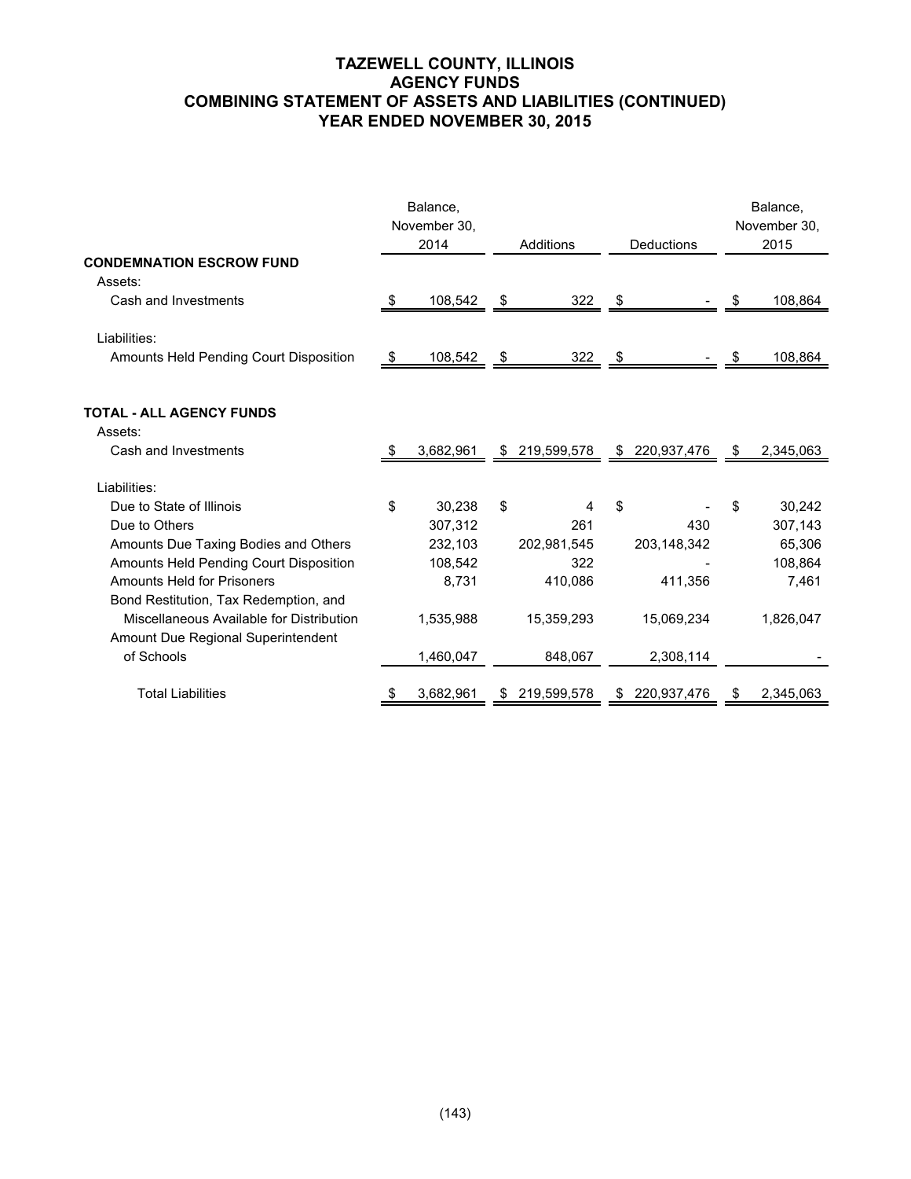# TAZEWELL COUNTY, ILLINOIS
## AGENCY FUNDS
## COMBINING STATEMENT OF ASSETS AND LIABILITIES (CONTINUED)
## YEAR ENDED NOVEMBER 30, 2015

| | Balance, November 30, 2014 | Additions | Deductions | Balance, November 30, 2015 |
|---|---|---|---|---|
| **CONDEMNATION ESCROW FUND** | | | | |
| Assets: | | | | |
| Cash and Investments | $ 108,542 | $ 322 | $ - | $ 108,864 |
| Liabilities: | | | | |
| Amounts Held Pending Court Disposition | $ 108,542 | $ 322 | $ - | $ 108,864 |
| **TOTAL - ALL AGENCY FUNDS** | | | | |
| Assets: | | | | |
| Cash and Investments | $ 3,682,961 | $ 219,599,578 | $ 220,937,476 | $ 2,345,063 |
| Liabilities: | | | | |
| Due to State of Illinois | $ 30,238 | $ 4 | $ - | $ 30,242 |
| Due to Others | 307,312 | 261 | 430 | 307,143 |
| Amounts Due Taxing Bodies and Others | 232,103 | 202,981,545 | 203,148,342 | 65,306 |
| Amounts Held Pending Court Disposition | 108,542 | 322 | - | 108,864 |
| Amounts Held for Prisoners | 8,731 | 410,086 | 411,356 | 7,461 |
| Bond Restitution, Tax Redemption, and Miscellaneous Available for Distribution | 1,535,988 | 15,359,293 | 15,069,234 | 1,826,047 |
| Amount Due Regional Superintendent of Schools | 1,460,047 | 848,067 | 2,308,114 | - |
| Total Liabilities | $ 3,682,961 | $ 219,599,578 | $ 220,937,476 | $ 2,345,063 |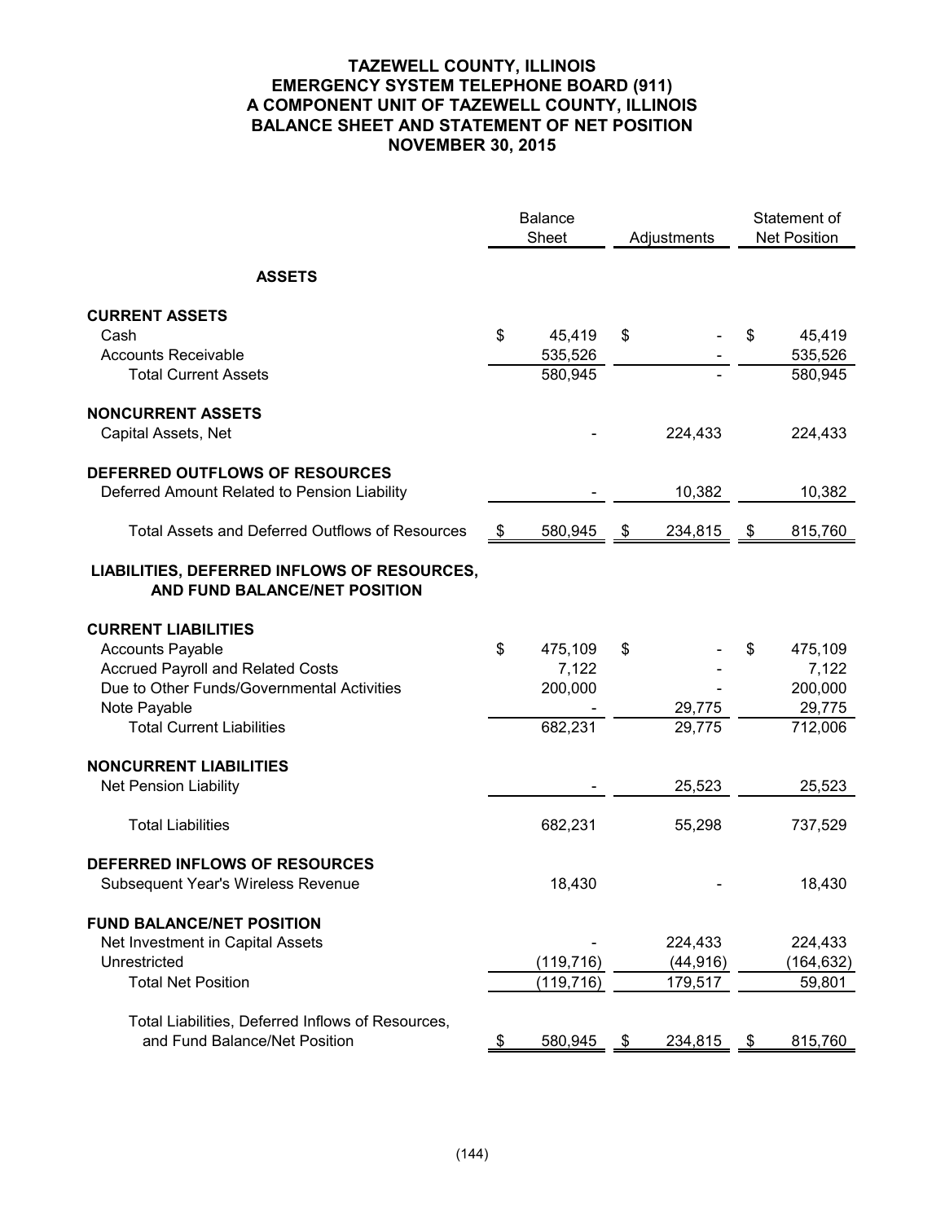# TAZEWELL COUNTY, ILLINOIS
## EMERGENCY SYSTEM TELEPHONE BOARD (911)
## A COMPONENT UNIT OF TAZEWELL COUNTY, ILLINOIS
## BALANCE SHEET AND STATEMENT OF NET POSITION
## NOVEMBER 30, 2015

| | Balance Sheet | Adjustments | Statement of Net Position |
|---|---|---|---|
| **ASSETS** | | | |
| **CURRENT ASSETS** | | | |
| Cash | $ 45,419 | $ - | $ 45,419 |
| Accounts Receivable | 535,526 | - | 535,526 |
| Total Current Assets | 580,945 | - | 580,945 |
| **NONCURRENT ASSETS** | | | |
| Capital Assets, Net | - | 224,433 | 224,433 |
| **DEFERRED OUTFLOWS OF RESOURCES** | | | |
| Deferred Amount Related to Pension Liability | - | 10,382 | 10,382 |
| Total Assets and Deferred Outflows of Resources | $ 580,945 | $ 234,815 | $ 815,760 |
| **LIABILITIES, DEFERRED INFLOWS OF RESOURCES, AND FUND BALANCE/NET POSITION** | | | |
| **CURRENT LIABILITIES** | | | |
| Accounts Payable | $ 475,109 | $ - | $ 475,109 |
| Accrued Payroll and Related Costs | 7,122 | - | 7,122 |
| Due to Other Funds/Governmental Activities | 200,000 | - | 200,000 |
| Note Payable | - | 29,775 | 29,775 |
| Total Current Liabilities | 682,231 | 29,775 | 712,006 |
| **NONCURRENT LIABILITIES** | | | |
| Net Pension Liability | - | 25,523 | 25,523 |
| Total Liabilities | 682,231 | 55,298 | 737,529 |
| **DEFERRED INFLOWS OF RESOURCES** | | | |
| Subsequent Year's Wireless Revenue | 18,430 | - | 18,430 |
| **FUND BALANCE/NET POSITION** | | | |
| Net Investment in Capital Assets | - | 224,433 | 224,433 |
| Unrestricted | (119,716) | (44,916) | (164,632) |
| Total Net Position | (119,716) | 179,517 | 59,801 |
| Total Liabilities, Deferred Inflows of Resources, and Fund Balance/Net Position | $ 580,945 | $ 234,815 | $ 815,760 |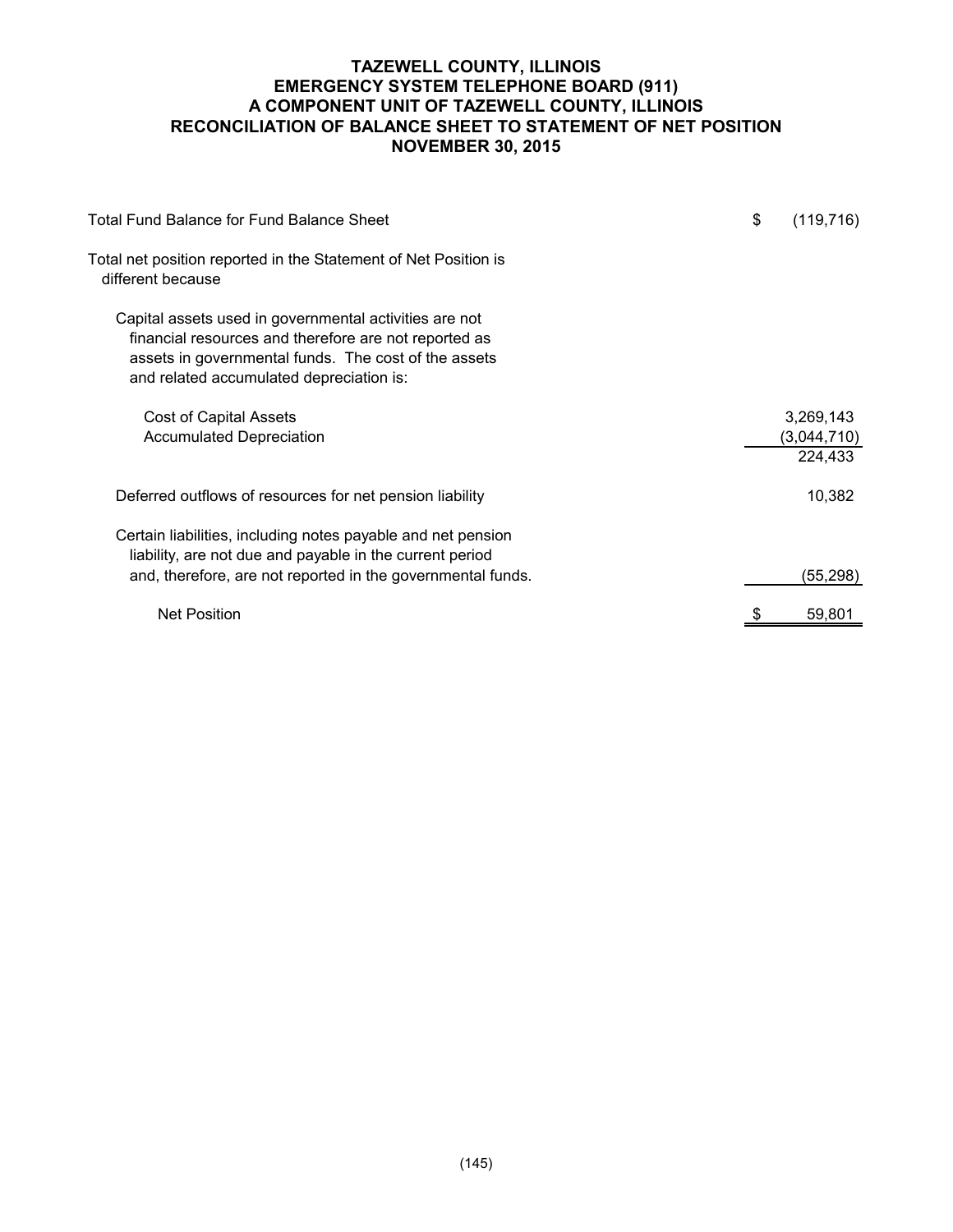# TAZEWELL COUNTY, ILLINOIS
## EMERGENCY SYSTEM TELEPHONE BOARD (911)
## A COMPONENT UNIT OF TAZEWELL COUNTY, ILLINOIS
## RECONCILIATION OF BALANCE SHEET TO STATEMENT OF NET POSITION
## NOVEMBER 30, 2015

| | |
|---|---|
| Total Fund Balance for Fund Balance Sheet | $ (119,716) |
| Total net position reported in the Statement of Net Position is different because | |
| Capital assets used in governmental activities are not financial resources and therefore are not reported as assets in governmental funds. The cost of the assets and related accumulated depreciation is: | |
| Cost of Capital Assets | 3,269,143 |
| Accumulated Depreciation | (3,044,710) |
| | 224,433 |
| Deferred outflows of resources for net pension liability | 10,382 |
| Certain liabilities, including notes payable and net pension liability, are not due and payable in the current period and, therefore, are not reported in the governmental funds. | (55,298) |
| Net Position | $ 59,801 |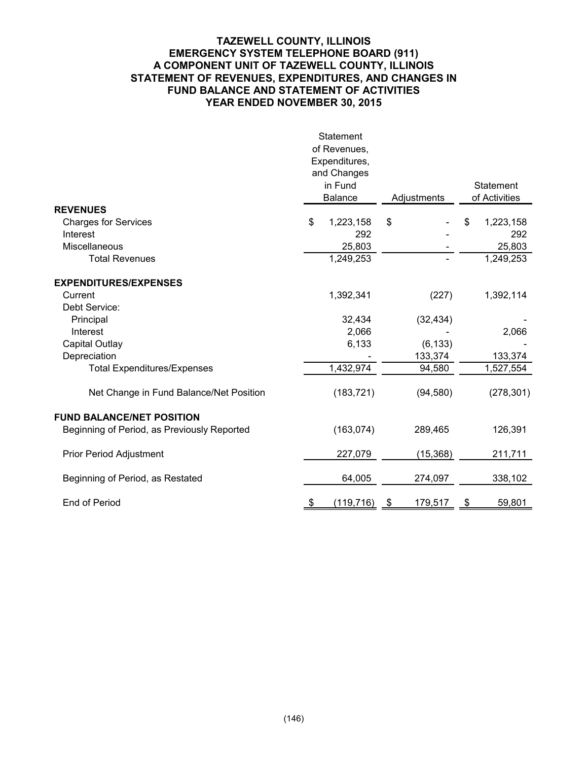# TAZEWELL COUNTY, ILLINOIS
## EMERGENCY SYSTEM TELEPHONE BOARD (911)
## A COMPONENT UNIT OF TAZEWELL COUNTY, ILLINOIS
## STATEMENT OF REVENUES, EXPENDITURES, AND CHANGES IN FUND BALANCE AND STATEMENT OF ACTIVITIES
## YEAR ENDED NOVEMBER 30, 2015

| | Statement of Revenues, Expenditures, and Changes in Fund Balance | Adjustments | Statement of Activities |
|---|---|---|---|
| **REVENUES** | | | |
| Charges for Services | $ 1,223,158 | $ - | $ 1,223,158 |
| Interest | 292 | - | 292 |
| Miscellaneous | 25,803 | - | 25,803 |
| Total Revenues | 1,249,253 | - | 1,249,253 |
| **EXPENDITURES/EXPENSES** | | | |
| Current | 1,392,341 | (227) | 1,392,114 |
| Debt Service: | | | |
| Principal | 32,434 | (32,434) | - |
| Interest | 2,066 | - | 2,066 |
| Capital Outlay | 6,133 | (6,133) | - |
| Depreciation | - | 133,374 | 133,374 |
| Total Expenditures/Expenses | 1,432,974 | 94,580 | 1,527,554 |
| Net Change in Fund Balance/Net Position | (183,721) | (94,580) | (278,301) |
| **FUND BALANCE/NET POSITION** | | | |
| Beginning of Period, as Previously Reported | (163,074) | 289,465 | 126,391 |
| Prior Period Adjustment | 227,079 | (15,368) | 211,711 |
| Beginning of Period, as Restated | 64,005 | 274,097 | 338,102 |
| End of Period | $ (119,716) | $ 179,517 | $ 59,801 |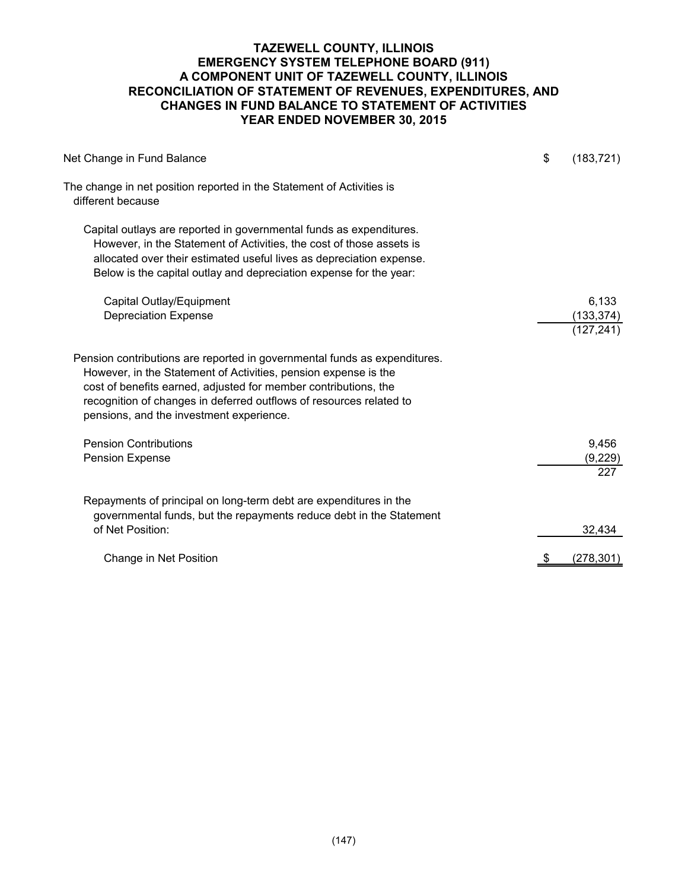# TAZEWELL COUNTY, ILLINOIS
## EMERGENCY SYSTEM TELEPHONE BOARD (911)
## A COMPONENT UNIT OF TAZEWELL COUNTY, ILLINOIS
## RECONCILIATION OF STATEMENT OF REVENUES, EXPENDITURES, AND CHANGES IN FUND BALANCE TO STATEMENT OF ACTIVITIES
## YEAR ENDED NOVEMBER 30, 2015

| | |
|---|---|
| Net Change in Fund Balance | $ (183,721) |
| The change in net position reported in the Statement of Activities is different because | |
| Capital outlays are reported in governmental funds as expenditures. However, in the Statement of Activities, the cost of those assets is allocated over their estimated useful lives as depreciation expense. Below is the capital outlay and depreciation expense for the year: | |
| Capital Outlay/Equipment | 6,133 |
| Depreciation Expense | (133,374) |
| | (127,241) |
| Pension contributions are reported in governmental funds as expenditures. However, in the Statement of Activities, pension expense is the cost of benefits earned, adjusted for member contributions, the recognition of changes in deferred outflows of resources related to pensions, and the investment experience. | |
| Pension Contributions | 9,456 |
| Pension Expense | (9,229) |
| | 227 |
| Repayments of principal on long-term debt are expenditures in the governmental funds, but the repayments reduce debt in the Statement of Net Position: | 32,434 |
| Change in Net Position | $ (278,301) |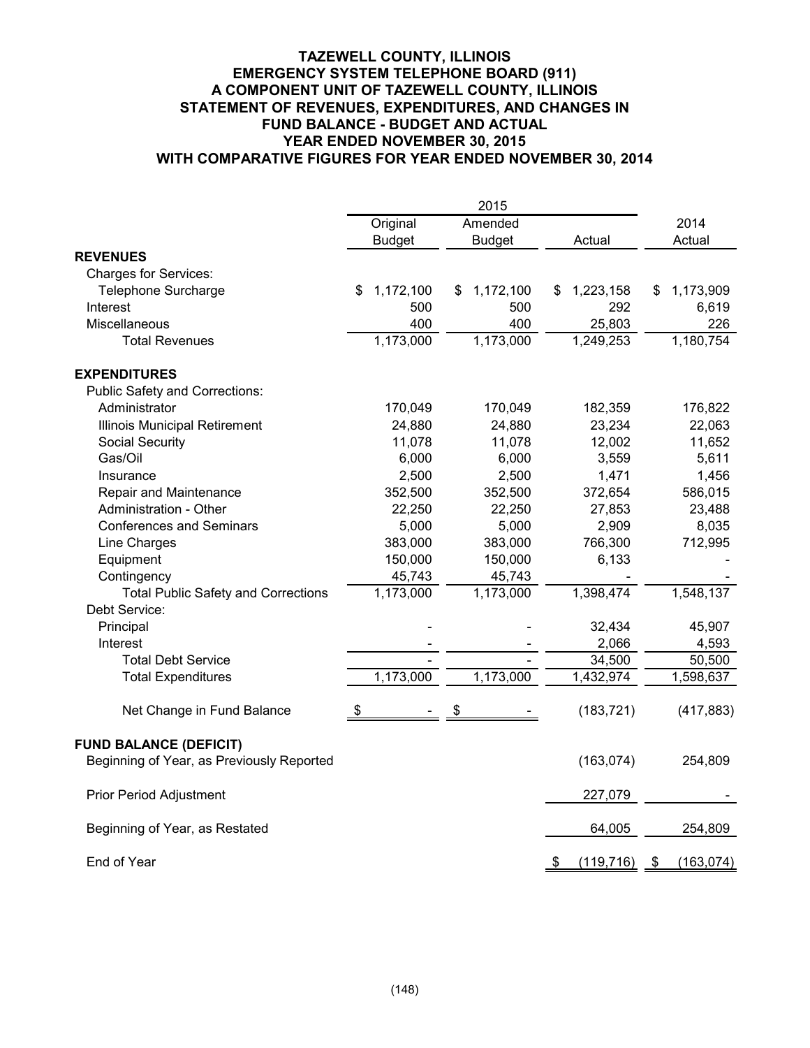# TAZEWELL COUNTY, ILLINOIS
## EMERGENCY SYSTEM TELEPHONE BOARD (911)
## A COMPONENT UNIT OF TAZEWELL COUNTY, ILLINOIS
## STATEMENT OF REVENUES, EXPENDITURES, AND CHANGES IN FUND BALANCE - BUDGET AND ACTUAL
## YEAR ENDED NOVEMBER 30, 2015
## WITH COMPARATIVE FIGURES FOR YEAR ENDED NOVEMBER 30, 2014

| | 2015 | | | |
|---|---|---|---|---|
| | Original Budget | Amended Budget | Actual | 2014 Actual |
| **REVENUES** | | | | |
| Charges for Services: | | | | |
| Telephone Surcharge | $ 1,172,100 | $ 1,172,100 | $ 1,223,158 | $ 1,173,909 |
| Interest | 500 | 500 | 292 | 6,619 |
| Miscellaneous | 400 | 400 | 25,803 | 226 |
| Total Revenues | 1,173,000 | 1,173,000 | 1,249,253 | 1,180,754 |
| **EXPENDITURES** | | | | |
| Public Safety and Corrections: | | | | |
| Administrator | 170,049 | 170,049 | 182,359 | 176,822 |
| Illinois Municipal Retirement | 24,880 | 24,880 | 23,234 | 22,063 |
| Social Security | 11,078 | 11,078 | 12,002 | 11,652 |
| Gas/Oil | 6,000 | 6,000 | 3,559 | 5,611 |
| Insurance | 2,500 | 2,500 | 1,471 | 1,456 |
| Repair and Maintenance | 352,500 | 352,500 | 372,654 | 586,015 |
| Administration - Other | 22,250 | 22,250 | 27,853 | 23,488 |
| Conferences and Seminars | 5,000 | 5,000 | 2,909 | 8,035 |
| Line Charges | 383,000 | 383,000 | 766,300 | 712,995 |
| Equipment | 150,000 | 150,000 | 6,133 | - |
| Contingency | 45,743 | 45,743 | - | - |
| Total Public Safety and Corrections | 1,173,000 | 1,173,000 | 1,398,474 | 1,548,137 |
| Debt Service: | | | | |
| Principal | - | - | 32,434 | 45,907 |
| Interest | - | - | 2,066 | 4,593 |
| Total Debt Service | - | - | 34,500 | 50,500 |
| Total Expenditures | 1,173,000 | 1,173,000 | 1,432,974 | 1,598,637 |
| Net Change in Fund Balance | $ - | $ - | (183,721) | (417,883) |
| **FUND BALANCE (DEFICIT)** | | | | |
| Beginning of Year, as Previously Reported | | | (163,074) | 254,809 |
| Prior Period Adjustment | | | 227,079 | - |
| Beginning of Year, as Restated | | | 64,005 | 254,809 |
| End of Year | | | $ (119,716) | $ (163,074) |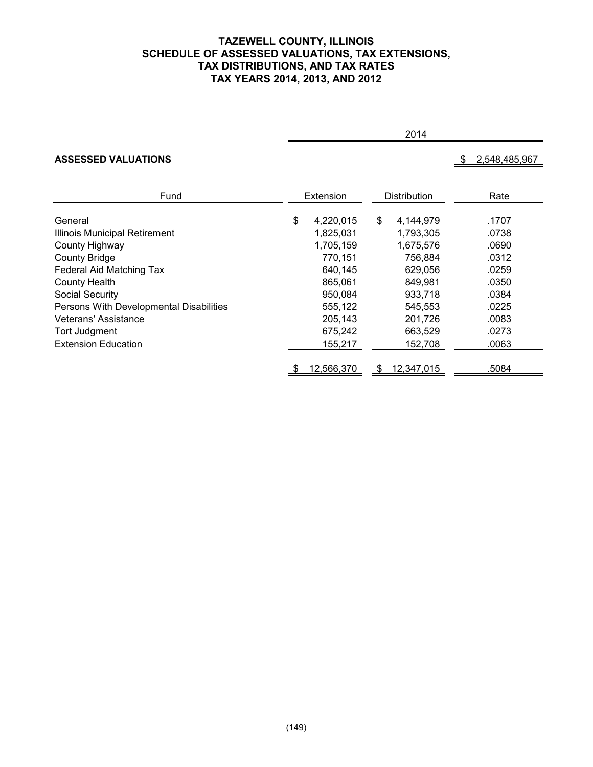# TAZEWELL COUNTY, ILLINOIS
# SCHEDULE OF ASSESSED VALUATIONS, TAX EXTENSIONS, TAX DISTRIBUTIONS, AND TAX RATES
# TAX YEARS 2014, 2013, AND 2012

| | 2014 | | |
|---|---|---|---|
| **ASSESSED VALUATIONS** | | | $ 2,548,485,967 |
| Fund | Extension | Distribution | Rate |
| General | $ 4,220,015 | $ 4,144,979 | .1707 |
| Illinois Municipal Retirement | 1,825,031 | 1,793,305 | .0738 |
| County Highway | 1,705,159 | 1,675,576 | .0690 |
| County Bridge | 770,151 | 756,884 | .0312 |
| Federal Aid Matching Tax | 640,145 | 629,056 | .0259 |
| County Health | 865,061 | 849,981 | .0350 |
| Social Security | 950,084 | 933,718 | .0384 |
| Persons With Developmental Disabilities | 555,122 | 545,553 | .0225 |
| Veterans' Assistance | 205,143 | 201,726 | .0083 |
| Tort Judgment | 675,242 | 663,529 | .0273 |
| Extension Education | 155,217 | 152,708 | .0063 |
| | $ 12,566,370 | $ 12,347,015 | .5084 |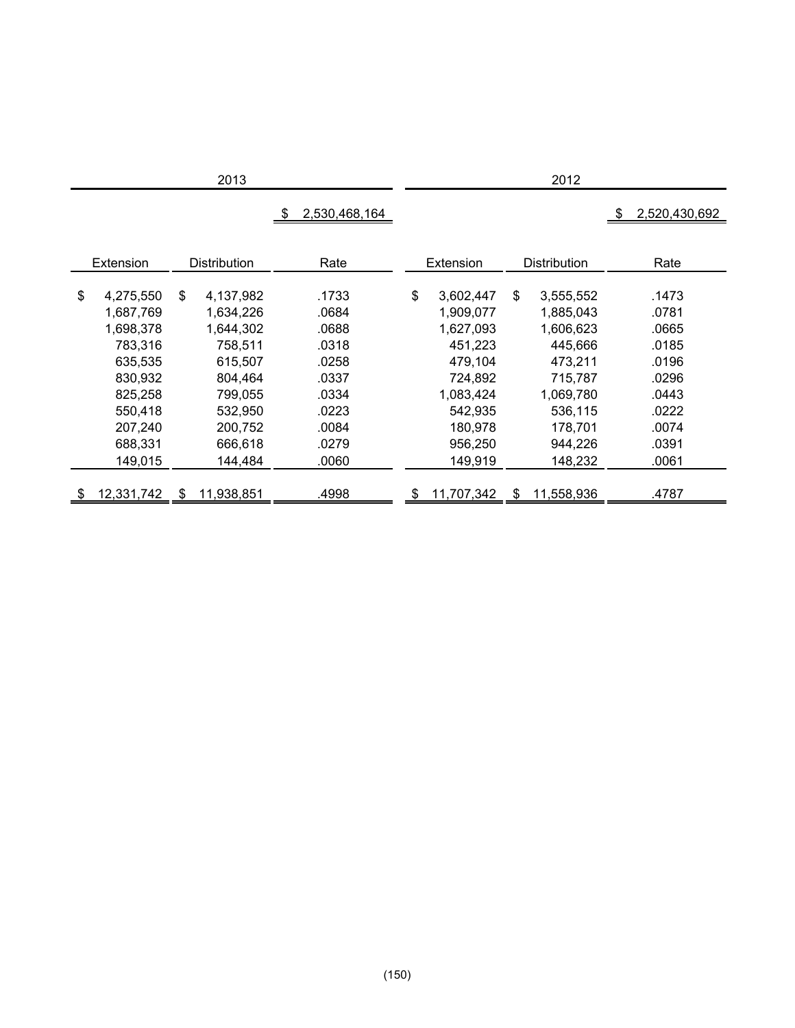| 2013 | | | 2012 | | |
|---|---|---|---|---|---|
| | | $ 2,530,468,164 | | | $ 2,520,430,692 |
| Extension | Distribution | Rate | Extension | Distribution | Rate |
| $ 4,275,550 | $ 4,137,982 | .1733 | $ 3,602,447 | $ 3,555,552 | .1473 |
| 1,687,769 | 1,634,226 | .0684 | 1,909,077 | 1,885,043 | .0781 |
| 1,698,378 | 1,644,302 | .0688 | 1,627,093 | 1,606,623 | .0665 |
| 783,316 | 758,511 | .0318 | 451,223 | 445,666 | .0185 |
| 635,535 | 615,507 | .0258 | 479,104 | 473,211 | .0196 |
| 830,932 | 804,464 | .0337 | 724,892 | 715,787 | .0296 |
| 825,258 | 799,055 | .0334 | 1,083,424 | 1,069,780 | .0443 |
| 550,418 | 532,950 | .0223 | 542,935 | 536,115 | .0222 |
| 207,240 | 200,752 | .0084 | 180,978 | 178,701 | .0074 |
| 688,331 | 666,618 | .0279 | 956,250 | 944,226 | .0391 |
| 149,015 | 144,484 | .0060 | 149,919 | 148,232 | .0061 |
| $ 12,331,742 | $ 11,938,851 | .4998 | $ 11,707,342 | $ 11,558,936 | .4787 |